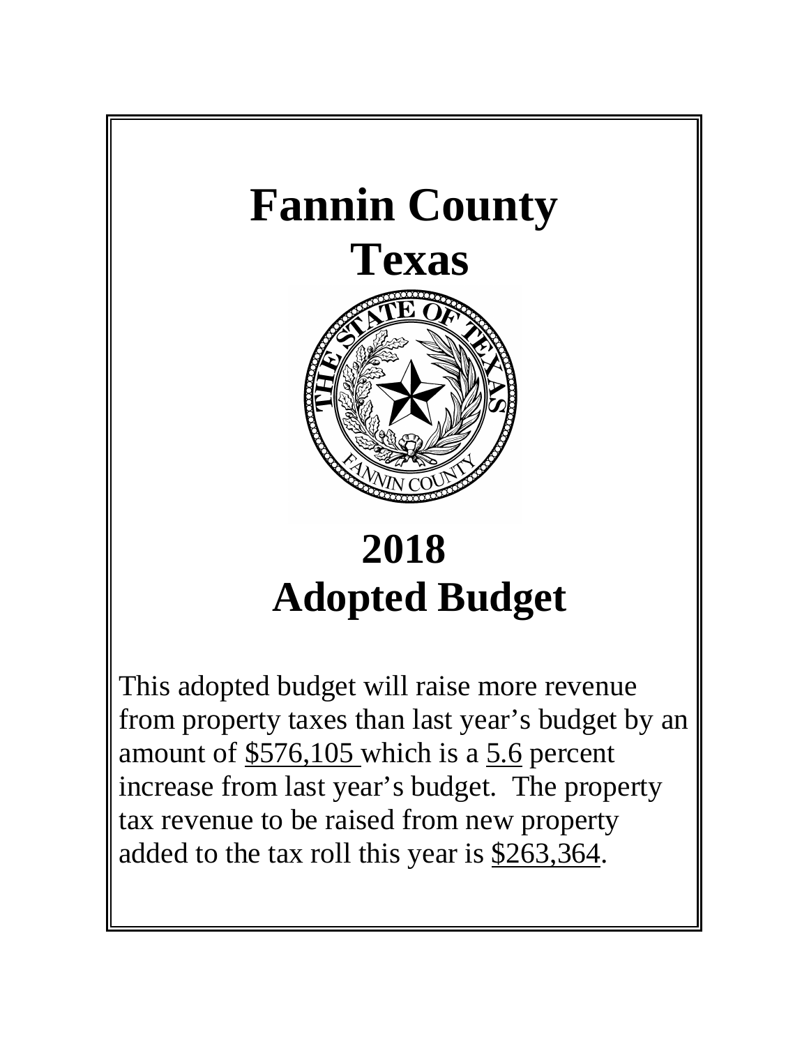# Fannin County
# Texas

# 2018
# Adopted Budget

This adopted budget will raise more revenue from property taxes than last year's budget by an amount of $576,105 which is a 5.6 percent increase from last year's budget. The property tax revenue to be raised from new property added to the tax roll this year is $263,364.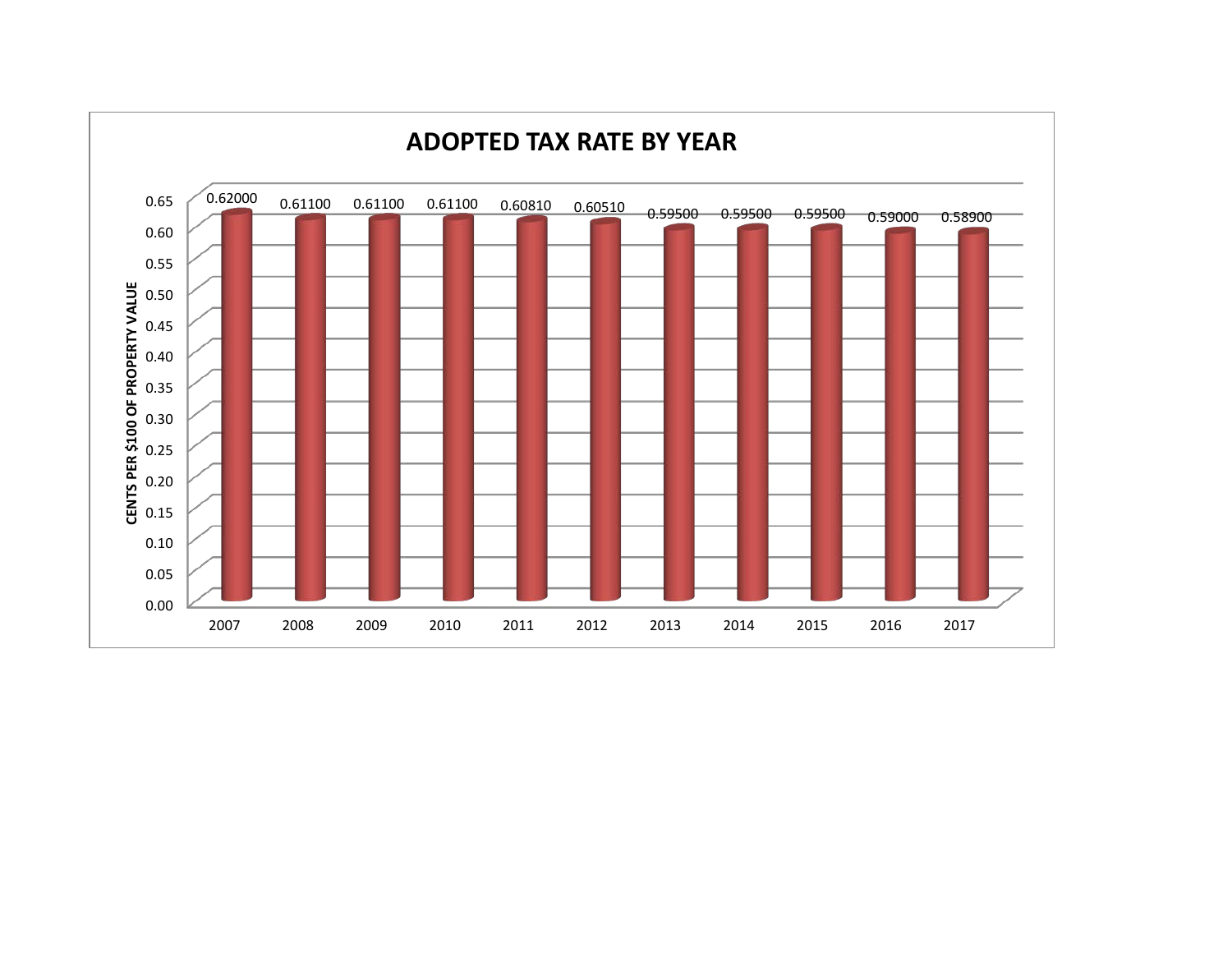# ADOPTED TAX RATE BY YEAR

| Year | Cents per $100 of Property Value |
|---|---|
| 2007 | 0.62000 |
| 2008 | 0.61100 |
| 2009 | 0.61100 |
| 2010 | 0.61100 |
| 2011 | 0.60810 |
| 2012 | 0.60510 |
| 2013 | 0.59500 |
| 2014 | 0.59500 |
| 2015 | 0.59500 |
| 2016 | 0.59000 |
| 2017 | 0.58900 |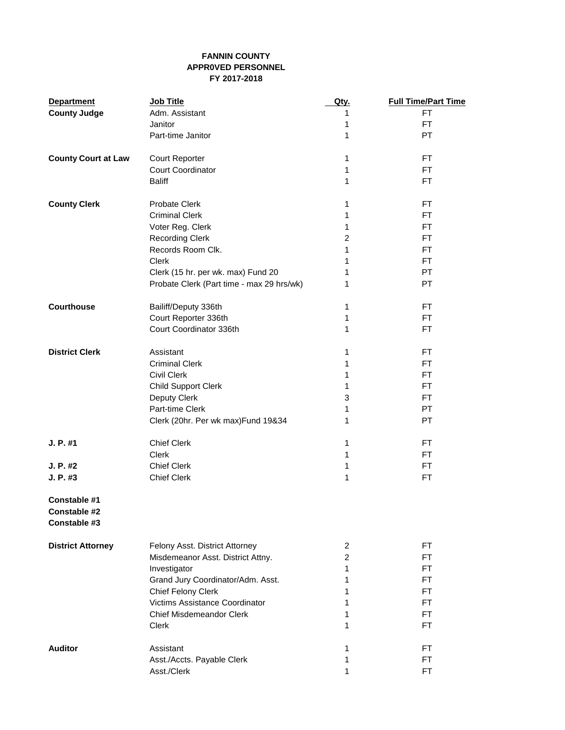**FANNIN COUNTY**
**APPR0VED PERSONNEL**
**FY 2017-2018**

| Department | Job Title | Qty. | Full Time/Part Time |
|---|---|---|---|
| **County Judge** | Adm. Assistant | 1 | FT |
| | Janitor | 1 | FT |
| | Part-time Janitor | 1 | PT |
| | | | |
| **County Court at Law** | Court Reporter | 1 | FT |
| | Court Coordinator | 1 | FT |
| | Baliff | 1 | FT |
| | | | |
| **County Clerk** | Probate Clerk | 1 | FT |
| | Criminal Clerk | 1 | FT |
| | Voter Reg. Clerk | 1 | FT |
| | Recording Clerk | 2 | FT |
| | Records Room Clk. | 1 | FT |
| | Clerk | 1 | FT |
| | Clerk (15 hr. per wk. max) Fund 20 | 1 | PT |
| | Probate Clerk (Part time - max 29 hrs/wk) | 1 | PT |
| | | | |
| **Courthouse** | Bailiff/Deputy 336th | 1 | FT |
| | Court Reporter 336th | 1 | FT |
| | Court Coordinator 336th | 1 | FT |
| | | | |
| **District Clerk** | Assistant | 1 | FT |
| | Criminal Clerk | 1 | FT |
| | Civil Clerk | 1 | FT |
| | Child Support Clerk | 1 | FT |
| | Deputy Clerk | 3 | FT |
| | Part-time Clerk | 1 | PT |
| | Clerk (20hr. Per wk max)Fund 19&34 | 1 | PT |
| | | | |
| **J. P. #1** | Chief Clerk | 1 | FT |
| | Clerk | 1 | FT |
| **J. P. #2** | Chief Clerk | 1 | FT |
| **J. P. #3** | Chief Clerk | 1 | FT |
| | | | |
| **Constable #1** | | | |
| **Constable #2** | | | |
| **Constable #3** | | | |
| | | | |
| **District Attorney** | Felony Asst. District Attorney | 2 | FT |
| | Misdemeanor Asst. District Attny. | 2 | FT |
| | Investigator | 1 | FT |
| | Grand Jury Coordinator/Adm. Asst. | 1 | FT |
| | Chief Felony Clerk | 1 | FT |
| | Victims Assistance Coordinator | 1 | FT |
| | Chief Misdemeandor Clerk | 1 | FT |
| | Clerk | 1 | FT |
| | | | |
| **Auditor** | Assistant | 1 | FT |
| | Asst./Accts. Payable Clerk | 1 | FT |
| | Asst./Clerk | 1 | FT |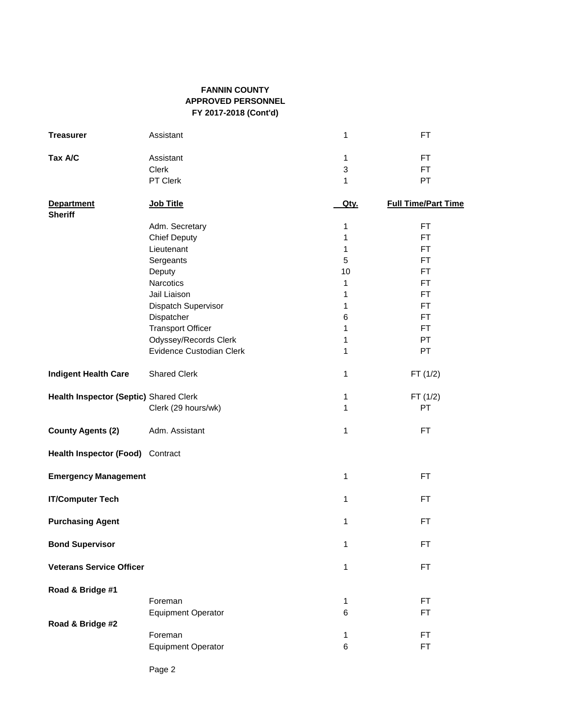**FANNIN COUNTY**
**APPROVED PERSONNEL**
**FY 2017-2018 (Cont'd)**

| Department | Job Title | Qty. | Full Time/Part Time |
|---|---|---|---|
| **Treasurer** | Assistant | 1 | FT |
| | | | |
| **Tax A/C** | Assistant | 1 | FT |
| | Clerk | 3 | FT |
| | PT Clerk | 1 | PT |
| | | | |
| **Sheriff** | | | |
| | Adm. Secretary | 1 | FT |
| | Chief Deputy | 1 | FT |
| | Lieutenant | 1 | FT |
| | Sergeants | 5 | FT |
| | Deputy | 10 | FT |
| | Narcotics | 1 | FT |
| | Jail Liaison | 1 | FT |
| | Dispatch Supervisor | 1 | FT |
| | Dispatcher | 6 | FT |
| | Transport Officer | 1 | FT |
| | Odyssey/Records Clerk | 1 | PT |
| | Evidence Custodian Clerk | 1 | PT |
| | | | |
| **Indigent Health Care** | Shared Clerk | 1 | FT (1/2) |
| | | | |
| **Health Inspector (Septic)** | Shared Clerk | 1 | FT (1/2) |
| | Clerk (29 hours/wk) | 1 | PT |
| | | | |
| **County Agents (2)** | Adm. Assistant | 1 | FT |
| | | | |
| **Health Inspector (Food)** | Contract | | |
| | | | |
| **Emergency Management** | | 1 | FT |
| | | | |
| **IT/Computer Tech** | | 1 | FT |
| | | | |
| **Purchasing Agent** | | 1 | FT |
| | | | |
| **Bond Supervisor** | | 1 | FT |
| | | | |
| **Veterans Service Officer** | | 1 | FT |
| | | | |
| **Road & Bridge #1** | | | |
| | Foreman | 1 | FT |
| | Equipment Operator | 6 | FT |
| **Road & Bridge #2** | | | |
| | Foreman | 1 | FT |
| | Equipment Operator | 6 | FT |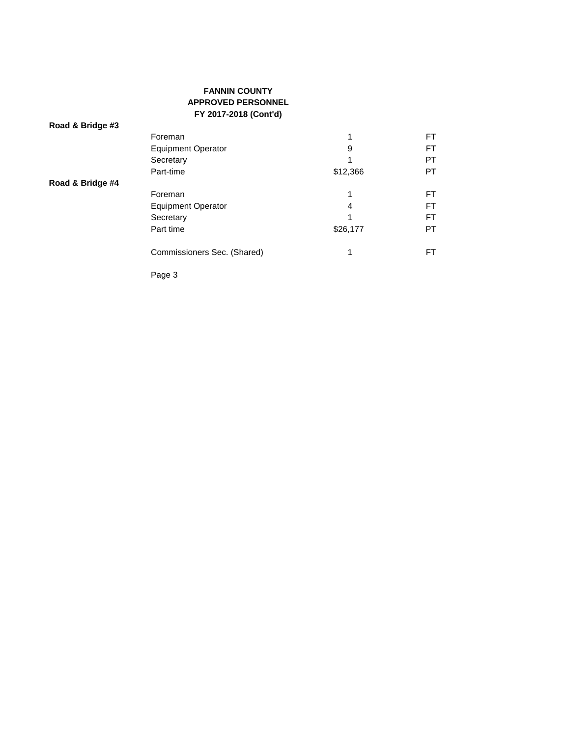**FANNIN COUNTY**
**APPROVED PERSONNEL**
**FY 2017-2018 (Cont'd)**

| Department | Position | Count | Type |
|---|---|---|---|
| **Road & Bridge #3** | | | |
| | Foreman | 1 | FT |
| | Equipment Operator | 9 | FT |
| | Secretary | 1 | PT |
| | Part-time | $12,366 | PT |
| **Road & Bridge #4** | | | |
| | Foreman | 1 | FT |
| | Equipment Operator | 4 | FT |
| | Secretary | 1 | FT |
| | Part time | $26,177 | PT |
| | Commissioners Sec. (Shared) | 1 | FT |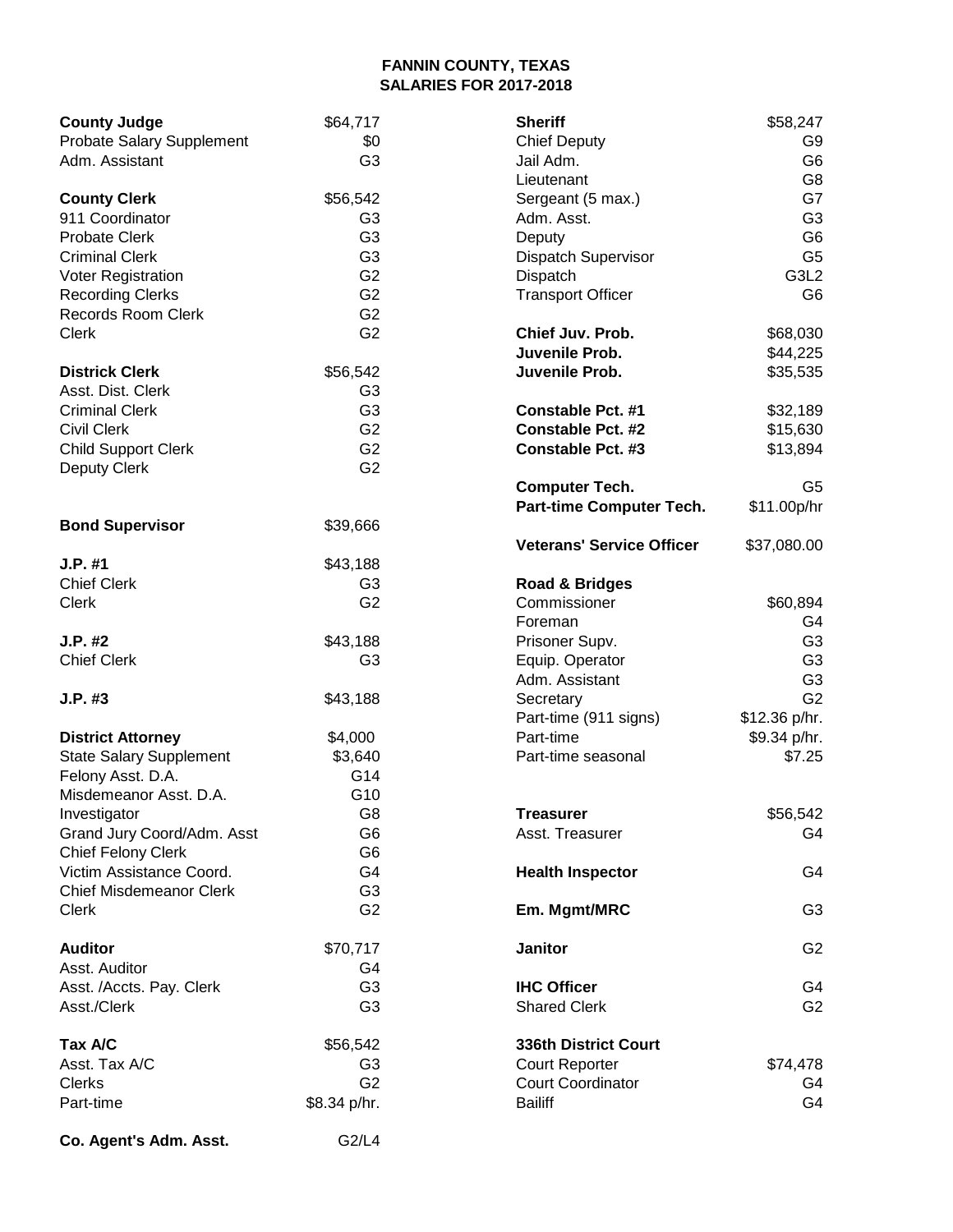# FANNIN COUNTY, TEXAS
## SALARIES FOR 2017-2018

| Position | Salary |
|---|---|
| **County Judge** | $64,717 |
| Probate Salary Supplement | $0 |
| Adm. Assistant | G3 |
| | |
| **County Clerk** | $56,542 |
| 911 Coordinator | G3 |
| Probate Clerk | G3 |
| Criminal Clerk | G3 |
| Voter Registration | G2 |
| Recording Clerks | G2 |
| Records Room Clerk | G2 |
| Clerk | G2 |
| | |
| **Districk Clerk** | $56,542 |
| Asst. Dist. Clerk | G3 |
| Criminal Clerk | G3 |
| Civil Clerk | G2 |
| Child Support Clerk | G2 |
| Deputy Clerk | G2 |
| | |
| **Bond Supervisor** | $39,666 |
| | |
| **J.P. #1** | $43,188 |
| Chief Clerk | G3 |
| Clerk | G2 |
| | |
| **J.P. #2** | $43,188 |
| Chief Clerk | G3 |
| | |
| **J.P. #3** | $43,188 |
| | |
| **District Attorney** | $4,000 |
| State Salary Supplement | $3,640 |
| Felony Asst. D.A. | G14 |
| Misdemeanor Asst. D.A. | G10 |
| Investigator | G8 |
| Grand Jury Coord/Adm. Asst | G6 |
| Chief Felony Clerk | G6 |
| Victim Assistance Coord. | G4 |
| Chief Misdemeanor Clerk | G3 |
| Clerk | G2 |
| | |
| **Auditor** | $70,717 |
| Asst. Auditor | G4 |
| Asst. /Accts. Pay. Clerk | G3 |
| Asst./Clerk | G3 |
| | |
| **Tax A/C** | $56,542 |
| Asst. Tax A/C | G3 |
| Clerks | G2 |
| Part-time | $8.34 p/hr. |
| | |
| **Co. Agent's Adm. Asst.** | G2/L4 |

| Position | Salary |
|---|---|
| **Sheriff** | $58,247 |
| Chief Deputy | G9 |
| Jail Adm. | G6 |
| Lieutenant | G8 |
| Sergeant (5 max.) | G7 |
| Adm. Asst. | G3 |
| Deputy | G6 |
| Dispatch Supervisor | G5 |
| Dispatch | G3L2 |
| Transport Officer | G6 |
| | |
| **Chief Juv. Prob.** | $68,030 |
| **Juvenile Prob.** | $44,225 |
| **Juvenile Prob.** | $35,535 |
| | |
| **Constable Pct. #1** | $32,189 |
| **Constable Pct. #2** | $15,630 |
| **Constable Pct. #3** | $13,894 |
| | |
| **Computer Tech.** | G5 |
| **Part-time Computer Tech.** | $11.00p/hr |
| | |
| **Veterans' Service Officer** | $37,080.00 |
| | |
| **Road & Bridges** | |
| Commissioner | $60,894 |
| Foreman | G4 |
| Prisoner Supv. | G3 |
| Equip. Operator | G3 |
| Adm. Assistant | G3 |
| Secretary | G2 |
| Part-time (911 signs) | $12.36 p/hr. |
| Part-time | $9.34 p/hr. |
| Part-time seasonal | $7.25 |
| | |
| **Treasurer** | $56,542 |
| Asst. Treasurer | G4 |
| | |
| **Health Inspector** | G4 |
| | |
| **Em. Mgmt/MRC** | G3 |
| | |
| **Janitor** | G2 |
| | |
| **IHC Officer** | G4 |
| Shared Clerk | G2 |
| | |
| **336th District Court** | |
| Court Reporter | $74,478 |
| Court Coordinator | G4 |
| Bailiff | G4 |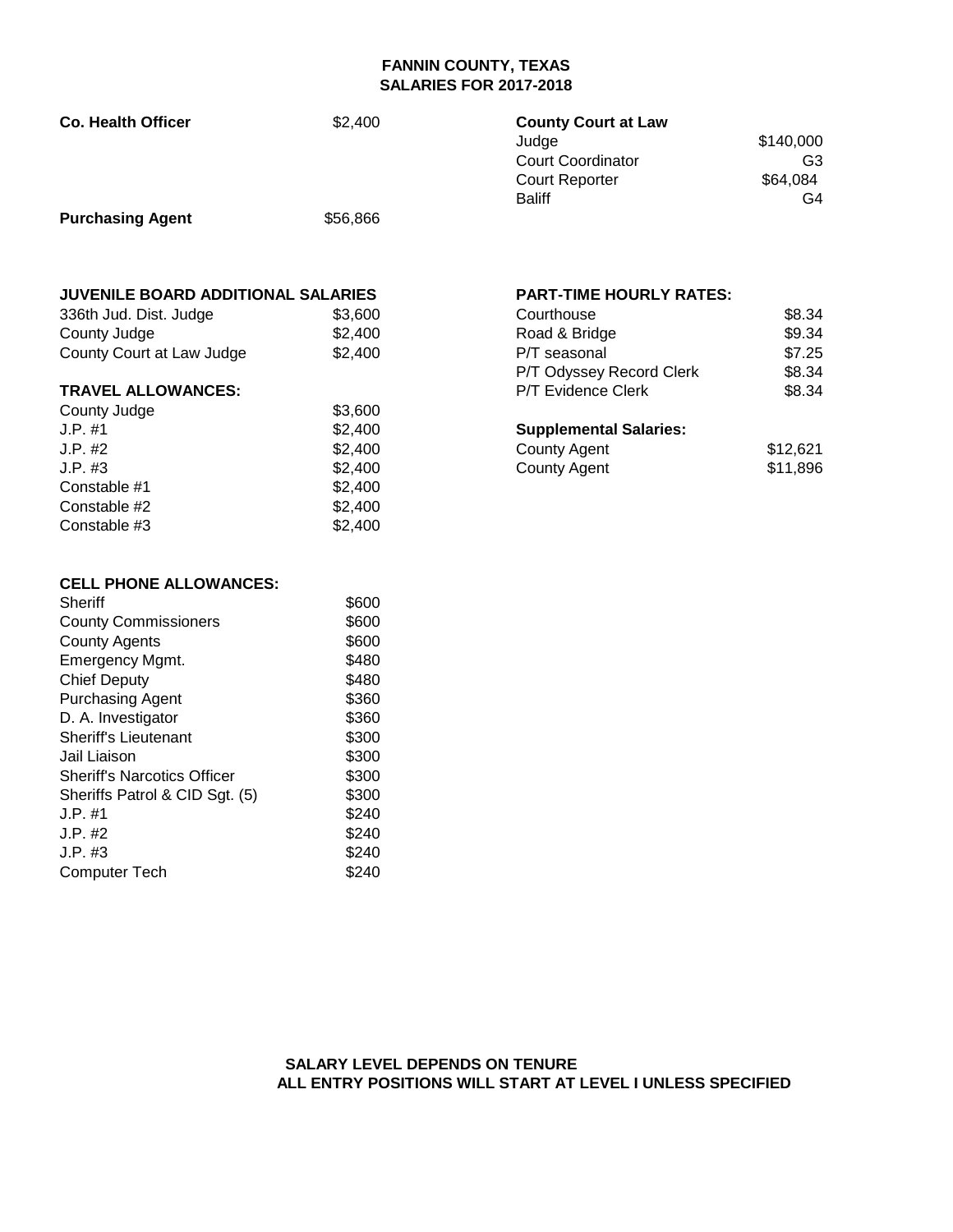# FANNIN COUNTY, TEXAS
## SALARIES FOR 2017-2018

| **Co. Health Officer** | $2,400 |
|---|---|
| **Purchasing Agent** | $56,866 |

| **County Court at Law** | |
|---|---|
| Judge | $140,000 |
| Court Coordinator | G3 |
| Court Reporter | $64,084 |
| Baliff | G4 |

| **JUVENILE BOARD ADDITIONAL SALARIES** | |
|---|---|
| 336th Jud. Dist. Judge | $3,600 |
| County Judge | $2,400 |
| County Court at Law Judge | $2,400 |

| **TRAVEL ALLOWANCES:** | |
|---|---|
| County Judge | $3,600 |
| J.P. #1 | $2,400 |
| J.P. #2 | $2,400 |
| J.P. #3 | $2,400 |
| Constable #1 | $2,400 |
| Constable #2 | $2,400 |
| Constable #3 | $2,400 |

| **CELL PHONE ALLOWANCES:** | |
|---|---|
| Sheriff | $600 |
| County Commissioners | $600 |
| County Agents | $600 |
| Emergency Mgmt. | $480 |
| Chief Deputy | $480 |
| Purchasing Agent | $360 |
| D. A. Investigator | $360 |
| Sheriff's Lieutenant | $300 |
| Jail Liaison | $300 |
| Sheriff's Narcotics Officer | $300 |
| Sheriffs Patrol & CID Sgt. (5) | $300 |
| J.P. #1 | $240 |
| J.P. #2 | $240 |
| J.P. #3 | $240 |
| Computer Tech | $240 |

| **PART-TIME HOURLY RATES:** | |
|---|---|
| Courthouse | $8.34 |
| Road & Bridge | $9.34 |
| P/T seasonal | $7.25 |
| P/T Odyssey Record Clerk | $8.34 |
| P/T Evidence Clerk | $8.34 |

| **Supplemental Salaries:** | |
|---|---|
| County Agent | $12,621 |
| County Agent | $11,896 |

**SALARY LEVEL DEPENDS ON TENURE**
**ALL ENTRY POSITIONS WILL START AT LEVEL I UNLESS SPECIFIED**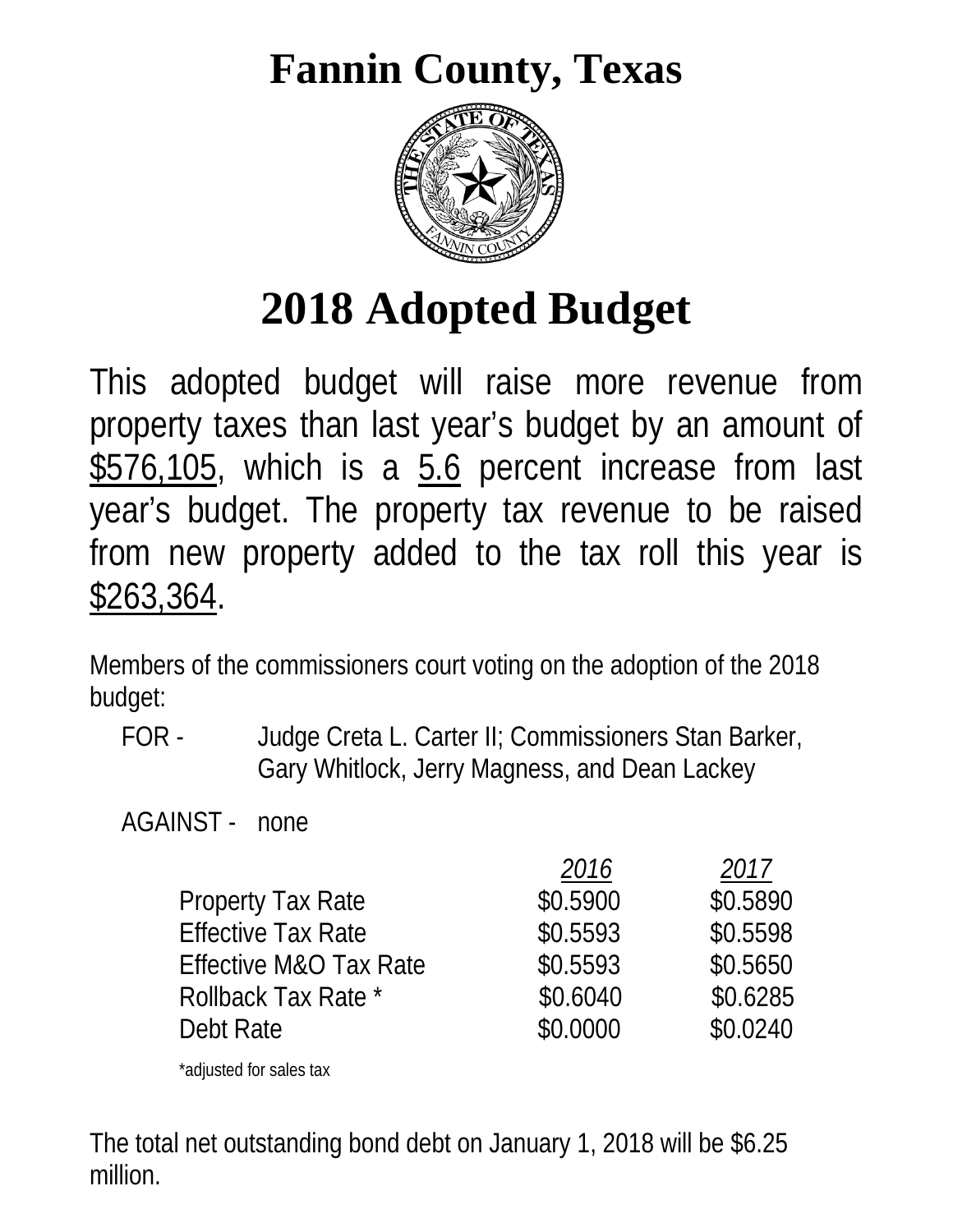# Fannin County, Texas

# 2018 Adopted Budget

This adopted budget will raise more revenue from property taxes than last year's budget by an amount of $576,105, which is a 5.6 percent increase from last year's budget. The property tax revenue to be raised from new property added to the tax roll this year is $263,364.

Members of the commissioners court voting on the adoption of the 2018 budget:

FOR - Judge Creta L. Carter II; Commissioners Stan Barker, Gary Whitlock, Jerry Magness, and Dean Lackey

AGAINST - none

| | *2016* | *2017* |
|---|---|---|
| Property Tax Rate | $0.5900 | $0.5890 |
| Effective Tax Rate | $0.5593 | $0.5598 |
| Effective M&O Tax Rate | $0.5593 | $0.5650 |
| Rollback Tax Rate * | $0.6040 | $0.6285 |
| Debt Rate | $0.0000 | $0.0240 |

*adjusted for sales tax

The total net outstanding bond debt on January 1, 2018 will be $6.25 million.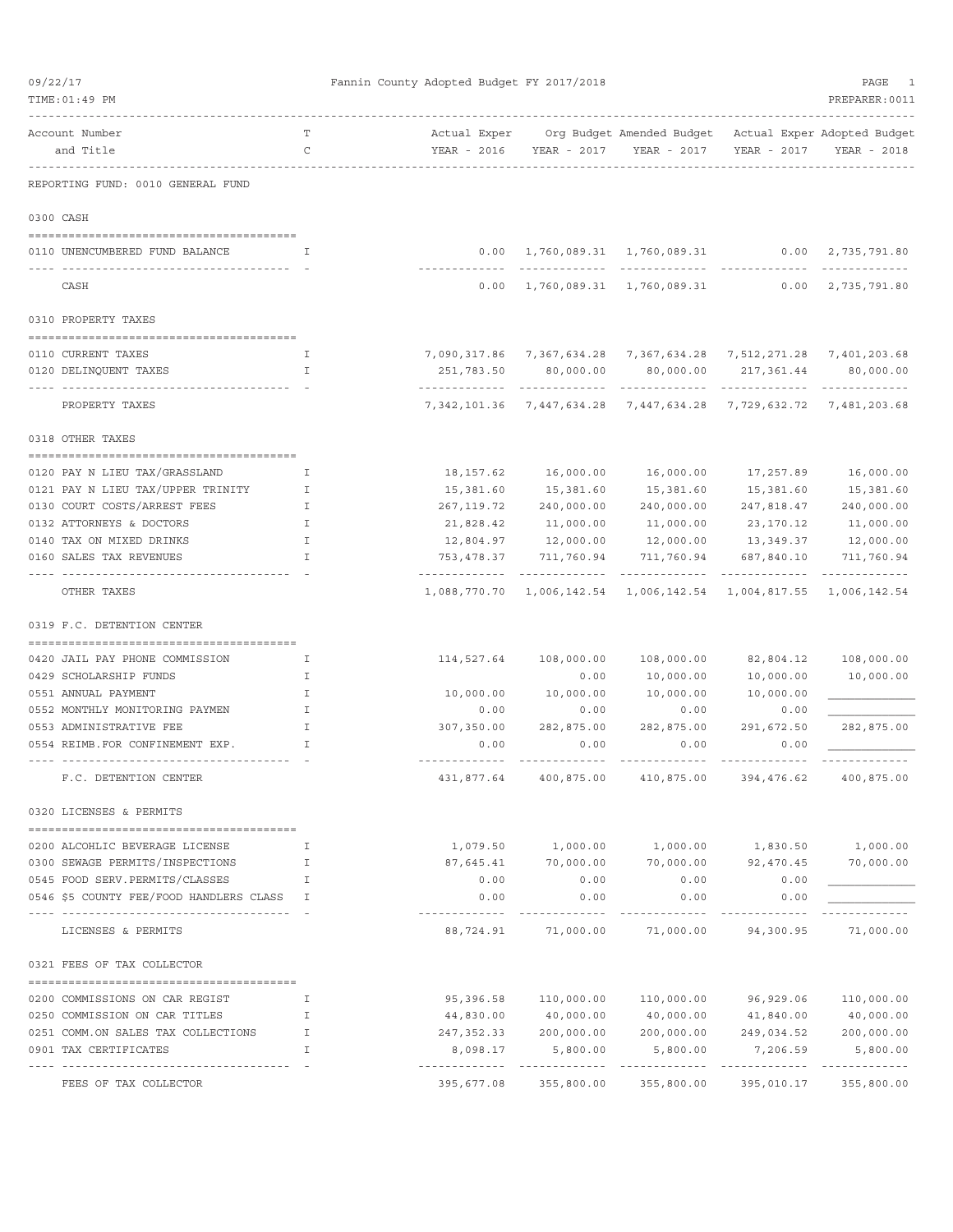Fannin County Adopted Budget FY 2017/2018

| Account Number and Title | TC | Actual Exper YEAR - 2016 | Org Budget YEAR - 2017 | Amended Budget YEAR - 2017 | Actual Exper YEAR - 2017 | Adopted Budget YEAR - 2018 |
|---|---|---|---|---|---|---|
| **REPORTING FUND: 0010 GENERAL FUND** | | | | | | |
| **0300 CASH** | | | | | | |
| 0110 UNENCUMBERED FUND BALANCE | I | 0.00 | 1,760,089.31 | 1,760,089.31 | 0.00 | 2,735,791.80 |
| CASH | | 0.00 | 1,760,089.31 | 1,760,089.31 | 0.00 | 2,735,791.80 |
| **0310 PROPERTY TAXES** | | | | | | |
| 0110 CURRENT TAXES | I | 7,090,317.86 | 7,367,634.28 | 7,367,634.28 | 7,512,271.28 | 7,401,203.68 |
| 0120 DELINQUENT TAXES | I | 251,783.50 | 80,000.00 | 80,000.00 | 217,361.44 | 80,000.00 |
| PROPERTY TAXES | | 7,342,101.36 | 7,447,634.28 | 7,447,634.28 | 7,729,632.72 | 7,481,203.68 |
| **0318 OTHER TAXES** | | | | | | |
| 0120 PAY N LIEU TAX/GRASSLAND | I | 18,157.62 | 16,000.00 | 16,000.00 | 17,257.89 | 16,000.00 |
| 0121 PAY N LIEU TAX/UPPER TRINITY | I | 15,381.60 | 15,381.60 | 15,381.60 | 15,381.60 | 15,381.60 |
| 0130 COURT COSTS/ARREST FEES | I | 267,119.72 | 240,000.00 | 240,000.00 | 247,818.47 | 240,000.00 |
| 0132 ATTORNEYS & DOCTORS | I | 21,828.42 | 11,000.00 | 11,000.00 | 23,170.12 | 11,000.00 |
| 0140 TAX ON MIXED DRINKS | I | 12,804.97 | 12,000.00 | 12,000.00 | 13,349.37 | 12,000.00 |
| 0160 SALES TAX REVENUES | I | 753,478.37 | 711,760.94 | 711,760.94 | 687,840.10 | 711,760.94 |
| OTHER TAXES | | 1,088,770.70 | 1,006,142.54 | 1,006,142.54 | 1,004,817.55 | 1,006,142.54 |
| **0319 F.C. DETENTION CENTER** | | | | | | |
| 0420 JAIL PAY PHONE COMMISSION | I | 114,527.64 | 108,000.00 | 108,000.00 | 82,804.12 | 108,000.00 |
| 0429 SCHOLARSHIP FUNDS | I | | 0.00 | 10,000.00 | 10,000.00 | 10,000.00 |
| 0551 ANNUAL PAYMENT | I | 10,000.00 | 10,000.00 | 10,000.00 | 10,000.00 | |
| 0552 MONTHLY MONITORING PAYMEN | I | 0.00 | 0.00 | 0.00 | 0.00 | |
| 0553 ADMINISTRATIVE FEE | I | 307,350.00 | 282,875.00 | 282,875.00 | 291,672.50 | 282,875.00 |
| 0554 REIMB.FOR CONFINEMENT EXP. | I | 0.00 | 0.00 | 0.00 | 0.00 | |
| F.C. DETENTION CENTER | | 431,877.64 | 400,875.00 | 410,875.00 | 394,476.62 | 400,875.00 |
| **0320 LICENSES & PERMITS** | | | | | | |
| 0200 ALCOHLIC BEVERAGE LICENSE | I | 1,079.50 | 1,000.00 | 1,000.00 | 1,830.50 | 1,000.00 |
| 0300 SEWAGE PERMITS/INSPECTIONS | I | 87,645.41 | 70,000.00 | 70,000.00 | 92,470.45 | 70,000.00 |
| 0545 FOOD SERV.PERMITS/CLASSES | I | 0.00 | 0.00 | 0.00 | 0.00 | |
| 0546 $5 COUNTY FEE/FOOD HANDLERS CLASS | I | 0.00 | 0.00 | 0.00 | 0.00 | |
| LICENSES & PERMITS | | 88,724.91 | 71,000.00 | 71,000.00 | 94,300.95 | 71,000.00 |
| **0321 FEES OF TAX COLLECTOR** | | | | | | |
| 0200 COMMISSIONS ON CAR REGIST | I | 95,396.58 | 110,000.00 | 110,000.00 | 96,929.06 | 110,000.00 |
| 0250 COMMISSION ON CAR TITLES | I | 44,830.00 | 40,000.00 | 40,000.00 | 41,840.00 | 40,000.00 |
| 0251 COMM.ON SALES TAX COLLECTIONS | I | 247,352.33 | 200,000.00 | 200,000.00 | 249,034.52 | 200,000.00 |
| 0901 TAX CERTIFICATES | I | 8,098.17 | 5,800.00 | 5,800.00 | 7,206.59 | 5,800.00 |
| FEES OF TAX COLLECTOR | | 395,677.08 | 355,800.00 | 355,800.00 | 395,010.17 | 355,800.00 |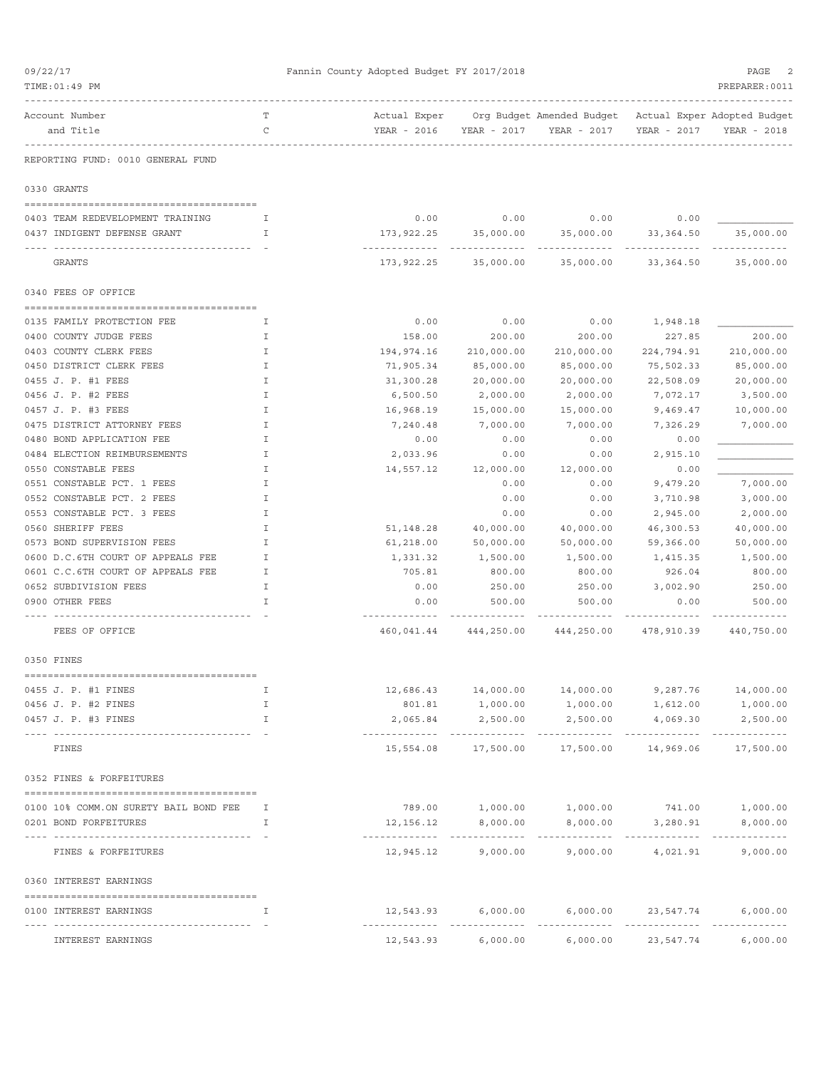Fannin County Adopted Budget FY 2017/2018

REPORTING FUND: 0010 GENERAL FUND

| Account Number and Title | TC | Actual Exper YEAR - 2016 | Org Budget YEAR - 2017 | Amended Budget YEAR - 2017 | Actual Exper YEAR - 2017 | Adopted Budget YEAR - 2018 |
|---|---|---|---|---|---|---|
| **0330 GRANTS** | | | | | | |
| 0403 TEAM REDEVELOPMENT TRAINING | I | 0.00 | 0.00 | 0.00 | 0.00 | |
| 0437 INDIGENT DEFENSE GRANT | I | 173,922.25 | 35,000.00 | 35,000.00 | 33,364.50 | 35,000.00 |
| GRANTS | | 173,922.25 | 35,000.00 | 35,000.00 | 33,364.50 | 35,000.00 |
| **0340 FEES OF OFFICE** | | | | | | |
| 0135 FAMILY PROTECTION FEE | I | 0.00 | 0.00 | 0.00 | 1,948.18 | |
| 0400 COUNTY JUDGE FEES | I | 158.00 | 200.00 | 200.00 | 227.85 | 200.00 |
| 0403 COUNTY CLERK FEES | I | 194,974.16 | 210,000.00 | 210,000.00 | 224,794.91 | 210,000.00 |
| 0450 DISTRICT CLERK FEES | I | 71,905.34 | 85,000.00 | 85,000.00 | 75,502.33 | 85,000.00 |
| 0455 J. P. #1 FEES | I | 31,300.28 | 20,000.00 | 20,000.00 | 22,508.09 | 20,000.00 |
| 0456 J. P. #2 FEES | I | 6,500.50 | 2,000.00 | 2,000.00 | 7,072.17 | 3,500.00 |
| 0457 J. P. #3 FEES | I | 16,968.19 | 15,000.00 | 15,000.00 | 9,469.47 | 10,000.00 |
| 0475 DISTRICT ATTORNEY FEES | I | 7,240.48 | 7,000.00 | 7,000.00 | 7,326.29 | 7,000.00 |
| 0480 BOND APPLICATION FEE | I | 0.00 | 0.00 | 0.00 | 0.00 | |
| 0484 ELECTION REIMBURSEMENTS | I | 2,033.96 | 0.00 | 0.00 | 2,915.10 | |
| 0550 CONSTABLE FEES | I | 14,557.12 | 12,000.00 | 12,000.00 | 0.00 | |
| 0551 CONSTABLE PCT. 1 FEES | I | | 0.00 | 0.00 | 9,479.20 | 7,000.00 |
| 0552 CONSTABLE PCT. 2 FEES | I | | 0.00 | 0.00 | 3,710.98 | 3,000.00 |
| 0553 CONSTABLE PCT. 3 FEES | I | | 0.00 | 0.00 | 2,945.00 | 2,000.00 |
| 0560 SHERIFF FEES | I | 51,148.28 | 40,000.00 | 40,000.00 | 46,300.53 | 40,000.00 |
| 0573 BOND SUPERVISION FEES | I | 61,218.00 | 50,000.00 | 50,000.00 | 59,366.00 | 50,000.00 |
| 0600 D.C.6TH COURT OF APPEALS FEE | I | 1,331.32 | 1,500.00 | 1,500.00 | 1,415.35 | 1,500.00 |
| 0601 C.C.6TH COURT OF APPEALS FEE | I | 705.81 | 800.00 | 800.00 | 926.04 | 800.00 |
| 0652 SUBDIVISION FEES | I | 0.00 | 250.00 | 250.00 | 3,002.90 | 250.00 |
| 0900 OTHER FEES | I | 0.00 | 500.00 | 500.00 | 0.00 | 500.00 |
| FEES OF OFFICE | | 460,041.44 | 444,250.00 | 444,250.00 | 478,910.39 | 440,750.00 |
| **0350 FINES** | | | | | | |
| 0455 J. P. #1 FINES | I | 12,686.43 | 14,000.00 | 14,000.00 | 9,287.76 | 14,000.00 |
| 0456 J. P. #2 FINES | I | 801.81 | 1,000.00 | 1,000.00 | 1,612.00 | 1,000.00 |
| 0457 J. P. #3 FINES | I | 2,065.84 | 2,500.00 | 2,500.00 | 4,069.30 | 2,500.00 |
| FINES | | 15,554.08 | 17,500.00 | 17,500.00 | 14,969.06 | 17,500.00 |
| **0352 FINES & FORFEITURES** | | | | | | |
| 0100 10% COMM.ON SURETY BAIL BOND FEE | I | 789.00 | 1,000.00 | 1,000.00 | 741.00 | 1,000.00 |
| 0201 BOND FORFEITURES | I | 12,156.12 | 8,000.00 | 8,000.00 | 3,280.91 | 8,000.00 |
| FINES & FORFEITURES | | 12,945.12 | 9,000.00 | 9,000.00 | 4,021.91 | 9,000.00 |
| **0360 INTEREST EARNINGS** | | | | | | |
| 0100 INTEREST EARNINGS | I | 12,543.93 | 6,000.00 | 6,000.00 | 23,547.74 | 6,000.00 |
| INTEREST EARNINGS | | 12,543.93 | 6,000.00 | 6,000.00 | 23,547.74 | 6,000.00 |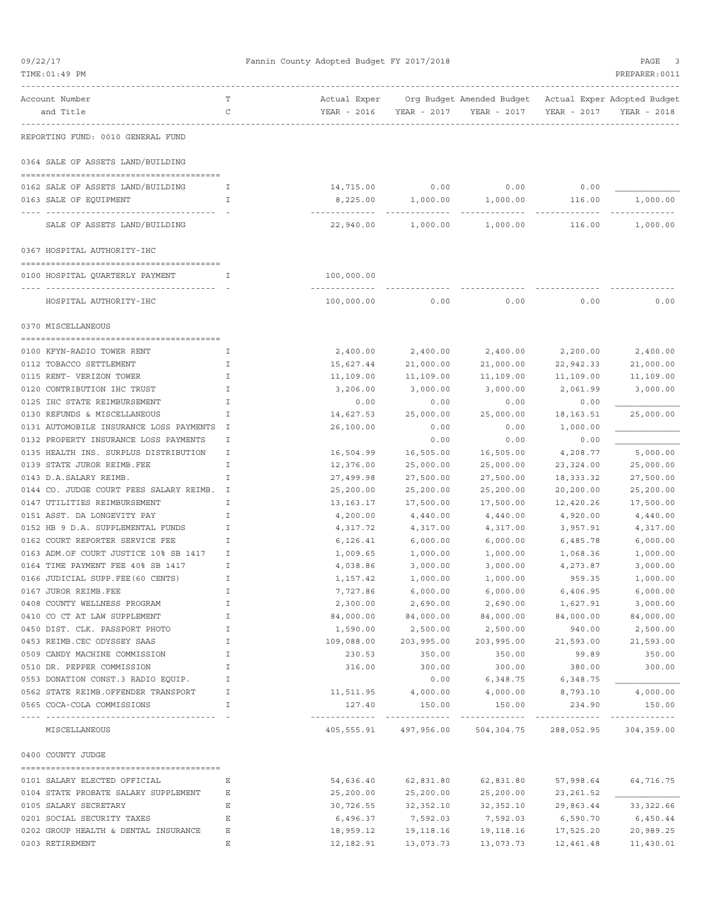Fannin County Adopted Budget FY 2017/2018

| Account Number and Title | T C | Actual Exper YEAR - 2016 | Org Budget YEAR - 2017 | Amended Budget YEAR - 2017 | Actual Exper YEAR - 2017 | Adopted Budget YEAR - 2018 |
|---|---|---|---|---|---|---|
| **REPORTING FUND: 0010 GENERAL FUND** | | | | | | |
| **0364 SALE OF ASSETS LAND/BUILDING** | | | | | | |
| 0162 SALE OF ASSETS LAND/BUILDING | I | 14,715.00 | 0.00 | 0.00 | 0.00 | |
| 0163 SALE OF EQUIPMENT | I | 8,225.00 | 1,000.00 | 1,000.00 | 116.00 | 1,000.00 |
| SALE OF ASSETS LAND/BUILDING | | 22,940.00 | 1,000.00 | 1,000.00 | 116.00 | 1,000.00 |
| **0367 HOSPITAL AUTHORITY-IHC** | | | | | | |
| 0100 HOSPITAL QUARTERLY PAYMENT | I | 100,000.00 | | | | |
| HOSPITAL AUTHORITY-IHC | | 100,000.00 | 0.00 | 0.00 | 0.00 | 0.00 |
| **0370 MISCELLANEOUS** | | | | | | |
| 0100 KFYN-RADIO TOWER RENT | I | 2,400.00 | 2,400.00 | 2,400.00 | 2,200.00 | 2,400.00 |
| 0112 TOBACCO SETTLEMENT | I | 15,627.44 | 21,000.00 | 21,000.00 | 22,942.33 | 21,000.00 |
| 0115 RENT- VERIZON TOWER | I | 11,109.00 | 11,109.00 | 11,109.00 | 11,109.00 | 11,109.00 |
| 0120 CONTRIBUTION IHC TRUST | I | 3,206.00 | 3,000.00 | 3,000.00 | 2,061.99 | 3,000.00 |
| 0125 IHC STATE REIMBURSEMENT | I | 0.00 | 0.00 | 0.00 | 0.00 | |
| 0130 REFUNDS & MISCELLANEOUS | I | 14,627.53 | 25,000.00 | 25,000.00 | 18,163.51 | 25,000.00 |
| 0131 AUTOMOBILE INSURANCE LOSS PAYMENTS | I | 26,100.00 | 0.00 | 0.00 | 1,000.00 | |
| 0132 PROPERTY INSURANCE LOSS PAYMENTS | I | | 0.00 | 0.00 | 0.00 | |
| 0135 HEALTH INS. SURPLUS DISTRIBUTION | I | 16,504.99 | 16,505.00 | 16,505.00 | 4,208.77 | 5,000.00 |
| 0139 STATE JUROR REIMB.FEE | I | 12,376.00 | 25,000.00 | 25,000.00 | 23,324.00 | 25,000.00 |
| 0143 D.A.SALARY REIMB. | I | 27,499.98 | 27,500.00 | 27,500.00 | 18,333.32 | 27,500.00 |
| 0144 CO. JUDGE COURT FEES SALARY REIMB. | I | 25,200.00 | 25,200.00 | 25,200.00 | 20,200.00 | 25,200.00 |
| 0147 UTILITIES REIMBURSEMENT | I | 13,163.17 | 17,500.00 | 17,500.00 | 12,420.26 | 17,500.00 |
| 0151 ASST. DA LONGEVITY PAY | I | 4,200.00 | 4,440.00 | 4,440.00 | 4,920.00 | 4,440.00 |
| 0152 HB 9 D.A. SUPPLEMENTAL FUNDS | I | 4,317.72 | 4,317.00 | 4,317.00 | 3,957.91 | 4,317.00 |
| 0162 COURT REPORTER SERVICE FEE | I | 6,126.41 | 6,000.00 | 6,000.00 | 6,485.78 | 6,000.00 |
| 0163 ADM.OF COURT JUSTICE 10% SB 1417 | I | 1,009.65 | 1,000.00 | 1,000.00 | 1,068.36 | 1,000.00 |
| 0164 TIME PAYMENT FEE 40% SB 1417 | I | 4,038.86 | 3,000.00 | 3,000.00 | 4,273.87 | 3,000.00 |
| 0166 JUDICIAL SUPP.FEE(60 CENTS) | I | 1,157.42 | 1,000.00 | 1,000.00 | 959.35 | 1,000.00 |
| 0167 JUROR REIMB.FEE | I | 7,727.86 | 6,000.00 | 6,000.00 | 6,406.95 | 6,000.00 |
| 0408 COUNTY WELLNESS PROGRAM | I | 2,300.00 | 2,690.00 | 2,690.00 | 1,627.91 | 3,000.00 |
| 0410 CO CT AT LAW SUPPLEMENT | I | 84,000.00 | 84,000.00 | 84,000.00 | 84,000.00 | 84,000.00 |
| 0450 DIST. CLK. PASSPORT PHOTO | I | 1,590.00 | 2,500.00 | 2,500.00 | 940.00 | 2,500.00 |
| 0453 REIMB.CEC ODYSSEY SAAS | I | 109,088.00 | 203,995.00 | 203,995.00 | 21,593.00 | 21,593.00 |
| 0509 CANDY MACHINE COMMISSION | I | 230.53 | 350.00 | 350.00 | 99.89 | 350.00 |
| 0510 DR. PEPPER COMMISSION | I | 316.00 | 300.00 | 300.00 | 380.00 | 300.00 |
| 0553 DONATION CONST.3 RADIO EQUIP. | I | | 0.00 | 6,348.75 | 6,348.75 | |
| 0562 STATE REIMB.OFFENDER TRANSPORT | I | 11,511.95 | 4,000.00 | 4,000.00 | 8,793.10 | 4,000.00 |
| 0565 COCA-COLA COMMISSIONS | I | 127.40 | 150.00 | 150.00 | 234.90 | 150.00 |
| MISCELLANEOUS | | 405,555.91 | 497,956.00 | 504,304.75 | 288,052.95 | 304,359.00 |
| **0400 COUNTY JUDGE** | | | | | | |
| 0101 SALARY ELECTED OFFICIAL | E | 54,636.40 | 62,831.80 | 62,831.80 | 57,998.64 | 64,716.75 |
| 0104 STATE PROBATE SALARY SUPPLEMENT | E | 25,200.00 | 25,200.00 | 25,200.00 | 23,261.52 | |
| 0105 SALARY SECRETARY | E | 30,726.55 | 32,352.10 | 32,352.10 | 29,863.44 | 33,322.66 |
| 0201 SOCIAL SECURITY TAXES | E | 6,496.37 | 7,592.03 | 7,592.03 | 6,590.70 | 6,450.44 |
| 0202 GROUP HEALTH & DENTAL INSURANCE | E | 18,959.12 | 19,118.16 | 19,118.16 | 17,525.20 | 20,989.25 |
| 0203 RETIREMENT | E | 12,182.91 | 13,073.73 | 13,073.73 | 12,461.48 | 11,430.01 |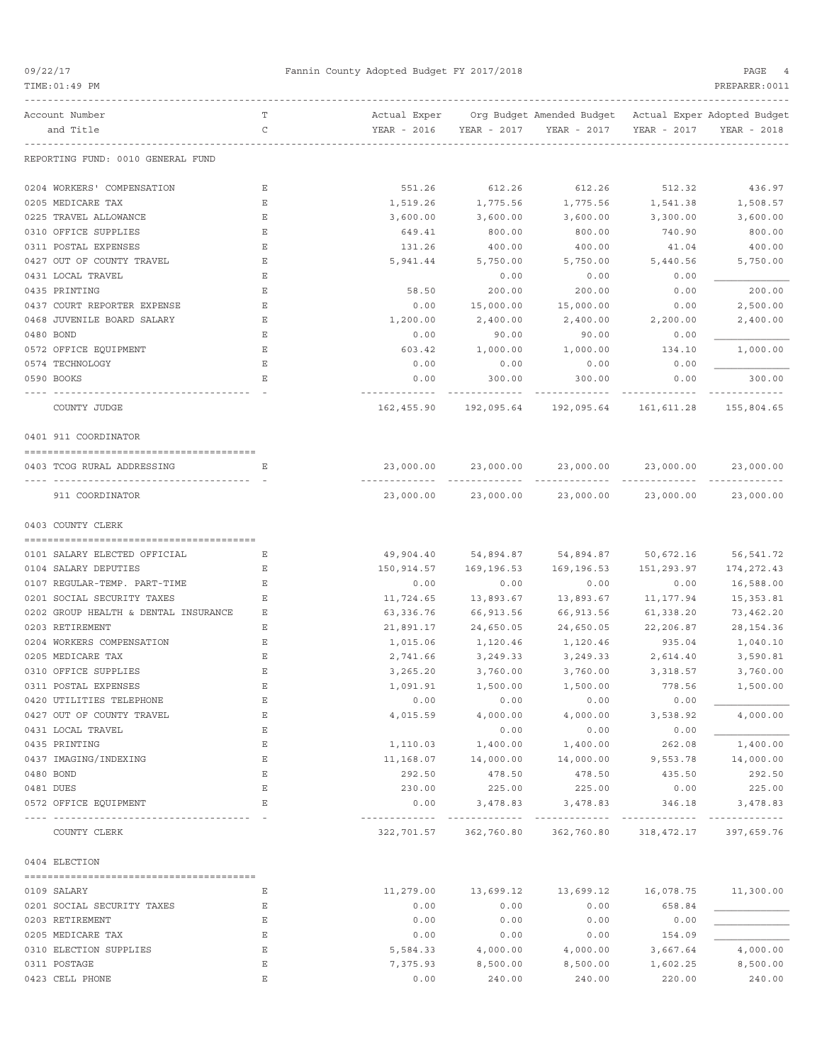REPORTING FUND: 0010 GENERAL FUND

| Account Number and Title | TC | Actual Exper YEAR - 2016 | Org Budget YEAR - 2017 | Amended Budget YEAR - 2017 | Actual Exper YEAR - 2017 | Adopted Budget YEAR - 2018 |
|---|---|---|---|---|---|---|
| 0204 WORKERS' COMPENSATION | E | 551.26 | 612.26 | 612.26 | 512.32 | 436.97 |
| 0205 MEDICARE TAX | E | 1,519.26 | 1,775.56 | 1,775.56 | 1,541.38 | 1,508.57 |
| 0225 TRAVEL ALLOWANCE | E | 3,600.00 | 3,600.00 | 3,600.00 | 3,300.00 | 3,600.00 |
| 0310 OFFICE SUPPLIES | E | 649.41 | 800.00 | 800.00 | 740.90 | 800.00 |
| 0311 POSTAL EXPENSES | E | 131.26 | 400.00 | 400.00 | 41.04 | 400.00 |
| 0427 OUT OF COUNTY TRAVEL | E | 5,941.44 | 5,750.00 | 5,750.00 | 5,440.56 | 5,750.00 |
| 0431 LOCAL TRAVEL | E | | 0.00 | 0.00 | 0.00 | |
| 0435 PRINTING | E | 58.50 | 200.00 | 200.00 | 0.00 | 200.00 |
| 0437 COURT REPORTER EXPENSE | E | 0.00 | 15,000.00 | 15,000.00 | 0.00 | 2,500.00 |
| 0468 JUVENILE BOARD SALARY | E | 1,200.00 | 2,400.00 | 2,400.00 | 2,200.00 | 2,400.00 |
| 0480 BOND | E | 0.00 | 90.00 | 90.00 | 0.00 | |
| 0572 OFFICE EQUIPMENT | E | 603.42 | 1,000.00 | 1,000.00 | 134.10 | 1,000.00 |
| 0574 TECHNOLOGY | E | 0.00 | 0.00 | 0.00 | 0.00 | |
| 0590 BOOKS | E | 0.00 | 300.00 | 300.00 | 0.00 | 300.00 |
| COUNTY JUDGE | | 162,455.90 | 192,095.64 | 192,095.64 | 161,611.28 | 155,804.65 |

## 0401 911 COORDINATOR

| Account Number and Title | TC | Actual Exper YEAR - 2016 | Org Budget YEAR - 2017 | Amended Budget YEAR - 2017 | Actual Exper YEAR - 2017 | Adopted Budget YEAR - 2018 |
|---|---|---|---|---|---|---|
| 0403 TCOG RURAL ADDRESSING | E | 23,000.00 | 23,000.00 | 23,000.00 | 23,000.00 | 23,000.00 |
| 911 COORDINATOR | | 23,000.00 | 23,000.00 | 23,000.00 | 23,000.00 | 23,000.00 |

## 0403 COUNTY CLERK

| Account Number and Title | TC | Actual Exper YEAR - 2016 | Org Budget YEAR - 2017 | Amended Budget YEAR - 2017 | Actual Exper YEAR - 2017 | Adopted Budget YEAR - 2018 |
|---|---|---|---|---|---|---|
| 0101 SALARY ELECTED OFFICIAL | E | 49,904.40 | 54,894.87 | 54,894.87 | 50,672.16 | 56,541.72 |
| 0104 SALARY DEPUTIES | E | 150,914.57 | 169,196.53 | 169,196.53 | 151,293.97 | 174,272.43 |
| 0107 REGULAR-TEMP. PART-TIME | E | 0.00 | 0.00 | 0.00 | 0.00 | 16,588.00 |
| 0201 SOCIAL SECURITY TAXES | E | 11,724.65 | 13,893.67 | 13,893.67 | 11,177.94 | 15,353.81 |
| 0202 GROUP HEALTH & DENTAL INSURANCE | E | 63,336.76 | 66,913.56 | 66,913.56 | 61,338.20 | 73,462.20 |
| 0203 RETIREMENT | E | 21,891.17 | 24,650.05 | 24,650.05 | 22,206.87 | 28,154.36 |
| 0204 WORKERS COMPENSATION | E | 1,015.06 | 1,120.46 | 1,120.46 | 935.04 | 1,040.10 |
| 0205 MEDICARE TAX | E | 2,741.66 | 3,249.33 | 3,249.33 | 2,614.40 | 3,590.81 |
| 0310 OFFICE SUPPLIES | E | 3,265.20 | 3,760.00 | 3,760.00 | 3,318.57 | 3,760.00 |
| 0311 POSTAL EXPENSES | E | 1,091.91 | 1,500.00 | 1,500.00 | 778.56 | 1,500.00 |
| 0420 UTILITIES TELEPHONE | E | 0.00 | 0.00 | 0.00 | 0.00 | |
| 0427 OUT OF COUNTY TRAVEL | E | 4,015.59 | 4,000.00 | 4,000.00 | 3,538.92 | 4,000.00 |
| 0431 LOCAL TRAVEL | E | | 0.00 | 0.00 | 0.00 | |
| 0435 PRINTING | E | 1,110.03 | 1,400.00 | 1,400.00 | 262.08 | 1,400.00 |
| 0437 IMAGING/INDEXING | E | 11,168.07 | 14,000.00 | 14,000.00 | 9,553.78 | 14,000.00 |
| 0480 BOND | E | 292.50 | 478.50 | 478.50 | 435.50 | 292.50 |
| 0481 DUES | E | 230.00 | 225.00 | 225.00 | 0.00 | 225.00 |
| 0572 OFFICE EQUIPMENT | E | 0.00 | 3,478.83 | 3,478.83 | 346.18 | 3,478.83 |
| COUNTY CLERK | | 322,701.57 | 362,760.80 | 362,760.80 | 318,472.17 | 397,659.76 |

## 0404 ELECTION

| Account Number and Title | TC | Actual Exper YEAR - 2016 | Org Budget YEAR - 2017 | Amended Budget YEAR - 2017 | Actual Exper YEAR - 2017 | Adopted Budget YEAR - 2018 |
|---|---|---|---|---|---|---|
| 0109 SALARY | E | 11,279.00 | 13,699.12 | 13,699.12 | 16,078.75 | 11,300.00 |
| 0201 SOCIAL SECURITY TAXES | E | 0.00 | 0.00 | 0.00 | 658.84 | |
| 0203 RETIREMENT | E | 0.00 | 0.00 | 0.00 | 0.00 | |
| 0205 MEDICARE TAX | E | 0.00 | 0.00 | 0.00 | 154.09 | |
| 0310 ELECTION SUPPLIES | E | 5,584.33 | 4,000.00 | 4,000.00 | 3,667.64 | 4,000.00 |
| 0311 POSTAGE | E | 7,375.93 | 8,500.00 | 8,500.00 | 1,602.25 | 8,500.00 |
| 0423 CELL PHONE | E | 0.00 | 240.00 | 240.00 | 220.00 | 240.00 |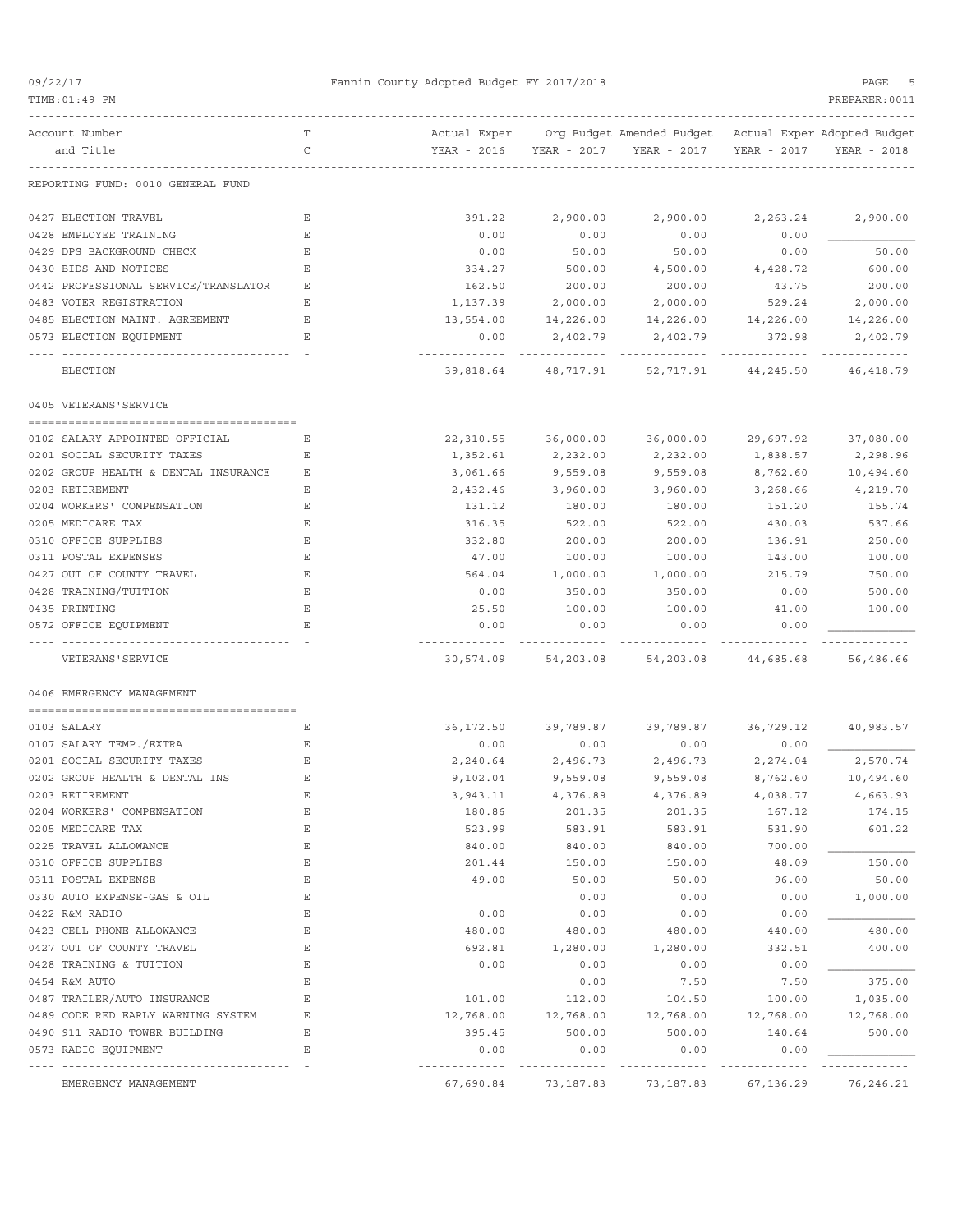# Fannin County Adopted Budget FY 2017/2018

REPORTING FUND: 0010 GENERAL FUND

| Account Number and Title | TC | Actual Exper YEAR - 2016 | Org Budget YEAR - 2017 | Amended Budget YEAR - 2017 | Actual Exper YEAR - 2017 | Adopted Budget YEAR - 2018 |
|---|---|---|---|---|---|---|
| 0427 ELECTION TRAVEL | E | 391.22 | 2,900.00 | 2,900.00 | 2,263.24 | 2,900.00 |
| 0428 EMPLOYEE TRAINING | E | 0.00 | 0.00 | 0.00 | 0.00 | |
| 0429 DPS BACKGROUND CHECK | E | 0.00 | 50.00 | 50.00 | 0.00 | 50.00 |
| 0430 BIDS AND NOTICES | E | 334.27 | 500.00 | 4,500.00 | 4,428.72 | 600.00 |
| 0442 PROFESSIONAL SERVICE/TRANSLATOR | E | 162.50 | 200.00 | 200.00 | 43.75 | 200.00 |
| 0483 VOTER REGISTRATION | E | 1,137.39 | 2,000.00 | 2,000.00 | 529.24 | 2,000.00 |
| 0485 ELECTION MAINT. AGREEMENT | E | 13,554.00 | 14,226.00 | 14,226.00 | 14,226.00 | 14,226.00 |
| 0573 ELECTION EQUIPMENT | E | 0.00 | 2,402.79 | 2,402.79 | 372.98 | 2,402.79 |
| ELECTION | | 39,818.64 | 48,717.91 | 52,717.91 | 44,245.50 | 46,418.79 |

## 0405 VETERANS'SERVICE

| Account Number and Title | TC | Actual Exper YEAR - 2016 | Org Budget YEAR - 2017 | Amended Budget YEAR - 2017 | Actual Exper YEAR - 2017 | Adopted Budget YEAR - 2018 |
|---|---|---|---|---|---|---|
| 0102 SALARY APPOINTED OFFICIAL | E | 22,310.55 | 36,000.00 | 36,000.00 | 29,697.92 | 37,080.00 |
| 0201 SOCIAL SECURITY TAXES | E | 1,352.61 | 2,232.00 | 2,232.00 | 1,838.57 | 2,298.96 |
| 0202 GROUP HEALTH & DENTAL INSURANCE | E | 3,061.66 | 9,559.08 | 9,559.08 | 8,762.60 | 10,494.60 |
| 0203 RETIREMENT | E | 2,432.46 | 3,960.00 | 3,960.00 | 3,268.66 | 4,219.70 |
| 0204 WORKERS' COMPENSATION | E | 131.12 | 180.00 | 180.00 | 151.20 | 155.74 |
| 0205 MEDICARE TAX | E | 316.35 | 522.00 | 522.00 | 430.03 | 537.66 |
| 0310 OFFICE SUPPLIES | E | 332.80 | 200.00 | 200.00 | 136.91 | 250.00 |
| 0311 POSTAL EXPENSES | E | 47.00 | 100.00 | 100.00 | 143.00 | 100.00 |
| 0427 OUT OF COUNTY TRAVEL | E | 564.04 | 1,000.00 | 1,000.00 | 215.79 | 750.00 |
| 0428 TRAINING/TUITION | E | 0.00 | 350.00 | 350.00 | 0.00 | 500.00 |
| 0435 PRINTING | E | 25.50 | 100.00 | 100.00 | 41.00 | 100.00 |
| 0572 OFFICE EQUIPMENT | E | 0.00 | 0.00 | 0.00 | 0.00 | |
| VETERANS'SERVICE | | 30,574.09 | 54,203.08 | 54,203.08 | 44,685.68 | 56,486.66 |

## 0406 EMERGENCY MANAGEMENT

| Account Number and Title | TC | Actual Exper YEAR - 2016 | Org Budget YEAR - 2017 | Amended Budget YEAR - 2017 | Actual Exper YEAR - 2017 | Adopted Budget YEAR - 2018 |
|---|---|---|---|---|---|---|
| 0103 SALARY | E | 36,172.50 | 39,789.87 | 39,789.87 | 36,729.12 | 40,983.57 |
| 0107 SALARY TEMP./EXTRA | E | 0.00 | 0.00 | 0.00 | 0.00 | |
| 0201 SOCIAL SECURITY TAXES | E | 2,240.64 | 2,496.73 | 2,496.73 | 2,274.04 | 2,570.74 |
| 0202 GROUP HEALTH & DENTAL INS | E | 9,102.04 | 9,559.08 | 9,559.08 | 8,762.60 | 10,494.60 |
| 0203 RETIREMENT | E | 3,943.11 | 4,376.89 | 4,376.89 | 4,038.77 | 4,663.93 |
| 0204 WORKERS' COMPENSATION | E | 180.86 | 201.35 | 201.35 | 167.12 | 174.15 |
| 0205 MEDICARE TAX | E | 523.99 | 583.91 | 583.91 | 531.90 | 601.22 |
| 0225 TRAVEL ALLOWANCE | E | 840.00 | 840.00 | 840.00 | 700.00 | |
| 0310 OFFICE SUPPLIES | E | 201.44 | 150.00 | 150.00 | 48.09 | 150.00 |
| 0311 POSTAL EXPENSE | E | 49.00 | 50.00 | 50.00 | 96.00 | 50.00 |
| 0330 AUTO EXPENSE-GAS & OIL | E | | 0.00 | 0.00 | 0.00 | 1,000.00 |
| 0422 R&M RADIO | E | 0.00 | 0.00 | 0.00 | 0.00 | |
| 0423 CELL PHONE ALLOWANCE | E | 480.00 | 480.00 | 480.00 | 440.00 | 480.00 |
| 0427 OUT OF COUNTY TRAVEL | E | 692.81 | 1,280.00 | 1,280.00 | 332.51 | 400.00 |
| 0428 TRAINING & TUITION | E | 0.00 | 0.00 | 0.00 | 0.00 | |
| 0454 R&M AUTO | E | | 0.00 | 7.50 | 7.50 | 375.00 |
| 0487 TRAILER/AUTO INSURANCE | E | 101.00 | 112.00 | 104.50 | 100.00 | 1,035.00 |
| 0489 CODE RED EARLY WARNING SYSTEM | E | 12,768.00 | 12,768.00 | 12,768.00 | 12,768.00 | 12,768.00 |
| 0490 911 RADIO TOWER BUILDING | E | 395.45 | 500.00 | 500.00 | 140.64 | 500.00 |
| 0573 RADIO EQUIPMENT | E | 0.00 | 0.00 | 0.00 | 0.00 | |
| EMERGENCY MANAGEMENT | | 67,690.84 | 73,187.83 | 73,187.83 | 67,136.29 | 76,246.21 |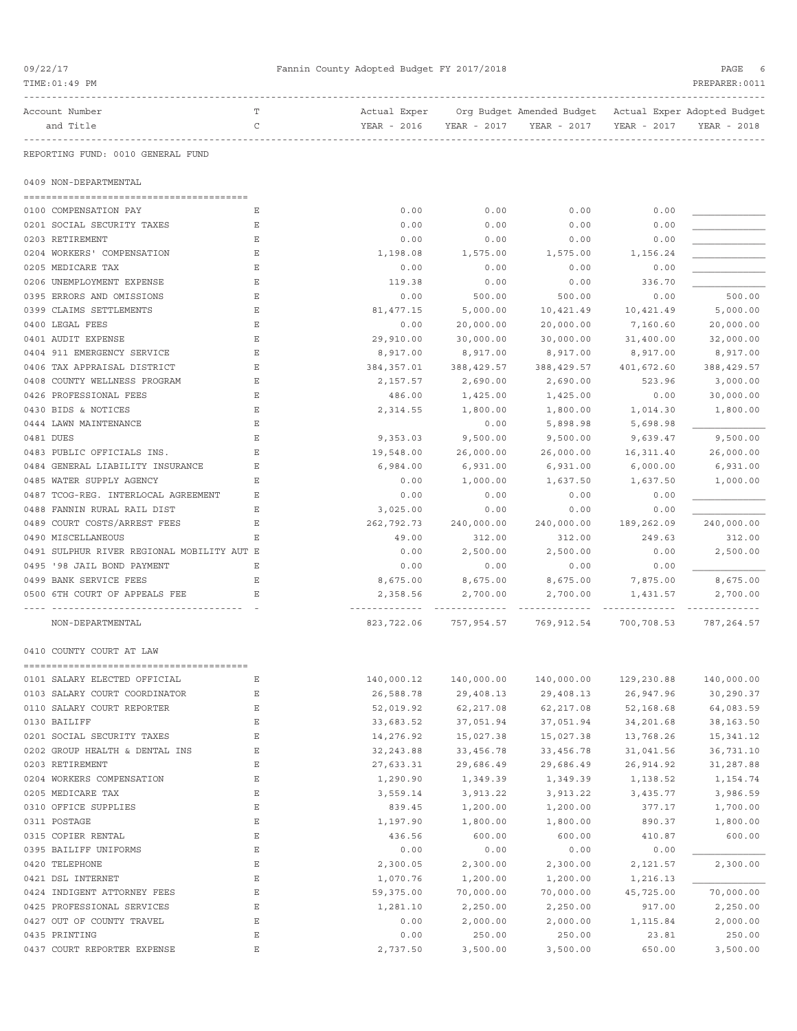Fannin County Adopted Budget FY 2017/2018

| Account Number and Title | T C | Actual Exper YEAR - 2016 | Org Budget YEAR - 2017 | Amended Budget YEAR - 2017 | Actual Exper YEAR - 2017 | Adopted Budget YEAR - 2018 |
|---|---|---|---|---|---|---|

REPORTING FUND: 0010 GENERAL FUND

## 0409 NON-DEPARTMENTAL

| Account Number and Title | T C | Actual Exper YEAR - 2016 | Org Budget YEAR - 2017 | Amended Budget YEAR - 2017 | Actual Exper YEAR - 2017 | Adopted Budget YEAR - 2018 |
|---|---|---|---|---|---|---|
| 0100 COMPENSATION PAY | E | 0.00 | 0.00 | 0.00 | 0.00 | |
| 0201 SOCIAL SECURITY TAXES | E | 0.00 | 0.00 | 0.00 | 0.00 | |
| 0203 RETIREMENT | E | 0.00 | 0.00 | 0.00 | 0.00 | |
| 0204 WORKERS' COMPENSATION | E | 1,198.08 | 1,575.00 | 1,575.00 | 1,156.24 | |
| 0205 MEDICARE TAX | E | 0.00 | 0.00 | 0.00 | 0.00 | |
| 0206 UNEMPLOYMENT EXPENSE | E | 119.38 | 0.00 | 0.00 | 336.70 | |
| 0395 ERRORS AND OMISSIONS | E | 0.00 | 500.00 | 500.00 | 0.00 | 500.00 |
| 0399 CLAIMS SETTLEMENTS | E | 81,477.15 | 5,000.00 | 10,421.49 | 10,421.49 | 5,000.00 |
| 0400 LEGAL FEES | E | 0.00 | 20,000.00 | 20,000.00 | 7,160.60 | 20,000.00 |
| 0401 AUDIT EXPENSE | E | 29,910.00 | 30,000.00 | 30,000.00 | 31,400.00 | 32,000.00 |
| 0404 911 EMERGENCY SERVICE | E | 8,917.00 | 8,917.00 | 8,917.00 | 8,917.00 | 8,917.00 |
| 0406 TAX APPRAISAL DISTRICT | E | 384,357.01 | 388,429.57 | 388,429.57 | 401,672.60 | 388,429.57 |
| 0408 COUNTY WELLNESS PROGRAM | E | 2,157.57 | 2,690.00 | 2,690.00 | 523.96 | 3,000.00 |
| 0426 PROFESSIONAL FEES | E | 486.00 | 1,425.00 | 1,425.00 | 0.00 | 30,000.00 |
| 0430 BIDS & NOTICES | E | 2,314.55 | 1,800.00 | 1,800.00 | 1,014.30 | 1,800.00 |
| 0444 LAWN MAINTENANCE | E | | 0.00 | 5,898.98 | 5,698.98 | |
| 0481 DUES | E | 9,353.03 | 9,500.00 | 9,500.00 | 9,639.47 | 9,500.00 |
| 0483 PUBLIC OFFICIALS INS. | E | 19,548.00 | 26,000.00 | 26,000.00 | 16,311.40 | 26,000.00 |
| 0484 GENERAL LIABILITY INSURANCE | E | 6,984.00 | 6,931.00 | 6,931.00 | 6,000.00 | 6,931.00 |
| 0485 WATER SUPPLY AGENCY | E | 0.00 | 1,000.00 | 1,637.50 | 1,637.50 | 1,000.00 |
| 0487 TCOG-REG. INTERLOCAL AGREEMENT | E | 0.00 | 0.00 | 0.00 | 0.00 | |
| 0488 FANNIN RURAL RAIL DIST | E | 3,025.00 | 0.00 | 0.00 | 0.00 | |
| 0489 COURT COSTS/ARREST FEES | E | 262,792.73 | 240,000.00 | 240,000.00 | 189,262.09 | 240,000.00 |
| 0490 MISCELLANEOUS | E | 49.00 | 312.00 | 312.00 | 249.63 | 312.00 |
| 0491 SULPHUR RIVER REGIONAL MOBILITY AUT | E | 0.00 | 2,500.00 | 2,500.00 | 0.00 | 2,500.00 |
| 0495 '98 JAIL BOND PAYMENT | E | 0.00 | 0.00 | 0.00 | 0.00 | |
| 0499 BANK SERVICE FEES | E | 8,675.00 | 8,675.00 | 8,675.00 | 7,875.00 | 8,675.00 |
| 0500 6TH COURT OF APPEALS FEE | E | 2,358.56 | 2,700.00 | 2,700.00 | 1,431.57 | 2,700.00 |
| NON-DEPARTMENTAL | | 823,722.06 | 757,954.57 | 769,912.54 | 700,708.53 | 787,264.57 |

## 0410 COUNTY COURT AT LAW

| Account Number and Title | T C | Actual Exper YEAR - 2016 | Org Budget YEAR - 2017 | Amended Budget YEAR - 2017 | Actual Exper YEAR - 2017 | Adopted Budget YEAR - 2018 |
|---|---|---|---|---|---|---|
| 0101 SALARY ELECTED OFFICIAL | E | 140,000.12 | 140,000.00 | 140,000.00 | 129,230.88 | 140,000.00 |
| 0103 SALARY COURT COORDINATOR | E | 26,588.78 | 29,408.13 | 29,408.13 | 26,947.96 | 30,290.37 |
| 0110 SALARY COURT REPORTER | E | 52,019.92 | 62,217.08 | 62,217.08 | 52,168.68 | 64,083.59 |
| 0130 BAILIFF | E | 33,683.52 | 37,051.94 | 37,051.94 | 34,201.68 | 38,163.50 |
| 0201 SOCIAL SECURITY TAXES | E | 14,276.92 | 15,027.38 | 15,027.38 | 13,768.26 | 15,341.12 |
| 0202 GROUP HEALTH & DENTAL INS | E | 32,243.88 | 33,456.78 | 33,456.78 | 31,041.56 | 36,731.10 |
| 0203 RETIREMENT | E | 27,633.31 | 29,686.49 | 29,686.49 | 26,914.92 | 31,287.88 |
| 0204 WORKERS COMPENSATION | E | 1,290.90 | 1,349.39 | 1,349.39 | 1,138.52 | 1,154.74 |
| 0205 MEDICARE TAX | E | 3,559.14 | 3,913.22 | 3,913.22 | 3,435.77 | 3,986.59 |
| 0310 OFFICE SUPPLIES | E | 839.45 | 1,200.00 | 1,200.00 | 377.17 | 1,700.00 |
| 0311 POSTAGE | E | 1,197.90 | 1,800.00 | 1,800.00 | 890.37 | 1,800.00 |
| 0315 COPIER RENTAL | E | 436.56 | 600.00 | 600.00 | 410.87 | 600.00 |
| 0395 BAILIFF UNIFORMS | E | 0.00 | 0.00 | 0.00 | 0.00 | |
| 0420 TELEPHONE | E | 2,300.05 | 2,300.00 | 2,300.00 | 2,121.57 | 2,300.00 |
| 0421 DSL INTERNET | E | 1,070.76 | 1,200.00 | 1,200.00 | 1,216.13 | |
| 0424 INDIGENT ATTORNEY FEES | E | 59,375.00 | 70,000.00 | 70,000.00 | 45,725.00 | 70,000.00 |
| 0425 PROFESSIONAL SERVICES | E | 1,281.10 | 2,250.00 | 2,250.00 | 917.00 | 2,250.00 |
| 0427 OUT OF COUNTY TRAVEL | E | 0.00 | 2,000.00 | 2,000.00 | 1,115.84 | 2,000.00 |
| 0435 PRINTING | E | 0.00 | 250.00 | 250.00 | 23.81 | 250.00 |
| 0437 COURT REPORTER EXPENSE | E | 2,737.50 | 3,500.00 | 3,500.00 | 650.00 | 3,500.00 |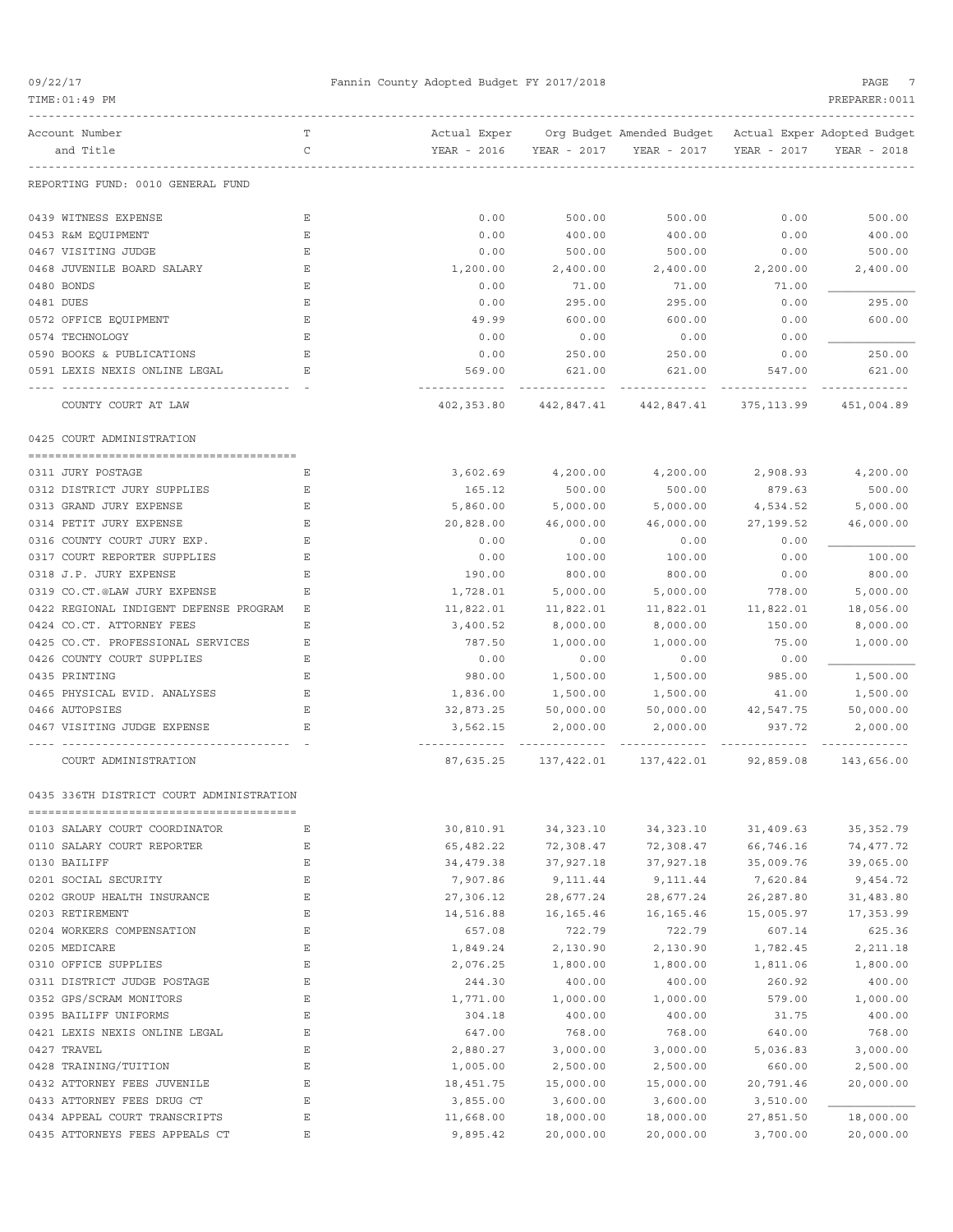Fannin County Adopted Budget FY 2017/2018

| Account Number and Title | T C | Actual Exper YEAR - 2016 | Org Budget YEAR - 2017 | Amended Budget YEAR - 2017 | Actual Exper YEAR - 2017 | Adopted Budget YEAR - 2018 |
|---|---|---|---|---|---|---|
| REPORTING FUND: 0010 GENERAL FUND | | | | | | |
| 0439 WITNESS EXPENSE | E | 0.00 | 500.00 | 500.00 | 0.00 | 500.00 |
| 0453 R&M EQUIPMENT | E | 0.00 | 400.00 | 400.00 | 0.00 | 400.00 |
| 0467 VISITING JUDGE | E | 0.00 | 500.00 | 500.00 | 0.00 | 500.00 |
| 0468 JUVENILE BOARD SALARY | E | 1,200.00 | 2,400.00 | 2,400.00 | 2,200.00 | 2,400.00 |
| 0480 BONDS | E | 0.00 | 71.00 | 71.00 | 71.00 | |
| 0481 DUES | E | 0.00 | 295.00 | 295.00 | 0.00 | 295.00 |
| 0572 OFFICE EQUIPMENT | E | 49.99 | 600.00 | 600.00 | 0.00 | 600.00 |
| 0574 TECHNOLOGY | E | 0.00 | 0.00 | 0.00 | 0.00 | |
| 0590 BOOKS & PUBLICATIONS | E | 0.00 | 250.00 | 250.00 | 0.00 | 250.00 |
| 0591 LEXIS NEXIS ONLINE LEGAL | E | 569.00 | 621.00 | 621.00 | 547.00 | 621.00 |
| COUNTY COURT AT LAW | | 402,353.80 | 442,847.41 | 442,847.41 | 375,113.99 | 451,004.89 |
| **0425 COURT ADMINISTRATION** | | | | | | |
| 0311 JURY POSTAGE | E | 3,602.69 | 4,200.00 | 4,200.00 | 2,908.93 | 4,200.00 |
| 0312 DISTRICT JURY SUPPLIES | E | 165.12 | 500.00 | 500.00 | 879.63 | 500.00 |
| 0313 GRAND JURY EXPENSE | E | 5,860.00 | 5,000.00 | 5,000.00 | 4,534.52 | 5,000.00 |
| 0314 PETIT JURY EXPENSE | E | 20,828.00 | 46,000.00 | 46,000.00 | 27,199.52 | 46,000.00 |
| 0316 COUNTY COURT JURY EXP. | E | 0.00 | 0.00 | 0.00 | 0.00 | |
| 0317 COURT REPORTER SUPPLIES | E | 0.00 | 100.00 | 100.00 | 0.00 | 100.00 |
| 0318 J.P. JURY EXPENSE | E | 190.00 | 800.00 | 800.00 | 0.00 | 800.00 |
| 0319 CO.CT.@LAW JURY EXPENSE | E | 1,728.01 | 5,000.00 | 5,000.00 | 778.00 | 5,000.00 |
| 0422 REGIONAL INDIGENT DEFENSE PROGRAM | E | 11,822.01 | 11,822.01 | 11,822.01 | 11,822.01 | 18,056.00 |
| 0424 CO.CT. ATTORNEY FEES | E | 3,400.52 | 8,000.00 | 8,000.00 | 150.00 | 8,000.00 |
| 0425 CO.CT. PROFESSIONAL SERVICES | E | 787.50 | 1,000.00 | 1,000.00 | 75.00 | 1,000.00 |
| 0426 COUNTY COURT SUPPLIES | E | 0.00 | 0.00 | 0.00 | 0.00 | |
| 0435 PRINTING | E | 980.00 | 1,500.00 | 1,500.00 | 985.00 | 1,500.00 |
| 0465 PHYSICAL EVID. ANALYSES | E | 1,836.00 | 1,500.00 | 1,500.00 | 41.00 | 1,500.00 |
| 0466 AUTOPSIES | E | 32,873.25 | 50,000.00 | 50,000.00 | 42,547.75 | 50,000.00 |
| 0467 VISITING JUDGE EXPENSE | E | 3,562.15 | 2,000.00 | 2,000.00 | 937.72 | 2,000.00 |
| COURT ADMINISTRATION | | 87,635.25 | 137,422.01 | 137,422.01 | 92,859.08 | 143,656.00 |
| **0435 336TH DISTRICT COURT ADMINISTRATION** | | | | | | |
| 0103 SALARY COURT COORDINATOR | E | 30,810.91 | 34,323.10 | 34,323.10 | 31,409.63 | 35,352.79 |
| 0110 SALARY COURT REPORTER | E | 65,482.22 | 72,308.47 | 72,308.47 | 66,746.16 | 74,477.72 |
| 0130 BAILIFF | E | 34,479.38 | 37,927.18 | 37,927.18 | 35,009.76 | 39,065.00 |
| 0201 SOCIAL SECURITY | E | 7,907.86 | 9,111.44 | 9,111.44 | 7,620.84 | 9,454.72 |
| 0202 GROUP HEALTH INSURANCE | E | 27,306.12 | 28,677.24 | 28,677.24 | 26,287.80 | 31,483.80 |
| 0203 RETIREMENT | E | 14,516.88 | 16,165.46 | 16,165.46 | 15,005.97 | 17,353.99 |
| 0204 WORKERS COMPENSATION | E | 657.08 | 722.79 | 722.79 | 607.14 | 625.36 |
| 0205 MEDICARE | E | 1,849.24 | 2,130.90 | 2,130.90 | 1,782.45 | 2,211.18 |
| 0310 OFFICE SUPPLIES | E | 2,076.25 | 1,800.00 | 1,800.00 | 1,811.06 | 1,800.00 |
| 0311 DISTRICT JUDGE POSTAGE | E | 244.30 | 400.00 | 400.00 | 260.92 | 400.00 |
| 0352 GPS/SCRAM MONITORS | E | 1,771.00 | 1,000.00 | 1,000.00 | 579.00 | 1,000.00 |
| 0395 BAILIFF UNIFORMS | E | 304.18 | 400.00 | 400.00 | 31.75 | 400.00 |
| 0421 LEXIS NEXIS ONLINE LEGAL | E | 647.00 | 768.00 | 768.00 | 640.00 | 768.00 |
| 0427 TRAVEL | E | 2,880.27 | 3,000.00 | 3,000.00 | 5,036.83 | 3,000.00 |
| 0428 TRAINING/TUITION | E | 1,005.00 | 2,500.00 | 2,500.00 | 660.00 | 2,500.00 |
| 0432 ATTORNEY FEES JUVENILE | E | 18,451.75 | 15,000.00 | 15,000.00 | 20,791.46 | 20,000.00 |
| 0433 ATTORNEY FEES DRUG CT | E | 3,855.00 | 3,600.00 | 3,600.00 | 3,510.00 | |
| 0434 APPEAL COURT TRANSCRIPTS | E | 11,668.00 | 18,000.00 | 18,000.00 | 27,851.50 | 18,000.00 |
| 0435 ATTORNEYS FEES APPEALS CT | E | 9,895.42 | 20,000.00 | 20,000.00 | 3,700.00 | 20,000.00 |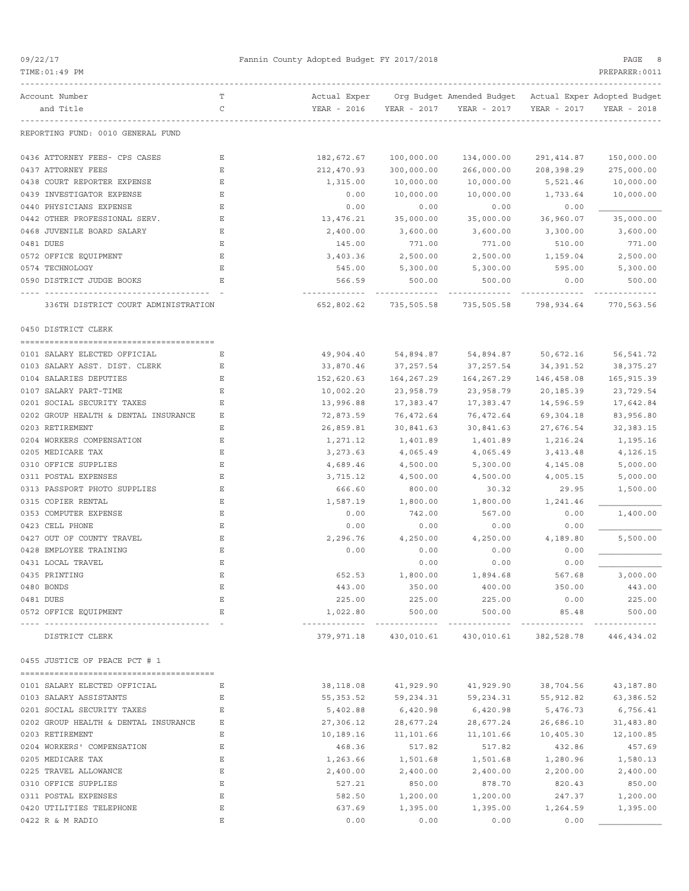REPORTING FUND: 0010 GENERAL FUND

| Account Number and Title | TC | Actual Exper YEAR - 2016 | Org Budget YEAR - 2017 | Amended Budget YEAR - 2017 | Actual Exper YEAR - 2017 | Adopted Budget YEAR - 2018 |
|---|---|---|---|---|---|---|
| 0436 ATTORNEY FEES- CPS CASES | E | 182,672.67 | 100,000.00 | 134,000.00 | 291,414.87 | 150,000.00 |
| 0437 ATTORNEY FEES | E | 212,470.93 | 300,000.00 | 266,000.00 | 208,398.29 | 275,000.00 |
| 0438 COURT REPORTER EXPENSE | E | 1,315.00 | 10,000.00 | 10,000.00 | 5,521.46 | 10,000.00 |
| 0439 INVESTIGATOR EXPENSE | E | 0.00 | 10,000.00 | 10,000.00 | 1,733.64 | 10,000.00 |
| 0440 PHYSICIANS EXPENSE | E | 0.00 | 0.00 | 0.00 | 0.00 | |
| 0442 OTHER PROFESSIONAL SERV. | E | 13,476.21 | 35,000.00 | 35,000.00 | 36,960.07 | 35,000.00 |
| 0468 JUVENILE BOARD SALARY | E | 2,400.00 | 3,600.00 | 3,600.00 | 3,300.00 | 3,600.00 |
| 0481 DUES | E | 145.00 | 771.00 | 771.00 | 510.00 | 771.00 |
| 0572 OFFICE EQUIPMENT | E | 3,403.36 | 2,500.00 | 2,500.00 | 1,159.04 | 2,500.00 |
| 0574 TECHNOLOGY | E | 545.00 | 5,300.00 | 5,300.00 | 595.00 | 5,300.00 |
| 0590 DISTRICT JUDGE BOOKS | E | 566.59 | 500.00 | 500.00 | 0.00 | 500.00 |
| 336TH DISTRICT COURT ADMINISTRATION | | 652,802.62 | 735,505.58 | 735,505.58 | 798,934.64 | 770,563.56 |

0450 DISTRICT CLERK

| Account Number and Title | TC | Actual Exper YEAR - 2016 | Org Budget YEAR - 2017 | Amended Budget YEAR - 2017 | Actual Exper YEAR - 2017 | Adopted Budget YEAR - 2018 |
|---|---|---|---|---|---|---|
| 0101 SALARY ELECTED OFFICIAL | E | 49,904.40 | 54,894.87 | 54,894.87 | 50,672.16 | 56,541.72 |
| 0103 SALARY ASST. DIST. CLERK | E | 33,870.46 | 37,257.54 | 37,257.54 | 34,391.52 | 38,375.27 |
| 0104 SALARIES DEPUTIES | E | 152,620.63 | 164,267.29 | 164,267.29 | 146,458.08 | 165,915.39 |
| 0107 SALARY PART-TIME | E | 10,002.20 | 23,958.79 | 23,958.79 | 20,185.39 | 23,729.54 |
| 0201 SOCIAL SECURITY TAXES | E | 13,996.88 | 17,383.47 | 17,383.47 | 14,596.59 | 17,642.84 |
| 0202 GROUP HEALTH & DENTAL INSURANCE | E | 72,873.59 | 76,472.64 | 76,472.64 | 69,304.18 | 83,956.80 |
| 0203 RETIREMENT | E | 26,859.81 | 30,841.63 | 30,841.63 | 27,676.54 | 32,383.15 |
| 0204 WORKERS COMPENSATION | E | 1,271.12 | 1,401.89 | 1,401.89 | 1,216.24 | 1,195.16 |
| 0205 MEDICARE TAX | E | 3,273.63 | 4,065.49 | 4,065.49 | 3,413.48 | 4,126.15 |
| 0310 OFFICE SUPPLIES | E | 4,689.46 | 4,500.00 | 5,300.00 | 4,145.08 | 5,000.00 |
| 0311 POSTAL EXPENSES | E | 3,715.12 | 4,500.00 | 4,500.00 | 4,005.15 | 5,000.00 |
| 0313 PASSPORT PHOTO SUPPLIES | E | 666.60 | 800.00 | 30.32 | 29.95 | 1,500.00 |
| 0315 COPIER RENTAL | E | 1,587.19 | 1,800.00 | 1,800.00 | 1,241.46 | |
| 0353 COMPUTER EXPENSE | E | 0.00 | 742.00 | 567.00 | 0.00 | 1,400.00 |
| 0423 CELL PHONE | E | 0.00 | 0.00 | 0.00 | 0.00 | |
| 0427 OUT OF COUNTY TRAVEL | E | 2,296.76 | 4,250.00 | 4,250.00 | 4,189.80 | 5,500.00 |
| 0428 EMPLOYEE TRAINING | E | 0.00 | 0.00 | 0.00 | 0.00 | |
| 0431 LOCAL TRAVEL | E | | 0.00 | 0.00 | 0.00 | |
| 0435 PRINTING | E | 652.53 | 1,800.00 | 1,894.68 | 567.68 | 3,000.00 |
| 0480 BONDS | E | 443.00 | 350.00 | 400.00 | 350.00 | 443.00 |
| 0481 DUES | E | 225.00 | 225.00 | 225.00 | 0.00 | 225.00 |
| 0572 OFFICE EQUIPMENT | E | 1,022.80 | 500.00 | 500.00 | 85.48 | 500.00 |
| DISTRICT CLERK | | 379,971.18 | 430,010.61 | 430,010.61 | 382,528.78 | 446,434.02 |

0455 JUSTICE OF PEACE PCT # 1

| Account Number and Title | TC | Actual Exper YEAR - 2016 | Org Budget YEAR - 2017 | Amended Budget YEAR - 2017 | Actual Exper YEAR - 2017 | Adopted Budget YEAR - 2018 |
|---|---|---|---|---|---|---|
| 0101 SALARY ELECTED OFFICIAL | E | 38,118.08 | 41,929.90 | 41,929.90 | 38,704.56 | 43,187.80 |
| 0103 SALARY ASSISTANTS | E | 55,353.52 | 59,234.31 | 59,234.31 | 55,912.82 | 63,386.52 |
| 0201 SOCIAL SECURITY TAXES | E | 5,402.88 | 6,420.98 | 6,420.98 | 5,476.73 | 6,756.41 |
| 0202 GROUP HEALTH & DENTAL INSURANCE | E | 27,306.12 | 28,677.24 | 28,677.24 | 26,686.10 | 31,483.80 |
| 0203 RETIREMENT | E | 10,189.16 | 11,101.66 | 11,101.66 | 10,405.30 | 12,100.85 |
| 0204 WORKERS' COMPENSATION | E | 468.36 | 517.82 | 517.82 | 432.86 | 457.69 |
| 0205 MEDICARE TAX | E | 1,263.66 | 1,501.68 | 1,501.68 | 1,280.96 | 1,580.13 |
| 0225 TRAVEL ALLOWANCE | E | 2,400.00 | 2,400.00 | 2,400.00 | 2,200.00 | 2,400.00 |
| 0310 OFFICE SUPPLIES | E | 527.21 | 850.00 | 878.70 | 820.43 | 850.00 |
| 0311 POSTAL EXPENSES | E | 582.50 | 1,200.00 | 1,200.00 | 247.37 | 1,200.00 |
| 0420 UTILITIES TELEPHONE | E | 637.69 | 1,395.00 | 1,395.00 | 1,264.59 | 1,395.00 |
| 0422 R & M RADIO | E | 0.00 | 0.00 | 0.00 | 0.00 | |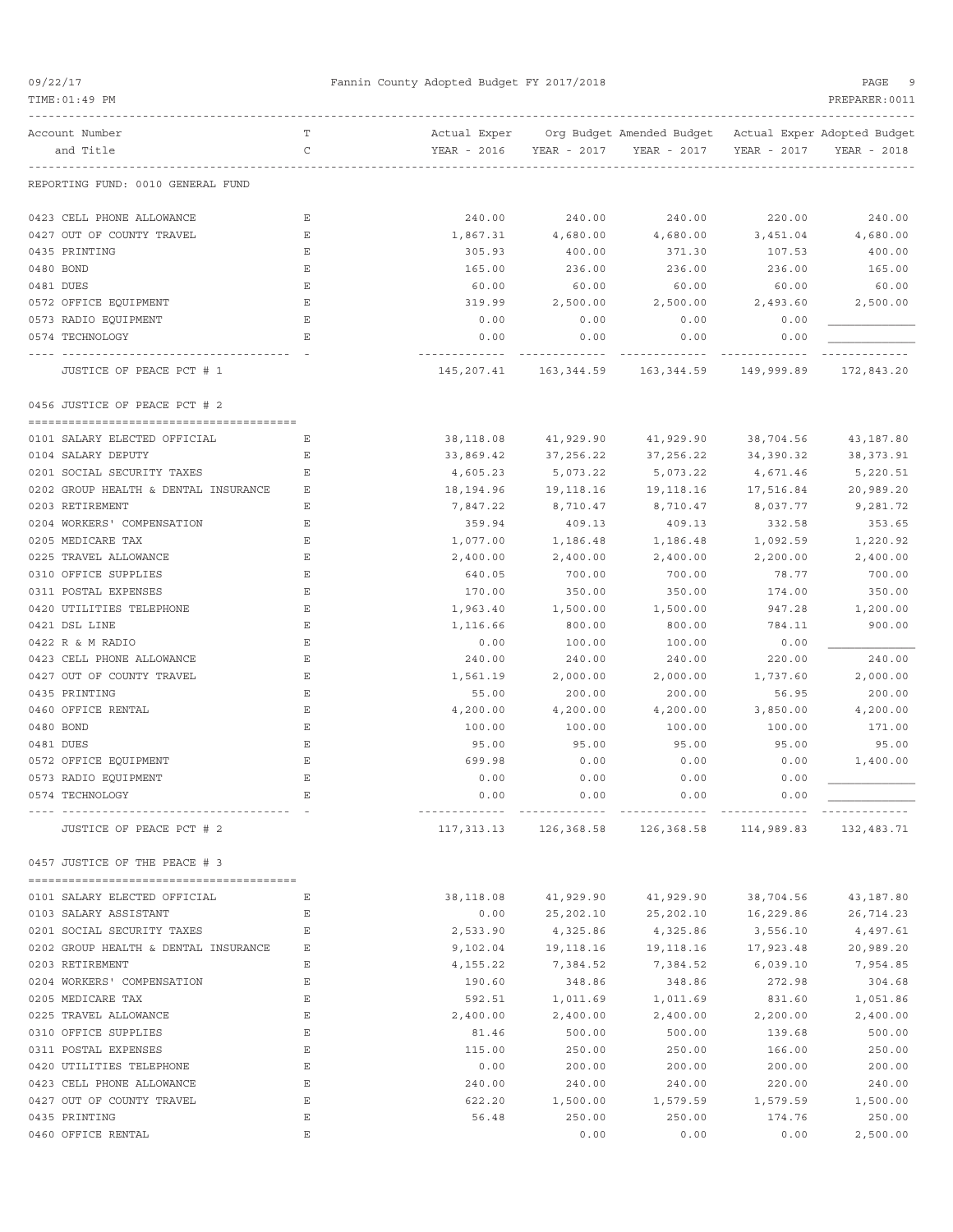REPORTING FUND: 0010 GENERAL FUND

| Account Number and Title | TC | Actual Exper YEAR - 2016 | Org Budget YEAR - 2017 | Amended Budget YEAR - 2017 | Actual Exper YEAR - 2017 | Adopted Budget YEAR - 2018 |
|---|---|---|---|---|---|---|
| 0423 CELL PHONE ALLOWANCE | E | 240.00 | 240.00 | 240.00 | 220.00 | 240.00 |
| 0427 OUT OF COUNTY TRAVEL | E | 1,867.31 | 4,680.00 | 4,680.00 | 3,451.04 | 4,680.00 |
| 0435 PRINTING | E | 305.93 | 400.00 | 371.30 | 107.53 | 400.00 |
| 0480 BOND | E | 165.00 | 236.00 | 236.00 | 236.00 | 165.00 |
| 0481 DUES | E | 60.00 | 60.00 | 60.00 | 60.00 | 60.00 |
| 0572 OFFICE EQUIPMENT | E | 319.99 | 2,500.00 | 2,500.00 | 2,493.60 | 2,500.00 |
| 0573 RADIO EQUIPMENT | E | 0.00 | 0.00 | 0.00 | 0.00 | |
| 0574 TECHNOLOGY | E | 0.00 | 0.00 | 0.00 | 0.00 | |
| JUSTICE OF PEACE PCT # 1 | | 145,207.41 | 163,344.59 | 163,344.59 | 149,999.89 | 172,843.20 |
| **0456 JUSTICE OF PEACE PCT # 2** | | | | | | |
| 0101 SALARY ELECTED OFFICIAL | E | 38,118.08 | 41,929.90 | 41,929.90 | 38,704.56 | 43,187.80 |
| 0104 SALARY DEPUTY | E | 33,869.42 | 37,256.22 | 37,256.22 | 34,390.32 | 38,373.91 |
| 0201 SOCIAL SECURITY TAXES | E | 4,605.23 | 5,073.22 | 5,073.22 | 4,671.46 | 5,220.51 |
| 0202 GROUP HEALTH & DENTAL INSURANCE | E | 18,194.96 | 19,118.16 | 19,118.16 | 17,516.84 | 20,989.20 |
| 0203 RETIREMENT | E | 7,847.22 | 8,710.47 | 8,710.47 | 8,037.77 | 9,281.72 |
| 0204 WORKERS' COMPENSATION | E | 359.94 | 409.13 | 409.13 | 332.58 | 353.65 |
| 0205 MEDICARE TAX | E | 1,077.00 | 1,186.48 | 1,186.48 | 1,092.59 | 1,220.92 |
| 0225 TRAVEL ALLOWANCE | E | 2,400.00 | 2,400.00 | 2,400.00 | 2,200.00 | 2,400.00 |
| 0310 OFFICE SUPPLIES | E | 640.05 | 700.00 | 700.00 | 78.77 | 700.00 |
| 0311 POSTAL EXPENSES | E | 170.00 | 350.00 | 350.00 | 174.00 | 350.00 |
| 0420 UTILITIES TELEPHONE | E | 1,963.40 | 1,500.00 | 1,500.00 | 947.28 | 1,200.00 |
| 0421 DSL LINE | E | 1,116.66 | 800.00 | 800.00 | 784.11 | 900.00 |
| 0422 R & M RADIO | E | 0.00 | 100.00 | 100.00 | 0.00 | |
| 0423 CELL PHONE ALLOWANCE | E | 240.00 | 240.00 | 240.00 | 220.00 | 240.00 |
| 0427 OUT OF COUNTY TRAVEL | E | 1,561.19 | 2,000.00 | 2,000.00 | 1,737.60 | 2,000.00 |
| 0435 PRINTING | E | 55.00 | 200.00 | 200.00 | 56.95 | 200.00 |
| 0460 OFFICE RENTAL | E | 4,200.00 | 4,200.00 | 4,200.00 | 3,850.00 | 4,200.00 |
| 0480 BOND | E | 100.00 | 100.00 | 100.00 | 100.00 | 171.00 |
| 0481 DUES | E | 95.00 | 95.00 | 95.00 | 95.00 | 95.00 |
| 0572 OFFICE EQUIPMENT | E | 699.98 | 0.00 | 0.00 | 0.00 | 1,400.00 |
| 0573 RADIO EQUIPMENT | E | 0.00 | 0.00 | 0.00 | 0.00 | |
| 0574 TECHNOLOGY | E | 0.00 | 0.00 | 0.00 | 0.00 | |
| JUSTICE OF PEACE PCT # 2 | | 117,313.13 | 126,368.58 | 126,368.58 | 114,989.83 | 132,483.71 |
| **0457 JUSTICE OF THE PEACE # 3** | | | | | | |
| 0101 SALARY ELECTED OFFICIAL | E | 38,118.08 | 41,929.90 | 41,929.90 | 38,704.56 | 43,187.80 |
| 0103 SALARY ASSISTANT | E | 0.00 | 25,202.10 | 25,202.10 | 16,229.86 | 26,714.23 |
| 0201 SOCIAL SECURITY TAXES | E | 2,533.90 | 4,325.86 | 4,325.86 | 3,556.10 | 4,497.61 |
| 0202 GROUP HEALTH & DENTAL INSURANCE | E | 9,102.04 | 19,118.16 | 19,118.16 | 17,923.48 | 20,989.20 |
| 0203 RETIREMENT | E | 4,155.22 | 7,384.52 | 7,384.52 | 6,039.10 | 7,954.85 |
| 0204 WORKERS' COMPENSATION | E | 190.60 | 348.86 | 348.86 | 272.98 | 304.68 |
| 0205 MEDICARE TAX | E | 592.51 | 1,011.69 | 1,011.69 | 831.60 | 1,051.86 |
| 0225 TRAVEL ALLOWANCE | E | 2,400.00 | 2,400.00 | 2,400.00 | 2,200.00 | 2,400.00 |
| 0310 OFFICE SUPPLIES | E | 81.46 | 500.00 | 500.00 | 139.68 | 500.00 |
| 0311 POSTAL EXPENSES | E | 115.00 | 250.00 | 250.00 | 166.00 | 250.00 |
| 0420 UTILITIES TELEPHONE | E | 0.00 | 200.00 | 200.00 | 200.00 | 200.00 |
| 0423 CELL PHONE ALLOWANCE | E | 240.00 | 240.00 | 240.00 | 220.00 | 240.00 |
| 0427 OUT OF COUNTY TRAVEL | E | 622.20 | 1,500.00 | 1,579.59 | 1,579.59 | 1,500.00 |
| 0435 PRINTING | E | 56.48 | 250.00 | 250.00 | 174.76 | 250.00 |
| 0460 OFFICE RENTAL | E | | 0.00 | 0.00 | 0.00 | 2,500.00 |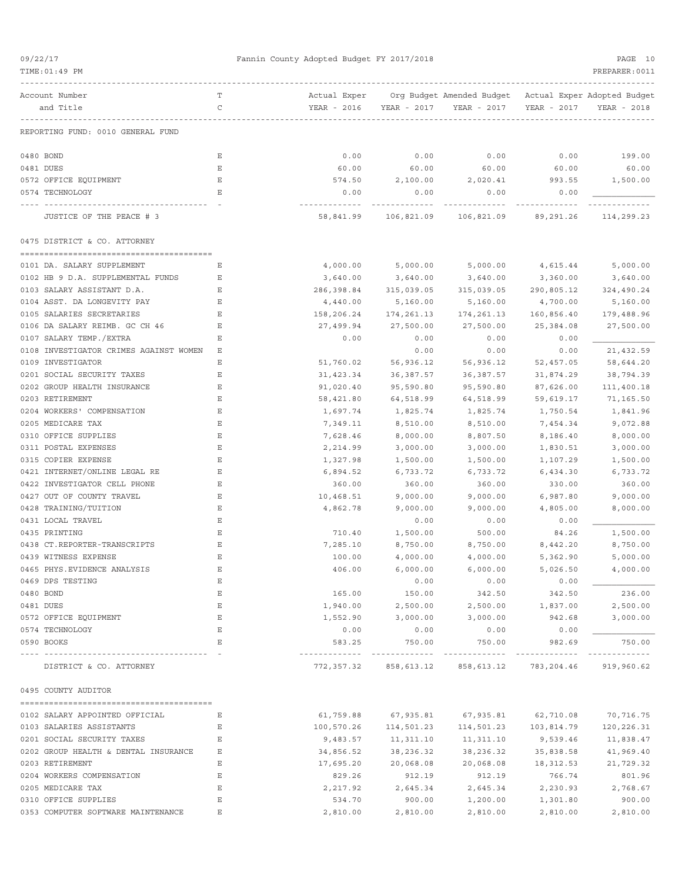REPORTING FUND: 0010 GENERAL FUND

| Account Number and Title | T C | Actual Exper YEAR - 2016 | Org Budget YEAR - 2017 | Amended Budget YEAR - 2017 | Actual Exper YEAR - 2017 | Adopted Budget YEAR - 2018 |
|---|---|---|---|---|---|---|
| 0480 BOND | E | 0.00 | 0.00 | 0.00 | 0.00 | 199.00 |
| 0481 DUES | E | 60.00 | 60.00 | 60.00 | 60.00 | 60.00 |
| 0572 OFFICE EQUIPMENT | E | 574.50 | 2,100.00 | 2,020.41 | 993.55 | 1,500.00 |
| 0574 TECHNOLOGY | E | 0.00 | 0.00 | 0.00 | 0.00 | |
| JUSTICE OF THE PEACE # 3 | | 58,841.99 | 106,821.09 | 106,821.09 | 89,291.26 | 114,299.23 |

## 0475 DISTRICT & CO. ATTORNEY

| Account Number and Title | T C | Actual Exper YEAR - 2016 | Org Budget YEAR - 2017 | Amended Budget YEAR - 2017 | Actual Exper YEAR - 2017 | Adopted Budget YEAR - 2018 |
|---|---|---|---|---|---|---|
| 0101 DA. SALARY SUPPLEMENT | E | 4,000.00 | 5,000.00 | 5,000.00 | 4,615.44 | 5,000.00 |
| 0102 HB 9 D.A. SUPPLEMENTAL FUNDS | E | 3,640.00 | 3,640.00 | 3,640.00 | 3,360.00 | 3,640.00 |
| 0103 SALARY ASSISTANT D.A. | E | 286,398.84 | 315,039.05 | 315,039.05 | 290,805.12 | 324,490.24 |
| 0104 ASST. DA LONGEVITY PAY | E | 4,440.00 | 5,160.00 | 5,160.00 | 4,700.00 | 5,160.00 |
| 0105 SALARIES SECRETARIES | E | 158,206.24 | 174,261.13 | 174,261.13 | 160,856.40 | 179,488.96 |
| 0106 DA SALARY REIMB. GC CH 46 | E | 27,499.94 | 27,500.00 | 27,500.00 | 25,384.08 | 27,500.00 |
| 0107 SALARY TEMP./EXTRA | E | 0.00 | 0.00 | 0.00 | 0.00 | |
| 0108 INVESTIGATOR CRIMES AGAINST WOMEN | E | | 0.00 | 0.00 | 0.00 | 21,432.59 |
| 0109 INVESTIGATOR | E | 51,760.02 | 56,936.12 | 56,936.12 | 52,457.05 | 58,644.20 |
| 0201 SOCIAL SECURITY TAXES | E | 31,423.34 | 36,387.57 | 36,387.57 | 31,874.29 | 38,794.39 |
| 0202 GROUP HEALTH INSURANCE | E | 91,020.40 | 95,590.80 | 95,590.80 | 87,626.00 | 111,400.18 |
| 0203 RETIREMENT | E | 58,421.80 | 64,518.99 | 64,518.99 | 59,619.17 | 71,165.50 |
| 0204 WORKERS' COMPENSATION | E | 1,697.74 | 1,825.74 | 1,825.74 | 1,750.54 | 1,841.96 |
| 0205 MEDICARE TAX | E | 7,349.11 | 8,510.00 | 8,510.00 | 7,454.34 | 9,072.88 |
| 0310 OFFICE SUPPLIES | E | 7,628.46 | 8,000.00 | 8,807.50 | 8,186.40 | 8,000.00 |
| 0311 POSTAL EXPENSES | E | 2,214.99 | 3,000.00 | 3,000.00 | 1,830.51 | 3,000.00 |
| 0315 COPIER EXPENSE | E | 1,327.98 | 1,500.00 | 1,500.00 | 1,107.29 | 1,500.00 |
| 0421 INTERNET/ONLINE LEGAL RE | E | 6,894.52 | 6,733.72 | 6,733.72 | 6,434.30 | 6,733.72 |
| 0422 INVESTIGATOR CELL PHONE | E | 360.00 | 360.00 | 360.00 | 330.00 | 360.00 |
| 0427 OUT OF COUNTY TRAVEL | E | 10,468.51 | 9,000.00 | 9,000.00 | 6,987.80 | 9,000.00 |
| 0428 TRAINING/TUITION | E | 4,862.78 | 9,000.00 | 9,000.00 | 4,805.00 | 8,000.00 |
| 0431 LOCAL TRAVEL | E | | 0.00 | 0.00 | 0.00 | |
| 0435 PRINTING | E | 710.40 | 1,500.00 | 500.00 | 84.26 | 1,500.00 |
| 0438 CT.REPORTER-TRANSCRIPTS | E | 7,285.10 | 8,750.00 | 8,750.00 | 8,442.20 | 8,750.00 |
| 0439 WITNESS EXPENSE | E | 100.00 | 4,000.00 | 4,000.00 | 5,362.90 | 5,000.00 |
| 0465 PHYS.EVIDENCE ANALYSIS | E | 406.00 | 6,000.00 | 6,000.00 | 5,026.50 | 4,000.00 |
| 0469 DPS TESTING | E | | 0.00 | 0.00 | 0.00 | |
| 0480 BOND | E | 165.00 | 150.00 | 342.50 | 342.50 | 236.00 |
| 0481 DUES | E | 1,940.00 | 2,500.00 | 2,500.00 | 1,837.00 | 2,500.00 |
| 0572 OFFICE EQUIPMENT | E | 1,552.90 | 3,000.00 | 3,000.00 | 942.68 | 3,000.00 |
| 0574 TECHNOLOGY | E | 0.00 | 0.00 | 0.00 | 0.00 | |
| 0590 BOOKS | E | 583.25 | 750.00 | 750.00 | 982.69 | 750.00 |
| DISTRICT & CO. ATTORNEY | | 772,357.32 | 858,613.12 | 858,613.12 | 783,204.46 | 919,960.62 |

## 0495 COUNTY AUDITOR

| Account Number and Title | T C | Actual Exper YEAR - 2016 | Org Budget YEAR - 2017 | Amended Budget YEAR - 2017 | Actual Exper YEAR - 2017 | Adopted Budget YEAR - 2018 |
|---|---|---|---|---|---|---|
| 0102 SALARY APPOINTED OFFICIAL | E | 61,759.88 | 67,935.81 | 67,935.81 | 62,710.08 | 70,716.75 |
| 0103 SALARIES ASSISTANTS | E | 100,570.26 | 114,501.23 | 114,501.23 | 103,814.79 | 120,226.31 |
| 0201 SOCIAL SECURITY TAXES | E | 9,483.57 | 11,311.10 | 11,311.10 | 9,539.46 | 11,838.47 |
| 0202 GROUP HEALTH & DENTAL INSURANCE | E | 34,856.52 | 38,236.32 | 38,236.32 | 35,838.58 | 41,969.40 |
| 0203 RETIREMENT | E | 17,695.20 | 20,068.08 | 20,068.08 | 18,312.53 | 21,729.32 |
| 0204 WORKERS COMPENSATION | E | 829.26 | 912.19 | 912.19 | 766.74 | 801.96 |
| 0205 MEDICARE TAX | E | 2,217.92 | 2,645.34 | 2,645.34 | 2,230.93 | 2,768.67 |
| 0310 OFFICE SUPPLIES | E | 534.70 | 900.00 | 1,200.00 | 1,301.80 | 900.00 |
| 0353 COMPUTER SOFTWARE MAINTENANCE | E | 2,810.00 | 2,810.00 | 2,810.00 | 2,810.00 | 2,810.00 |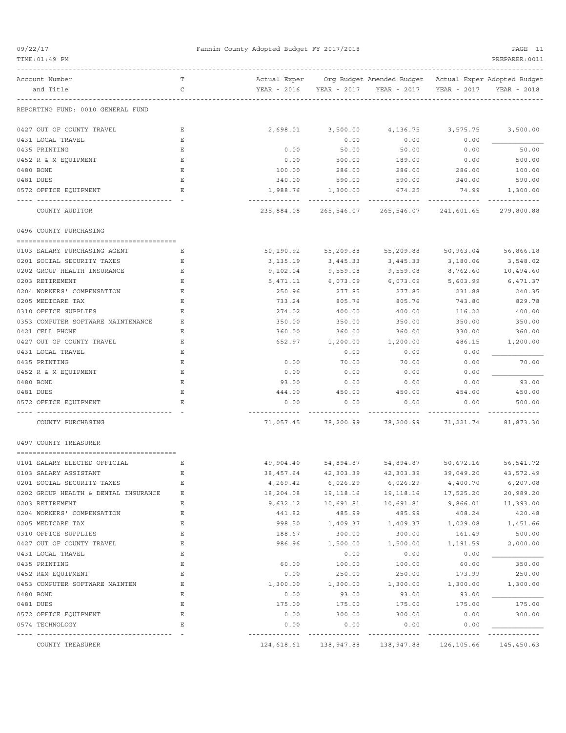REPORTING FUND: 0010 GENERAL FUND

| Account Number and Title | TC | Actual Exper YEAR - 2016 | Org Budget YEAR - 2017 | Amended Budget YEAR - 2017 | Actual Exper YEAR - 2017 | Adopted Budget YEAR - 2018 |
|---|---|---|---|---|---|---|
| 0427 OUT OF COUNTY TRAVEL | E | 2,698.01 | 3,500.00 | 4,136.75 | 3,575.75 | 3,500.00 |
| 0431 LOCAL TRAVEL | E | | 0.00 | 0.00 | 0.00 | |
| 0435 PRINTING | E | 0.00 | 50.00 | 50.00 | 0.00 | 50.00 |
| 0452 R & M EQUIPMENT | E | 0.00 | 500.00 | 189.00 | 0.00 | 500.00 |
| 0480 BOND | E | 100.00 | 286.00 | 286.00 | 286.00 | 100.00 |
| 0481 DUES | E | 340.00 | 590.00 | 590.00 | 340.00 | 590.00 |
| 0572 OFFICE EQUIPMENT | E | 1,988.76 | 1,300.00 | 674.25 | 74.99 | 1,300.00 |
| COUNTY AUDITOR | | 235,884.08 | 265,546.07 | 265,546.07 | 241,601.65 | 279,800.88 |
| **0496 COUNTY PURCHASING** | | | | | | |
| 0103 SALARY PURCHASING AGENT | E | 50,190.92 | 55,209.88 | 55,209.88 | 50,963.04 | 56,866.18 |
| 0201 SOCIAL SECURITY TAXES | E | 3,135.19 | 3,445.33 | 3,445.33 | 3,180.06 | 3,548.02 |
| 0202 GROUP HEALTH INSURANCE | E | 9,102.04 | 9,559.08 | 9,559.08 | 8,762.60 | 10,494.60 |
| 0203 RETIREMENT | E | 5,471.11 | 6,073.09 | 6,073.09 | 5,603.99 | 6,471.37 |
| 0204 WORKERS' COMPENSATION | E | 250.96 | 277.85 | 277.85 | 231.88 | 240.35 |
| 0205 MEDICARE TAX | E | 733.24 | 805.76 | 805.76 | 743.80 | 829.78 |
| 0310 OFFICE SUPPLIES | E | 274.02 | 400.00 | 400.00 | 116.22 | 400.00 |
| 0353 COMPUTER SOFTWARE MAINTENANCE | E | 350.00 | 350.00 | 350.00 | 350.00 | 350.00 |
| 0421 CELL PHONE | E | 360.00 | 360.00 | 360.00 | 330.00 | 360.00 |
| 0427 OUT OF COUNTY TRAVEL | E | 652.97 | 1,200.00 | 1,200.00 | 486.15 | 1,200.00 |
| 0431 LOCAL TRAVEL | E | | 0.00 | 0.00 | 0.00 | |
| 0435 PRINTING | E | 0.00 | 70.00 | 70.00 | 0.00 | 70.00 |
| 0452 R & M EQUIPMENT | E | 0.00 | 0.00 | 0.00 | 0.00 | |
| 0480 BOND | E | 93.00 | 0.00 | 0.00 | 0.00 | 93.00 |
| 0481 DUES | E | 444.00 | 450.00 | 450.00 | 454.00 | 450.00 |
| 0572 OFFICE EQUIPMENT | E | 0.00 | 0.00 | 0.00 | 0.00 | 500.00 |
| COUNTY PURCHASING | | 71,057.45 | 78,200.99 | 78,200.99 | 71,221.74 | 81,873.30 |
| **0497 COUNTY TREASURER** | | | | | | |
| 0101 SALARY ELECTED OFFICIAL | E | 49,904.40 | 54,894.87 | 54,894.87 | 50,672.16 | 56,541.72 |
| 0103 SALARY ASSISTANT | E | 38,457.64 | 42,303.39 | 42,303.39 | 39,049.20 | 43,572.49 |
| 0201 SOCIAL SECURITY TAXES | E | 4,269.42 | 6,026.29 | 6,026.29 | 4,400.70 | 6,207.08 |
| 0202 GROUP HEALTH & DENTAL INSURANCE | E | 18,204.08 | 19,118.16 | 19,118.16 | 17,525.20 | 20,989.20 |
| 0203 RETIREMENT | E | 9,632.12 | 10,691.81 | 10,691.81 | 9,866.01 | 11,393.00 |
| 0204 WORKERS' COMPENSATION | E | 441.82 | 485.99 | 485.99 | 408.24 | 420.48 |
| 0205 MEDICARE TAX | E | 998.50 | 1,409.37 | 1,409.37 | 1,029.08 | 1,451.66 |
| 0310 OFFICE SUPPLIES | E | 188.67 | 300.00 | 300.00 | 161.49 | 500.00 |
| 0427 OUT OF COUNTY TRAVEL | E | 986.96 | 1,500.00 | 1,500.00 | 1,191.59 | 2,000.00 |
| 0431 LOCAL TRAVEL | E | | 0.00 | 0.00 | 0.00 | |
| 0435 PRINTING | E | 60.00 | 100.00 | 100.00 | 60.00 | 350.00 |
| 0452 R&M EQUIPMENT | E | 0.00 | 250.00 | 250.00 | 173.99 | 250.00 |
| 0453 COMPUTER SOFTWARE MAINTEN | E | 1,300.00 | 1,300.00 | 1,300.00 | 1,300.00 | 1,300.00 |
| 0480 BOND | E | 0.00 | 93.00 | 93.00 | 93.00 | |
| 0481 DUES | E | 175.00 | 175.00 | 175.00 | 175.00 | 175.00 |
| 0572 OFFICE EQUIPMENT | E | 0.00 | 300.00 | 300.00 | 0.00 | 300.00 |
| 0574 TECHNOLOGY | E | 0.00 | 0.00 | 0.00 | 0.00 | |
| COUNTY TREASURER | | 124,618.61 | 138,947.88 | 138,947.88 | 126,105.66 | 145,450.63 |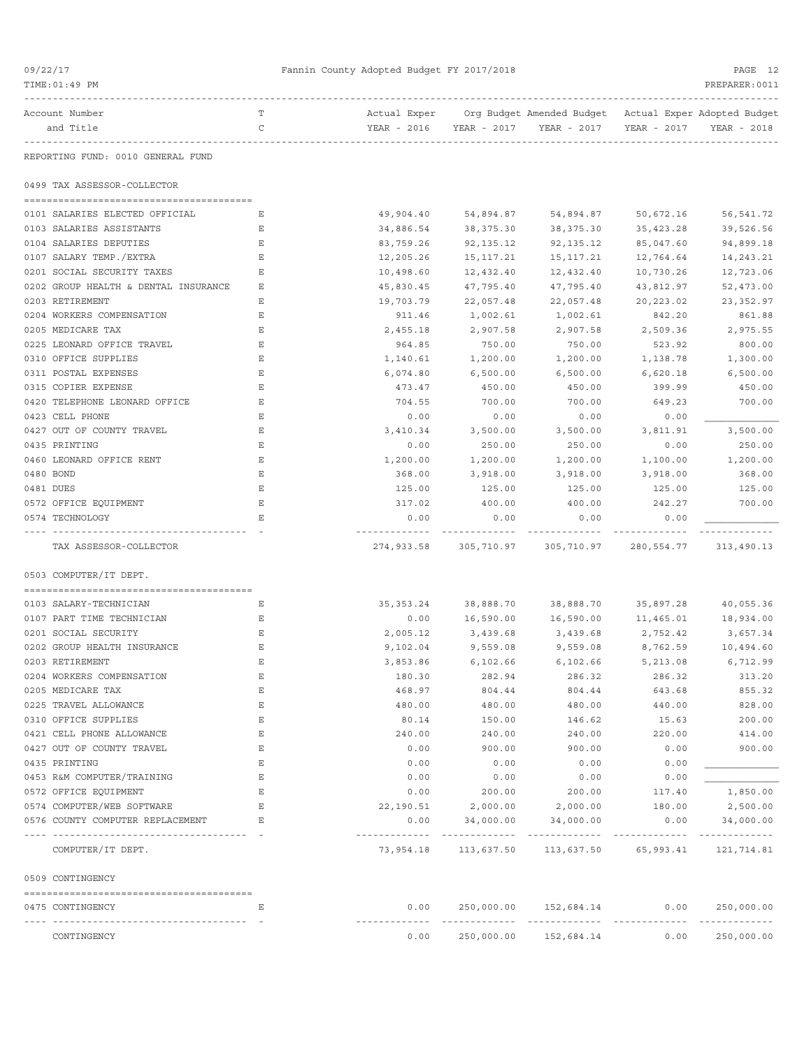Fannin County Adopted Budget FY 2017/2018

| Account Number and Title | T C | Actual Exper YEAR - 2016 | Org Budget YEAR - 2017 | Amended Budget YEAR - 2017 | Actual Exper YEAR - 2017 | Adopted Budget YEAR - 2018 |
|---|---|---|---|---|---|---|

REPORTING FUND: 0010 GENERAL FUND

## 0499 TAX ASSESSOR-COLLECTOR

| Account Number and Title | T C | Actual Exper YEAR - 2016 | Org Budget YEAR - 2017 | Amended Budget YEAR - 2017 | Actual Exper YEAR - 2017 | Adopted Budget YEAR - 2018 |
|---|---|---|---|---|---|---|
| 0101 SALARIES ELECTED OFFICIAL | E | 49,904.40 | 54,894.87 | 54,894.87 | 50,672.16 | 56,541.72 |
| 0103 SALARIES ASSISTANTS | E | 34,886.54 | 38,375.30 | 38,375.30 | 35,423.28 | 39,526.56 |
| 0104 SALARIES DEPUTIES | E | 83,759.26 | 92,135.12 | 92,135.12 | 85,047.60 | 94,899.18 |
| 0107 SALARY TEMP./EXTRA | E | 12,205.26 | 15,117.21 | 15,117.21 | 12,764.64 | 14,243.21 |
| 0201 SOCIAL SECURITY TAXES | E | 10,498.60 | 12,432.40 | 12,432.40 | 10,730.26 | 12,723.06 |
| 0202 GROUP HEALTH & DENTAL INSURANCE | E | 45,830.45 | 47,795.40 | 47,795.40 | 43,812.97 | 52,473.00 |
| 0203 RETIREMENT | E | 19,703.79 | 22,057.48 | 22,057.48 | 20,223.02 | 23,352.97 |
| 0204 WORKERS COMPENSATION | E | 911.46 | 1,002.61 | 1,002.61 | 842.20 | 861.88 |
| 0205 MEDICARE TAX | E | 2,455.18 | 2,907.58 | 2,907.58 | 2,509.36 | 2,975.55 |
| 0225 LEONARD OFFICE TRAVEL | E | 964.85 | 750.00 | 750.00 | 523.92 | 800.00 |
| 0310 OFFICE SUPPLIES | E | 1,140.61 | 1,200.00 | 1,200.00 | 1,138.78 | 1,300.00 |
| 0311 POSTAL EXPENSES | E | 6,074.80 | 6,500.00 | 6,500.00 | 6,620.18 | 6,500.00 |
| 0315 COPIER EXPENSE | E | 473.47 | 450.00 | 450.00 | 399.99 | 450.00 |
| 0420 TELEPHONE LEONARD OFFICE | E | 704.55 | 700.00 | 700.00 | 649.23 | 700.00 |
| 0423 CELL PHONE | E | 0.00 | 0.00 | 0.00 | 0.00 | |
| 0427 OUT OF COUNTY TRAVEL | E | 3,410.34 | 3,500.00 | 3,500.00 | 3,811.91 | 3,500.00 |
| 0435 PRINTING | E | 0.00 | 250.00 | 250.00 | 0.00 | 250.00 |
| 0460 LEONARD OFFICE RENT | E | 1,200.00 | 1,200.00 | 1,200.00 | 1,100.00 | 1,200.00 |
| 0480 BOND | E | 368.00 | 3,918.00 | 3,918.00 | 3,918.00 | 368.00 |
| 0481 DUES | E | 125.00 | 125.00 | 125.00 | 125.00 | 125.00 |
| 0572 OFFICE EQUIPMENT | E | 317.02 | 400.00 | 400.00 | 242.27 | 700.00 |
| 0574 TECHNOLOGY | E | 0.00 | 0.00 | 0.00 | 0.00 | |
| TAX ASSESSOR-COLLECTOR | | 274,933.58 | 305,710.97 | 305,710.97 | 280,554.77 | 313,490.13 |

## 0503 COMPUTER/IT DEPT.

| Account Number and Title | T C | Actual Exper YEAR - 2016 | Org Budget YEAR - 2017 | Amended Budget YEAR - 2017 | Actual Exper YEAR - 2017 | Adopted Budget YEAR - 2018 |
|---|---|---|---|---|---|---|
| 0103 SALARY-TECHNICIAN | E | 35,353.24 | 38,888.70 | 38,888.70 | 35,897.28 | 40,055.36 |
| 0107 PART TIME TECHNICIAN | E | 0.00 | 16,590.00 | 16,590.00 | 11,465.01 | 18,934.00 |
| 0201 SOCIAL SECURITY | E | 2,005.12 | 3,439.68 | 3,439.68 | 2,752.42 | 3,657.34 |
| 0202 GROUP HEALTH INSURANCE | E | 9,102.04 | 9,559.08 | 9,559.08 | 8,762.59 | 10,494.60 |
| 0203 RETIREMENT | E | 3,853.86 | 6,102.66 | 6,102.66 | 5,213.08 | 6,712.99 |
| 0204 WORKERS COMPENSATION | E | 180.30 | 282.94 | 286.32 | 286.32 | 313.20 |
| 0205 MEDICARE TAX | E | 468.97 | 804.44 | 804.44 | 643.68 | 855.32 |
| 0225 TRAVEL ALLOWANCE | E | 480.00 | 480.00 | 480.00 | 440.00 | 828.00 |
| 0310 OFFICE SUPPLIES | E | 80.14 | 150.00 | 146.62 | 15.63 | 200.00 |
| 0421 CELL PHONE ALLOWANCE | E | 240.00 | 240.00 | 240.00 | 220.00 | 414.00 |
| 0427 OUT OF COUNTY TRAVEL | E | 0.00 | 900.00 | 900.00 | 0.00 | 900.00 |
| 0435 PRINTING | E | 0.00 | 0.00 | 0.00 | 0.00 | |
| 0453 R&M COMPUTER/TRAINING | E | 0.00 | 0.00 | 0.00 | 0.00 | |
| 0572 OFFICE EQUIPMENT | E | 0.00 | 200.00 | 200.00 | 117.40 | 1,850.00 |
| 0574 COMPUTER/WEB SOFTWARE | E | 22,190.51 | 2,000.00 | 2,000.00 | 180.00 | 2,500.00 |
| 0576 COUNTY COMPUTER REPLACEMENT | E | 0.00 | 34,000.00 | 34,000.00 | 0.00 | 34,000.00 |
| COMPUTER/IT DEPT. | | 73,954.18 | 113,637.50 | 113,637.50 | 65,993.41 | 121,714.81 |

## 0509 CONTINGENCY

| Account Number and Title | T C | Actual Exper YEAR - 2016 | Org Budget YEAR - 2017 | Amended Budget YEAR - 2017 | Actual Exper YEAR - 2017 | Adopted Budget YEAR - 2018 |
|---|---|---|---|---|---|---|
| 0475 CONTINGENCY | E | 0.00 | 250,000.00 | 152,684.14 | 0.00 | 250,000.00 |
| CONTINGENCY | | 0.00 | 250,000.00 | 152,684.14 | 0.00 | 250,000.00 |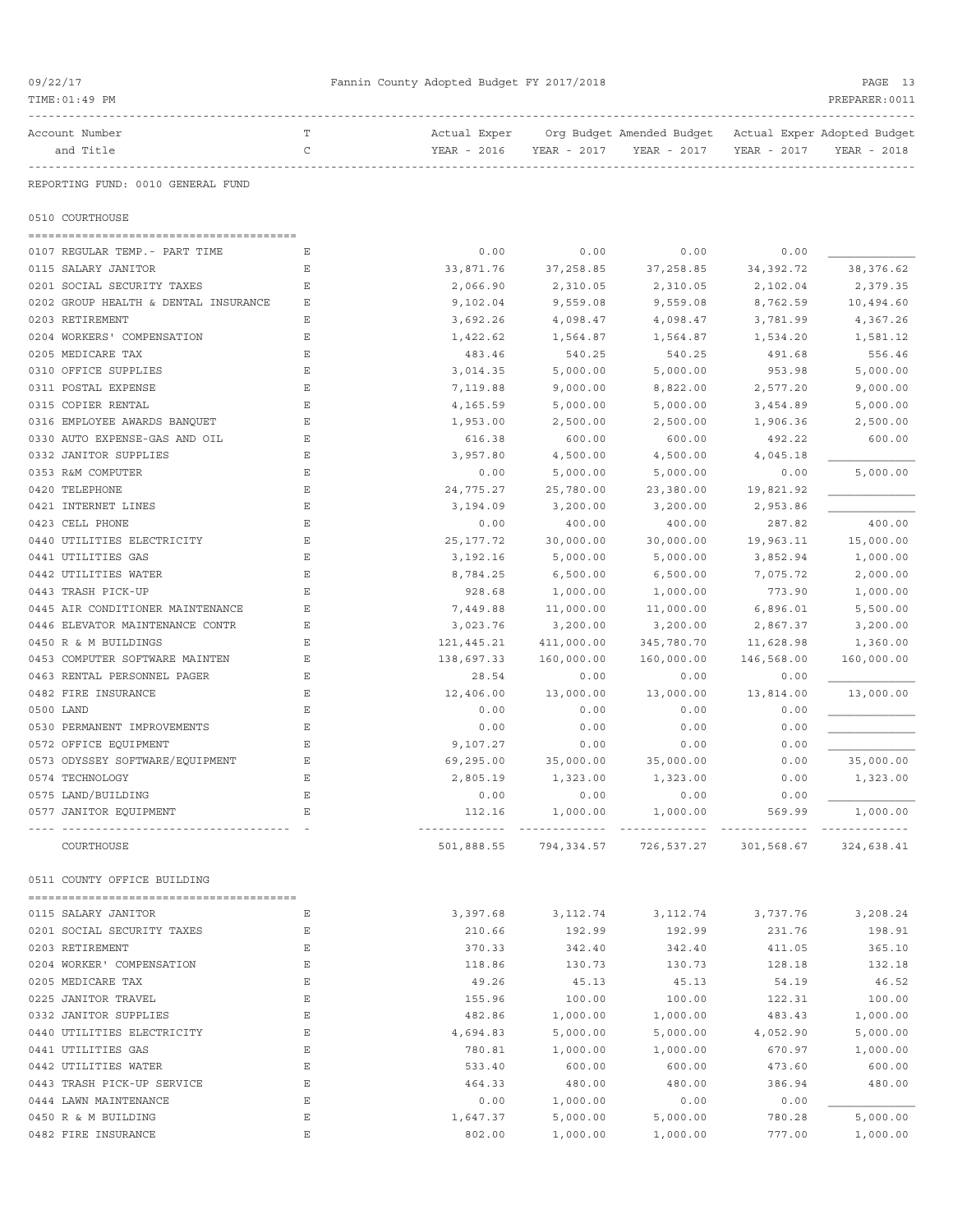REPORTING FUND: 0010 GENERAL FUND

## 0510 COURTHOUSE

| Account Number and Title | TC | Actual Exper YEAR - 2016 | Org Budget YEAR - 2017 | Amended Budget YEAR - 2017 | Actual Exper YEAR - 2017 | Adopted Budget YEAR - 2018 |
|---|---|---|---|---|---|---|
| 0107 REGULAR TEMP.- PART TIME | E | 0.00 | 0.00 | 0.00 | 0.00 | |
| 0115 SALARY JANITOR | E | 33,871.76 | 37,258.85 | 37,258.85 | 34,392.72 | 38,376.62 |
| 0201 SOCIAL SECURITY TAXES | E | 2,066.90 | 2,310.05 | 2,310.05 | 2,102.04 | 2,379.35 |
| 0202 GROUP HEALTH & DENTAL INSURANCE | E | 9,102.04 | 9,559.08 | 9,559.08 | 8,762.59 | 10,494.60 |
| 0203 RETIREMENT | E | 3,692.26 | 4,098.47 | 4,098.47 | 3,781.99 | 4,367.26 |
| 0204 WORKERS' COMPENSATION | E | 1,422.62 | 1,564.87 | 1,564.87 | 1,534.20 | 1,581.12 |
| 0205 MEDICARE TAX | E | 483.46 | 540.25 | 540.25 | 491.68 | 556.46 |
| 0310 OFFICE SUPPLIES | E | 3,014.35 | 5,000.00 | 5,000.00 | 953.98 | 5,000.00 |
| 0311 POSTAL EXPENSE | E | 7,119.88 | 9,000.00 | 8,822.00 | 2,577.20 | 9,000.00 |
| 0315 COPIER RENTAL | E | 4,165.59 | 5,000.00 | 5,000.00 | 3,454.89 | 5,000.00 |
| 0316 EMPLOYEE AWARDS BANQUET | E | 1,953.00 | 2,500.00 | 2,500.00 | 1,906.36 | 2,500.00 |
| 0330 AUTO EXPENSE-GAS AND OIL | E | 616.38 | 600.00 | 600.00 | 492.22 | 600.00 |
| 0332 JANITOR SUPPLIES | E | 3,957.80 | 4,500.00 | 4,500.00 | 4,045.18 | |
| 0353 R&M COMPUTER | E | 0.00 | 5,000.00 | 5,000.00 | 0.00 | 5,000.00 |
| 0420 TELEPHONE | E | 24,775.27 | 25,780.00 | 23,380.00 | 19,821.92 | |
| 0421 INTERNET LINES | E | 3,194.09 | 3,200.00 | 3,200.00 | 2,953.86 | |
| 0423 CELL PHONE | E | 0.00 | 400.00 | 400.00 | 287.82 | 400.00 |
| 0440 UTILITIES ELECTRICITY | E | 25,177.72 | 30,000.00 | 30,000.00 | 19,963.11 | 15,000.00 |
| 0441 UTILITIES GAS | E | 3,192.16 | 5,000.00 | 5,000.00 | 3,852.94 | 1,000.00 |
| 0442 UTILITIES WATER | E | 8,784.25 | 6,500.00 | 6,500.00 | 7,075.72 | 2,000.00 |
| 0443 TRASH PICK-UP | E | 928.68 | 1,000.00 | 1,000.00 | 773.90 | 1,000.00 |
| 0445 AIR CONDITIONER MAINTENANCE | E | 7,449.88 | 11,000.00 | 11,000.00 | 6,896.01 | 5,500.00 |
| 0446 ELEVATOR MAINTENANCE CONTR | E | 3,023.76 | 3,200.00 | 3,200.00 | 2,867.37 | 3,200.00 |
| 0450 R & M BUILDINGS | E | 121,445.21 | 411,000.00 | 345,780.70 | 11,628.98 | 1,360.00 |
| 0453 COMPUTER SOFTWARE MAINTEN | E | 138,697.33 | 160,000.00 | 160,000.00 | 146,568.00 | 160,000.00 |
| 0463 RENTAL PERSONNEL PAGER | E | 28.54 | 0.00 | 0.00 | 0.00 | |
| 0482 FIRE INSURANCE | E | 12,406.00 | 13,000.00 | 13,000.00 | 13,814.00 | 13,000.00 |
| 0500 LAND | E | 0.00 | 0.00 | 0.00 | 0.00 | |
| 0530 PERMANENT IMPROVEMENTS | E | 0.00 | 0.00 | 0.00 | 0.00 | |
| 0572 OFFICE EQUIPMENT | E | 9,107.27 | 0.00 | 0.00 | 0.00 | |
| 0573 ODYSSEY SOFTWARE/EQUIPMENT | E | 69,295.00 | 35,000.00 | 35,000.00 | 0.00 | 35,000.00 |
| 0574 TECHNOLOGY | E | 2,805.19 | 1,323.00 | 1,323.00 | 0.00 | 1,323.00 |
| 0575 LAND/BUILDING | E | 0.00 | 0.00 | 0.00 | 0.00 | |
| 0577 JANITOR EQUIPMENT | E | 112.16 | 1,000.00 | 1,000.00 | 569.99 | 1,000.00 |
| COURTHOUSE | | 501,888.55 | 794,334.57 | 726,537.27 | 301,568.67 | 324,638.41 |

## 0511 COUNTY OFFICE BUILDING

| Account Number and Title | TC | Actual Exper YEAR - 2016 | Org Budget YEAR - 2017 | Amended Budget YEAR - 2017 | Actual Exper YEAR - 2017 | Adopted Budget YEAR - 2018 |
|---|---|---|---|---|---|---|
| 0115 SALARY JANITOR | E | 3,397.68 | 3,112.74 | 3,112.74 | 3,737.76 | 3,208.24 |
| 0201 SOCIAL SECURITY TAXES | E | 210.66 | 192.99 | 192.99 | 231.76 | 198.91 |
| 0203 RETIREMENT | E | 370.33 | 342.40 | 342.40 | 411.05 | 365.10 |
| 0204 WORKER' COMPENSATION | E | 118.86 | 130.73 | 130.73 | 128.18 | 132.18 |
| 0205 MEDICARE TAX | E | 49.26 | 45.13 | 45.13 | 54.19 | 46.52 |
| 0225 JANITOR TRAVEL | E | 155.96 | 100.00 | 100.00 | 122.31 | 100.00 |
| 0332 JANITOR SUPPLIES | E | 482.86 | 1,000.00 | 1,000.00 | 483.43 | 1,000.00 |
| 0440 UTILITIES ELECTRICITY | E | 4,694.83 | 5,000.00 | 5,000.00 | 4,052.90 | 5,000.00 |
| 0441 UTILITIES GAS | E | 780.81 | 1,000.00 | 1,000.00 | 670.97 | 1,000.00 |
| 0442 UTILITIES WATER | E | 533.40 | 600.00 | 600.00 | 473.60 | 600.00 |
| 0443 TRASH PICK-UP SERVICE | E | 464.33 | 480.00 | 480.00 | 386.94 | 480.00 |
| 0444 LAWN MAINTENANCE | E | 0.00 | 1,000.00 | 0.00 | 0.00 | |
| 0450 R & M BUILDING | E | 1,647.37 | 5,000.00 | 5,000.00 | 780.28 | 5,000.00 |
| 0482 FIRE INSURANCE | E | 802.00 | 1,000.00 | 1,000.00 | 777.00 | 1,000.00 |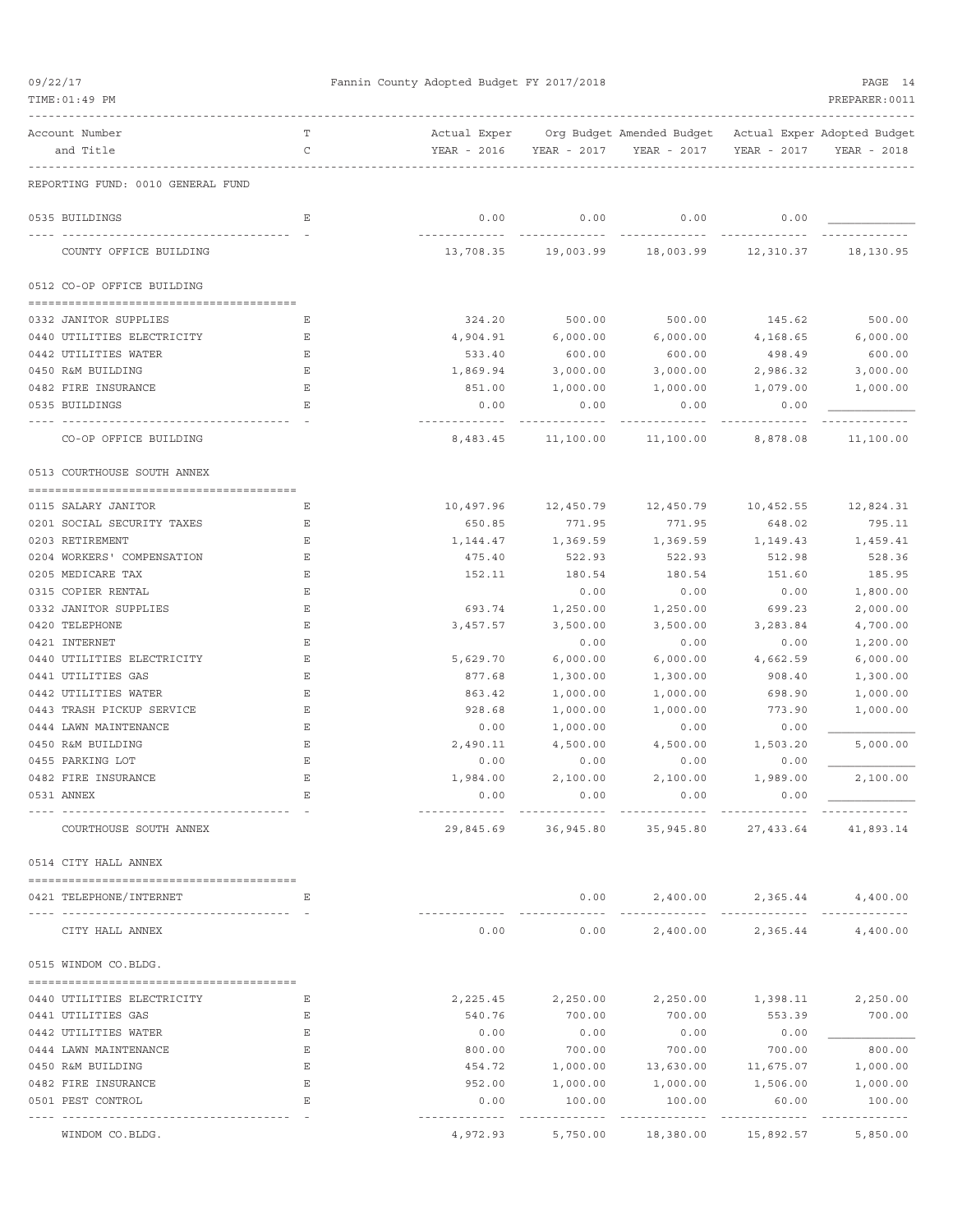REPORTING FUND: 0010 GENERAL FUND

| Account Number and Title | TC | Actual Exper YEAR - 2016 | Org Budget YEAR - 2017 | Amended Budget YEAR - 2017 | Actual Exper YEAR - 2017 | Adopted Budget YEAR - 2018 |
|---|---|---|---|---|---|---|
| 0535 BUILDINGS | E | 0.00 | 0.00 | 0.00 | 0.00 | |
| COUNTY OFFICE BUILDING | | 13,708.35 | 19,003.99 | 18,003.99 | 12,310.37 | 18,130.95 |
| **0512 CO-OP OFFICE BUILDING** | | | | | | |
| 0332 JANITOR SUPPLIES | E | 324.20 | 500.00 | 500.00 | 145.62 | 500.00 |
| 0440 UTILITIES ELECTRICITY | E | 4,904.91 | 6,000.00 | 6,000.00 | 4,168.65 | 6,000.00 |
| 0442 UTILITIES WATER | E | 533.40 | 600.00 | 600.00 | 498.49 | 600.00 |
| 0450 R&M BUILDING | E | 1,869.94 | 3,000.00 | 3,000.00 | 2,986.32 | 3,000.00 |
| 0482 FIRE INSURANCE | E | 851.00 | 1,000.00 | 1,000.00 | 1,079.00 | 1,000.00 |
| 0535 BUILDINGS | E | 0.00 | 0.00 | 0.00 | 0.00 | |
| CO-OP OFFICE BUILDING | | 8,483.45 | 11,100.00 | 11,100.00 | 8,878.08 | 11,100.00 |
| **0513 COURTHOUSE SOUTH ANNEX** | | | | | | |
| 0115 SALARY JANITOR | E | 10,497.96 | 12,450.79 | 12,450.79 | 10,452.55 | 12,824.31 |
| 0201 SOCIAL SECURITY TAXES | E | 650.85 | 771.95 | 771.95 | 648.02 | 795.11 |
| 0203 RETIREMENT | E | 1,144.47 | 1,369.59 | 1,369.59 | 1,149.43 | 1,459.41 |
| 0204 WORKERS' COMPENSATION | E | 475.40 | 522.93 | 522.93 | 512.98 | 528.36 |
| 0205 MEDICARE TAX | E | 152.11 | 180.54 | 180.54 | 151.60 | 185.95 |
| 0315 COPIER RENTAL | E | | 0.00 | 0.00 | 0.00 | 1,800.00 |
| 0332 JANITOR SUPPLIES | E | 693.74 | 1,250.00 | 1,250.00 | 699.23 | 2,000.00 |
| 0420 TELEPHONE | E | 3,457.57 | 3,500.00 | 3,500.00 | 3,283.84 | 4,700.00 |
| 0421 INTERNET | E | | 0.00 | 0.00 | 0.00 | 1,200.00 |
| 0440 UTILITIES ELECTRICITY | E | 5,629.70 | 6,000.00 | 6,000.00 | 4,662.59 | 6,000.00 |
| 0441 UTILITIES GAS | E | 877.68 | 1,300.00 | 1,300.00 | 908.40 | 1,300.00 |
| 0442 UTILITIES WATER | E | 863.42 | 1,000.00 | 1,000.00 | 698.90 | 1,000.00 |
| 0443 TRASH PICKUP SERVICE | E | 928.68 | 1,000.00 | 1,000.00 | 773.90 | 1,000.00 |
| 0444 LAWN MAINTENANCE | E | 0.00 | 1,000.00 | 0.00 | 0.00 | |
| 0450 R&M BUILDING | E | 2,490.11 | 4,500.00 | 4,500.00 | 1,503.20 | 5,000.00 |
| 0455 PARKING LOT | E | 0.00 | 0.00 | 0.00 | 0.00 | |
| 0482 FIRE INSURANCE | E | 1,984.00 | 2,100.00 | 2,100.00 | 1,989.00 | 2,100.00 |
| 0531 ANNEX | E | 0.00 | 0.00 | 0.00 | 0.00 | |
| COURTHOUSE SOUTH ANNEX | | 29,845.69 | 36,945.80 | 35,945.80 | 27,433.64 | 41,893.14 |
| **0514 CITY HALL ANNEX** | | | | | | |
| 0421 TELEPHONE/INTERNET | E | | 0.00 | 2,400.00 | 2,365.44 | 4,400.00 |
| CITY HALL ANNEX | | 0.00 | 0.00 | 2,400.00 | 2,365.44 | 4,400.00 |
| **0515 WINDOM CO.BLDG.** | | | | | | |
| 0440 UTILITIES ELECTRICITY | E | 2,225.45 | 2,250.00 | 2,250.00 | 1,398.11 | 2,250.00 |
| 0441 UTILITIES GAS | E | 540.76 | 700.00 | 700.00 | 553.39 | 700.00 |
| 0442 UTILITIES WATER | E | 0.00 | 0.00 | 0.00 | 0.00 | |
| 0444 LAWN MAINTENANCE | E | 800.00 | 700.00 | 700.00 | 700.00 | 800.00 |
| 0450 R&M BUILDING | E | 454.72 | 1,000.00 | 13,630.00 | 11,675.07 | 1,000.00 |
| 0482 FIRE INSURANCE | E | 952.00 | 1,000.00 | 1,000.00 | 1,506.00 | 1,000.00 |
| 0501 PEST CONTROL | E | 0.00 | 100.00 | 100.00 | 60.00 | 100.00 |
| WINDOM CO.BLDG. | | 4,972.93 | 5,750.00 | 18,380.00 | 15,892.57 | 5,850.00 |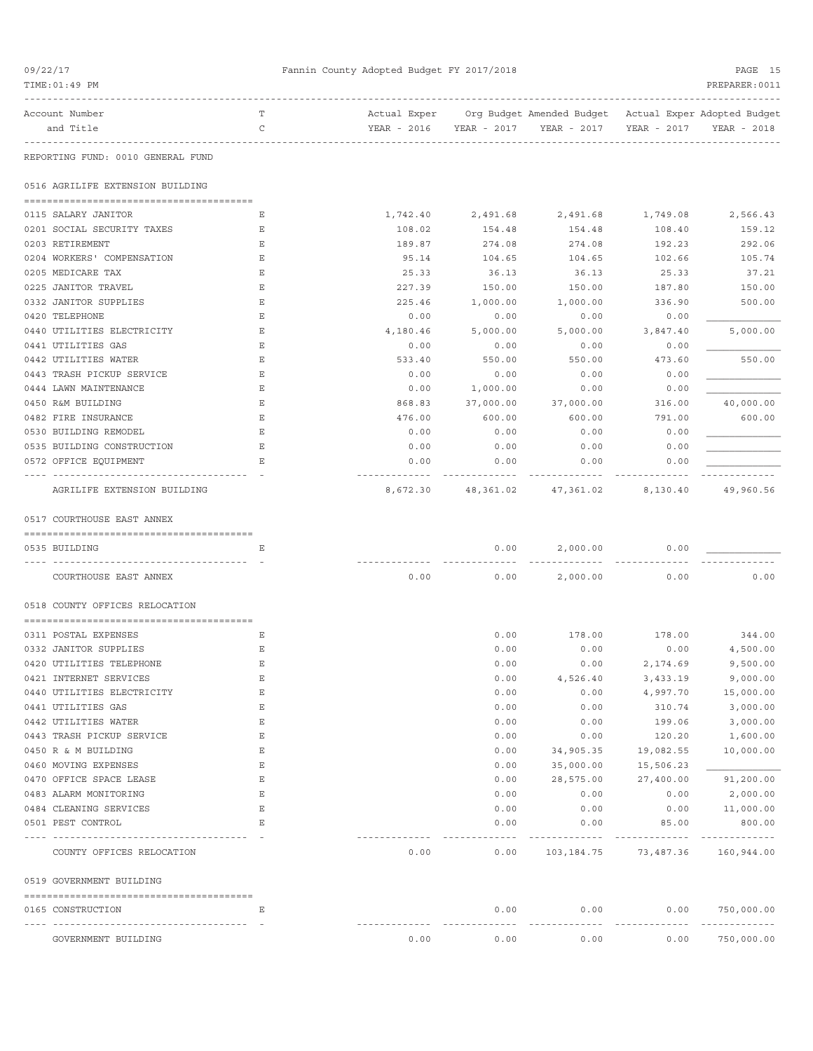REPORTING FUND: 0010 GENERAL FUND

## 0516 AGRILIFE EXTENSION BUILDING

| Account Number and Title | TC | Actual Exper YEAR - 2016 | Org Budget YEAR - 2017 | Amended Budget YEAR - 2017 | Actual Exper YEAR - 2017 | Adopted Budget YEAR - 2018 |
|---|---|---|---|---|---|---|
| 0115 SALARY JANITOR | E | 1,742.40 | 2,491.68 | 2,491.68 | 1,749.08 | 2,566.43 |
| 0201 SOCIAL SECURITY TAXES | E | 108.02 | 154.48 | 154.48 | 108.40 | 159.12 |
| 0203 RETIREMENT | E | 189.87 | 274.08 | 274.08 | 192.23 | 292.06 |
| 0204 WORKERS' COMPENSATION | E | 95.14 | 104.65 | 104.65 | 102.66 | 105.74 |
| 0205 MEDICARE TAX | E | 25.33 | 36.13 | 36.13 | 25.33 | 37.21 |
| 0225 JANITOR TRAVEL | E | 227.39 | 150.00 | 150.00 | 187.80 | 150.00 |
| 0332 JANITOR SUPPLIES | E | 225.46 | 1,000.00 | 1,000.00 | 336.90 | 500.00 |
| 0420 TELEPHONE | E | 0.00 | 0.00 | 0.00 | 0.00 | |
| 0440 UTILITIES ELECTRICITY | E | 4,180.46 | 5,000.00 | 5,000.00 | 3,847.40 | 5,000.00 |
| 0441 UTILITIES GAS | E | 0.00 | 0.00 | 0.00 | 0.00 | |
| 0442 UTILITIES WATER | E | 533.40 | 550.00 | 550.00 | 473.60 | 550.00 |
| 0443 TRASH PICKUP SERVICE | E | 0.00 | 0.00 | 0.00 | 0.00 | |
| 0444 LAWN MAINTENANCE | E | 0.00 | 1,000.00 | 0.00 | 0.00 | |
| 0450 R&M BUILDING | E | 868.83 | 37,000.00 | 37,000.00 | 316.00 | 40,000.00 |
| 0482 FIRE INSURANCE | E | 476.00 | 600.00 | 600.00 | 791.00 | 600.00 |
| 0530 BUILDING REMODEL | E | 0.00 | 0.00 | 0.00 | 0.00 | |
| 0535 BUILDING CONSTRUCTION | E | 0.00 | 0.00 | 0.00 | 0.00 | |
| 0572 OFFICE EQUIPMENT | E | 0.00 | 0.00 | 0.00 | 0.00 | |
| AGRILIFE EXTENSION BUILDING | | 8,672.30 | 48,361.02 | 47,361.02 | 8,130.40 | 49,960.56 |

## 0517 COURTHOUSE EAST ANNEX

| Account Number and Title | TC | Actual Exper YEAR - 2016 | Org Budget YEAR - 2017 | Amended Budget YEAR - 2017 | Actual Exper YEAR - 2017 | Adopted Budget YEAR - 2018 |
|---|---|---|---|---|---|---|
| 0535 BUILDING | E | | 0.00 | 2,000.00 | 0.00 | |
| COURTHOUSE EAST ANNEX | | 0.00 | 0.00 | 2,000.00 | 0.00 | 0.00 |

## 0518 COUNTY OFFICES RELOCATION

| Account Number and Title | TC | Actual Exper YEAR - 2016 | Org Budget YEAR - 2017 | Amended Budget YEAR - 2017 | Actual Exper YEAR - 2017 | Adopted Budget YEAR - 2018 |
|---|---|---|---|---|---|---|
| 0311 POSTAL EXPENSES | E | | 0.00 | 178.00 | 178.00 | 344.00 |
| 0332 JANITOR SUPPLIES | E | | 0.00 | 0.00 | 0.00 | 4,500.00 |
| 0420 UTILITIES TELEPHONE | E | | 0.00 | 0.00 | 2,174.69 | 9,500.00 |
| 0421 INTERNET SERVICES | E | | 0.00 | 4,526.40 | 3,433.19 | 9,000.00 |
| 0440 UTILITIES ELECTRICITY | E | | 0.00 | 0.00 | 4,997.70 | 15,000.00 |
| 0441 UTILITIES GAS | E | | 0.00 | 0.00 | 310.74 | 3,000.00 |
| 0442 UTILITIES WATER | E | | 0.00 | 0.00 | 199.06 | 3,000.00 |
| 0443 TRASH PICKUP SERVICE | E | | 0.00 | 0.00 | 120.20 | 1,600.00 |
| 0450 R & M BUILDING | E | | 0.00 | 34,905.35 | 19,082.55 | 10,000.00 |
| 0460 MOVING EXPENSES | E | | 0.00 | 35,000.00 | 15,506.23 | |
| 0470 OFFICE SPACE LEASE | E | | 0.00 | 28,575.00 | 27,400.00 | 91,200.00 |
| 0483 ALARM MONITORING | E | | 0.00 | 0.00 | 0.00 | 2,000.00 |
| 0484 CLEANING SERVICES | E | | 0.00 | 0.00 | 0.00 | 11,000.00 |
| 0501 PEST CONTROL | E | | 0.00 | 0.00 | 85.00 | 800.00 |
| COUNTY OFFICES RELOCATION | | 0.00 | 0.00 | 103,184.75 | 73,487.36 | 160,944.00 |

## 0519 GOVERNMENT BUILDING

| Account Number and Title | TC | Actual Exper YEAR - 2016 | Org Budget YEAR - 2017 | Amended Budget YEAR - 2017 | Actual Exper YEAR - 2017 | Adopted Budget YEAR - 2018 |
|---|---|---|---|---|---|---|
| 0165 CONSTRUCTION | E | | 0.00 | 0.00 | 0.00 | 750,000.00 |
| GOVERNMENT BUILDING | | 0.00 | 0.00 | 0.00 | 0.00 | 750,000.00 |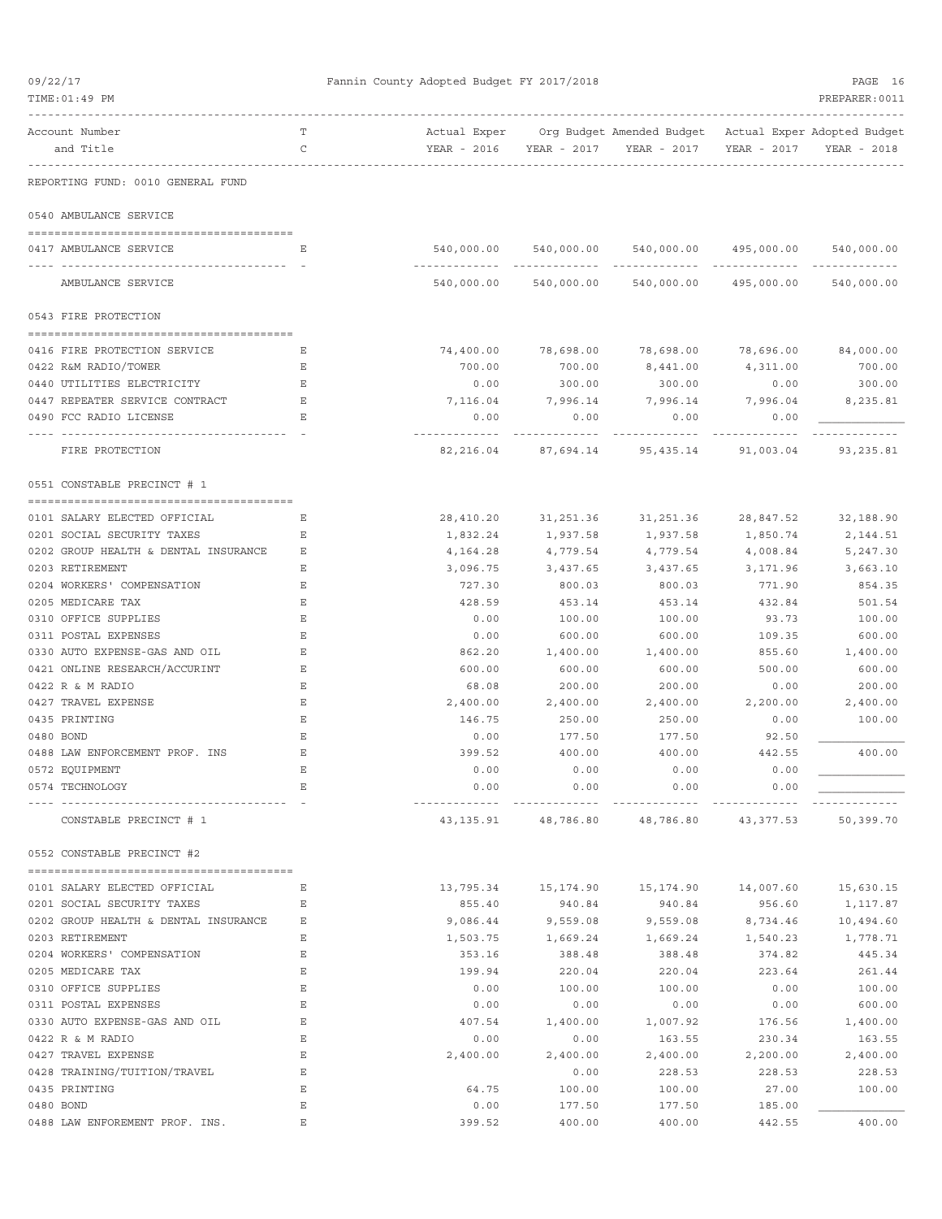REPORTING FUND: 0010 GENERAL FUND

| Account Number and Title | T C | Actual Exper YEAR - 2016 | Org Budget YEAR - 2017 | Amended Budget YEAR - 2017 | Actual Exper YEAR - 2017 | Adopted Budget YEAR - 2018 |
|---|---|---|---|---|---|---|
| **0540 AMBULANCE SERVICE** | | | | | | |
| 0417 AMBULANCE SERVICE | E | 540,000.00 | 540,000.00 | 540,000.00 | 495,000.00 | 540,000.00 |
| AMBULANCE SERVICE | | 540,000.00 | 540,000.00 | 540,000.00 | 495,000.00 | 540,000.00 |
| **0543 FIRE PROTECTION** | | | | | | |
| 0416 FIRE PROTECTION SERVICE | E | 74,400.00 | 78,698.00 | 78,698.00 | 78,696.00 | 84,000.00 |
| 0422 R&M RADIO/TOWER | E | 700.00 | 700.00 | 8,441.00 | 4,311.00 | 700.00 |
| 0440 UTILITIES ELECTRICITY | E | 0.00 | 300.00 | 300.00 | 0.00 | 300.00 |
| 0447 REPEATER SERVICE CONTRACT | E | 7,116.04 | 7,996.14 | 7,996.14 | 7,996.04 | 8,235.81 |
| 0490 FCC RADIO LICENSE | E | 0.00 | 0.00 | 0.00 | 0.00 | |
| FIRE PROTECTION | | 82,216.04 | 87,694.14 | 95,435.14 | 91,003.04 | 93,235.81 |
| **0551 CONSTABLE PRECINCT # 1** | | | | | | |
| 0101 SALARY ELECTED OFFICIAL | E | 28,410.20 | 31,251.36 | 31,251.36 | 28,847.52 | 32,188.90 |
| 0201 SOCIAL SECURITY TAXES | E | 1,832.24 | 1,937.58 | 1,937.58 | 1,850.74 | 2,144.51 |
| 0202 GROUP HEALTH & DENTAL INSURANCE | E | 4,164.28 | 4,779.54 | 4,779.54 | 4,008.84 | 5,247.30 |
| 0203 RETIREMENT | E | 3,096.75 | 3,437.65 | 3,437.65 | 3,171.96 | 3,663.10 |
| 0204 WORKERS' COMPENSATION | E | 727.30 | 800.03 | 800.03 | 771.90 | 854.35 |
| 0205 MEDICARE TAX | E | 428.59 | 453.14 | 453.14 | 432.84 | 501.54 |
| 0310 OFFICE SUPPLIES | E | 0.00 | 100.00 | 100.00 | 93.73 | 100.00 |
| 0311 POSTAL EXPENSES | E | 0.00 | 600.00 | 600.00 | 109.35 | 600.00 |
| 0330 AUTO EXPENSE-GAS AND OIL | E | 862.20 | 1,400.00 | 1,400.00 | 855.60 | 1,400.00 |
| 0421 ONLINE RESEARCH/ACCURINT | E | 600.00 | 600.00 | 600.00 | 500.00 | 600.00 |
| 0422 R & M RADIO | E | 68.08 | 200.00 | 200.00 | 0.00 | 200.00 |
| 0427 TRAVEL EXPENSE | E | 2,400.00 | 2,400.00 | 2,400.00 | 2,200.00 | 2,400.00 |
| 0435 PRINTING | E | 146.75 | 250.00 | 250.00 | 0.00 | 100.00 |
| 0480 BOND | E | 0.00 | 177.50 | 177.50 | 92.50 | |
| 0488 LAW ENFORCEMENT PROF. INS | E | 399.52 | 400.00 | 400.00 | 442.55 | 400.00 |
| 0572 EQUIPMENT | E | 0.00 | 0.00 | 0.00 | 0.00 | |
| 0574 TECHNOLOGY | E | 0.00 | 0.00 | 0.00 | 0.00 | |
| CONSTABLE PRECINCT # 1 | | 43,135.91 | 48,786.80 | 48,786.80 | 43,377.53 | 50,399.70 |
| **0552 CONSTABLE PRECINCT #2** | | | | | | |
| 0101 SALARY ELECTED OFFICIAL | E | 13,795.34 | 15,174.90 | 15,174.90 | 14,007.60 | 15,630.15 |
| 0201 SOCIAL SECURITY TAXES | E | 855.40 | 940.84 | 940.84 | 956.60 | 1,117.87 |
| 0202 GROUP HEALTH & DENTAL INSURANCE | E | 9,086.44 | 9,559.08 | 9,559.08 | 8,734.46 | 10,494.60 |
| 0203 RETIREMENT | E | 1,503.75 | 1,669.24 | 1,669.24 | 1,540.23 | 1,778.71 |
| 0204 WORKERS' COMPENSATION | E | 353.16 | 388.48 | 388.48 | 374.82 | 445.34 |
| 0205 MEDICARE TAX | E | 199.94 | 220.04 | 220.04 | 223.64 | 261.44 |
| 0310 OFFICE SUPPLIES | E | 0.00 | 100.00 | 100.00 | 0.00 | 100.00 |
| 0311 POSTAL EXPENSES | E | 0.00 | 0.00 | 0.00 | 0.00 | 600.00 |
| 0330 AUTO EXPENSE-GAS AND OIL | E | 407.54 | 1,400.00 | 1,007.92 | 176.56 | 1,400.00 |
| 0422 R & M RADIO | E | 0.00 | 0.00 | 163.55 | 230.34 | 163.55 |
| 0427 TRAVEL EXPENSE | E | 2,400.00 | 2,400.00 | 2,400.00 | 2,200.00 | 2,400.00 |
| 0428 TRAINING/TUITION/TRAVEL | E | | 0.00 | 228.53 | 228.53 | 228.53 |
| 0435 PRINTING | E | 64.75 | 100.00 | 100.00 | 27.00 | 100.00 |
| 0480 BOND | E | 0.00 | 177.50 | 177.50 | 185.00 | |
| 0488 LAW ENFOREMENT PROF. INS. | E | 399.52 | 400.00 | 400.00 | 442.55 | 400.00 |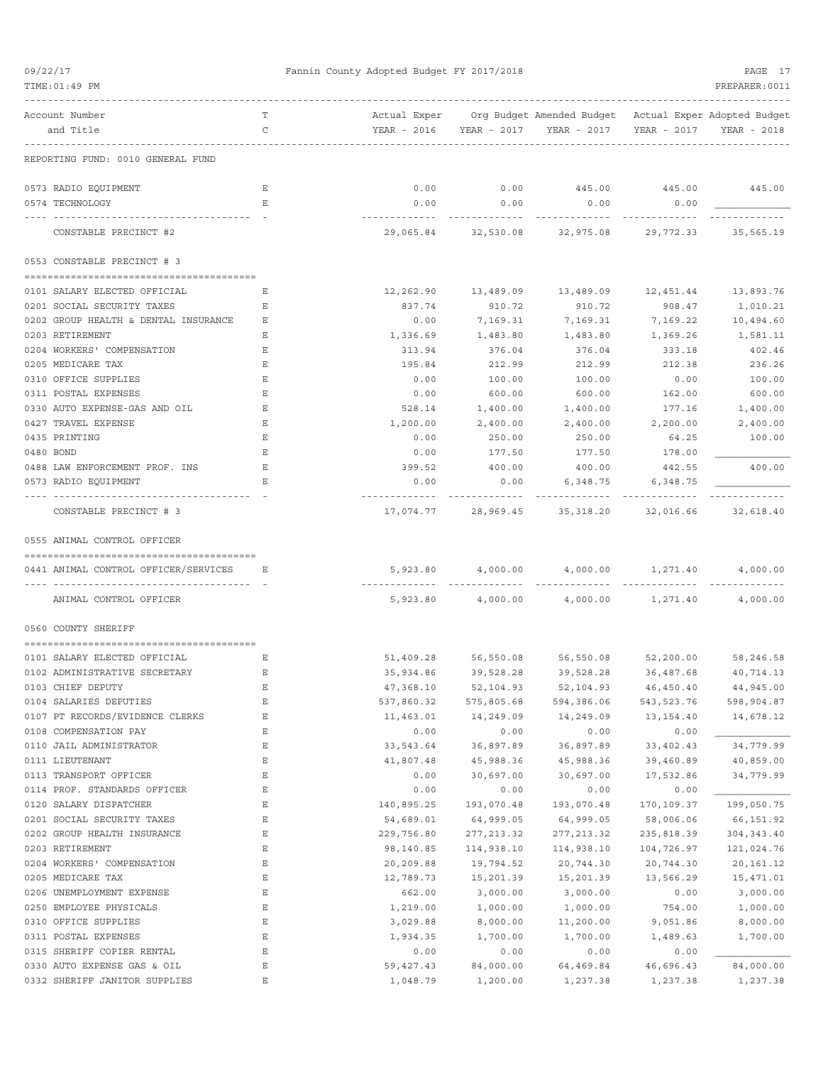REPORTING FUND: 0010 GENERAL FUND

| Account Number and Title | TC | Actual Exper YEAR - 2016 | Org Budget YEAR - 2017 | Amended Budget YEAR - 2017 | Actual Exper YEAR - 2017 | Adopted Budget YEAR - 2018 |
|---|---|---|---|---|---|---|
| 0573 RADIO EQUIPMENT | E | 0.00 | 0.00 | 445.00 | 445.00 | 445.00 |
| 0574 TECHNOLOGY | E | 0.00 | 0.00 | 0.00 | 0.00 | |
| CONSTABLE PRECINCT #2 | | 29,065.84 | 32,530.08 | 32,975.08 | 29,772.33 | 35,565.19 |

## 0553 CONSTABLE PRECINCT # 3

| Account Number and Title | TC | Actual Exper YEAR - 2016 | Org Budget YEAR - 2017 | Amended Budget YEAR - 2017 | Actual Exper YEAR - 2017 | Adopted Budget YEAR - 2018 |
|---|---|---|---|---|---|---|
| 0101 SALARY ELECTED OFFICIAL | E | 12,262.90 | 13,489.09 | 13,489.09 | 12,451.44 | 13,893.76 |
| 0201 SOCIAL SECURITY TAXES | E | 837.74 | 910.72 | 910.72 | 908.47 | 1,010.21 |
| 0202 GROUP HEALTH & DENTAL INSURANCE | E | 0.00 | 7,169.31 | 7,169.31 | 7,169.22 | 10,494.60 |
| 0203 RETIREMENT | E | 1,336.69 | 1,483.80 | 1,483.80 | 1,369.26 | 1,581.11 |
| 0204 WORKERS' COMPENSATION | E | 313.94 | 376.04 | 376.04 | 333.18 | 402.46 |
| 0205 MEDICARE TAX | E | 195.84 | 212.99 | 212.99 | 212.38 | 236.26 |
| 0310 OFFICE SUPPLIES | E | 0.00 | 100.00 | 100.00 | 0.00 | 100.00 |
| 0311 POSTAL EXPENSES | E | 0.00 | 600.00 | 600.00 | 162.00 | 600.00 |
| 0330 AUTO EXPENSE-GAS AND OIL | E | 528.14 | 1,400.00 | 1,400.00 | 177.16 | 1,400.00 |
| 0427 TRAVEL EXPENSE | E | 1,200.00 | 2,400.00 | 2,400.00 | 2,200.00 | 2,400.00 |
| 0435 PRINTING | E | 0.00 | 250.00 | 250.00 | 64.25 | 100.00 |
| 0480 BOND | E | 0.00 | 177.50 | 177.50 | 178.00 | |
| 0488 LAW ENFORCEMENT PROF. INS | E | 399.52 | 400.00 | 400.00 | 442.55 | 400.00 |
| 0573 RADIO EQUIPMENT | E | 0.00 | 0.00 | 6,348.75 | 6,348.75 | |
| CONSTABLE PRECINCT # 3 | | 17,074.77 | 28,969.45 | 35,318.20 | 32,016.66 | 32,618.40 |

## 0555 ANIMAL CONTROL OFFICER

| Account Number and Title | TC | Actual Exper YEAR - 2016 | Org Budget YEAR - 2017 | Amended Budget YEAR - 2017 | Actual Exper YEAR - 2017 | Adopted Budget YEAR - 2018 |
|---|---|---|---|---|---|---|
| 0441 ANIMAL CONTROL OFFICER/SERVICES | E | 5,923.80 | 4,000.00 | 4,000.00 | 1,271.40 | 4,000.00 |
| ANIMAL CONTROL OFFICER | | 5,923.80 | 4,000.00 | 4,000.00 | 1,271.40 | 4,000.00 |

## 0560 COUNTY SHERIFF

| Account Number and Title | TC | Actual Exper YEAR - 2016 | Org Budget YEAR - 2017 | Amended Budget YEAR - 2017 | Actual Exper YEAR - 2017 | Adopted Budget YEAR - 2018 |
|---|---|---|---|---|---|---|
| 0101 SALARY ELECTED OFFICIAL | E | 51,409.28 | 56,550.08 | 56,550.08 | 52,200.00 | 58,246.58 |
| 0102 ADMINISTRATIVE SECRETARY | E | 35,934.86 | 39,528.28 | 39,528.28 | 36,487.68 | 40,714.13 |
| 0103 CHIEF DEPUTY | E | 47,368.10 | 52,104.93 | 52,104.93 | 46,450.40 | 44,945.00 |
| 0104 SALARIES DEPUTIES | E | 537,860.32 | 575,805.68 | 594,386.06 | 543,523.76 | 598,904.87 |
| 0107 PT RECORDS/EVIDENCE CLERKS | E | 11,463.01 | 14,249.09 | 14,249.09 | 13,154.40 | 14,678.12 |
| 0108 COMPENSATION PAY | E | 0.00 | 0.00 | 0.00 | 0.00 | |
| 0110 JAIL ADMINISTRATOR | E | 33,543.64 | 36,897.89 | 36,897.89 | 33,402.43 | 34,779.99 |
| 0111 LIEUTENANT | E | 41,807.48 | 45,988.36 | 45,988.36 | 39,460.89 | 40,859.00 |
| 0113 TRANSPORT OFFICER | E | 0.00 | 30,697.00 | 30,697.00 | 17,532.86 | 34,779.99 |
| 0114 PROF. STANDARDS OFFICER | E | 0.00 | 0.00 | 0.00 | 0.00 | |
| 0120 SALARY DISPATCHER | E | 140,895.25 | 193,070.48 | 193,070.48 | 170,109.37 | 199,050.75 |
| 0201 SOCIAL SECURITY TAXES | E | 54,689.01 | 64,999.05 | 64,999.05 | 58,006.06 | 66,151.92 |
| 0202 GROUP HEALTH INSURANCE | E | 229,756.80 | 277,213.32 | 277,213.32 | 235,818.39 | 304,343.40 |
| 0203 RETIREMENT | E | 98,140.85 | 114,938.10 | 114,938.10 | 104,726.97 | 121,024.76 |
| 0204 WORKERS' COMPENSATION | E | 20,209.88 | 19,794.52 | 20,744.30 | 20,744.30 | 20,161.12 |
| 0205 MEDICARE TAX | E | 12,789.73 | 15,201.39 | 15,201.39 | 13,566.29 | 15,471.01 |
| 0206 UNEMPLOYMENT EXPENSE | E | 662.00 | 3,000.00 | 3,000.00 | 0.00 | 3,000.00 |
| 0250 EMPLOYEE PHYSICALS | E | 1,219.00 | 1,000.00 | 1,000.00 | 754.00 | 1,000.00 |
| 0310 OFFICE SUPPLIES | E | 3,029.88 | 8,000.00 | 11,200.00 | 9,051.86 | 8,000.00 |
| 0311 POSTAL EXPENSES | E | 1,934.35 | 1,700.00 | 1,700.00 | 1,489.63 | 1,700.00 |
| 0315 SHERIFF COPIER RENTAL | E | 0.00 | 0.00 | 0.00 | 0.00 | |
| 0330 AUTO EXPENSE GAS & OIL | E | 59,427.43 | 84,000.00 | 64,469.84 | 46,696.43 | 84,000.00 |
| 0332 SHERIFF JANITOR SUPPLIES | E | 1,048.79 | 1,200.00 | 1,237.38 | 1,237.38 | 1,237.38 |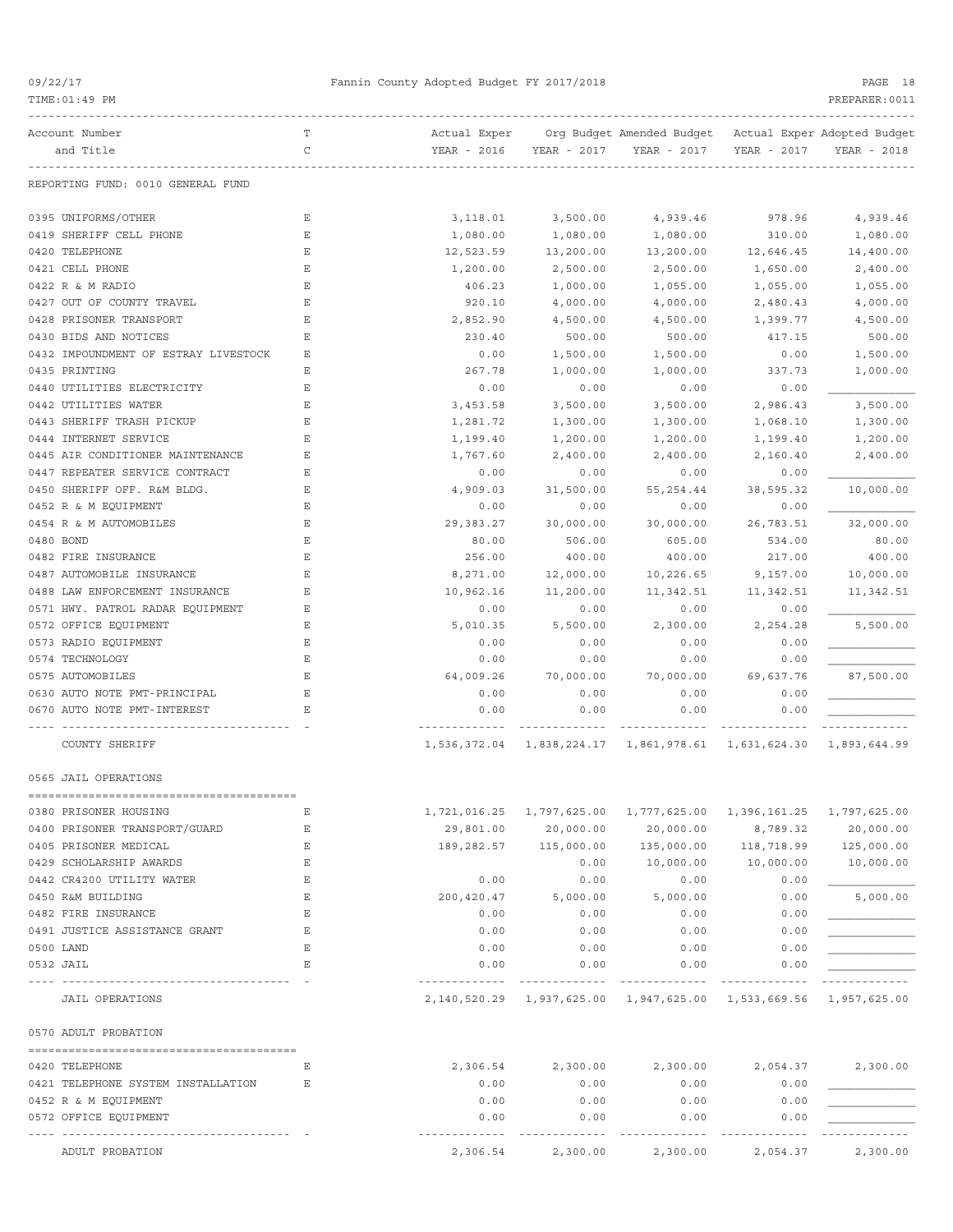REPORTING FUND: 0010 GENERAL FUND

| Account Number and Title | TC | Actual Exper YEAR - 2016 | Org Budget YEAR - 2017 | Amended Budget YEAR - 2017 | Actual Exper YEAR - 2017 | Adopted Budget YEAR - 2018 |
|---|---|---|---|---|---|---|
| 0395 UNIFORMS/OTHER | E | 3,118.01 | 3,500.00 | 4,939.46 | 978.96 | 4,939.46 |
| 0419 SHERIFF CELL PHONE | E | 1,080.00 | 1,080.00 | 1,080.00 | 310.00 | 1,080.00 |
| 0420 TELEPHONE | E | 12,523.59 | 13,200.00 | 13,200.00 | 12,646.45 | 14,400.00 |
| 0421 CELL PHONE | E | 1,200.00 | 2,500.00 | 2,500.00 | 1,650.00 | 2,400.00 |
| 0422 R & M RADIO | E | 406.23 | 1,000.00 | 1,055.00 | 1,055.00 | 1,055.00 |
| 0427 OUT OF COUNTY TRAVEL | E | 920.10 | 4,000.00 | 4,000.00 | 2,480.43 | 4,000.00 |
| 0428 PRISONER TRANSPORT | E | 2,852.90 | 4,500.00 | 4,500.00 | 1,399.77 | 4,500.00 |
| 0430 BIDS AND NOTICES | E | 230.40 | 500.00 | 500.00 | 417.15 | 500.00 |
| 0432 IMPOUNDMENT OF ESTRAY LIVESTOCK | E | 0.00 | 1,500.00 | 1,500.00 | 0.00 | 1,500.00 |
| 0435 PRINTING | E | 267.78 | 1,000.00 | 1,000.00 | 337.73 | 1,000.00 |
| 0440 UTILITIES ELECTRICITY | E | 0.00 | 0.00 | 0.00 | 0.00 | |
| 0442 UTILITIES WATER | E | 3,453.58 | 3,500.00 | 3,500.00 | 2,986.43 | 3,500.00 |
| 0443 SHERIFF TRASH PICKUP | E | 1,281.72 | 1,300.00 | 1,300.00 | 1,068.10 | 1,300.00 |
| 0444 INTERNET SERVICE | E | 1,199.40 | 1,200.00 | 1,200.00 | 1,199.40 | 1,200.00 |
| 0445 AIR CONDITIONER MAINTENANCE | E | 1,767.60 | 2,400.00 | 2,400.00 | 2,160.40 | 2,400.00 |
| 0447 REPEATER SERVICE CONTRACT | E | 0.00 | 0.00 | 0.00 | 0.00 | |
| 0450 SHERIFF OFF. R&M BLDG. | E | 4,909.03 | 31,500.00 | 55,254.44 | 38,595.32 | 10,000.00 |
| 0452 R & M EQUIPMENT | E | 0.00 | 0.00 | 0.00 | 0.00 | |
| 0454 R & M AUTOMOBILES | E | 29,383.27 | 30,000.00 | 30,000.00 | 26,783.51 | 32,000.00 |
| 0480 BOND | E | 80.00 | 506.00 | 605.00 | 534.00 | 80.00 |
| 0482 FIRE INSURANCE | E | 256.00 | 400.00 | 400.00 | 217.00 | 400.00 |
| 0487 AUTOMOBILE INSURANCE | E | 8,271.00 | 12,000.00 | 10,226.65 | 9,157.00 | 10,000.00 |
| 0488 LAW ENFORCEMENT INSURANCE | E | 10,962.16 | 11,200.00 | 11,342.51 | 11,342.51 | 11,342.51 |
| 0571 HWY. PATROL RADAR EQUIPMENT | E | 0.00 | 0.00 | 0.00 | 0.00 | |
| 0572 OFFICE EQUIPMENT | E | 5,010.35 | 5,500.00 | 2,300.00 | 2,254.28 | 5,500.00 |
| 0573 RADIO EQUIPMENT | E | 0.00 | 0.00 | 0.00 | 0.00 | |
| 0574 TECHNOLOGY | E | 0.00 | 0.00 | 0.00 | 0.00 | |
| 0575 AUTOMOBILES | E | 64,009.26 | 70,000.00 | 70,000.00 | 69,637.76 | 87,500.00 |
| 0630 AUTO NOTE PMT-PRINCIPAL | E | 0.00 | 0.00 | 0.00 | 0.00 | |
| 0670 AUTO NOTE PMT-INTEREST | E | 0.00 | 0.00 | 0.00 | 0.00 | |
| COUNTY SHERIFF | | 1,536,372.04 | 1,838,224.17 | 1,861,978.61 | 1,631,624.30 | 1,893,644.99 |

0565 JAIL OPERATIONS

| Account Number and Title | TC | Actual Exper YEAR - 2016 | Org Budget YEAR - 2017 | Amended Budget YEAR - 2017 | Actual Exper YEAR - 2017 | Adopted Budget YEAR - 2018 |
|---|---|---|---|---|---|---|
| 0380 PRISONER HOUSING | E | 1,721,016.25 | 1,797,625.00 | 1,777,625.00 | 1,396,161.25 | 1,797,625.00 |
| 0400 PRISONER TRANSPORT/GUARD | E | 29,801.00 | 20,000.00 | 20,000.00 | 8,789.32 | 20,000.00 |
| 0405 PRISONER MEDICAL | E | 189,282.57 | 115,000.00 | 135,000.00 | 118,718.99 | 125,000.00 |
| 0429 SCHOLARSHIP AWARDS | E | | 0.00 | 10,000.00 | 10,000.00 | 10,000.00 |
| 0442 CR4200 UTILITY WATER | E | 0.00 | 0.00 | 0.00 | 0.00 | |
| 0450 R&M BUILDING | E | 200,420.47 | 5,000.00 | 5,000.00 | 0.00 | 5,000.00 |
| 0482 FIRE INSURANCE | E | 0.00 | 0.00 | 0.00 | 0.00 | |
| 0491 JUSTICE ASSISTANCE GRANT | E | 0.00 | 0.00 | 0.00 | 0.00 | |
| 0500 LAND | E | 0.00 | 0.00 | 0.00 | 0.00 | |
| 0532 JAIL | E | 0.00 | 0.00 | 0.00 | 0.00 | |
| JAIL OPERATIONS | | 2,140,520.29 | 1,937,625.00 | 1,947,625.00 | 1,533,669.56 | 1,957,625.00 |

0570 ADULT PROBATION

| Account Number and Title | TC | Actual Exper YEAR - 2016 | Org Budget YEAR - 2017 | Amended Budget YEAR - 2017 | Actual Exper YEAR - 2017 | Adopted Budget YEAR - 2018 |
|---|---|---|---|---|---|---|
| 0420 TELEPHONE | E | 2,306.54 | 2,300.00 | 2,300.00 | 2,054.37 | 2,300.00 |
| 0421 TELEPHONE SYSTEM INSTALLATION | E | 0.00 | 0.00 | 0.00 | 0.00 | |
| 0452 R & M EQUIPMENT | | 0.00 | 0.00 | 0.00 | 0.00 | |
| 0572 OFFICE EQUIPMENT | | 0.00 | 0.00 | 0.00 | 0.00 | |
| ADULT PROBATION | | 2,306.54 | 2,300.00 | 2,300.00 | 2,054.37 | 2,300.00 |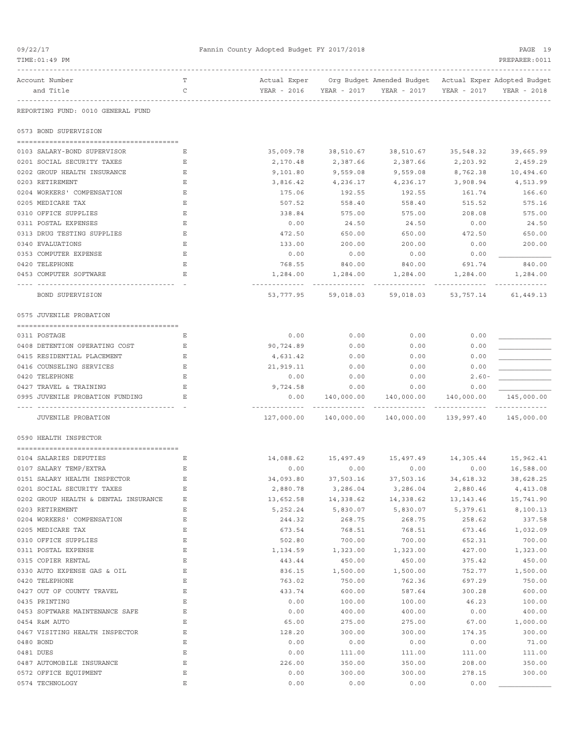Fannin County Adopted Budget FY 2017/2018

| Account Number and Title | TC | Actual Exper YEAR - 2016 | Org Budget YEAR - 2017 | Amended Budget YEAR - 2017 | Actual Exper YEAR - 2017 | Adopted Budget YEAR - 2018 |
|---|---|---|---|---|---|---|

REPORTING FUND: 0010 GENERAL FUND

## 0573 BOND SUPERVISION

| Account Number and Title | TC | Actual Exper YEAR - 2016 | Org Budget YEAR - 2017 | Amended Budget YEAR - 2017 | Actual Exper YEAR - 2017 | Adopted Budget YEAR - 2018 |
|---|---|---|---|---|---|---|
| 0103 SALARY-BOND SUPERVISOR | E | 35,009.78 | 38,510.67 | 38,510.67 | 35,548.32 | 39,665.99 |
| 0201 SOCIAL SECURITY TAXES | E | 2,170.48 | 2,387.66 | 2,387.66 | 2,203.92 | 2,459.29 |
| 0202 GROUP HEALTH INSURANCE | E | 9,101.80 | 9,559.08 | 9,559.08 | 8,762.38 | 10,494.60 |
| 0203 RETIREMENT | E | 3,816.42 | 4,236.17 | 4,236.17 | 3,908.94 | 4,513.99 |
| 0204 WORKERS' COMPENSATION | E | 175.06 | 192.55 | 192.55 | 161.74 | 166.60 |
| 0205 MEDICARE TAX | E | 507.52 | 558.40 | 558.40 | 515.52 | 575.16 |
| 0310 OFFICE SUPPLIES | E | 338.84 | 575.00 | 575.00 | 208.08 | 575.00 |
| 0311 POSTAL EXPENSES | E | 0.00 | 24.50 | 24.50 | 0.00 | 24.50 |
| 0313 DRUG TESTING SUPPLIES | E | 472.50 | 650.00 | 650.00 | 472.50 | 650.00 |
| 0340 EVALUATIONS | E | 133.00 | 200.00 | 200.00 | 0.00 | 200.00 |
| 0353 COMPUTER EXPENSE | E | 0.00 | 0.00 | 0.00 | 0.00 | |
| 0420 TELEPHONE | E | 768.55 | 840.00 | 840.00 | 691.74 | 840.00 |
| 0453 COMPUTER SOFTWARE | E | 1,284.00 | 1,284.00 | 1,284.00 | 1,284.00 | 1,284.00 |
| BOND SUPERVISION | | 53,777.95 | 59,018.03 | 59,018.03 | 53,757.14 | 61,449.13 |

## 0575 JUVENILE PROBATION

| Account Number and Title | TC | Actual Exper YEAR - 2016 | Org Budget YEAR - 2017 | Amended Budget YEAR - 2017 | Actual Exper YEAR - 2017 | Adopted Budget YEAR - 2018 |
|---|---|---|---|---|---|---|
| 0311 POSTAGE | E | 0.00 | 0.00 | 0.00 | 0.00 | |
| 0408 DETENTION OPERATING COST | E | 90,724.89 | 0.00 | 0.00 | 0.00 | |
| 0415 RESIDENTIAL PLACEMENT | E | 4,631.42 | 0.00 | 0.00 | 0.00 | |
| 0416 COUNSELING SERVICES | E | 21,919.11 | 0.00 | 0.00 | 0.00 | |
| 0420 TELEPHONE | E | 0.00 | 0.00 | 0.00 | 2.60- | |
| 0427 TRAVEL & TRAINING | E | 9,724.58 | 0.00 | 0.00 | 0.00 | |
| 0995 JUVENILE PROBATION FUNDING | E | 0.00 | 140,000.00 | 140,000.00 | 140,000.00 | 145,000.00 |
| JUVENILE PROBATION | | 127,000.00 | 140,000.00 | 140,000.00 | 139,997.40 | 145,000.00 |

## 0590 HEALTH INSPECTOR

| Account Number and Title | TC | Actual Exper YEAR - 2016 | Org Budget YEAR - 2017 | Amended Budget YEAR - 2017 | Actual Exper YEAR - 2017 | Adopted Budget YEAR - 2018 |
|---|---|---|---|---|---|---|
| 0104 SALARIES DEPUTIES | E | 14,088.62 | 15,497.49 | 15,497.49 | 14,305.44 | 15,962.41 |
| 0107 SALARY TEMP/EXTRA | E | 0.00 | 0.00 | 0.00 | 0.00 | 16,588.00 |
| 0151 SALARY HEALTH INSPECTOR | E | 34,093.80 | 37,503.16 | 37,503.16 | 34,618.32 | 38,628.25 |
| 0201 SOCIAL SECURITY TAXES | E | 2,880.78 | 3,286.04 | 3,286.04 | 2,880.46 | 4,413.08 |
| 0202 GROUP HEALTH & DENTAL INSURANCE | E | 13,652.58 | 14,338.62 | 14,338.62 | 13,143.46 | 15,741.90 |
| 0203 RETIREMENT | E | 5,252.24 | 5,830.07 | 5,830.07 | 5,379.61 | 8,100.13 |
| 0204 WORKERS' COMPENSATION | E | 244.32 | 268.75 | 268.75 | 258.62 | 337.58 |
| 0205 MEDICARE TAX | E | 673.54 | 768.51 | 768.51 | 673.46 | 1,032.09 |
| 0310 OFFICE SUPPLIES | E | 502.80 | 700.00 | 700.00 | 652.31 | 700.00 |
| 0311 POSTAL EXPENSE | E | 1,134.59 | 1,323.00 | 1,323.00 | 427.00 | 1,323.00 |
| 0315 COPIER RENTAL | E | 443.44 | 450.00 | 450.00 | 375.42 | 450.00 |
| 0330 AUTO EXPENSE GAS & OIL | E | 836.15 | 1,500.00 | 1,500.00 | 752.77 | 1,500.00 |
| 0420 TELEPHONE | E | 763.02 | 750.00 | 762.36 | 697.29 | 750.00 |
| 0427 OUT OF COUNTY TRAVEL | E | 433.74 | 600.00 | 587.64 | 300.28 | 600.00 |
| 0435 PRINTING | E | 0.00 | 100.00 | 100.00 | 46.23 | 100.00 |
| 0453 SOFTWARE MAINTENANCE SAFE | E | 0.00 | 400.00 | 400.00 | 0.00 | 400.00 |
| 0454 R&M AUTO | E | 65.00 | 275.00 | 275.00 | 67.00 | 1,000.00 |
| 0467 VISITING HEALTH INSPECTOR | E | 128.20 | 300.00 | 300.00 | 174.35 | 300.00 |
| 0480 BOND | E | 0.00 | 0.00 | 0.00 | 0.00 | 71.00 |
| 0481 DUES | E | 0.00 | 111.00 | 111.00 | 111.00 | 111.00 |
| 0487 AUTOMOBILE INSURANCE | E | 226.00 | 350.00 | 350.00 | 208.00 | 350.00 |
| 0572 OFFICE EQUIPMENT | E | 0.00 | 300.00 | 300.00 | 278.15 | 300.00 |
| 0574 TECHNOLOGY | E | 0.00 | 0.00 | 0.00 | 0.00 | |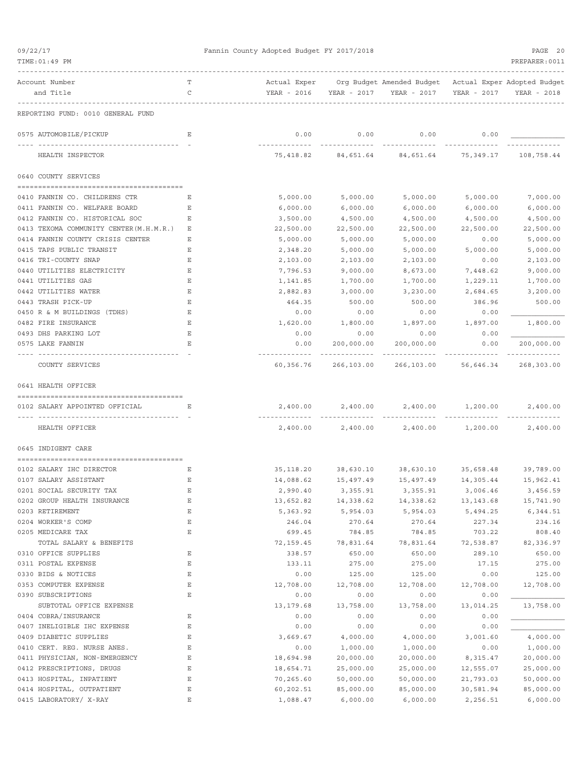REPORTING FUND: 0010 GENERAL FUND

| Account Number and Title | TC | Actual Exper YEAR - 2016 | Org Budget YEAR - 2017 | Amended Budget YEAR - 2017 | Actual Exper YEAR - 2017 | Adopted Budget YEAR - 2018 |
|---|---|---|---|---|---|---|
| 0575 AUTOMOBILE/PICKUP | E | 0.00 | 0.00 | 0.00 | 0.00 | |
| HEALTH INSPECTOR | | 75,418.82 | 84,651.64 | 84,651.64 | 75,349.17 | 108,758.44 |
| **0640 COUNTY SERVICES** | | | | | | |
| 0410 FANNIN CO. CHILDRENS CTR | E | 5,000.00 | 5,000.00 | 5,000.00 | 5,000.00 | 7,000.00 |
| 0411 FANNIN CO. WELFARE BOARD | E | 6,000.00 | 6,000.00 | 6,000.00 | 6,000.00 | 6,000.00 |
| 0412 FANNIN CO. HISTORICAL SOC | E | 3,500.00 | 4,500.00 | 4,500.00 | 4,500.00 | 4,500.00 |
| 0413 TEXOMA COMMUNITY CENTER(M.H.M.R.) | E | 22,500.00 | 22,500.00 | 22,500.00 | 22,500.00 | 22,500.00 |
| 0414 FANNIN COUNTY CRISIS CENTER | E | 5,000.00 | 5,000.00 | 5,000.00 | 0.00 | 5,000.00 |
| 0415 TAPS PUBLIC TRANSIT | E | 2,348.20 | 5,000.00 | 5,000.00 | 5,000.00 | 5,000.00 |
| 0416 TRI-COUNTY SNAP | E | 2,103.00 | 2,103.00 | 2,103.00 | 0.00 | 2,103.00 |
| 0440 UTILITIES ELECTRICITY | E | 7,796.53 | 9,000.00 | 8,673.00 | 7,448.62 | 9,000.00 |
| 0441 UTILITIES GAS | E | 1,141.85 | 1,700.00 | 1,700.00 | 1,229.11 | 1,700.00 |
| 0442 UTILITIES WATER | E | 2,882.83 | 3,000.00 | 3,230.00 | 2,684.65 | 3,200.00 |
| 0443 TRASH PICK-UP | E | 464.35 | 500.00 | 500.00 | 386.96 | 500.00 |
| 0450 R & M BUILDINGS (TDHS) | E | 0.00 | 0.00 | 0.00 | 0.00 | |
| 0482 FIRE INSURANCE | E | 1,620.00 | 1,800.00 | 1,897.00 | 1,897.00 | 1,800.00 |
| 0493 DHS PARKING LOT | E | 0.00 | 0.00 | 0.00 | 0.00 | |
| 0575 LAKE FANNIN | E | 0.00 | 200,000.00 | 200,000.00 | 0.00 | 200,000.00 |
| COUNTY SERVICES | | 60,356.76 | 266,103.00 | 266,103.00 | 56,646.34 | 268,303.00 |
| **0641 HEALTH OFFICER** | | | | | | |
| 0102 SALARY APPOINTED OFFICIAL | E | 2,400.00 | 2,400.00 | 2,400.00 | 1,200.00 | 2,400.00 |
| HEALTH OFFICER | | 2,400.00 | 2,400.00 | 2,400.00 | 1,200.00 | 2,400.00 |
| **0645 INDIGENT CARE** | | | | | | |
| 0102 SALARY IHC DIRECTOR | E | 35,118.20 | 38,630.10 | 38,630.10 | 35,658.48 | 39,789.00 |
| 0107 SALARY ASSISTANT | E | 14,088.62 | 15,497.49 | 15,497.49 | 14,305.44 | 15,962.41 |
| 0201 SOCIAL SECURITY TAX | E | 2,990.40 | 3,355.91 | 3,355.91 | 3,006.46 | 3,456.59 |
| 0202 GROUP HEALTH INSURANCE | E | 13,652.82 | 14,338.62 | 14,338.62 | 13,143.68 | 15,741.90 |
| 0203 RETIREMENT | E | 5,363.92 | 5,954.03 | 5,954.03 | 5,494.25 | 6,344.51 |
| 0204 WORKER'S COMP | E | 246.04 | 270.64 | 270.64 | 227.34 | 234.16 |
| 0205 MEDICARE TAX | E | 699.45 | 784.85 | 784.85 | 703.22 | 808.40 |
| TOTAL SALARY & BENEFITS | | 72,159.45 | 78,831.64 | 78,831.64 | 72,538.87 | 82,336.97 |
| 0310 OFFICE SUPPLIES | E | 338.57 | 650.00 | 650.00 | 289.10 | 650.00 |
| 0311 POSTAL EXPENSE | E | 133.11 | 275.00 | 275.00 | 17.15 | 275.00 |
| 0330 BIDS & NOTICES | E | 0.00 | 125.00 | 125.00 | 0.00 | 125.00 |
| 0353 COMPUTER EXPENSE | E | 12,708.00 | 12,708.00 | 12,708.00 | 12,708.00 | 12,708.00 |
| 0390 SUBSCRIPTIONS | E | 0.00 | 0.00 | 0.00 | 0.00 | |
| SUBTOTAL OFFICE EXPENSE | | 13,179.68 | 13,758.00 | 13,758.00 | 13,014.25 | 13,758.00 |
| 0404 COBRA/INSURANCE | E | 0.00 | 0.00 | 0.00 | 0.00 | |
| 0407 INELIGIBLE IHC EXPENSE | E | 0.00 | 0.00 | 0.00 | 0.00 | |
| 0409 DIABETIC SUPPLIES | E | 3,669.67 | 4,000.00 | 4,000.00 | 3,001.60 | 4,000.00 |
| 0410 CERT. REG. NURSE ANES. | E | 0.00 | 1,000.00 | 1,000.00 | 0.00 | 1,000.00 |
| 0411 PHYSICIAN, NON-EMERGENCY | E | 18,694.98 | 20,000.00 | 20,000.00 | 8,315.47 | 20,000.00 |
| 0412 PRESCRIPTIONS, DRUGS | E | 18,654.71 | 25,000.00 | 25,000.00 | 12,555.07 | 25,000.00 |
| 0413 HOSPITAL, INPATIENT | E | 70,265.60 | 50,000.00 | 50,000.00 | 21,793.03 | 50,000.00 |
| 0414 HOSPITAL, OUTPATIENT | E | 60,202.51 | 85,000.00 | 85,000.00 | 30,581.94 | 85,000.00 |
| 0415 LABORATORY/ X-RAY | E | 1,088.47 | 6,000.00 | 6,000.00 | 2,256.51 | 6,000.00 |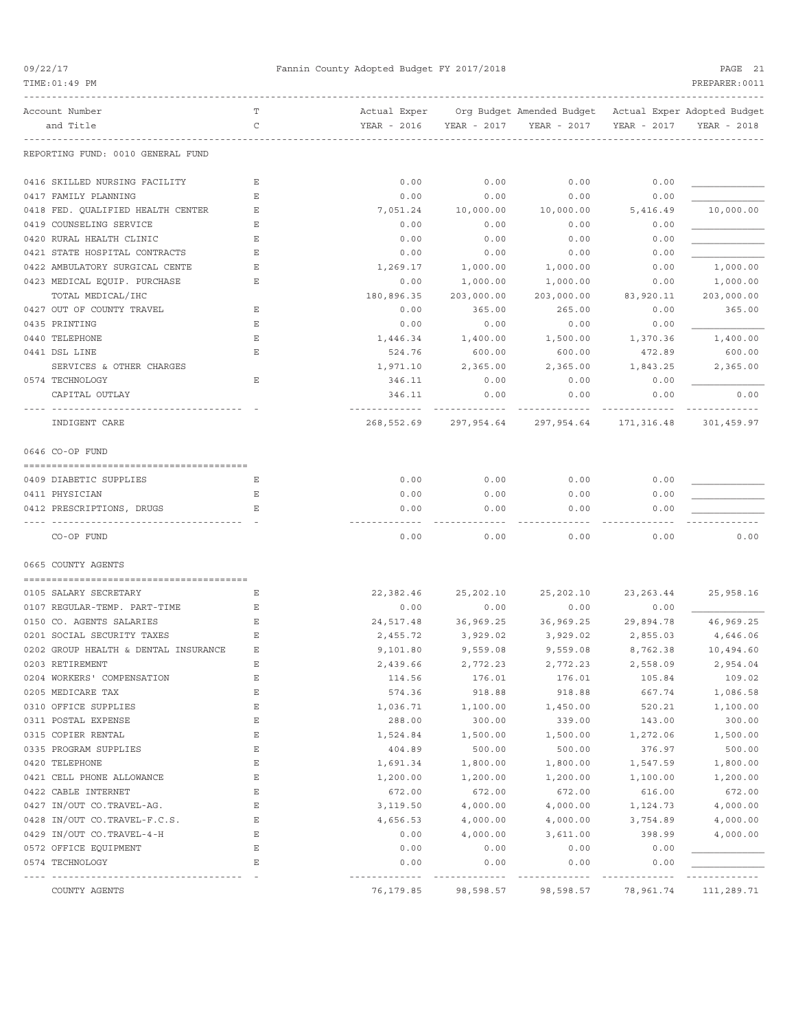Fannin County Adopted Budget FY 2017/2018

| Account Number and Title | T C | Actual Exper YEAR - 2016 | Org Budget YEAR - 2017 | Amended Budget YEAR - 2017 | Actual Exper YEAR - 2017 | Adopted Budget YEAR - 2018 |
|---|---|---|---|---|---|---|
| REPORTING FUND: 0010 GENERAL FUND | | | | | | |
| 0416 SKILLED NURSING FACILITY | E | 0.00 | 0.00 | 0.00 | 0.00 | |
| 0417 FAMILY PLANNING | E | 0.00 | 0.00 | 0.00 | 0.00 | |
| 0418 FED. QUALIFIED HEALTH CENTER | E | 7,051.24 | 10,000.00 | 10,000.00 | 5,416.49 | 10,000.00 |
| 0419 COUNSELING SERVICE | E | 0.00 | 0.00 | 0.00 | 0.00 | |
| 0420 RURAL HEALTH CLINIC | E | 0.00 | 0.00 | 0.00 | 0.00 | |
| 0421 STATE HOSPITAL CONTRACTS | E | 0.00 | 0.00 | 0.00 | 0.00 | |
| 0422 AMBULATORY SURGICAL CENTE | E | 1,269.17 | 1,000.00 | 1,000.00 | 0.00 | 1,000.00 |
| 0423 MEDICAL EQUIP. PURCHASE | E | 0.00 | 1,000.00 | 1,000.00 | 0.00 | 1,000.00 |
| TOTAL MEDICAL/IHC | | 180,896.35 | 203,000.00 | 203,000.00 | 83,920.11 | 203,000.00 |
| 0427 OUT OF COUNTY TRAVEL | E | 0.00 | 365.00 | 265.00 | 0.00 | 365.00 |
| 0435 PRINTING | E | 0.00 | 0.00 | 0.00 | 0.00 | |
| 0440 TELEPHONE | E | 1,446.34 | 1,400.00 | 1,500.00 | 1,370.36 | 1,400.00 |
| 0441 DSL LINE | E | 524.76 | 600.00 | 600.00 | 472.89 | 600.00 |
| SERVICES & OTHER CHARGES | | 1,971.10 | 2,365.00 | 2,365.00 | 1,843.25 | 2,365.00 |
| 0574 TECHNOLOGY | E | 346.11 | 0.00 | 0.00 | 0.00 | |
| CAPITAL OUTLAY | | 346.11 | 0.00 | 0.00 | 0.00 | 0.00 |
| INDIGENT CARE | | 268,552.69 | 297,954.64 | 297,954.64 | 171,316.48 | 301,459.97 |
| **0646 CO-OP FUND** | | | | | | |
| 0409 DIABETIC SUPPLIES | E | 0.00 | 0.00 | 0.00 | 0.00 | |
| 0411 PHYSICIAN | E | 0.00 | 0.00 | 0.00 | 0.00 | |
| 0412 PRESCRIPTIONS, DRUGS | E | 0.00 | 0.00 | 0.00 | 0.00 | |
| CO-OP FUND | | 0.00 | 0.00 | 0.00 | 0.00 | 0.00 |
| **0665 COUNTY AGENTS** | | | | | | |
| 0105 SALARY SECRETARY | E | 22,382.46 | 25,202.10 | 25,202.10 | 23,263.44 | 25,958.16 |
| 0107 REGULAR-TEMP. PART-TIME | E | 0.00 | 0.00 | 0.00 | 0.00 | |
| 0150 CO. AGENTS SALARIES | E | 24,517.48 | 36,969.25 | 36,969.25 | 29,894.78 | 46,969.25 |
| 0201 SOCIAL SECURITY TAXES | E | 2,455.72 | 3,929.02 | 3,929.02 | 2,855.03 | 4,646.06 |
| 0202 GROUP HEALTH & DENTAL INSURANCE | E | 9,101.80 | 9,559.08 | 9,559.08 | 8,762.38 | 10,494.60 |
| 0203 RETIREMENT | E | 2,439.66 | 2,772.23 | 2,772.23 | 2,558.09 | 2,954.04 |
| 0204 WORKERS' COMPENSATION | E | 114.56 | 176.01 | 176.01 | 105.84 | 109.02 |
| 0205 MEDICARE TAX | E | 574.36 | 918.88 | 918.88 | 667.74 | 1,086.58 |
| 0310 OFFICE SUPPLIES | E | 1,036.71 | 1,100.00 | 1,450.00 | 520.21 | 1,100.00 |
| 0311 POSTAL EXPENSE | E | 288.00 | 300.00 | 339.00 | 143.00 | 300.00 |
| 0315 COPIER RENTAL | E | 1,524.84 | 1,500.00 | 1,500.00 | 1,272.06 | 1,500.00 |
| 0335 PROGRAM SUPPLIES | E | 404.89 | 500.00 | 500.00 | 376.97 | 500.00 |
| 0420 TELEPHONE | E | 1,691.34 | 1,800.00 | 1,800.00 | 1,547.59 | 1,800.00 |
| 0421 CELL PHONE ALLOWANCE | E | 1,200.00 | 1,200.00 | 1,200.00 | 1,100.00 | 1,200.00 |
| 0422 CABLE INTERNET | E | 672.00 | 672.00 | 672.00 | 616.00 | 672.00 |
| 0427 IN/OUT CO.TRAVEL-AG. | E | 3,119.50 | 4,000.00 | 4,000.00 | 1,124.73 | 4,000.00 |
| 0428 IN/OUT CO.TRAVEL-F.C.S. | E | 4,656.53 | 4,000.00 | 4,000.00 | 3,754.89 | 4,000.00 |
| 0429 IN/OUT CO.TRAVEL-4-H | E | 0.00 | 4,000.00 | 3,611.00 | 398.99 | 4,000.00 |
| 0572 OFFICE EQUIPMENT | E | 0.00 | 0.00 | 0.00 | 0.00 | |
| 0574 TECHNOLOGY | E | 0.00 | 0.00 | 0.00 | 0.00 | |
| COUNTY AGENTS | | 76,179.85 | 98,598.57 | 98,598.57 | 78,961.74 | 111,289.71 |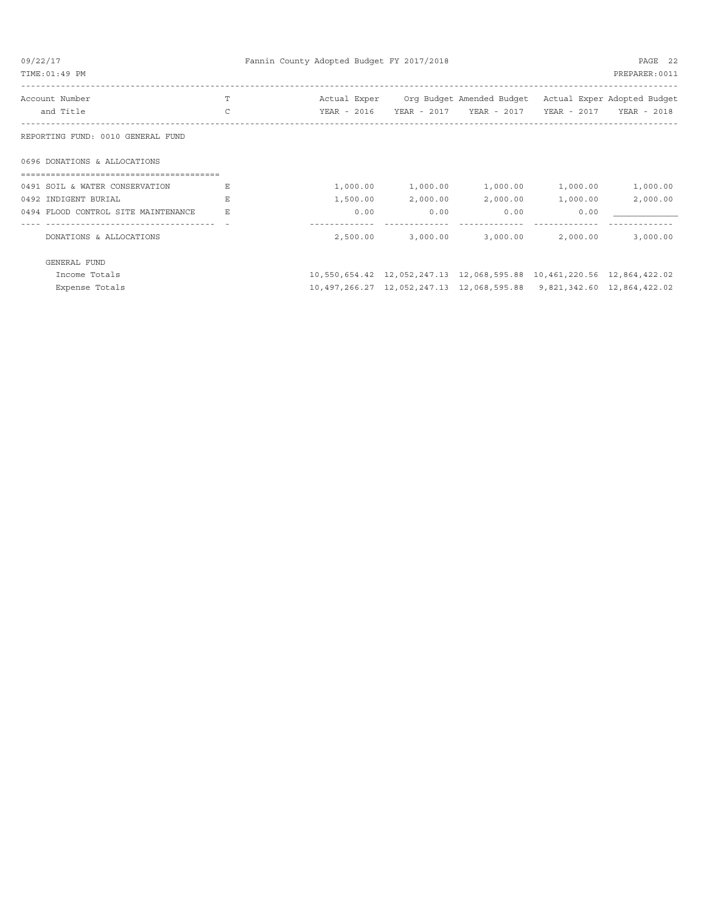| Account Number and Title | TC | Actual Exper YEAR - 2016 | Org Budget YEAR - 2017 | Amended Budget YEAR - 2017 | Actual Exper YEAR - 2017 | Adopted Budget YEAR - 2018 |
|---|---|---|---|---|---|---|
| REPORTING FUND: 0010 GENERAL FUND | | | | | | |
| 0696 DONATIONS & ALLOCATIONS | | | | | | |
| 0491 SOIL & WATER CONSERVATION | E | 1,000.00 | 1,000.00 | 1,000.00 | 1,000.00 | 1,000.00 |
| 0492 INDIGENT BURIAL | E | 1,500.00 | 2,000.00 | 2,000.00 | 1,000.00 | 2,000.00 |
| 0494 FLOOD CONTROL SITE MAINTENANCE | E | 0.00 | 0.00 | 0.00 | 0.00 | |
| DONATIONS & ALLOCATIONS | | 2,500.00 | 3,000.00 | 3,000.00 | 2,000.00 | 3,000.00 |
| GENERAL FUND | | | | | | |
| Income Totals | | 10,550,654.42 | 12,052,247.13 | 12,068,595.88 | 10,461,220.56 | 12,864,422.02 |
| Expense Totals | | 10,497,266.27 | 12,052,247.13 | 12,068,595.88 | 9,821,342.60 | 12,864,422.02 |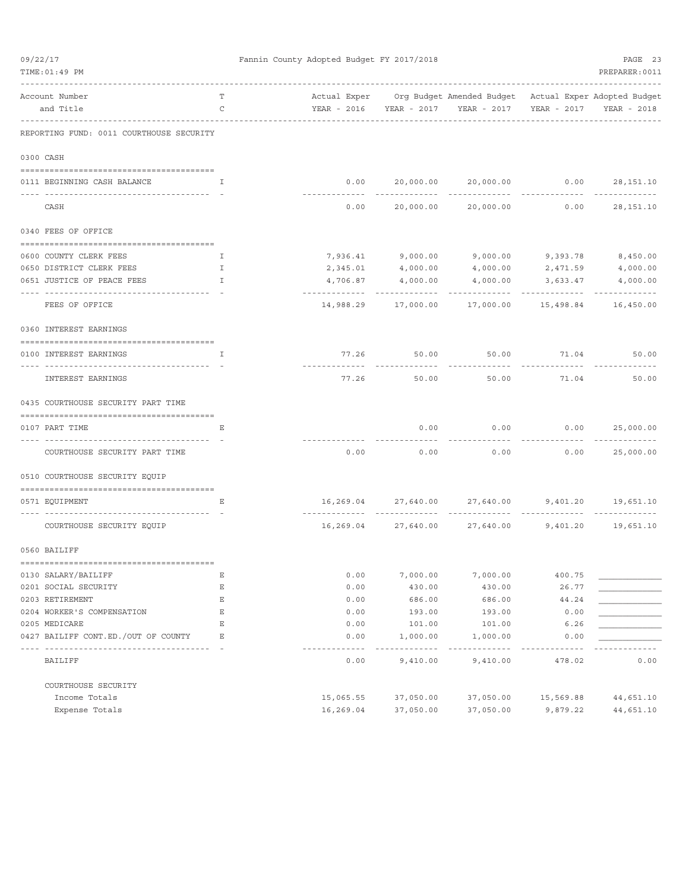Fannin County Adopted Budget FY 2017/2018

| Account Number and Title | T C | Actual Exper YEAR - 2016 | Org Budget YEAR - 2017 | Amended Budget YEAR - 2017 | Actual Exper YEAR - 2017 | Adopted Budget YEAR - 2018 |
|---|---|---|---|---|---|---|
| **REPORTING FUND: 0011 COURTHOUSE SECURITY** | | | | | | |
| **0300 CASH** | | | | | | |
| 0111 BEGINNING CASH BALANCE | I | 0.00 | 20,000.00 | 20,000.00 | 0.00 | 28,151.10 |
| CASH | | 0.00 | 20,000.00 | 20,000.00 | 0.00 | 28,151.10 |
| **0340 FEES OF OFFICE** | | | | | | |
| 0600 COUNTY CLERK FEES | I | 7,936.41 | 9,000.00 | 9,000.00 | 9,393.78 | 8,450.00 |
| 0650 DISTRICT CLERK FEES | I | 2,345.01 | 4,000.00 | 4,000.00 | 2,471.59 | 4,000.00 |
| 0651 JUSTICE OF PEACE FEES | I | 4,706.87 | 4,000.00 | 4,000.00 | 3,633.47 | 4,000.00 |
| FEES OF OFFICE | | 14,988.29 | 17,000.00 | 17,000.00 | 15,498.84 | 16,450.00 |
| **0360 INTEREST EARNINGS** | | | | | | |
| 0100 INTEREST EARNINGS | I | 77.26 | 50.00 | 50.00 | 71.04 | 50.00 |
| INTEREST EARNINGS | | 77.26 | 50.00 | 50.00 | 71.04 | 50.00 |
| **0435 COURTHOUSE SECURITY PART TIME** | | | | | | |
| 0107 PART TIME | E | | 0.00 | 0.00 | 0.00 | 25,000.00 |
| COURTHOUSE SECURITY PART TIME | | 0.00 | 0.00 | 0.00 | 0.00 | 25,000.00 |
| **0510 COURTHOUSE SECURITY EQUIP** | | | | | | |
| 0571 EQUIPMENT | E | 16,269.04 | 27,640.00 | 27,640.00 | 9,401.20 | 19,651.10 |
| COURTHOUSE SECURITY EQUIP | | 16,269.04 | 27,640.00 | 27,640.00 | 9,401.20 | 19,651.10 |
| **0560 BAILIFF** | | | | | | |
| 0130 SALARY/BAILIFF | E | 0.00 | 7,000.00 | 7,000.00 | 400.75 | ____________ |
| 0201 SOCIAL SECURITY | E | 0.00 | 430.00 | 430.00 | 26.77 | ____________ |
| 0203 RETIREMENT | E | 0.00 | 686.00 | 686.00 | 44.24 | ____________ |
| 0204 WORKER'S COMPENSATION | E | 0.00 | 193.00 | 193.00 | 0.00 | ____________ |
| 0205 MEDICARE | E | 0.00 | 101.00 | 101.00 | 6.26 | ____________ |
| 0427 BAILIFF CONT.ED./OUT OF COUNTY | E | 0.00 | 1,000.00 | 1,000.00 | 0.00 | ____________ |
| BAILIFF | | 0.00 | 9,410.00 | 9,410.00 | 478.02 | 0.00 |
| **COURTHOUSE SECURITY** | | | | | | |
| Income Totals | | 15,065.55 | 37,050.00 | 37,050.00 | 15,569.88 | 44,651.10 |
| Expense Totals | | 16,269.04 | 37,050.00 | 37,050.00 | 9,879.22 | 44,651.10 |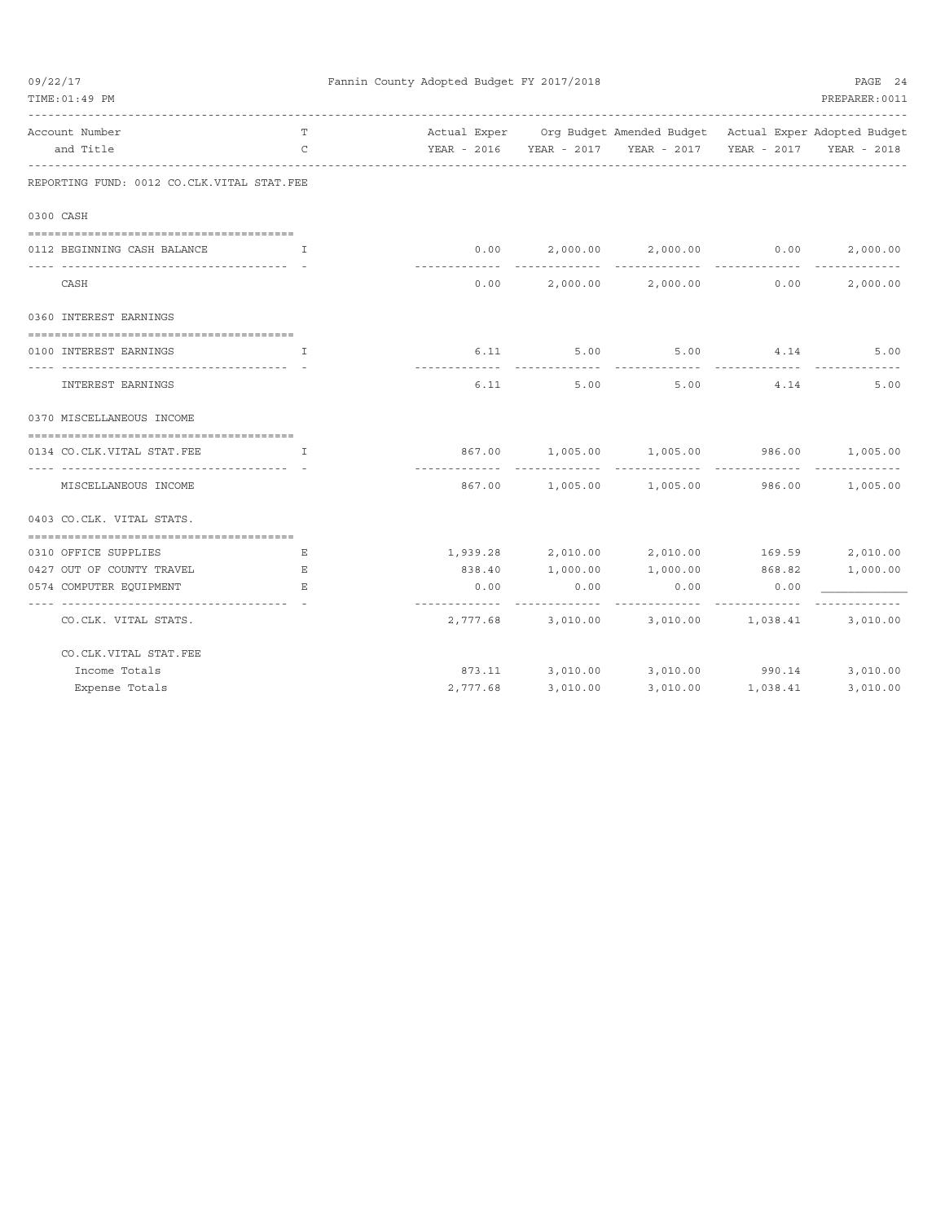Fannin County Adopted Budget FY 2017/2018

| Account Number and Title | TC | Actual Exper YEAR - 2016 | Org Budget YEAR - 2017 | Amended Budget YEAR - 2017 | Actual Exper YEAR - 2017 | Adopted Budget YEAR - 2018 |
|---|---|---|---|---|---|---|
| REPORTING FUND: 0012 CO.CLK.VITAL STAT.FEE | | | | | | |
| **0300 CASH** | | | | | | |
| 0112 BEGINNING CASH BALANCE | I | 0.00 | 2,000.00 | 2,000.00 | 0.00 | 2,000.00 |
| CASH | | 0.00 | 2,000.00 | 2,000.00 | 0.00 | 2,000.00 |
| **0360 INTEREST EARNINGS** | | | | | | |
| 0100 INTEREST EARNINGS | I | 6.11 | 5.00 | 5.00 | 4.14 | 5.00 |
| INTEREST EARNINGS | | 6.11 | 5.00 | 5.00 | 4.14 | 5.00 |
| **0370 MISCELLANEOUS INCOME** | | | | | | |
| 0134 CO.CLK.VITAL STAT.FEE | I | 867.00 | 1,005.00 | 1,005.00 | 986.00 | 1,005.00 |
| MISCELLANEOUS INCOME | | 867.00 | 1,005.00 | 1,005.00 | 986.00 | 1,005.00 |
| **0403 CO.CLK. VITAL STATS.** | | | | | | |
| 0310 OFFICE SUPPLIES | E | 1,939.28 | 2,010.00 | 2,010.00 | 169.59 | 2,010.00 |
| 0427 OUT OF COUNTY TRAVEL | E | 838.40 | 1,000.00 | 1,000.00 | 868.82 | 1,000.00 |
| 0574 COMPUTER EQUIPMENT | E | 0.00 | 0.00 | 0.00 | 0.00 | |
| CO.CLK. VITAL STATS. | | 2,777.68 | 3,010.00 | 3,010.00 | 1,038.41 | 3,010.00 |
| CO.CLK.VITAL STAT.FEE | | | | | | |
| Income Totals | | 873.11 | 3,010.00 | 3,010.00 | 990.14 | 3,010.00 |
| Expense Totals | | 2,777.68 | 3,010.00 | 3,010.00 | 1,038.41 | 3,010.00 |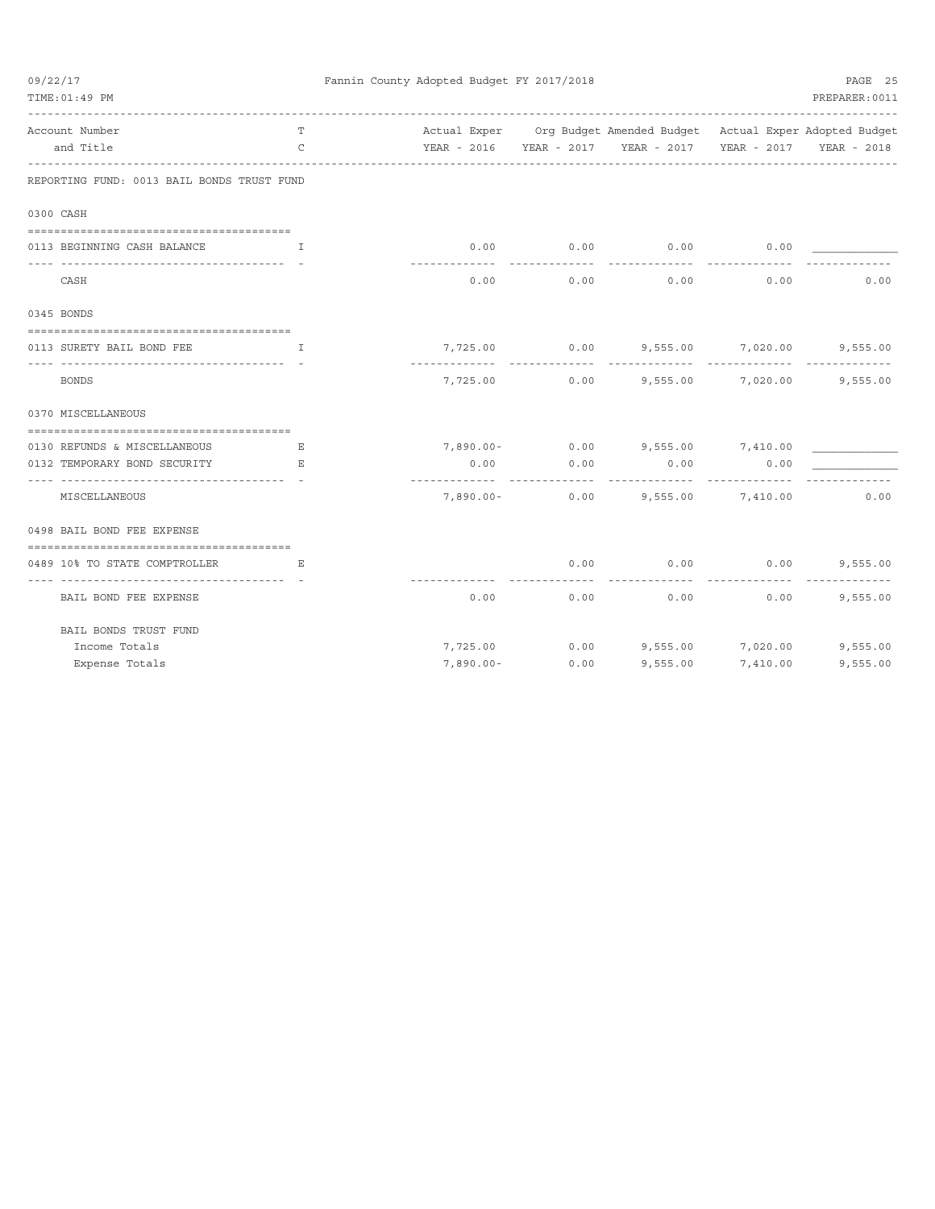REPORTING FUND: 0013 BAIL BONDS TRUST FUND

| Account Number and Title | T C | Actual Exper YEAR - 2016 | Org Budget YEAR - 2017 | Amended Budget YEAR - 2017 | Actual Exper YEAR - 2017 | Adopted Budget YEAR - 2018 |
|---|---|---|---|---|---|---|
| **0300 CASH** | | | | | | |
| 0113 BEGINNING CASH BALANCE | I | 0.00 | 0.00 | 0.00 | 0.00 | |
| CASH | | 0.00 | 0.00 | 0.00 | 0.00 | 0.00 |
| **0345 BONDS** | | | | | | |
| 0113 SURETY BAIL BOND FEE | I | 7,725.00 | 0.00 | 9,555.00 | 7,020.00 | 9,555.00 |
| BONDS | | 7,725.00 | 0.00 | 9,555.00 | 7,020.00 | 9,555.00 |
| **0370 MISCELLANEOUS** | | | | | | |
| 0130 REFUNDS & MISCELLANEOUS | E | 7,890.00- | 0.00 | 9,555.00 | 7,410.00 | |
| 0132 TEMPORARY BOND SECURITY | E | 0.00 | 0.00 | 0.00 | 0.00 | |
| MISCELLANEOUS | | 7,890.00- | 0.00 | 9,555.00 | 7,410.00 | 0.00 |
| **0498 BAIL BOND FEE EXPENSE** | | | | | | |
| 0489 10% TO STATE COMPTROLLER | E | | 0.00 | 0.00 | 0.00 | 9,555.00 |
| BAIL BOND FEE EXPENSE | | 0.00 | 0.00 | 0.00 | 0.00 | 9,555.00 |
| **BAIL BONDS TRUST FUND** | | | | | | |
| Income Totals | | 7,725.00 | 0.00 | 9,555.00 | 7,020.00 | 9,555.00 |
| Expense Totals | | 7,890.00- | 0.00 | 9,555.00 | 7,410.00 | 9,555.00 |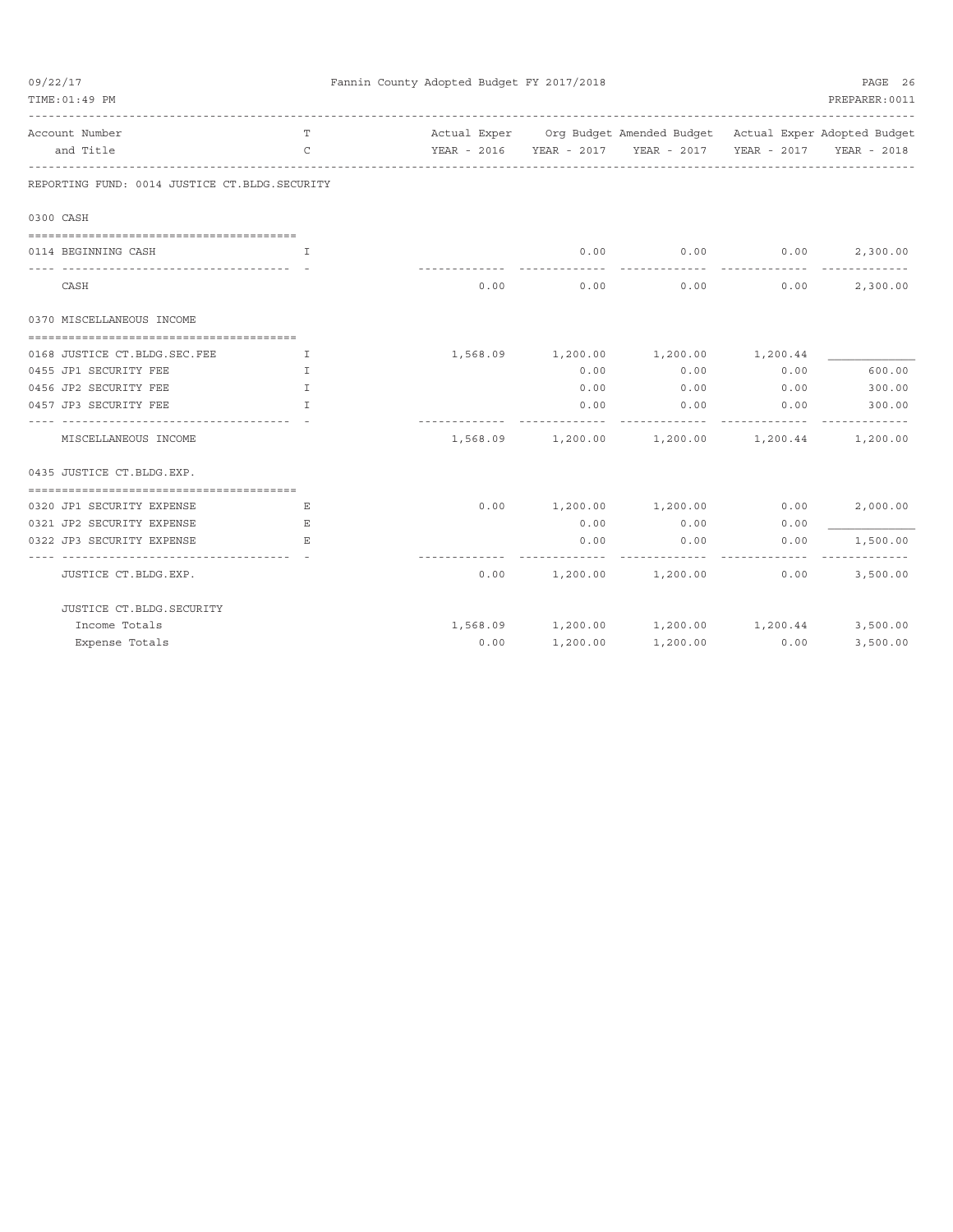# Fannin County Adopted Budget FY 2017/2018

| Account Number and Title | TC | Actual Exper YEAR - 2016 | Org Budget YEAR - 2017 | Amended Budget YEAR - 2017 | Actual Exper YEAR - 2017 | Adopted Budget YEAR - 2018 |
|---|---|---|---|---|---|---|
| **REPORTING FUND: 0014 JUSTICE CT.BLDG.SECURITY** | | | | | | |
| **0300 CASH** | | | | | | |
| 0114 BEGINNING CASH | I | | 0.00 | 0.00 | 0.00 | 2,300.00 |
| CASH | | 0.00 | 0.00 | 0.00 | 0.00 | 2,300.00 |
| **0370 MISCELLANEOUS INCOME** | | | | | | |
| 0168 JUSTICE CT.BLDG.SEC.FEE | I | 1,568.09 | 1,200.00 | 1,200.00 | 1,200.44 | |
| 0455 JP1 SECURITY FEE | I | | 0.00 | 0.00 | 0.00 | 600.00 |
| 0456 JP2 SECURITY FEE | I | | 0.00 | 0.00 | 0.00 | 300.00 |
| 0457 JP3 SECURITY FEE | I | | 0.00 | 0.00 | 0.00 | 300.00 |
| MISCELLANEOUS INCOME | | 1,568.09 | 1,200.00 | 1,200.00 | 1,200.44 | 1,200.00 |
| **0435 JUSTICE CT.BLDG.EXP.** | | | | | | |
| 0320 JP1 SECURITY EXPENSE | E | 0.00 | 1,200.00 | 1,200.00 | 0.00 | 2,000.00 |
| 0321 JP2 SECURITY EXPENSE | E | | 0.00 | 0.00 | 0.00 | |
| 0322 JP3 SECURITY EXPENSE | E | | 0.00 | 0.00 | 0.00 | 1,500.00 |
| JUSTICE CT.BLDG.EXP. | | 0.00 | 1,200.00 | 1,200.00 | 0.00 | 3,500.00 |
| **JUSTICE CT.BLDG.SECURITY** | | | | | | |
| Income Totals | | 1,568.09 | 1,200.00 | 1,200.00 | 1,200.44 | 3,500.00 |
| Expense Totals | | 0.00 | 1,200.00 | 1,200.00 | 0.00 | 3,500.00 |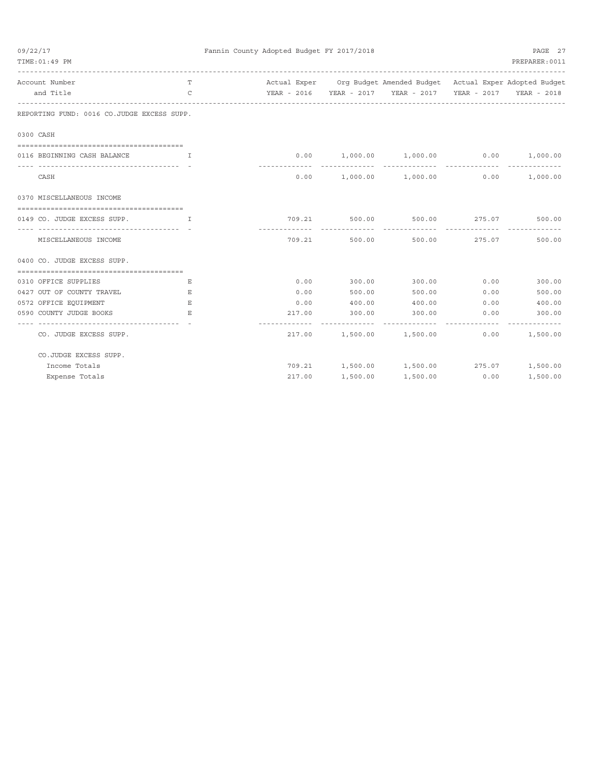**Fannin County Adopted Budget FY 2017/2018**

| Account Number and Title | T C | Actual Exper YEAR - 2016 | Org Budget YEAR - 2017 | Amended Budget YEAR - 2017 | Actual Exper YEAR - 2017 | Adopted Budget YEAR - 2018 |
|---|---|---|---|---|---|---|
| **REPORTING FUND: 0016 CO.JUDGE EXCESS SUPP.** | | | | | | |
| **0300 CASH** | | | | | | |
| 0116 BEGINNING CASH BALANCE | I | 0.00 | 1,000.00 | 1,000.00 | 0.00 | 1,000.00 |
| CASH | | 0.00 | 1,000.00 | 1,000.00 | 0.00 | 1,000.00 |
| **0370 MISCELLANEOUS INCOME** | | | | | | |
| 0149 CO. JUDGE EXCESS SUPP. | I | 709.21 | 500.00 | 500.00 | 275.07 | 500.00 |
| MISCELLANEOUS INCOME | | 709.21 | 500.00 | 500.00 | 275.07 | 500.00 |
| **0400 CO. JUDGE EXCESS SUPP.** | | | | | | |
| 0310 OFFICE SUPPLIES | E | 0.00 | 300.00 | 300.00 | 0.00 | 300.00 |
| 0427 OUT OF COUNTY TRAVEL | E | 0.00 | 500.00 | 500.00 | 0.00 | 500.00 |
| 0572 OFFICE EQUIPMENT | E | 0.00 | 400.00 | 400.00 | 0.00 | 400.00 |
| 0590 COUNTY JUDGE BOOKS | E | 217.00 | 300.00 | 300.00 | 0.00 | 300.00 |
| CO. JUDGE EXCESS SUPP. | | 217.00 | 1,500.00 | 1,500.00 | 0.00 | 1,500.00 |
| **CO.JUDGE EXCESS SUPP.** | | | | | | |
| Income Totals | | 709.21 | 1,500.00 | 1,500.00 | 275.07 | 1,500.00 |
| Expense Totals | | 217.00 | 1,500.00 | 1,500.00 | 0.00 | 1,500.00 |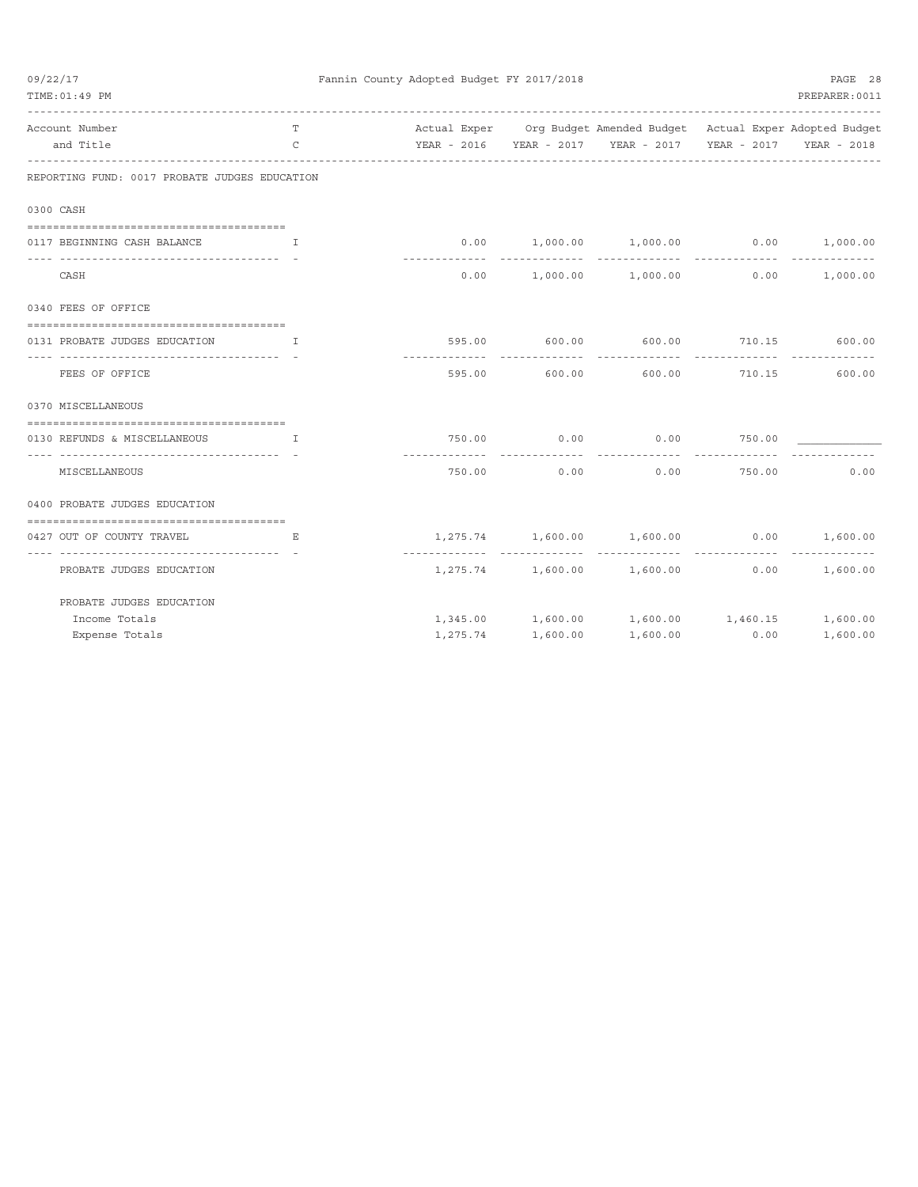Fannin County Adopted Budget FY 2017/2018

| Account Number and Title | TC | Actual Exper YEAR - 2016 | Org Budget YEAR - 2017 | Amended Budget YEAR - 2017 | Actual Exper YEAR - 2017 | Adopted Budget YEAR - 2018 |
|---|---|---|---|---|---|---|
| **REPORTING FUND: 0017 PROBATE JUDGES EDUCATION** | | | | | | |
| **0300 CASH** | | | | | | |
| 0117 BEGINNING CASH BALANCE | I | 0.00 | 1,000.00 | 1,000.00 | 0.00 | 1,000.00 |
| CASH | | 0.00 | 1,000.00 | 1,000.00 | 0.00 | 1,000.00 |
| **0340 FEES OF OFFICE** | | | | | | |
| 0131 PROBATE JUDGES EDUCATION | I | 595.00 | 600.00 | 600.00 | 710.15 | 600.00 |
| FEES OF OFFICE | | 595.00 | 600.00 | 600.00 | 710.15 | 600.00 |
| **0370 MISCELLANEOUS** | | | | | | |
| 0130 REFUNDS & MISCELLANEOUS | I | 750.00 | 0.00 | 0.00 | 750.00 | |
| MISCELLANEOUS | | 750.00 | 0.00 | 0.00 | 750.00 | 0.00 |
| **0400 PROBATE JUDGES EDUCATION** | | | | | | |
| 0427 OUT OF COUNTY TRAVEL | E | 1,275.74 | 1,600.00 | 1,600.00 | 0.00 | 1,600.00 |
| PROBATE JUDGES EDUCATION | | 1,275.74 | 1,600.00 | 1,600.00 | 0.00 | 1,600.00 |
| **PROBATE JUDGES EDUCATION** | | | | | | |
| Income Totals | | 1,345.00 | 1,600.00 | 1,600.00 | 1,460.15 | 1,600.00 |
| Expense Totals | | 1,275.74 | 1,600.00 | 1,600.00 | 0.00 | 1,600.00 |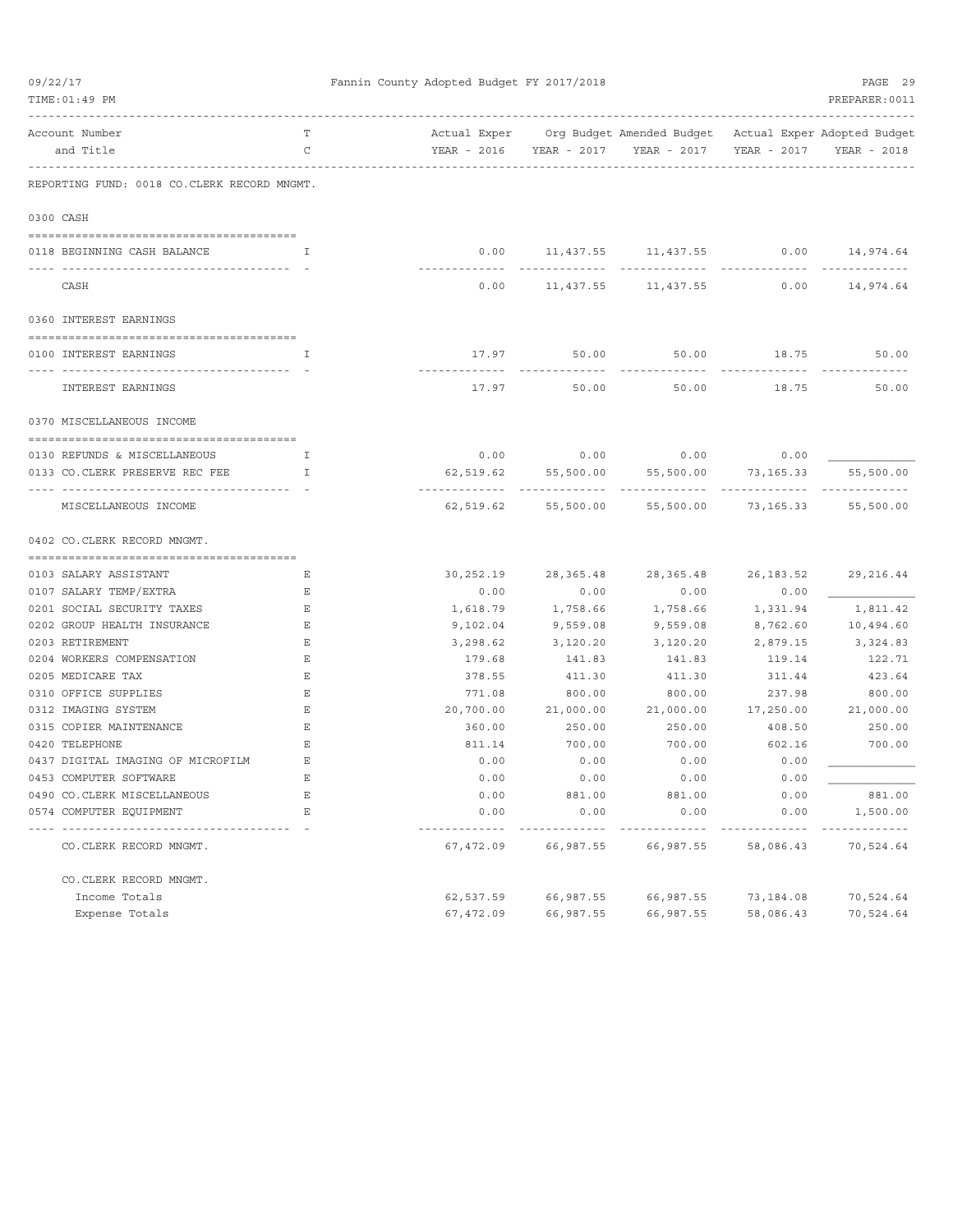Fannin County Adopted Budget FY 2017/2018

| Account Number and Title | TC | Actual Exper YEAR - 2016 | Org Budget YEAR - 2017 | Amended Budget YEAR - 2017 | Actual Exper YEAR - 2017 | Adopted Budget YEAR - 2018 |
|---|---|---|---|---|---|---|
| REPORTING FUND: 0018 CO.CLERK RECORD MNGMT. | | | | | | |
| **0300 CASH** | | | | | | |
| 0118 BEGINNING CASH BALANCE | I | 0.00 | 11,437.55 | 11,437.55 | 0.00 | 14,974.64 |
| CASH | | 0.00 | 11,437.55 | 11,437.55 | 0.00 | 14,974.64 |
| **0360 INTEREST EARNINGS** | | | | | | |
| 0100 INTEREST EARNINGS | I | 17.97 | 50.00 | 50.00 | 18.75 | 50.00 |
| INTEREST EARNINGS | | 17.97 | 50.00 | 50.00 | 18.75 | 50.00 |
| **0370 MISCELLANEOUS INCOME** | | | | | | |
| 0130 REFUNDS & MISCELLANEOUS | I | 0.00 | 0.00 | 0.00 | 0.00 | |
| 0133 CO.CLERK PRESERVE REC FEE | I | 62,519.62 | 55,500.00 | 55,500.00 | 73,165.33 | 55,500.00 |
| MISCELLANEOUS INCOME | | 62,519.62 | 55,500.00 | 55,500.00 | 73,165.33 | 55,500.00 |
| **0402 CO.CLERK RECORD MNGMT.** | | | | | | |
| 0103 SALARY ASSISTANT | E | 30,252.19 | 28,365.48 | 28,365.48 | 26,183.52 | 29,216.44 |
| 0107 SALARY TEMP/EXTRA | E | 0.00 | 0.00 | 0.00 | 0.00 | |
| 0201 SOCIAL SECURITY TAXES | E | 1,618.79 | 1,758.66 | 1,758.66 | 1,331.94 | 1,811.42 |
| 0202 GROUP HEALTH INSURANCE | E | 9,102.04 | 9,559.08 | 9,559.08 | 8,762.60 | 10,494.60 |
| 0203 RETIREMENT | E | 3,298.62 | 3,120.20 | 3,120.20 | 2,879.15 | 3,324.83 |
| 0204 WORKERS COMPENSATION | E | 179.68 | 141.83 | 141.83 | 119.14 | 122.71 |
| 0205 MEDICARE TAX | E | 378.55 | 411.30 | 411.30 | 311.44 | 423.64 |
| 0310 OFFICE SUPPLIES | E | 771.08 | 800.00 | 800.00 | 237.98 | 800.00 |
| 0312 IMAGING SYSTEM | E | 20,700.00 | 21,000.00 | 21,000.00 | 17,250.00 | 21,000.00 |
| 0315 COPIER MAINTENANCE | E | 360.00 | 250.00 | 250.00 | 408.50 | 250.00 |
| 0420 TELEPHONE | E | 811.14 | 700.00 | 700.00 | 602.16 | 700.00 |
| 0437 DIGITAL IMAGING OF MICROFILM | E | 0.00 | 0.00 | 0.00 | 0.00 | |
| 0453 COMPUTER SOFTWARE | E | 0.00 | 0.00 | 0.00 | 0.00 | |
| 0490 CO.CLERK MISCELLANEOUS | E | 0.00 | 881.00 | 881.00 | 0.00 | 881.00 |
| 0574 COMPUTER EQUIPMENT | E | 0.00 | 0.00 | 0.00 | 0.00 | 1,500.00 |
| CO.CLERK RECORD MNGMT. | | 67,472.09 | 66,987.55 | 66,987.55 | 58,086.43 | 70,524.64 |
| **CO.CLERK RECORD MNGMT.** | | | | | | |
| Income Totals | | 62,537.59 | 66,987.55 | 66,987.55 | 73,184.08 | 70,524.64 |
| Expense Totals | | 67,472.09 | 66,987.55 | 66,987.55 | 58,086.43 | 70,524.64 |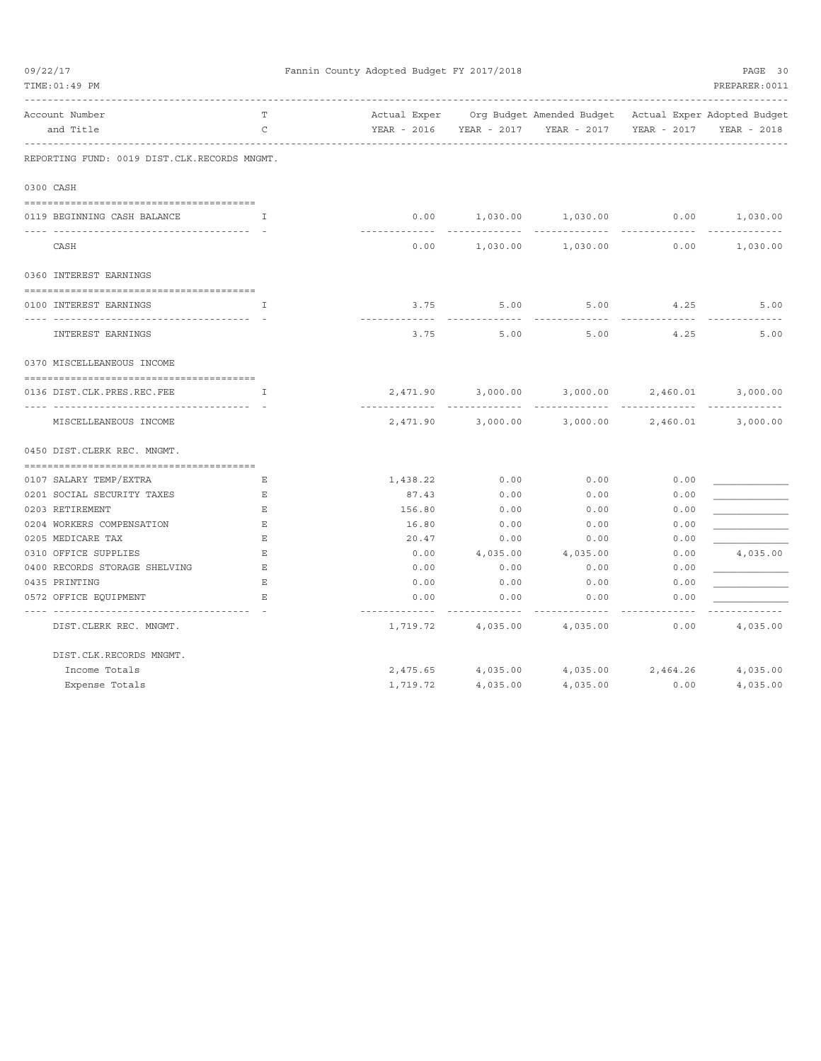Fannin County Adopted Budget FY 2017/2018

REPORTING FUND: 0019 DIST.CLK.RECORDS MNGMT.

| Account Number and Title | TC | Actual Exper YEAR - 2016 | Org Budget YEAR - 2017 | Amended Budget YEAR - 2017 | Actual Exper YEAR - 2017 | Adopted Budget YEAR - 2018 |
|---|---|---|---|---|---|---|
| **0300 CASH** | | | | | | |
| 0119 BEGINNING CASH BALANCE | I | 0.00 | 1,030.00 | 1,030.00 | 0.00 | 1,030.00 |
| CASH | | 0.00 | 1,030.00 | 1,030.00 | 0.00 | 1,030.00 |
| **0360 INTEREST EARNINGS** | | | | | | |
| 0100 INTEREST EARNINGS | I | 3.75 | 5.00 | 5.00 | 4.25 | 5.00 |
| INTEREST EARNINGS | | 3.75 | 5.00 | 5.00 | 4.25 | 5.00 |
| **0370 MISCELLANEOUS INCOME** | | | | | | |
| 0136 DIST.CLK.PRES.REC.FEE | I | 2,471.90 | 3,000.00 | 3,000.00 | 2,460.01 | 3,000.00 |
| MISCELLANEOUS INCOME | | 2,471.90 | 3,000.00 | 3,000.00 | 2,460.01 | 3,000.00 |
| **0450 DIST.CLERK REC. MNGMT.** | | | | | | |
| 0107 SALARY TEMP/EXTRA | E | 1,438.22 | 0.00 | 0.00 | 0.00 | |
| 0201 SOCIAL SECURITY TAXES | E | 87.43 | 0.00 | 0.00 | 0.00 | |
| 0203 RETIREMENT | E | 156.80 | 0.00 | 0.00 | 0.00 | |
| 0204 WORKERS COMPENSATION | E | 16.80 | 0.00 | 0.00 | 0.00 | |
| 0205 MEDICARE TAX | E | 20.47 | 0.00 | 0.00 | 0.00 | |
| 0310 OFFICE SUPPLIES | E | 0.00 | 4,035.00 | 4,035.00 | 0.00 | 4,035.00 |
| 0400 RECORDS STORAGE SHELVING | E | 0.00 | 0.00 | 0.00 | 0.00 | |
| 0435 PRINTING | E | 0.00 | 0.00 | 0.00 | 0.00 | |
| 0572 OFFICE EQUIPMENT | E | 0.00 | 0.00 | 0.00 | 0.00 | |
| DIST.CLERK REC. MNGMT. | | 1,719.72 | 4,035.00 | 4,035.00 | 0.00 | 4,035.00 |
| **DIST.CLK.RECORDS MNGMT.** | | | | | | |
| Income Totals | | 2,475.65 | 4,035.00 | 4,035.00 | 2,464.26 | 4,035.00 |
| Expense Totals | | 1,719.72 | 4,035.00 | 4,035.00 | 0.00 | 4,035.00 |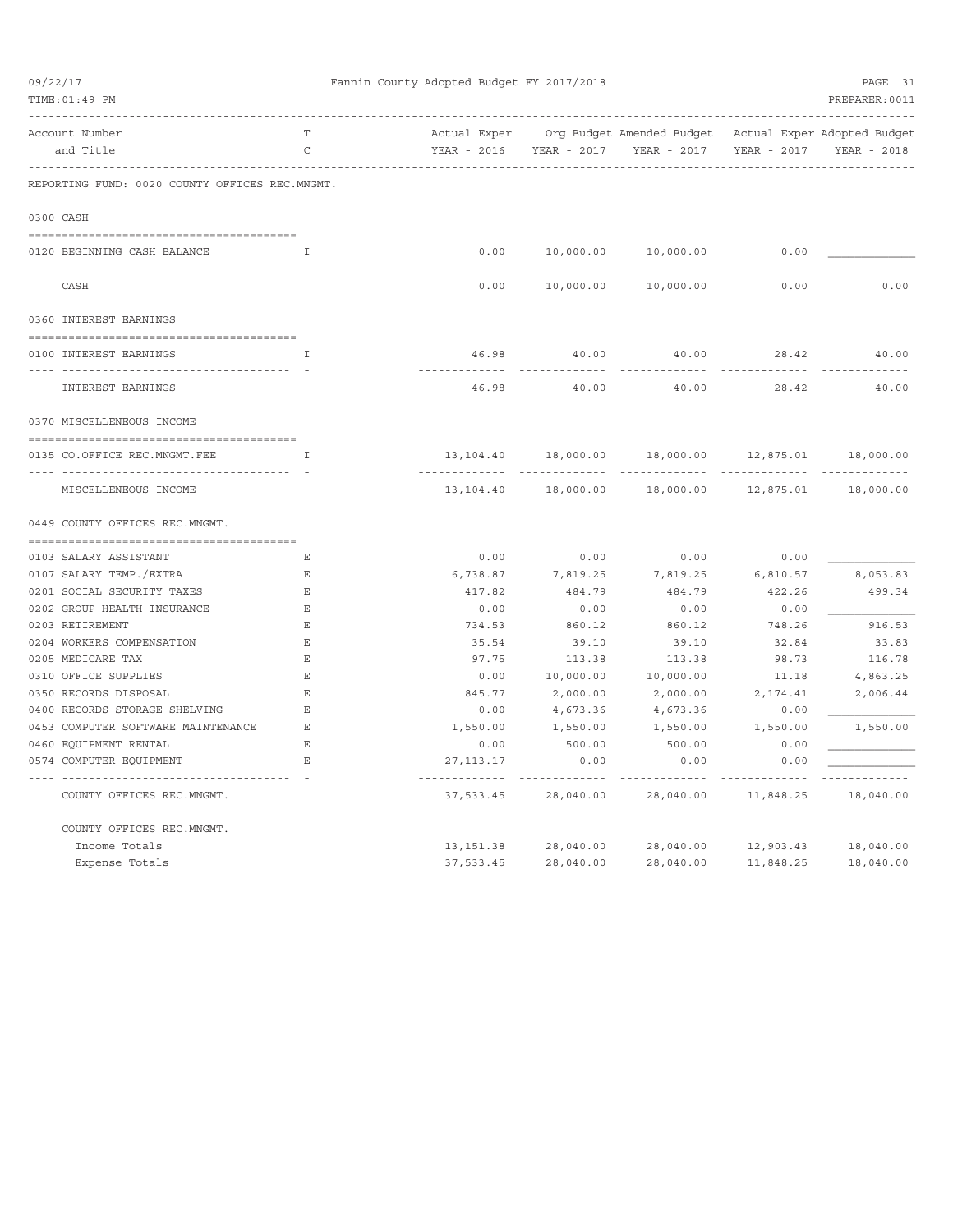Fannin County Adopted Budget FY 2017/2018

REPORTING FUND: 0020 COUNTY OFFICES REC.MNGMT.

| Account Number and Title | TC | Actual Exper YEAR - 2016 | Org Budget YEAR - 2017 | Amended Budget YEAR - 2017 | Actual Exper YEAR - 2017 | Adopted Budget YEAR - 2018 |
|---|---|---|---|---|---|---|
| **0300 CASH** | | | | | | |
| 0120 BEGINNING CASH BALANCE | I | 0.00 | 10,000.00 | 10,000.00 | 0.00 | |
| CASH | | 0.00 | 10,000.00 | 10,000.00 | 0.00 | 0.00 |
| **0360 INTEREST EARNINGS** | | | | | | |
| 0100 INTEREST EARNINGS | I | 46.98 | 40.00 | 40.00 | 28.42 | 40.00 |
| INTEREST EARNINGS | | 46.98 | 40.00 | 40.00 | 28.42 | 40.00 |
| **0370 MISCELLENEOUS INCOME** | | | | | | |
| 0135 CO.OFFICE REC.MNGMT.FEE | I | 13,104.40 | 18,000.00 | 18,000.00 | 12,875.01 | 18,000.00 |
| MISCELLENEOUS INCOME | | 13,104.40 | 18,000.00 | 18,000.00 | 12,875.01 | 18,000.00 |
| **0449 COUNTY OFFICES REC.MNGMT.** | | | | | | |
| 0103 SALARY ASSISTANT | E | 0.00 | 0.00 | 0.00 | 0.00 | |
| 0107 SALARY TEMP./EXTRA | E | 6,738.87 | 7,819.25 | 7,819.25 | 6,810.57 | 8,053.83 |
| 0201 SOCIAL SECURITY TAXES | E | 417.82 | 484.79 | 484.79 | 422.26 | 499.34 |
| 0202 GROUP HEALTH INSURANCE | E | 0.00 | 0.00 | 0.00 | 0.00 | |
| 0203 RETIREMENT | E | 734.53 | 860.12 | 860.12 | 748.26 | 916.53 |
| 0204 WORKERS COMPENSATION | E | 35.54 | 39.10 | 39.10 | 32.84 | 33.83 |
| 0205 MEDICARE TAX | E | 97.75 | 113.38 | 113.38 | 98.73 | 116.78 |
| 0310 OFFICE SUPPLIES | E | 0.00 | 10,000.00 | 10,000.00 | 11.18 | 4,863.25 |
| 0350 RECORDS DISPOSAL | E | 845.77 | 2,000.00 | 2,000.00 | 2,174.41 | 2,006.44 |
| 0400 RECORDS STORAGE SHELVING | E | 0.00 | 4,673.36 | 4,673.36 | 0.00 | |
| 0453 COMPUTER SOFTWARE MAINTENANCE | E | 1,550.00 | 1,550.00 | 1,550.00 | 1,550.00 | 1,550.00 |
| 0460 EQUIPMENT RENTAL | E | 0.00 | 500.00 | 500.00 | 0.00 | |
| 0574 COMPUTER EQUIPMENT | E | 27,113.17 | 0.00 | 0.00 | 0.00 | |
| COUNTY OFFICES REC.MNGMT. | | 37,533.45 | 28,040.00 | 28,040.00 | 11,848.25 | 18,040.00 |
| **COUNTY OFFICES REC.MNGMT.** | | | | | | |
| Income Totals | | 13,151.38 | 28,040.00 | 28,040.00 | 12,903.43 | 18,040.00 |
| Expense Totals | | 37,533.45 | 28,040.00 | 28,040.00 | 11,848.25 | 18,040.00 |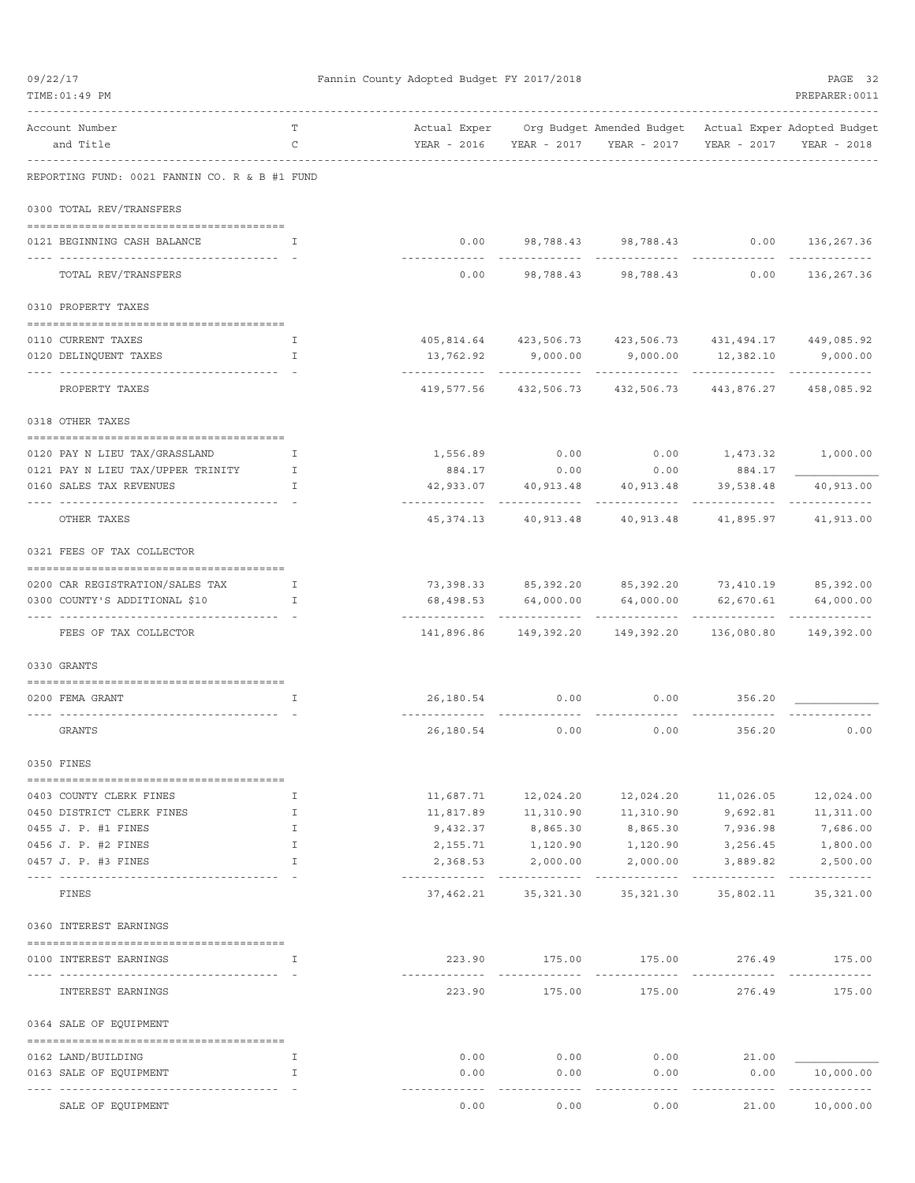Fannin County Adopted Budget FY 2017/2018

REPORTING FUND: 0021 FANNIN CO. R & B #1 FUND

| Account Number and Title | T C | Actual Exper YEAR - 2016 | Org Budget YEAR - 2017 | Amended Budget YEAR - 2017 | Actual Exper YEAR - 2017 | Adopted Budget YEAR - 2018 |
|---|---|---|---|---|---|---|
| **0300 TOTAL REV/TRANSFERS** | | | | | | |
| 0121 BEGINNING CASH BALANCE | I | 0.00 | 98,788.43 | 98,788.43 | 0.00 | 136,267.36 |
| TOTAL REV/TRANSFERS | | 0.00 | 98,788.43 | 98,788.43 | 0.00 | 136,267.36 |
| **0310 PROPERTY TAXES** | | | | | | |
| 0110 CURRENT TAXES | I | 405,814.64 | 423,506.73 | 423,506.73 | 431,494.17 | 449,085.92 |
| 0120 DELINQUENT TAXES | I | 13,762.92 | 9,000.00 | 9,000.00 | 12,382.10 | 9,000.00 |
| PROPERTY TAXES | | 419,577.56 | 432,506.73 | 432,506.73 | 443,876.27 | 458,085.92 |
| **0318 OTHER TAXES** | | | | | | |
| 0120 PAY N LIEU TAX/GRASSLAND | I | 1,556.89 | 0.00 | 0.00 | 1,473.32 | 1,000.00 |
| 0121 PAY N LIEU TAX/UPPER TRINITY | I | 884.17 | 0.00 | 0.00 | 884.17 | |
| 0160 SALES TAX REVENUES | I | 42,933.07 | 40,913.48 | 40,913.48 | 39,538.48 | 40,913.00 |
| OTHER TAXES | | 45,374.13 | 40,913.48 | 40,913.48 | 41,895.97 | 41,913.00 |
| **0321 FEES OF TAX COLLECTOR** | | | | | | |
| 0200 CAR REGISTRATION/SALES TAX | I | 73,398.33 | 85,392.20 | 85,392.20 | 73,410.19 | 85,392.00 |
| 0300 COUNTY'S ADDITIONAL $10 | I | 68,498.53 | 64,000.00 | 64,000.00 | 62,670.61 | 64,000.00 |
| FEES OF TAX COLLECTOR | | 141,896.86 | 149,392.20 | 149,392.20 | 136,080.80 | 149,392.00 |
| **0330 GRANTS** | | | | | | |
| 0200 FEMA GRANT | I | 26,180.54 | 0.00 | 0.00 | 356.20 | |
| GRANTS | | 26,180.54 | 0.00 | 0.00 | 356.20 | 0.00 |
| **0350 FINES** | | | | | | |
| 0403 COUNTY CLERK FINES | I | 11,687.71 | 12,024.20 | 12,024.20 | 11,026.05 | 12,024.00 |
| 0450 DISTRICT CLERK FINES | I | 11,817.89 | 11,310.90 | 11,310.90 | 9,692.81 | 11,311.00 |
| 0455 J. P. #1 FINES | I | 9,432.37 | 8,865.30 | 8,865.30 | 7,936.98 | 7,686.00 |
| 0456 J. P. #2 FINES | I | 2,155.71 | 1,120.90 | 1,120.90 | 3,256.45 | 1,800.00 |
| 0457 J. P. #3 FINES | I | 2,368.53 | 2,000.00 | 2,000.00 | 3,889.82 | 2,500.00 |
| FINES | | 37,462.21 | 35,321.30 | 35,321.30 | 35,802.11 | 35,321.00 |
| **0360 INTEREST EARNINGS** | | | | | | |
| 0100 INTEREST EARNINGS | I | 223.90 | 175.00 | 175.00 | 276.49 | 175.00 |
| INTEREST EARNINGS | | 223.90 | 175.00 | 175.00 | 276.49 | 175.00 |
| **0364 SALE OF EQUIPMENT** | | | | | | |
| 0162 LAND/BUILDING | I | 0.00 | 0.00 | 0.00 | 21.00 | |
| 0163 SALE OF EQUIPMENT | I | 0.00 | 0.00 | 0.00 | 0.00 | 10,000.00 |
| SALE OF EQUIPMENT | | 0.00 | 0.00 | 0.00 | 21.00 | 10,000.00 |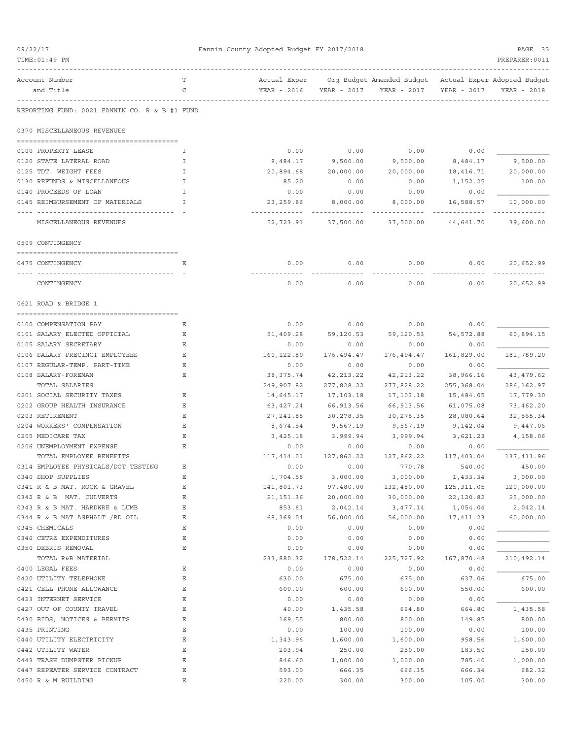Fannin County Adopted Budget FY 2017/2018

REPORTING FUND: 0021 FANNIN CO. R & B #1 FUND

| Account Number and Title | T C | Actual Exper YEAR - 2016 | Org Budget YEAR - 2017 | Amended Budget YEAR - 2017 | Actual Exper YEAR - 2017 | Adopted Budget YEAR - 2018 |
|---|---|---|---|---|---|---|
| **0370 MISCELLANEOUS REVENUES** | | | | | | |
| 0100 PROPERTY LEASE | I | 0.00 | 0.00 | 0.00 | 0.00 | |
| 0120 STATE LATERAL ROAD | I | 8,484.17 | 9,500.00 | 9,500.00 | 8,484.17 | 9,500.00 |
| 0125 TDT. WEIGHT FEES | I | 20,894.68 | 20,000.00 | 20,000.00 | 18,416.71 | 20,000.00 |
| 0130 REFUNDS & MISCELLANEOUS | I | 85.20 | 0.00 | 0.00 | 1,152.25 | 100.00 |
| 0140 PROCEEDS OF LOAN | I | 0.00 | 0.00 | 0.00 | 0.00 | |
| 0145 REIMBURSEMENT OF MATERIALS | I | 23,259.86 | 8,000.00 | 8,000.00 | 16,588.57 | 10,000.00 |
| MISCELLANEOUS REVENUES | | 52,723.91 | 37,500.00 | 37,500.00 | 44,641.70 | 39,600.00 |
| **0509 CONTINGENCY** | | | | | | |
| 0475 CONTINGENCY | E | 0.00 | 0.00 | 0.00 | 0.00 | 20,652.99 |
| CONTINGENCY | | 0.00 | 0.00 | 0.00 | 0.00 | 20,652.99 |
| **0621 ROAD & BRIDGE 1** | | | | | | |
| 0100 COMPENSATION PAY | E | 0.00 | 0.00 | 0.00 | 0.00 | |
| 0101 SALARY ELECTED OFFICIAL | E | 51,409.28 | 59,120.53 | 59,120.53 | 54,572.88 | 60,894.15 |
| 0105 SALARY SECRETARY | E | 0.00 | 0.00 | 0.00 | 0.00 | |
| 0106 SALARY PRECINCT EMPLOYEES | E | 160,122.80 | 176,494.47 | 176,494.47 | 161,829.00 | 181,789.20 |
| 0107 REGULAR-TEMP. PART-TIME | E | 0.00 | 0.00 | 0.00 | 0.00 | |
| 0108 SALARY-FOREMAN | E | 38,375.74 | 42,213.22 | 42,213.22 | 38,966.16 | 43,479.62 |
| TOTAL SALARIES | | 249,907.82 | 277,828.22 | 277,828.22 | 255,368.04 | 286,162.97 |
| 0201 SOCIAL SECURITY TAXES | E | 14,645.17 | 17,103.18 | 17,103.18 | 15,484.05 | 17,779.30 |
| 0202 GROUP HEALTH INSURANCE | E | 63,427.24 | 66,913.56 | 66,913.56 | 61,075.08 | 73,462.20 |
| 0203 RETIREMENT | E | 27,241.88 | 30,278.35 | 30,278.35 | 28,080.64 | 32,565.34 |
| 0204 WORKERS' COMPENSATION | E | 8,674.54 | 9,567.19 | 9,567.19 | 9,142.04 | 9,447.06 |
| 0205 MEDICARE TAX | E | 3,425.18 | 3,999.94 | 3,999.94 | 3,621.23 | 4,158.06 |
| 0206 UNEMPLOYMENT EXPENSE | E | 0.00 | 0.00 | 0.00 | 0.00 | |
| TOTAL EMPLOYEE BENEFITS | | 117,414.01 | 127,862.22 | 127,862.22 | 117,403.04 | 137,411.96 |
| 0314 EMPLOYEE PHYSICALS/DOT TESTING | E | 0.00 | 0.00 | 770.78 | 540.00 | 450.00 |
| 0340 SHOP SUPPLIES | E | 1,704.58 | 3,000.00 | 3,000.00 | 1,433.34 | 3,000.00 |
| 0341 R & B MAT. ROCK & GRAVEL | E | 141,801.73 | 97,480.00 | 132,480.00 | 125,311.05 | 120,000.00 |
| 0342 R & B MAT. CULVERTS | E | 21,151.36 | 20,000.00 | 30,000.00 | 22,120.82 | 25,000.00 |
| 0343 R & B MAT. HARDWRE & LUMB | E | 853.61 | 2,042.14 | 3,477.14 | 1,054.04 | 2,042.14 |
| 0344 R & B MAT ASPHALT /RD OIL | E | 68,369.04 | 56,000.00 | 56,000.00 | 17,411.23 | 60,000.00 |
| 0345 CHEMICALS | E | 0.00 | 0.00 | 0.00 | 0.00 | |
| 0346 CETRZ EXPENDITURES | E | 0.00 | 0.00 | 0.00 | 0.00 | |
| 0350 DEBRIS REMOVAL | E | 0.00 | 0.00 | 0.00 | 0.00 | |
| TOTAL R&B MATERIAL | | 233,880.32 | 178,522.14 | 225,727.92 | 167,870.48 | 210,492.14 |
| 0400 LEGAL FEES | E | 0.00 | 0.00 | 0.00 | 0.00 | |
| 0420 UTILITY TELEPHONE | E | 630.00 | 675.00 | 675.00 | 637.06 | 675.00 |
| 0421 CELL PHONE ALLOWANCE | E | 600.00 | 600.00 | 600.00 | 550.00 | 600.00 |
| 0423 INTERNET SERVICE | E | 0.00 | 0.00 | 0.00 | 0.00 | |
| 0427 OUT OF COUNTY TRAVEL | E | 40.00 | 1,435.58 | 664.80 | 664.80 | 1,435.58 |
| 0430 BIDS, NOTICES & PERMITS | E | 169.55 | 800.00 | 800.00 | 149.85 | 800.00 |
| 0435 PRINTING | E | 0.00 | 100.00 | 100.00 | 0.00 | 100.00 |
| 0440 UTILITY ELECTRICITY | E | 1,343.96 | 1,600.00 | 1,600.00 | 958.56 | 1,600.00 |
| 0442 UTILITY WATER | E | 203.94 | 250.00 | 250.00 | 183.50 | 250.00 |
| 0443 TRASH DUMPSTER PICKUP | E | 846.60 | 1,000.00 | 1,000.00 | 785.40 | 1,000.00 |
| 0447 REPEATER SERVICE CONTRACT | E | 593.00 | 666.35 | 666.35 | 666.34 | 682.32 |
| 0450 R & M BUILDING | E | 220.00 | 300.00 | 300.00 | 105.00 | 300.00 |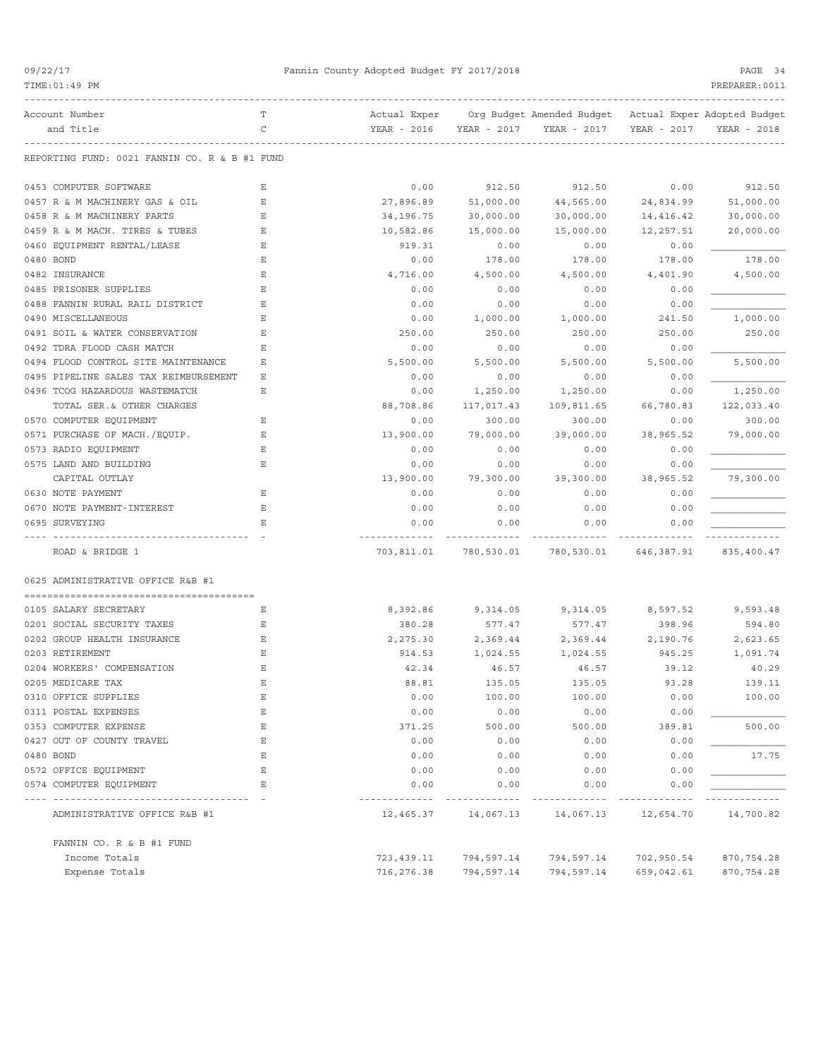REPORTING FUND: 0021 FANNIN CO. R & B #1 FUND

| Account Number and Title | T C | Actual Exper YEAR - 2016 | Org Budget YEAR - 2017 | Amended Budget YEAR - 2017 | Actual Exper YEAR - 2017 | Adopted Budget YEAR - 2018 |
|---|---|---|---|---|---|---|
| 0453 COMPUTER SOFTWARE | E | 0.00 | 912.50 | 912.50 | 0.00 | 912.50 |
| 0457 R & M MACHINERY GAS & OIL | E | 27,896.89 | 51,000.00 | 44,565.00 | 24,834.99 | 51,000.00 |
| 0458 R & M MACHINERY PARTS | E | 34,196.75 | 30,000.00 | 30,000.00 | 14,416.42 | 30,000.00 |
| 0459 R & M MACH. TIRES & TUBES | E | 10,582.86 | 15,000.00 | 15,000.00 | 12,257.51 | 20,000.00 |
| 0460 EQUIPMENT RENTAL/LEASE | E | 919.31 | 0.00 | 0.00 | 0.00 | |
| 0480 BOND | E | 0.00 | 178.00 | 178.00 | 178.00 | 178.00 |
| 0482 INSURANCE | E | 4,716.00 | 4,500.00 | 4,500.00 | 4,401.90 | 4,500.00 |
| 0485 PRISONER SUPPLIES | E | 0.00 | 0.00 | 0.00 | 0.00 | |
| 0488 FANNIN RURAL RAIL DISTRICT | E | 0.00 | 0.00 | 0.00 | 0.00 | |
| 0490 MISCELLANEOUS | E | 0.00 | 1,000.00 | 1,000.00 | 241.50 | 1,000.00 |
| 0491 SOIL & WATER CONSERVATION | E | 250.00 | 250.00 | 250.00 | 250.00 | 250.00 |
| 0492 TDRA FLOOD CASH MATCH | E | 0.00 | 0.00 | 0.00 | 0.00 | |
| 0494 FLOOD CONTROL SITE MAINTENANCE | E | 5,500.00 | 5,500.00 | 5,500.00 | 5,500.00 | 5,500.00 |
| 0495 PIPELINE SALES TAX REIMBURSEMENT | E | 0.00 | 0.00 | 0.00 | 0.00 | |
| 0496 TCOG HAZARDOUS WASTEMATCH | E | 0.00 | 1,250.00 | 1,250.00 | 0.00 | 1,250.00 |
| TOTAL SER.& OTHER CHARGES | | 88,708.86 | 117,017.43 | 109,811.65 | 66,780.83 | 122,033.40 |
| 0570 COMPUTER EQUIPMENT | E | 0.00 | 300.00 | 300.00 | 0.00 | 300.00 |
| 0571 PURCHASE OF MACH./EQUIP. | E | 13,900.00 | 79,000.00 | 39,000.00 | 38,965.52 | 79,000.00 |
| 0573 RADIO EQUIPMENT | E | 0.00 | 0.00 | 0.00 | 0.00 | |
| 0575 LAND AND BUILDING | E | 0.00 | 0.00 | 0.00 | 0.00 | |
| CAPITAL OUTLAY | | 13,900.00 | 79,300.00 | 39,300.00 | 38,965.52 | 79,300.00 |
| 0630 NOTE PAYMENT | E | 0.00 | 0.00 | 0.00 | 0.00 | |
| 0670 NOTE PAYMENT-INTEREST | E | 0.00 | 0.00 | 0.00 | 0.00 | |
| 0695 SURVEYING | E | 0.00 | 0.00 | 0.00 | 0.00 | |
| ROAD & BRIDGE 1 | | 703,811.01 | 780,530.01 | 780,530.01 | 646,387.91 | 835,400.47 |

0625 ADMINISTRATIVE OFFICE R&B #1

| Account Number and Title | T C | Actual Exper YEAR - 2016 | Org Budget YEAR - 2017 | Amended Budget YEAR - 2017 | Actual Exper YEAR - 2017 | Adopted Budget YEAR - 2018 |
|---|---|---|---|---|---|---|
| 0105 SALARY SECRETARY | E | 8,392.86 | 9,314.05 | 9,314.05 | 8,597.52 | 9,593.48 |
| 0201 SOCIAL SECURITY TAXES | E | 380.28 | 577.47 | 577.47 | 398.96 | 594.80 |
| 0202 GROUP HEALTH INSURANCE | E | 2,275.30 | 2,369.44 | 2,369.44 | 2,190.76 | 2,623.65 |
| 0203 RETIREMENT | E | 914.53 | 1,024.55 | 1,024.55 | 945.25 | 1,091.74 |
| 0204 WORKERS' COMPENSATION | E | 42.34 | 46.57 | 46.57 | 39.12 | 40.29 |
| 0205 MEDICARE TAX | E | 88.81 | 135.05 | 135.05 | 93.28 | 139.11 |
| 0310 OFFICE SUPPLIES | E | 0.00 | 100.00 | 100.00 | 0.00 | 100.00 |
| 0311 POSTAL EXPENSES | E | 0.00 | 0.00 | 0.00 | 0.00 | |
| 0353 COMPUTER EXPENSE | E | 371.25 | 500.00 | 500.00 | 389.81 | 500.00 |
| 0427 OUT OF COUNTY TRAVEL | E | 0.00 | 0.00 | 0.00 | 0.00 | |
| 0480 BOND | E | 0.00 | 0.00 | 0.00 | 0.00 | 17.75 |
| 0572 OFFICE EQUIPMENT | E | 0.00 | 0.00 | 0.00 | 0.00 | |
| 0574 COMPUTER EQUIPMENT | E | 0.00 | 0.00 | 0.00 | 0.00 | |
| ADMINISTRATIVE OFFICE R&B #1 | | 12,465.37 | 14,067.13 | 14,067.13 | 12,654.70 | 14,700.82 |

FANNIN CO. R & B #1 FUND

| | Actual Exper YEAR - 2016 | Org Budget YEAR - 2017 | Amended Budget YEAR - 2017 | Actual Exper YEAR - 2017 | Adopted Budget YEAR - 2018 |
|---|---|---|---|---|---|
| Income Totals | 723,439.11 | 794,597.14 | 794,597.14 | 702,950.54 | 870,754.28 |
| Expense Totals | 716,276.38 | 794,597.14 | 794,597.14 | 659,042.61 | 870,754.28 |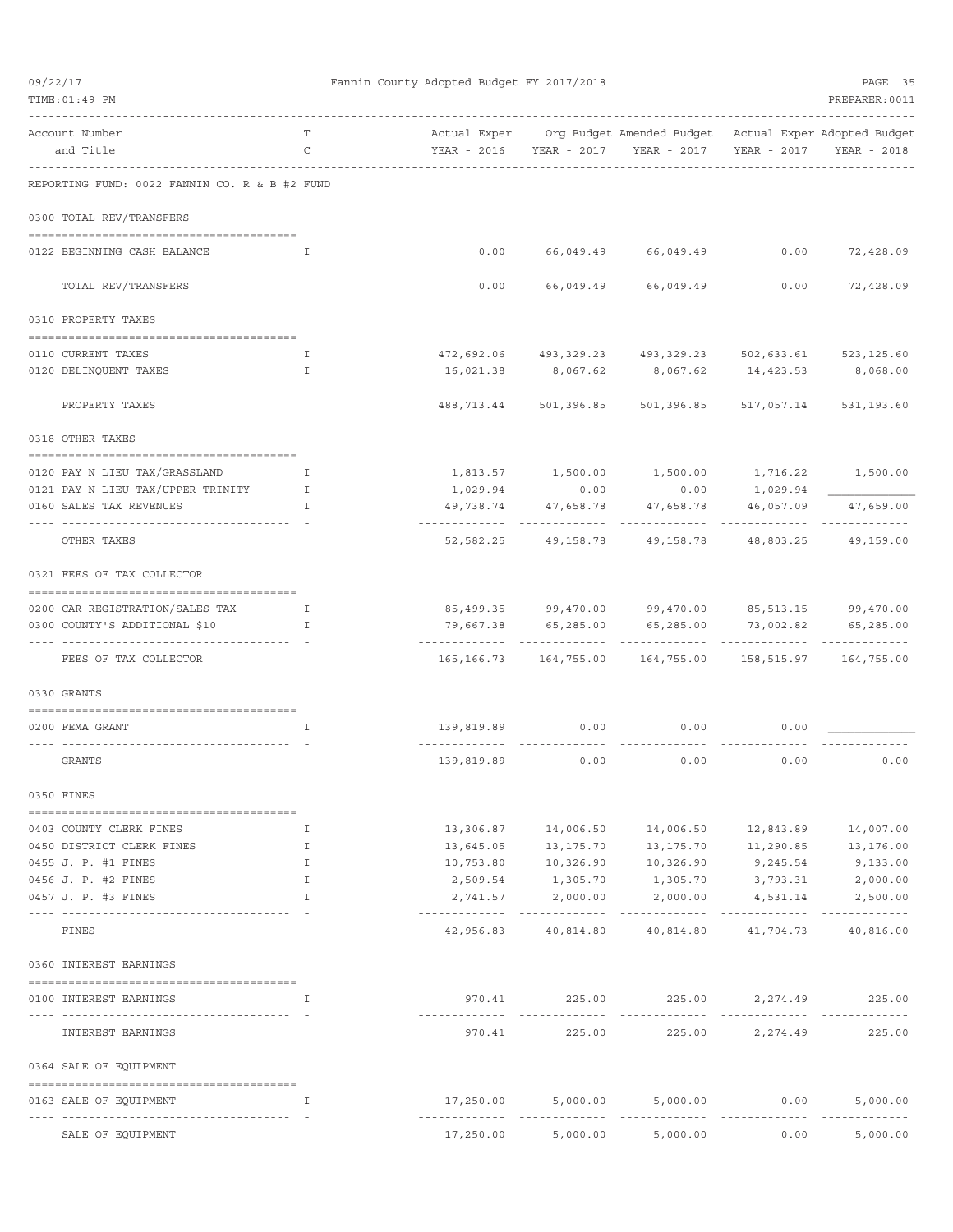Fannin County Adopted Budget FY 2017/2018

| Account Number and Title | T C | Actual Exper YEAR - 2016 | Org Budget YEAR - 2017 | Amended Budget YEAR - 2017 | Actual Exper YEAR - 2017 | Adopted Budget YEAR - 2018 |
|---|---|---|---|---|---|---|
| **REPORTING FUND: 0022 FANNIN CO. R & B #2 FUND** | | | | | | |
| **0300 TOTAL REV/TRANSFERS** | | | | | | |
| 0122 BEGINNING CASH BALANCE | I | 0.00 | 66,049.49 | 66,049.49 | 0.00 | 72,428.09 |
| TOTAL REV/TRANSFERS | | 0.00 | 66,049.49 | 66,049.49 | 0.00 | 72,428.09 |
| **0310 PROPERTY TAXES** | | | | | | |
| 0110 CURRENT TAXES | I | 472,692.06 | 493,329.23 | 493,329.23 | 502,633.61 | 523,125.60 |
| 0120 DELINQUENT TAXES | I | 16,021.38 | 8,067.62 | 8,067.62 | 14,423.53 | 8,068.00 |
| PROPERTY TAXES | | 488,713.44 | 501,396.85 | 501,396.85 | 517,057.14 | 531,193.60 |
| **0318 OTHER TAXES** | | | | | | |
| 0120 PAY N LIEU TAX/GRASSLAND | I | 1,813.57 | 1,500.00 | 1,500.00 | 1,716.22 | 1,500.00 |
| 0121 PAY N LIEU TAX/UPPER TRINITY | I | 1,029.94 | 0.00 | 0.00 | 1,029.94 | |
| 0160 SALES TAX REVENUES | I | 49,738.74 | 47,658.78 | 47,658.78 | 46,057.09 | 47,659.00 |
| OTHER TAXES | | 52,582.25 | 49,158.78 | 49,158.78 | 48,803.25 | 49,159.00 |
| **0321 FEES OF TAX COLLECTOR** | | | | | | |
| 0200 CAR REGISTRATION/SALES TAX | I | 85,499.35 | 99,470.00 | 99,470.00 | 85,513.15 | 99,470.00 |
| 0300 COUNTY'S ADDITIONAL $10 | I | 79,667.38 | 65,285.00 | 65,285.00 | 73,002.82 | 65,285.00 |
| FEES OF TAX COLLECTOR | | 165,166.73 | 164,755.00 | 164,755.00 | 158,515.97 | 164,755.00 |
| **0330 GRANTS** | | | | | | |
| 0200 FEMA GRANT | I | 139,819.89 | 0.00 | 0.00 | 0.00 | |
| GRANTS | | 139,819.89 | 0.00 | 0.00 | 0.00 | 0.00 |
| **0350 FINES** | | | | | | |
| 0403 COUNTY CLERK FINES | I | 13,306.87 | 14,006.50 | 14,006.50 | 12,843.89 | 14,007.00 |
| 0450 DISTRICT CLERK FINES | I | 13,645.05 | 13,175.70 | 13,175.70 | 11,290.85 | 13,176.00 |
| 0455 J. P. #1 FINES | I | 10,753.80 | 10,326.90 | 10,326.90 | 9,245.54 | 9,133.00 |
| 0456 J. P. #2 FINES | I | 2,509.54 | 1,305.70 | 1,305.70 | 3,793.31 | 2,000.00 |
| 0457 J. P. #3 FINES | I | 2,741.57 | 2,000.00 | 2,000.00 | 4,531.14 | 2,500.00 |
| FINES | | 42,956.83 | 40,814.80 | 40,814.80 | 41,704.73 | 40,816.00 |
| **0360 INTEREST EARNINGS** | | | | | | |
| 0100 INTEREST EARNINGS | I | 970.41 | 225.00 | 225.00 | 2,274.49 | 225.00 |
| INTEREST EARNINGS | | 970.41 | 225.00 | 225.00 | 2,274.49 | 225.00 |
| **0364 SALE OF EQUIPMENT** | | | | | | |
| 0163 SALE OF EQUIPMENT | I | 17,250.00 | 5,000.00 | 5,000.00 | 0.00 | 5,000.00 |
| SALE OF EQUIPMENT | | 17,250.00 | 5,000.00 | 5,000.00 | 0.00 | 5,000.00 |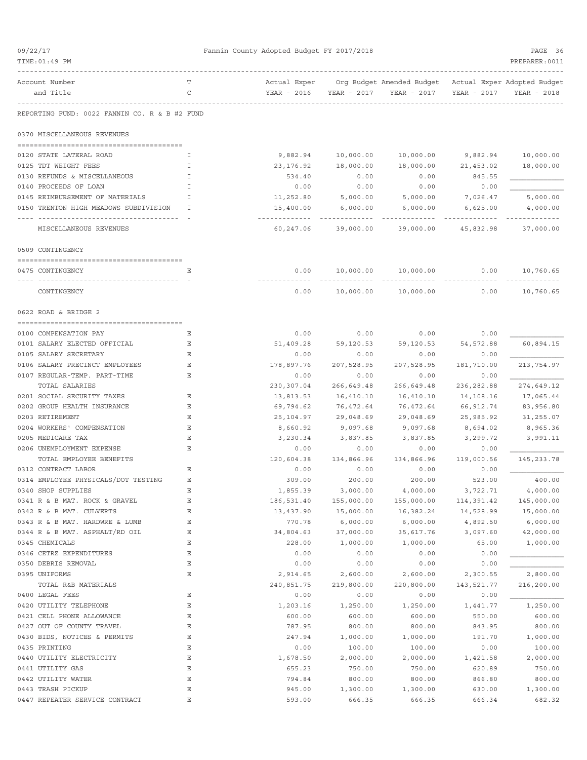Fannin County Adopted Budget FY 2017/2018

| Account Number and Title | T C | Actual Exper YEAR - 2016 | Org Budget YEAR - 2017 | Amended Budget YEAR - 2017 | Actual Exper YEAR - 2017 | Adopted Budget YEAR - 2018 |
|---|---|---|---|---|---|---|
| **REPORTING FUND: 0022 FANNIN CO. R & B #2 FUND** | | | | | | |
| **0370 MISCELLANEOUS REVENUES** | | | | | | |
| 0120 STATE LATERAL ROAD | I | 9,882.94 | 10,000.00 | 10,000.00 | 9,882.94 | 10,000.00 |
| 0125 TDT WEIGHT FEES | I | 23,176.92 | 18,000.00 | 18,000.00 | 21,453.02 | 18,000.00 |
| 0130 REFUNDS & MISCELLANEOUS | I | 534.40 | 0.00 | 0.00 | 845.55 | |
| 0140 PROCEEDS OF LOAN | I | 0.00 | 0.00 | 0.00 | 0.00 | |
| 0145 REIMBURSEMENT OF MATERIALS | I | 11,252.80 | 5,000.00 | 5,000.00 | 7,026.47 | 5,000.00 |
| 0150 TRENTON HIGH MEADOWS SUBDIVISION | I | 15,400.00 | 6,000.00 | 6,000.00 | 6,625.00 | 4,000.00 |
| MISCELLANEOUS REVENUES | | 60,247.06 | 39,000.00 | 39,000.00 | 45,832.98 | 37,000.00 |
| **0509 CONTINGENCY** | | | | | | |
| 0475 CONTINGENCY | E | 0.00 | 10,000.00 | 10,000.00 | 0.00 | 10,760.65 |
| CONTINGENCY | | 0.00 | 10,000.00 | 10,000.00 | 0.00 | 10,760.65 |
| **0622 ROAD & BRIDGE 2** | | | | | | |
| 0100 COMPENSATION PAY | E | 0.00 | 0.00 | 0.00 | 0.00 | |
| 0101 SALARY ELECTED OFFICIAL | E | 51,409.28 | 59,120.53 | 59,120.53 | 54,572.88 | 60,894.15 |
| 0105 SALARY SECRETARY | E | 0.00 | 0.00 | 0.00 | 0.00 | |
| 0106 SALARY PRECINCT EMPLOYEES | E | 178,897.76 | 207,528.95 | 207,528.95 | 181,710.00 | 213,754.97 |
| 0107 REGULAR-TEMP. PART-TIME | E | 0.00 | 0.00 | 0.00 | 0.00 | |
| TOTAL SALARIES | | 230,307.04 | 266,649.48 | 266,649.48 | 236,282.88 | 274,649.12 |
| 0201 SOCIAL SECURITY TAXES | E | 13,813.53 | 16,410.10 | 16,410.10 | 14,108.16 | 17,065.44 |
| 0202 GROUP HEALTH INSURANCE | E | 69,794.62 | 76,472.64 | 76,472.64 | 66,912.74 | 83,956.80 |
| 0203 RETIREMENT | E | 25,104.97 | 29,048.69 | 29,048.69 | 25,985.92 | 31,255.07 |
| 0204 WORKERS' COMPENSATION | E | 8,660.92 | 9,097.68 | 9,097.68 | 8,694.02 | 8,965.36 |
| 0205 MEDICARE TAX | E | 3,230.34 | 3,837.85 | 3,837.85 | 3,299.72 | 3,991.11 |
| 0206 UNEMPLOYMENT EXPENSE | E | 0.00 | 0.00 | 0.00 | 0.00 | |
| TOTAL EMPLOYEE BENEFITS | | 120,604.38 | 134,866.96 | 134,866.96 | 119,000.56 | 145,233.78 |
| 0312 CONTRACT LABOR | E | 0.00 | 0.00 | 0.00 | 0.00 | |
| 0314 EMPLOYEE PHYSICALS/DOT TESTING | E | 309.00 | 200.00 | 200.00 | 523.00 | 400.00 |
| 0340 SHOP SUPPLIES | E | 1,855.39 | 3,000.00 | 4,000.00 | 3,722.71 | 4,000.00 |
| 0341 R & B MAT. ROCK & GRAVEL | E | 186,531.40 | 155,000.00 | 155,000.00 | 114,391.42 | 145,000.00 |
| 0342 R & B MAT. CULVERTS | E | 13,437.90 | 15,000.00 | 16,382.24 | 14,528.99 | 15,000.00 |
| 0343 R & B MAT. HARDWRE & LUMB | E | 770.78 | 6,000.00 | 6,000.00 | 4,892.50 | 6,000.00 |
| 0344 R & B MAT. ASPHALT/RD OIL | E | 34,804.63 | 37,000.00 | 35,617.76 | 3,097.60 | 42,000.00 |
| 0345 CHEMICALS | E | 228.00 | 1,000.00 | 1,000.00 | 65.00 | 1,000.00 |
| 0346 CETRZ EXPENDITURES | E | 0.00 | 0.00 | 0.00 | 0.00 | |
| 0350 DEBRIS REMOVAL | E | 0.00 | 0.00 | 0.00 | 0.00 | |
| 0395 UNIFORMS | E | 2,914.65 | 2,600.00 | 2,600.00 | 2,300.55 | 2,800.00 |
| TOTAL R&B MATERIALS | | 240,851.75 | 219,800.00 | 220,800.00 | 143,521.77 | 216,200.00 |
| 0400 LEGAL FEES | E | 0.00 | 0.00 | 0.00 | 0.00 | |
| 0420 UTILITY TELEPHONE | E | 1,203.16 | 1,250.00 | 1,250.00 | 1,441.77 | 1,250.00 |
| 0421 CELL PHONE ALLOWANCE | E | 600.00 | 600.00 | 600.00 | 550.00 | 600.00 |
| 0427 OUT OF COUNTY TRAVEL | E | 787.95 | 800.00 | 800.00 | 843.95 | 800.00 |
| 0430 BIDS, NOTICES & PERMITS | E | 247.94 | 1,000.00 | 1,000.00 | 191.70 | 1,000.00 |
| 0435 PRINTING | E | 0.00 | 100.00 | 100.00 | 0.00 | 100.00 |
| 0440 UTILITY ELECTRICITY | E | 1,678.50 | 2,000.00 | 2,000.00 | 1,421.58 | 2,000.00 |
| 0441 UTILITY GAS | E | 655.23 | 750.00 | 750.00 | 620.89 | 750.00 |
| 0442 UTILITY WATER | E | 794.84 | 800.00 | 800.00 | 866.80 | 800.00 |
| 0443 TRASH PICKUP | E | 945.00 | 1,300.00 | 1,300.00 | 630.00 | 1,300.00 |
| 0447 REPEATER SERVICE CONTRACT | E | 593.00 | 666.35 | 666.35 | 666.34 | 682.32 |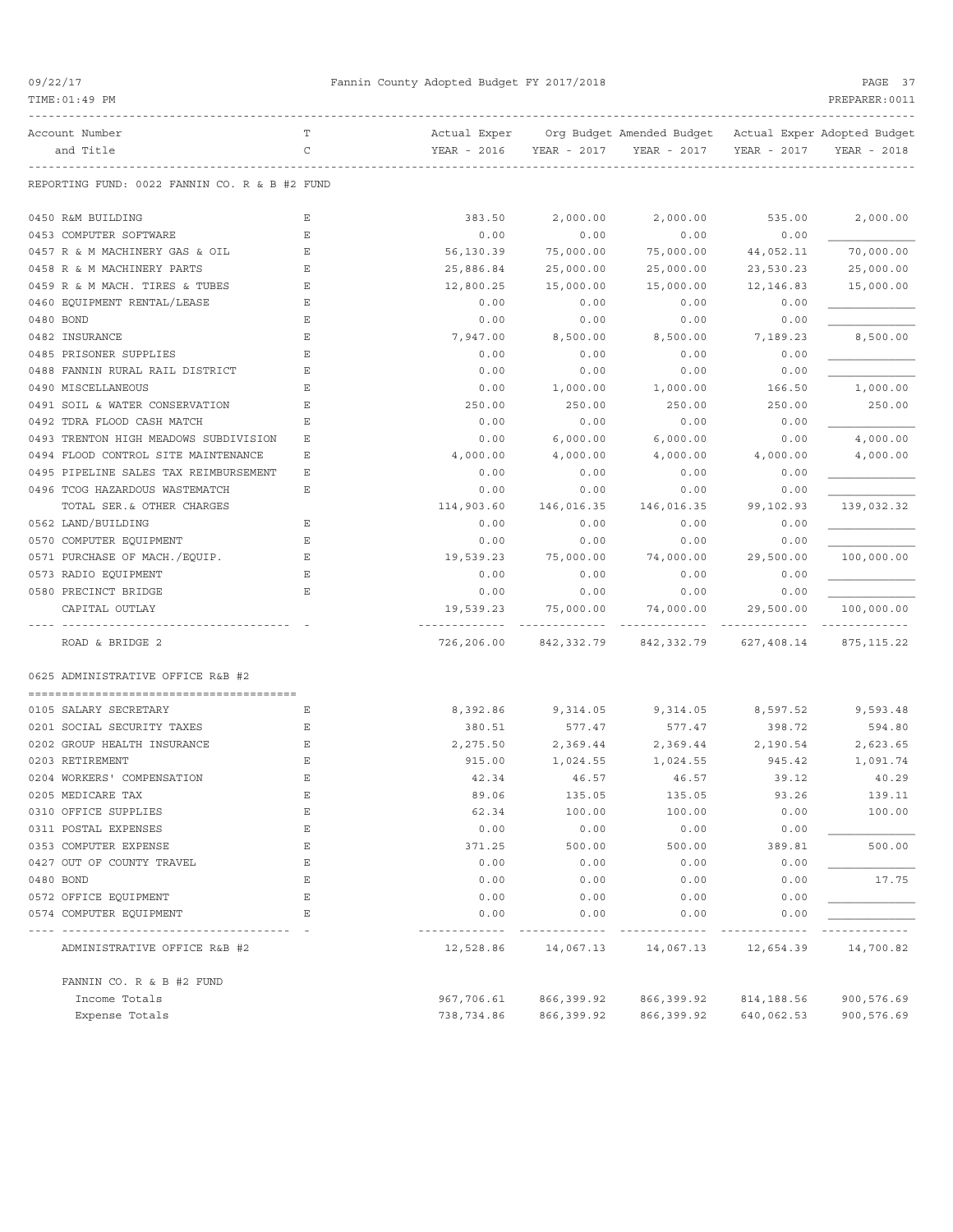Fannin County Adopted Budget FY 2017/2018

| Account Number and Title | T C | Actual Exper YEAR - 2016 | Org Budget YEAR - 2017 | Amended Budget YEAR - 2017 | Actual Exper YEAR - 2017 | Adopted Budget YEAR - 2018 |
|---|---|---|---|---|---|---|
| REPORTING FUND: 0022 FANNIN CO. R & B #2 FUND | | | | | | |
| 0450 R&M BUILDING | E | 383.50 | 2,000.00 | 2,000.00 | 535.00 | 2,000.00 |
| 0453 COMPUTER SOFTWARE | E | 0.00 | 0.00 | 0.00 | 0.00 | |
| 0457 R & M MACHINERY GAS & OIL | E | 56,130.39 | 75,000.00 | 75,000.00 | 44,052.11 | 70,000.00 |
| 0458 R & M MACHINERY PARTS | E | 25,886.84 | 25,000.00 | 25,000.00 | 23,530.23 | 25,000.00 |
| 0459 R & M MACH. TIRES & TUBES | E | 12,800.25 | 15,000.00 | 15,000.00 | 12,146.83 | 15,000.00 |
| 0460 EQUIPMENT RENTAL/LEASE | E | 0.00 | 0.00 | 0.00 | 0.00 | |
| 0480 BOND | E | 0.00 | 0.00 | 0.00 | 0.00 | |
| 0482 INSURANCE | E | 7,947.00 | 8,500.00 | 8,500.00 | 7,189.23 | 8,500.00 |
| 0485 PRISONER SUPPLIES | E | 0.00 | 0.00 | 0.00 | 0.00 | |
| 0488 FANNIN RURAL RAIL DISTRICT | E | 0.00 | 0.00 | 0.00 | 0.00 | |
| 0490 MISCELLANEOUS | E | 0.00 | 1,000.00 | 1,000.00 | 166.50 | 1,000.00 |
| 0491 SOIL & WATER CONSERVATION | E | 250.00 | 250.00 | 250.00 | 250.00 | 250.00 |
| 0492 TDRA FLOOD CASH MATCH | E | 0.00 | 0.00 | 0.00 | 0.00 | |
| 0493 TRENTON HIGH MEADOWS SUBDIVISION | E | 0.00 | 6,000.00 | 6,000.00 | 0.00 | 4,000.00 |
| 0494 FLOOD CONTROL SITE MAINTENANCE | E | 4,000.00 | 4,000.00 | 4,000.00 | 4,000.00 | 4,000.00 |
| 0495 PIPELINE SALES TAX REIMBURSEMENT | E | 0.00 | 0.00 | 0.00 | 0.00 | |
| 0496 TCOG HAZARDOUS WASTEMATCH | E | 0.00 | 0.00 | 0.00 | 0.00 | |
| TOTAL SER.& OTHER CHARGES | | 114,903.60 | 146,016.35 | 146,016.35 | 99,102.93 | 139,032.32 |
| 0562 LAND/BUILDING | E | 0.00 | 0.00 | 0.00 | 0.00 | |
| 0570 COMPUTER EQUIPMENT | E | 0.00 | 0.00 | 0.00 | 0.00 | |
| 0571 PURCHASE OF MACH./EQUIP. | E | 19,539.23 | 75,000.00 | 74,000.00 | 29,500.00 | 100,000.00 |
| 0573 RADIO EQUIPMENT | E | 0.00 | 0.00 | 0.00 | 0.00 | |
| 0580 PRECINCT BRIDGE | E | 0.00 | 0.00 | 0.00 | 0.00 | |
| CAPITAL OUTLAY | | 19,539.23 | 75,000.00 | 74,000.00 | 29,500.00 | 100,000.00 |
| ROAD & BRIDGE 2 | | 726,206.00 | 842,332.79 | 842,332.79 | 627,408.14 | 875,115.22 |
| 0625 ADMINISTRATIVE OFFICE R&B #2 | | | | | | |
| 0105 SALARY SECRETARY | E | 8,392.86 | 9,314.05 | 9,314.05 | 8,597.52 | 9,593.48 |
| 0201 SOCIAL SECURITY TAXES | E | 380.51 | 577.47 | 577.47 | 398.72 | 594.80 |
| 0202 GROUP HEALTH INSURANCE | E | 2,275.50 | 2,369.44 | 2,369.44 | 2,190.54 | 2,623.65 |
| 0203 RETIREMENT | E | 915.00 | 1,024.55 | 1,024.55 | 945.42 | 1,091.74 |
| 0204 WORKERS' COMPENSATION | E | 42.34 | 46.57 | 46.57 | 39.12 | 40.29 |
| 0205 MEDICARE TAX | E | 89.06 | 135.05 | 135.05 | 93.26 | 139.11 |
| 0310 OFFICE SUPPLIES | E | 62.34 | 100.00 | 100.00 | 0.00 | 100.00 |
| 0311 POSTAL EXPENSES | E | 0.00 | 0.00 | 0.00 | 0.00 | |
| 0353 COMPUTER EXPENSE | E | 371.25 | 500.00 | 500.00 | 389.81 | 500.00 |
| 0427 OUT OF COUNTY TRAVEL | E | 0.00 | 0.00 | 0.00 | 0.00 | |
| 0480 BOND | E | 0.00 | 0.00 | 0.00 | 0.00 | 17.75 |
| 0572 OFFICE EQUIPMENT | E | 0.00 | 0.00 | 0.00 | 0.00 | |
| 0574 COMPUTER EQUIPMENT | E | 0.00 | 0.00 | 0.00 | 0.00 | |
| ADMINISTRATIVE OFFICE R&B #2 | | 12,528.86 | 14,067.13 | 14,067.13 | 12,654.39 | 14,700.82 |
| FANNIN CO. R & B #2 FUND | | | | | | |
| Income Totals | | 967,706.61 | 866,399.92 | 866,399.92 | 814,188.56 | 900,576.69 |
| Expense Totals | | 738,734.86 | 866,399.92 | 866,399.92 | 640,062.53 | 900,576.69 |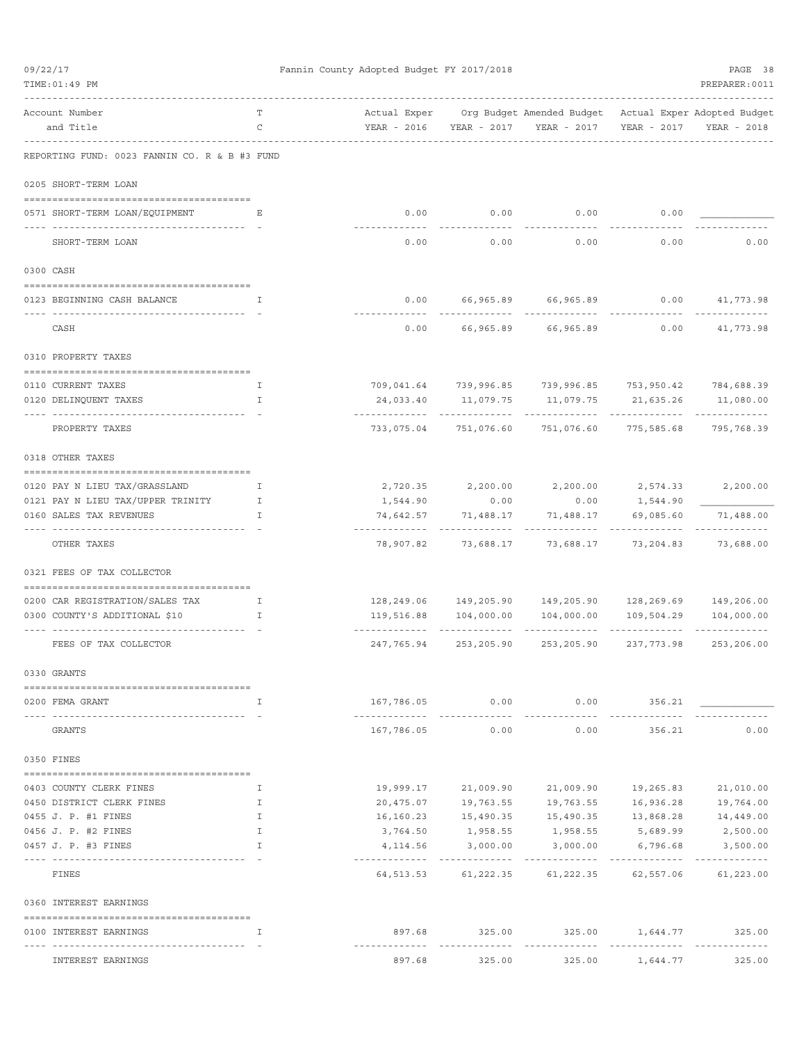Fannin County Adopted Budget FY 2017/2018

REPORTING FUND: 0023 FANNIN CO. R & B #3 FUND

| Account Number and Title | T C | Actual Exper YEAR - 2016 | Org Budget YEAR - 2017 | Amended Budget YEAR - 2017 | Actual Exper YEAR - 2017 | Adopted Budget YEAR - 2018 |
|---|---|---|---|---|---|---|
| **0205 SHORT-TERM LOAN** | | | | | | |
| 0571 SHORT-TERM LOAN/EQUIPMENT | E | 0.00 | 0.00 | 0.00 | 0.00 | |
| SHORT-TERM LOAN | | 0.00 | 0.00 | 0.00 | 0.00 | 0.00 |
| **0300 CASH** | | | | | | |
| 0123 BEGINNING CASH BALANCE | I | 0.00 | 66,965.89 | 66,965.89 | 0.00 | 41,773.98 |
| CASH | | 0.00 | 66,965.89 | 66,965.89 | 0.00 | 41,773.98 |
| **0310 PROPERTY TAXES** | | | | | | |
| 0110 CURRENT TAXES | I | 709,041.64 | 739,996.85 | 739,996.85 | 753,950.42 | 784,688.39 |
| 0120 DELINQUENT TAXES | I | 24,033.40 | 11,079.75 | 11,079.75 | 21,635.26 | 11,080.00 |
| PROPERTY TAXES | | 733,075.04 | 751,076.60 | 751,076.60 | 775,585.68 | 795,768.39 |
| **0318 OTHER TAXES** | | | | | | |
| 0120 PAY N LIEU TAX/GRASSLAND | I | 2,720.35 | 2,200.00 | 2,200.00 | 2,574.33 | 2,200.00 |
| 0121 PAY N LIEU TAX/UPPER TRINITY | I | 1,544.90 | 0.00 | 0.00 | 1,544.90 | |
| 0160 SALES TAX REVENUES | I | 74,642.57 | 71,488.17 | 71,488.17 | 69,085.60 | 71,488.00 |
| OTHER TAXES | | 78,907.82 | 73,688.17 | 73,688.17 | 73,204.83 | 73,688.00 |
| **0321 FEES OF TAX COLLECTOR** | | | | | | |
| 0200 CAR REGISTRATION/SALES TAX | I | 128,249.06 | 149,205.90 | 149,205.90 | 128,269.69 | 149,206.00 |
| 0300 COUNTY'S ADDITIONAL $10 | I | 119,516.88 | 104,000.00 | 104,000.00 | 109,504.29 | 104,000.00 |
| FEES OF TAX COLLECTOR | | 247,765.94 | 253,205.90 | 253,205.90 | 237,773.98 | 253,206.00 |
| **0330 GRANTS** | | | | | | |
| 0200 FEMA GRANT | I | 167,786.05 | 0.00 | 0.00 | 356.21 | |
| GRANTS | | 167,786.05 | 0.00 | 0.00 | 356.21 | 0.00 |
| **0350 FINES** | | | | | | |
| 0403 COUNTY CLERK FINES | I | 19,999.17 | 21,009.90 | 21,009.90 | 19,265.83 | 21,010.00 |
| 0450 DISTRICT CLERK FINES | I | 20,475.07 | 19,763.55 | 19,763.55 | 16,936.28 | 19,764.00 |
| 0455 J. P. #1 FINES | I | 16,160.23 | 15,490.35 | 15,490.35 | 13,868.28 | 14,449.00 |
| 0456 J. P. #2 FINES | I | 3,764.50 | 1,958.55 | 1,958.55 | 5,689.99 | 2,500.00 |
| 0457 J. P. #3 FINES | I | 4,114.56 | 3,000.00 | 3,000.00 | 6,796.68 | 3,500.00 |
| FINES | | 64,513.53 | 61,222.35 | 61,222.35 | 62,557.06 | 61,223.00 |
| **0360 INTEREST EARNINGS** | | | | | | |
| 0100 INTEREST EARNINGS | I | 897.68 | 325.00 | 325.00 | 1,644.77 | 325.00 |
| INTEREST EARNINGS | | 897.68 | 325.00 | 325.00 | 1,644.77 | 325.00 |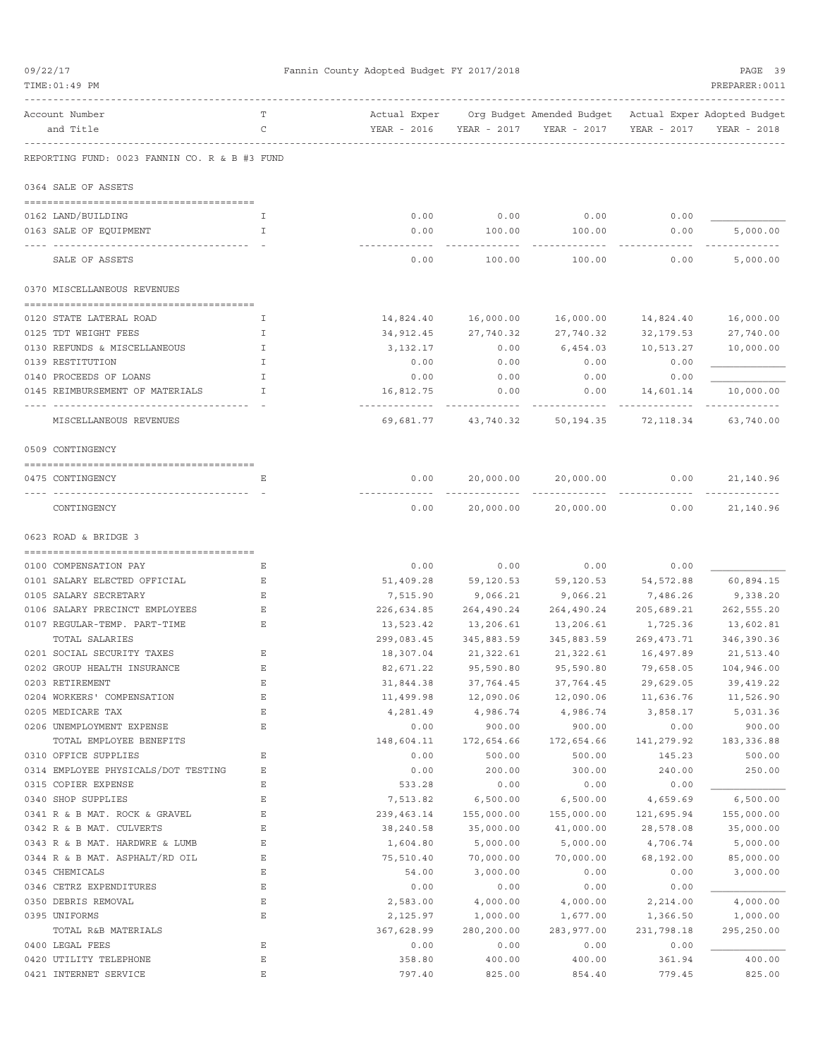Fannin County Adopted Budget FY 2017/2018

REPORTING FUND: 0023 FANNIN CO. R & B #3 FUND

| Account Number and Title | TC | Actual Exper YEAR - 2016 | Org Budget YEAR - 2017 | Amended Budget YEAR - 2017 | Actual Exper YEAR - 2017 | Adopted Budget YEAR - 2018 |
|---|---|---|---|---|---|---|
| **0364 SALE OF ASSETS** | | | | | | |
| 0162 LAND/BUILDING | I | 0.00 | 0.00 | 0.00 | 0.00 | |
| 0163 SALE OF EQUIPMENT | I | 0.00 | 100.00 | 100.00 | 0.00 | 5,000.00 |
| SALE OF ASSETS | | 0.00 | 100.00 | 100.00 | 0.00 | 5,000.00 |
| **0370 MISCELLANEOUS REVENUES** | | | | | | |
| 0120 STATE LATERAL ROAD | I | 14,824.40 | 16,000.00 | 16,000.00 | 14,824.40 | 16,000.00 |
| 0125 TDT WEIGHT FEES | I | 34,912.45 | 27,740.32 | 27,740.32 | 32,179.53 | 27,740.00 |
| 0130 REFUNDS & MISCELLANEOUS | I | 3,132.17 | 0.00 | 6,454.03 | 10,513.27 | 10,000.00 |
| 0139 RESTITUTION | I | 0.00 | 0.00 | 0.00 | 0.00 | |
| 0140 PROCEEDS OF LOANS | I | 0.00 | 0.00 | 0.00 | 0.00 | |
| 0145 REIMBURSEMENT OF MATERIALS | I | 16,812.75 | 0.00 | 0.00 | 14,601.14 | 10,000.00 |
| MISCELLANEOUS REVENUES | | 69,681.77 | 43,740.32 | 50,194.35 | 72,118.34 | 63,740.00 |
| **0509 CONTINGENCY** | | | | | | |
| 0475 CONTINGENCY | E | 0.00 | 20,000.00 | 20,000.00 | 0.00 | 21,140.96 |
| CONTINGENCY | | 0.00 | 20,000.00 | 20,000.00 | 0.00 | 21,140.96 |
| **0623 ROAD & BRIDGE 3** | | | | | | |
| 0100 COMPENSATION PAY | E | 0.00 | 0.00 | 0.00 | 0.00 | |
| 0101 SALARY ELECTED OFFICIAL | E | 51,409.28 | 59,120.53 | 59,120.53 | 54,572.88 | 60,894.15 |
| 0105 SALARY SECRETARY | E | 7,515.90 | 9,066.21 | 9,066.21 | 7,486.26 | 9,338.20 |
| 0106 SALARY PRECINCT EMPLOYEES | E | 226,634.85 | 264,490.24 | 264,490.24 | 205,689.21 | 262,555.20 |
| 0107 REGULAR-TEMP. PART-TIME | E | 13,523.42 | 13,206.61 | 13,206.61 | 1,725.36 | 13,602.81 |
| TOTAL SALARIES | | 299,083.45 | 345,883.59 | 345,883.59 | 269,473.71 | 346,390.36 |
| 0201 SOCIAL SECURITY TAXES | E | 18,307.04 | 21,322.61 | 21,322.61 | 16,497.89 | 21,513.40 |
| 0202 GROUP HEALTH INSURANCE | E | 82,671.22 | 95,590.80 | 95,590.80 | 79,658.05 | 104,946.00 |
| 0203 RETIREMENT | E | 31,844.38 | 37,764.45 | 37,764.45 | 29,629.05 | 39,419.22 |
| 0204 WORKERS' COMPENSATION | E | 11,499.98 | 12,090.06 | 12,090.06 | 11,636.76 | 11,526.90 |
| 0205 MEDICARE TAX | E | 4,281.49 | 4,986.74 | 4,986.74 | 3,858.17 | 5,031.36 |
| 0206 UNEMPLOYMENT EXPENSE | E | 0.00 | 900.00 | 900.00 | 0.00 | 900.00 |
| TOTAL EMPLOYEE BENEFITS | | 148,604.11 | 172,654.66 | 172,654.66 | 141,279.92 | 183,336.88 |
| 0310 OFFICE SUPPLIES | E | 0.00 | 500.00 | 500.00 | 145.23 | 500.00 |
| 0314 EMPLOYEE PHYSICALS/DOT TESTING | E | 0.00 | 200.00 | 300.00 | 240.00 | 250.00 |
| 0315 COPIER EXPENSE | E | 533.28 | 0.00 | 0.00 | 0.00 | |
| 0340 SHOP SUPPLIES | E | 7,513.82 | 6,500.00 | 6,500.00 | 4,659.69 | 6,500.00 |
| 0341 R & B MAT. ROCK & GRAVEL | E | 239,463.14 | 155,000.00 | 155,000.00 | 121,695.94 | 155,000.00 |
| 0342 R & B MAT. CULVERTS | E | 38,240.58 | 35,000.00 | 41,000.00 | 28,578.08 | 35,000.00 |
| 0343 R & B MAT. HARDWRE & LUMB | E | 1,604.80 | 5,000.00 | 5,000.00 | 4,706.74 | 5,000.00 |
| 0344 R & B MAT. ASPHALT/RD OIL | E | 75,510.40 | 70,000.00 | 70,000.00 | 68,192.00 | 85,000.00 |
| 0345 CHEMICALS | E | 54.00 | 3,000.00 | 0.00 | 0.00 | 3,000.00 |
| 0346 CETRZ EXPENDITURES | E | 0.00 | 0.00 | 0.00 | 0.00 | |
| 0350 DEBRIS REMOVAL | E | 2,583.00 | 4,000.00 | 4,000.00 | 2,214.00 | 4,000.00 |
| 0395 UNIFORMS | E | 2,125.97 | 1,000.00 | 1,677.00 | 1,366.50 | 1,000.00 |
| TOTAL R&B MATERIALS | | 367,628.99 | 280,200.00 | 283,977.00 | 231,798.18 | 295,250.00 |
| 0400 LEGAL FEES | E | 0.00 | 0.00 | 0.00 | 0.00 | |
| 0420 UTILITY TELEPHONE | E | 358.80 | 400.00 | 400.00 | 361.94 | 400.00 |
| 0421 INTERNET SERVICE | E | 797.40 | 825.00 | 854.40 | 779.45 | 825.00 |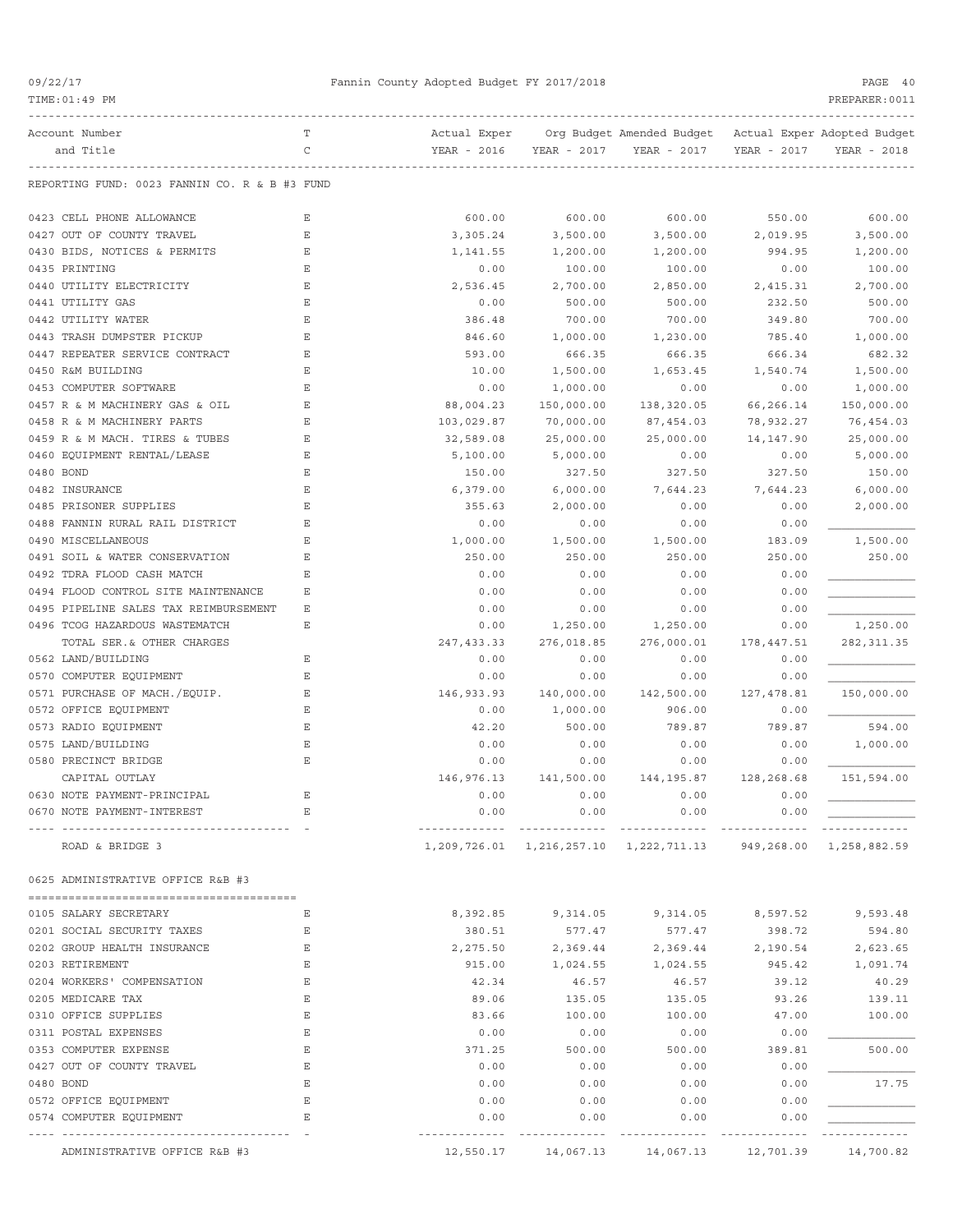REPORTING FUND: 0023 FANNIN CO. R & B #3 FUND

| Account Number and Title | T C | Actual Exper YEAR - 2016 | Org Budget YEAR - 2017 | Amended Budget YEAR - 2017 | Actual Exper YEAR - 2017 | Adopted Budget YEAR - 2018 |
|---|---|---|---|---|---|---|
| 0423 CELL PHONE ALLOWANCE | E | 600.00 | 600.00 | 600.00 | 550.00 | 600.00 |
| 0427 OUT OF COUNTY TRAVEL | E | 3,305.24 | 3,500.00 | 3,500.00 | 2,019.95 | 3,500.00 |
| 0430 BIDS, NOTICES & PERMITS | E | 1,141.55 | 1,200.00 | 1,200.00 | 994.95 | 1,200.00 |
| 0435 PRINTING | E | 0.00 | 100.00 | 100.00 | 0.00 | 100.00 |
| 0440 UTILITY ELECTRICITY | E | 2,536.45 | 2,700.00 | 2,850.00 | 2,415.31 | 2,700.00 |
| 0441 UTILITY GAS | E | 0.00 | 500.00 | 500.00 | 232.50 | 500.00 |
| 0442 UTILITY WATER | E | 386.48 | 700.00 | 700.00 | 349.80 | 700.00 |
| 0443 TRASH DUMPSTER PICKUP | E | 846.60 | 1,000.00 | 1,230.00 | 785.40 | 1,000.00 |
| 0447 REPEATER SERVICE CONTRACT | E | 593.00 | 666.35 | 666.35 | 666.34 | 682.32 |
| 0450 R&M BUILDING | E | 10.00 | 1,500.00 | 1,653.45 | 1,540.74 | 1,500.00 |
| 0453 COMPUTER SOFTWARE | E | 0.00 | 1,000.00 | 0.00 | 0.00 | 1,000.00 |
| 0457 R & M MACHINERY GAS & OIL | E | 88,004.23 | 150,000.00 | 138,320.05 | 66,266.14 | 150,000.00 |
| 0458 R & M MACHINERY PARTS | E | 103,029.87 | 70,000.00 | 87,454.03 | 78,932.27 | 76,454.03 |
| 0459 R & M MACH. TIRES & TUBES | E | 32,589.08 | 25,000.00 | 25,000.00 | 14,147.90 | 25,000.00 |
| 0460 EQUIPMENT RENTAL/LEASE | E | 5,100.00 | 5,000.00 | 0.00 | 0.00 | 5,000.00 |
| 0480 BOND | E | 150.00 | 327.50 | 327.50 | 327.50 | 150.00 |
| 0482 INSURANCE | E | 6,379.00 | 6,000.00 | 7,644.23 | 7,644.23 | 6,000.00 |
| 0485 PRISONER SUPPLIES | E | 355.63 | 2,000.00 | 0.00 | 0.00 | 2,000.00 |
| 0488 FANNIN RURAL RAIL DISTRICT | E | 0.00 | 0.00 | 0.00 | 0.00 | ____________ |
| 0490 MISCELLANEOUS | E | 1,000.00 | 1,500.00 | 1,500.00 | 183.09 | 1,500.00 |
| 0491 SOIL & WATER CONSERVATION | E | 250.00 | 250.00 | 250.00 | 250.00 | 250.00 |
| 0492 TDRA FLOOD CASH MATCH | E | 0.00 | 0.00 | 0.00 | 0.00 | ____________ |
| 0494 FLOOD CONTROL SITE MAINTENANCE | E | 0.00 | 0.00 | 0.00 | 0.00 | ____________ |
| 0495 PIPELINE SALES TAX REIMBURSEMENT | E | 0.00 | 0.00 | 0.00 | 0.00 | ____________ |
| 0496 TCOG HAZARDOUS WASTEMATCH | E | 0.00 | 1,250.00 | 1,250.00 | 0.00 | 1,250.00 |
| TOTAL SER.& OTHER CHARGES | | 247,433.33 | 276,018.85 | 276,000.01 | 178,447.51 | 282,311.35 |
| 0562 LAND/BUILDING | E | 0.00 | 0.00 | 0.00 | 0.00 | ____________ |
| 0570 COMPUTER EQUIPMENT | E | 0.00 | 0.00 | 0.00 | 0.00 | ____________ |
| 0571 PURCHASE OF MACH./EQUIP. | E | 146,933.93 | 140,000.00 | 142,500.00 | 127,478.81 | 150,000.00 |
| 0572 OFFICE EQUIPMENT | E | 0.00 | 1,000.00 | 906.00 | 0.00 | ____________ |
| 0573 RADIO EQUIPMENT | E | 42.20 | 500.00 | 789.87 | 789.87 | 594.00 |
| 0575 LAND/BUILDING | E | 0.00 | 0.00 | 0.00 | 0.00 | 1,000.00 |
| 0580 PRECINCT BRIDGE | E | 0.00 | 0.00 | 0.00 | 0.00 | ____________ |
| CAPITAL OUTLAY | | 146,976.13 | 141,500.00 | 144,195.87 | 128,268.68 | 151,594.00 |
| 0630 NOTE PAYMENT-PRINCIPAL | E | 0.00 | 0.00 | 0.00 | 0.00 | ____________ |
| 0670 NOTE PAYMENT-INTEREST | E | 0.00 | 0.00 | 0.00 | 0.00 | ____________ |
| ROAD & BRIDGE 3 | | 1,209,726.01 | 1,216,257.10 | 1,222,711.13 | 949,268.00 | 1,258,882.59 |

0625 ADMINISTRATIVE OFFICE R&B #3

| Account Number and Title | T C | Actual Exper YEAR - 2016 | Org Budget YEAR - 2017 | Amended Budget YEAR - 2017 | Actual Exper YEAR - 2017 | Adopted Budget YEAR - 2018 |
|---|---|---|---|---|---|---|
| 0105 SALARY SECRETARY | E | 8,392.85 | 9,314.05 | 9,314.05 | 8,597.52 | 9,593.48 |
| 0201 SOCIAL SECURITY TAXES | E | 380.51 | 577.47 | 577.47 | 398.72 | 594.80 |
| 0202 GROUP HEALTH INSURANCE | E | 2,275.50 | 2,369.44 | 2,369.44 | 2,190.54 | 2,623.65 |
| 0203 RETIREMENT | E | 915.00 | 1,024.55 | 1,024.55 | 945.42 | 1,091.74 |
| 0204 WORKERS' COMPENSATION | E | 42.34 | 46.57 | 46.57 | 39.12 | 40.29 |
| 0205 MEDICARE TAX | E | 89.06 | 135.05 | 135.05 | 93.26 | 139.11 |
| 0310 OFFICE SUPPLIES | E | 83.66 | 100.00 | 100.00 | 47.00 | 100.00 |
| 0311 POSTAL EXPENSES | E | 0.00 | 0.00 | 0.00 | 0.00 | ____________ |
| 0353 COMPUTER EXPENSE | E | 371.25 | 500.00 | 500.00 | 389.81 | 500.00 |
| 0427 OUT OF COUNTY TRAVEL | E | 0.00 | 0.00 | 0.00 | 0.00 | ____________ |
| 0480 BOND | E | 0.00 | 0.00 | 0.00 | 0.00 | 17.75 |
| 0572 OFFICE EQUIPMENT | E | 0.00 | 0.00 | 0.00 | 0.00 | ____________ |
| 0574 COMPUTER EQUIPMENT | E | 0.00 | 0.00 | 0.00 | 0.00 | ____________ |
| ADMINISTRATIVE OFFICE R&B #3 | | 12,550.17 | 14,067.13 | 14,067.13 | 12,701.39 | 14,700.82 |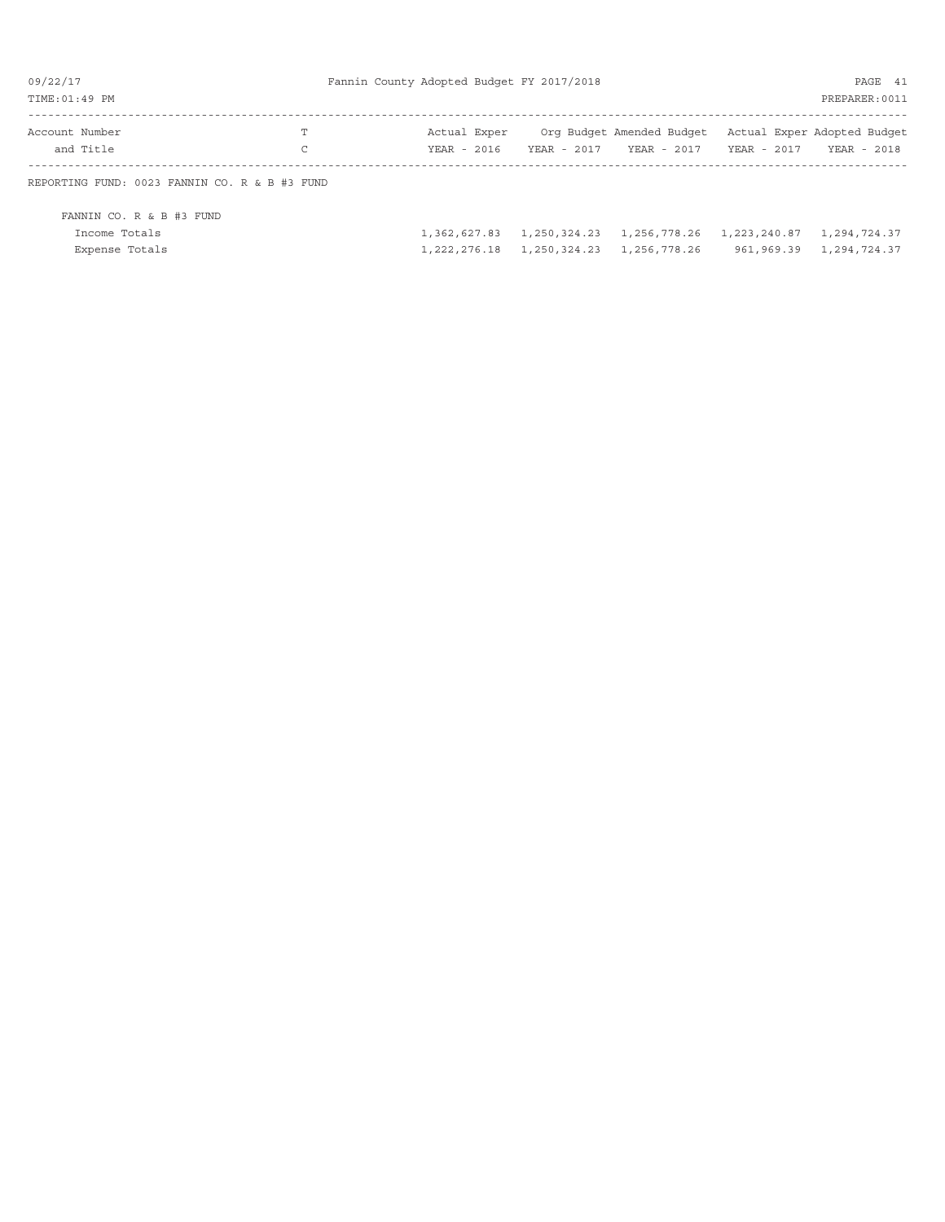REPORTING FUND: 0023 FANNIN CO. R & B #3 FUND

| Account Number and Title | T C | Actual Exper YEAR - 2016 | Org Budget YEAR - 2017 | Amended Budget YEAR - 2017 | Actual Exper YEAR - 2017 | Adopted Budget YEAR - 2018 |
|---|---|---|---|---|---|---|
| FANNIN CO. R & B #3 FUND | | | | | | |
| Income Totals | | 1,362,627.83 | 1,250,324.23 | 1,256,778.26 | 1,223,240.87 | 1,294,724.37 |
| Expense Totals | | 1,222,276.18 | 1,250,324.23 | 1,256,778.26 | 961,969.39 | 1,294,724.37 |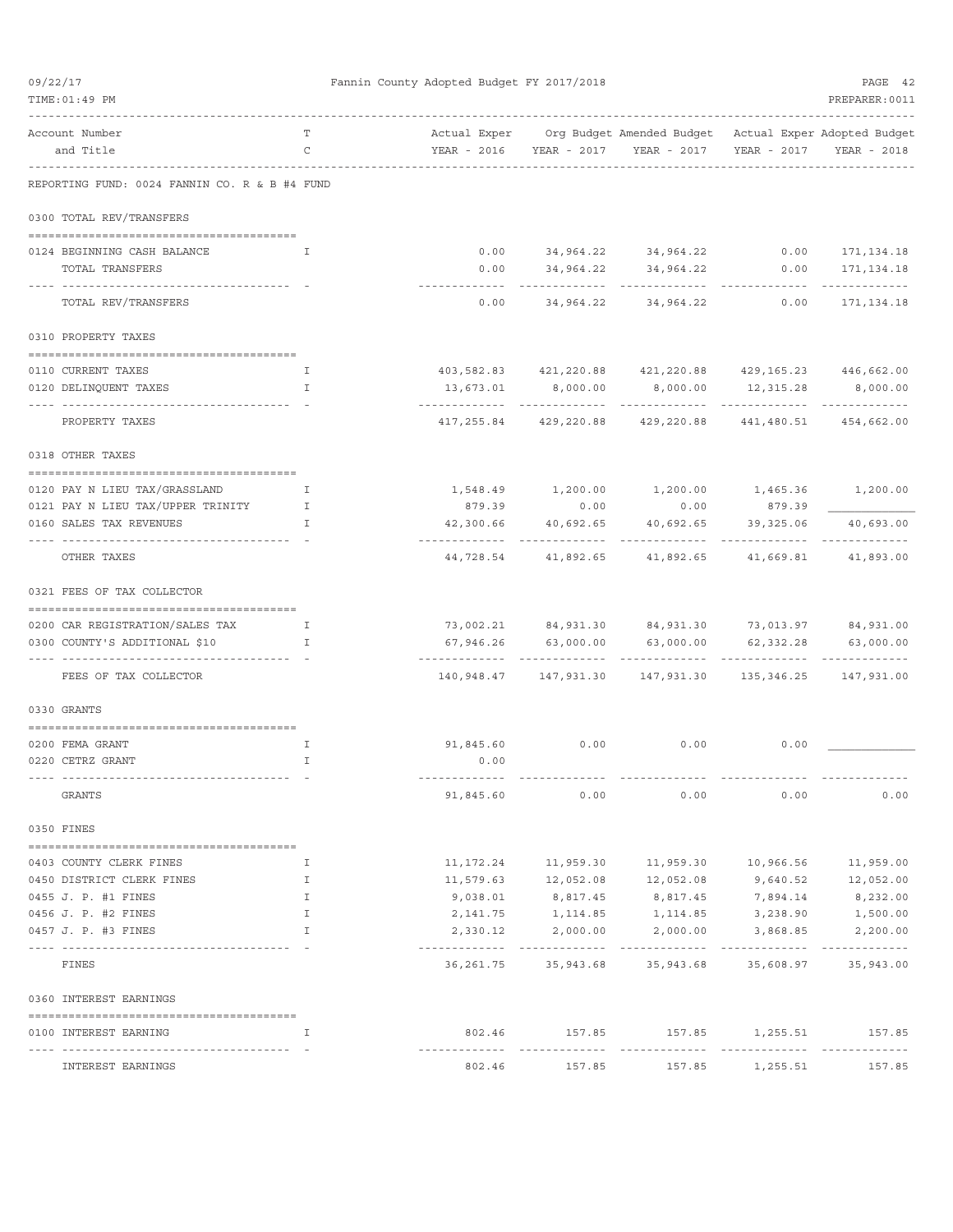Fannin County Adopted Budget FY 2017/2018

REPORTING FUND: 0024 FANNIN CO. R & B #4 FUND

| Account Number and Title | T C | Actual Exper YEAR - 2016 | Org Budget YEAR - 2017 | Amended Budget YEAR - 2017 | Actual Exper YEAR - 2017 | Adopted Budget YEAR - 2018 |
|---|---|---|---|---|---|---|
| **0300 TOTAL REV/TRANSFERS** | | | | | | |
| 0124 BEGINNING CASH BALANCE | I | 0.00 | 34,964.22 | 34,964.22 | 0.00 | 171,134.18 |
| TOTAL TRANSFERS | | 0.00 | 34,964.22 | 34,964.22 | 0.00 | 171,134.18 |
| TOTAL REV/TRANSFERS | | 0.00 | 34,964.22 | 34,964.22 | 0.00 | 171,134.18 |
| **0310 PROPERTY TAXES** | | | | | | |
| 0110 CURRENT TAXES | I | 403,582.83 | 421,220.88 | 421,220.88 | 429,165.23 | 446,662.00 |
| 0120 DELINQUENT TAXES | I | 13,673.01 | 8,000.00 | 8,000.00 | 12,315.28 | 8,000.00 |
| PROPERTY TAXES | | 417,255.84 | 429,220.88 | 429,220.88 | 441,480.51 | 454,662.00 |
| **0318 OTHER TAXES** | | | | | | |
| 0120 PAY N LIEU TAX/GRASSLAND | I | 1,548.49 | 1,200.00 | 1,200.00 | 1,465.36 | 1,200.00 |
| 0121 PAY N LIEU TAX/UPPER TRINITY | I | 879.39 | 0.00 | 0.00 | 879.39 | |
| 0160 SALES TAX REVENUES | I | 42,300.66 | 40,692.65 | 40,692.65 | 39,325.06 | 40,693.00 |
| OTHER TAXES | | 44,728.54 | 41,892.65 | 41,892.65 | 41,669.81 | 41,893.00 |
| **0321 FEES OF TAX COLLECTOR** | | | | | | |
| 0200 CAR REGISTRATION/SALES TAX | I | 73,002.21 | 84,931.30 | 84,931.30 | 73,013.97 | 84,931.00 |
| 0300 COUNTY'S ADDITIONAL $10 | I | 67,946.26 | 63,000.00 | 63,000.00 | 62,332.28 | 63,000.00 |
| FEES OF TAX COLLECTOR | | 140,948.47 | 147,931.30 | 147,931.30 | 135,346.25 | 147,931.00 |
| **0330 GRANTS** | | | | | | |
| 0200 FEMA GRANT | I | 91,845.60 | 0.00 | 0.00 | 0.00 | |
| 0220 CETRZ GRANT | I | 0.00 | | | | |
| GRANTS | | 91,845.60 | 0.00 | 0.00 | 0.00 | 0.00 |
| **0350 FINES** | | | | | | |
| 0403 COUNTY CLERK FINES | I | 11,172.24 | 11,959.30 | 11,959.30 | 10,966.56 | 11,959.00 |
| 0450 DISTRICT CLERK FINES | I | 11,579.63 | 12,052.08 | 12,052.08 | 9,640.52 | 12,052.00 |
| 0455 J. P. #1 FINES | I | 9,038.01 | 8,817.45 | 8,817.45 | 7,894.14 | 8,232.00 |
| 0456 J. P. #2 FINES | I | 2,141.75 | 1,114.85 | 1,114.85 | 3,238.90 | 1,500.00 |
| 0457 J. P. #3 FINES | I | 2,330.12 | 2,000.00 | 2,000.00 | 3,868.85 | 2,200.00 |
| FINES | | 36,261.75 | 35,943.68 | 35,943.68 | 35,608.97 | 35,943.00 |
| **0360 INTEREST EARNINGS** | | | | | | |
| 0100 INTEREST EARNING | I | 802.46 | 157.85 | 157.85 | 1,255.51 | 157.85 |
| INTEREST EARNINGS | | 802.46 | 157.85 | 157.85 | 1,255.51 | 157.85 |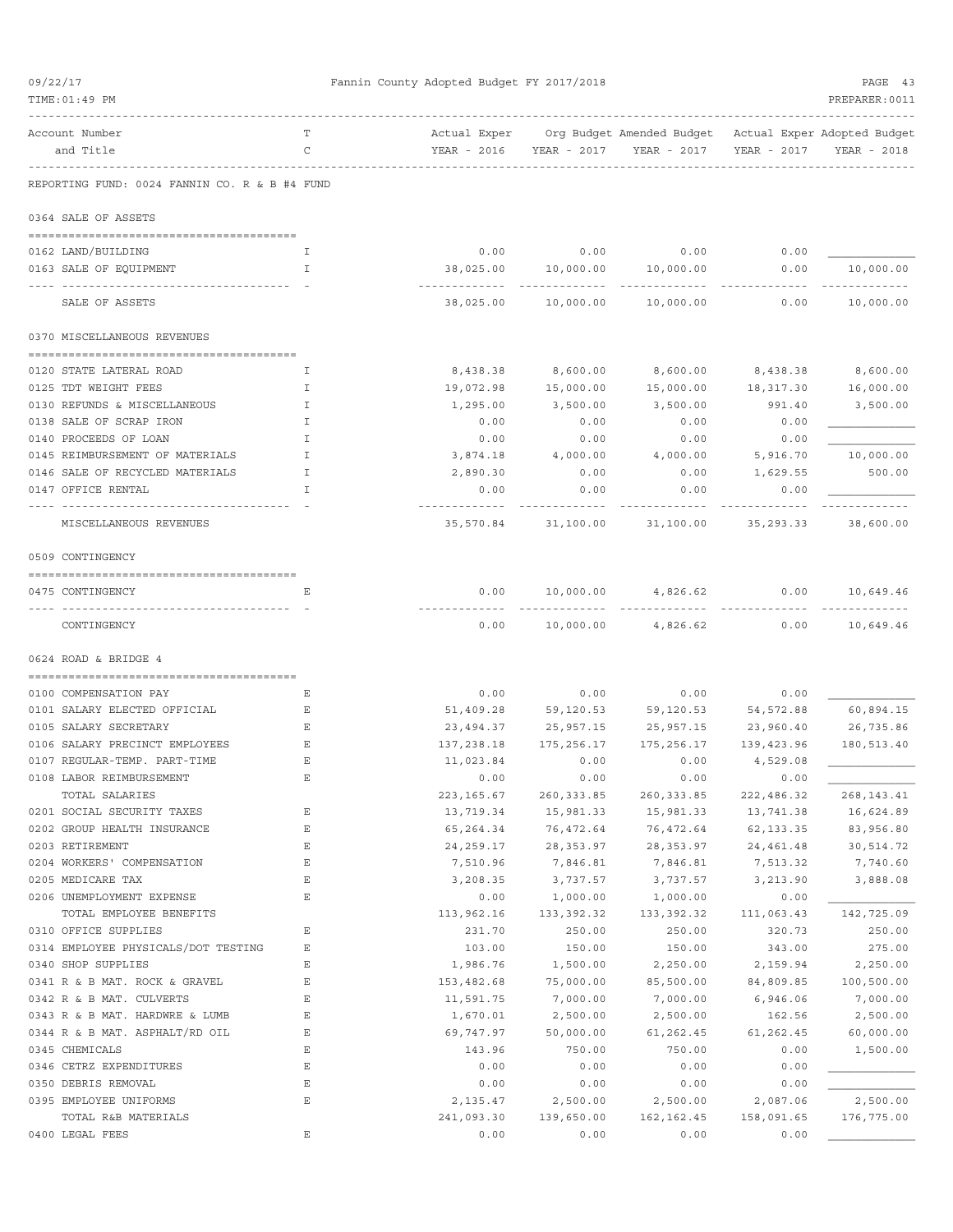Fannin County Adopted Budget FY 2017/2018

| Account Number and Title | TC | Actual Exper YEAR - 2016 | Org Budget YEAR - 2017 | Amended Budget YEAR - 2017 | Actual Exper YEAR - 2017 | Adopted Budget YEAR - 2018 |
|---|---|---|---|---|---|---|
| **REPORTING FUND: 0024 FANNIN CO. R & B #4 FUND** | | | | | | |
| **0364 SALE OF ASSETS** | | | | | | |
| 0162 LAND/BUILDING | I | 0.00 | 0.00 | 0.00 | 0.00 | |
| 0163 SALE OF EQUIPMENT | I | 38,025.00 | 10,000.00 | 10,000.00 | 0.00 | 10,000.00 |
| SALE OF ASSETS | | 38,025.00 | 10,000.00 | 10,000.00 | 0.00 | 10,000.00 |
| **0370 MISCELLANEOUS REVENUES** | | | | | | |
| 0120 STATE LATERAL ROAD | I | 8,438.38 | 8,600.00 | 8,600.00 | 8,438.38 | 8,600.00 |
| 0125 TDT WEIGHT FEES | I | 19,072.98 | 15,000.00 | 15,000.00 | 18,317.30 | 16,000.00 |
| 0130 REFUNDS & MISCELLANEOUS | I | 1,295.00 | 3,500.00 | 3,500.00 | 991.40 | 3,500.00 |
| 0138 SALE OF SCRAP IRON | I | 0.00 | 0.00 | 0.00 | 0.00 | |
| 0140 PROCEEDS OF LOAN | I | 0.00 | 0.00 | 0.00 | 0.00 | |
| 0145 REIMBURSEMENT OF MATERIALS | I | 3,874.18 | 4,000.00 | 4,000.00 | 5,916.70 | 10,000.00 |
| 0146 SALE OF RECYCLED MATERIALS | I | 2,890.30 | 0.00 | 0.00 | 1,629.55 | 500.00 |
| 0147 OFFICE RENTAL | I | 0.00 | 0.00 | 0.00 | 0.00 | |
| MISCELLANEOUS REVENUES | | 35,570.84 | 31,100.00 | 31,100.00 | 35,293.33 | 38,600.00 |
| **0509 CONTINGENCY** | | | | | | |
| 0475 CONTINGENCY | E | 0.00 | 10,000.00 | 4,826.62 | 0.00 | 10,649.46 |
| CONTINGENCY | | 0.00 | 10,000.00 | 4,826.62 | 0.00 | 10,649.46 |
| **0624 ROAD & BRIDGE 4** | | | | | | |
| 0100 COMPENSATION PAY | E | 0.00 | 0.00 | 0.00 | 0.00 | |
| 0101 SALARY ELECTED OFFICIAL | E | 51,409.28 | 59,120.53 | 59,120.53 | 54,572.88 | 60,894.15 |
| 0105 SALARY SECRETARY | E | 23,494.37 | 25,957.15 | 25,957.15 | 23,960.40 | 26,735.86 |
| 0106 SALARY PRECINCT EMPLOYEES | E | 137,238.18 | 175,256.17 | 175,256.17 | 139,423.96 | 180,513.40 |
| 0107 REGULAR-TEMP. PART-TIME | E | 11,023.84 | 0.00 | 0.00 | 4,529.08 | |
| 0108 LABOR REIMBURSEMENT | E | 0.00 | 0.00 | 0.00 | 0.00 | |
| TOTAL SALARIES | | 223,165.67 | 260,333.85 | 260,333.85 | 222,486.32 | 268,143.41 |
| 0201 SOCIAL SECURITY TAXES | E | 13,719.34 | 15,981.33 | 15,981.33 | 13,741.38 | 16,624.89 |
| 0202 GROUP HEALTH INSURANCE | E | 65,264.34 | 76,472.64 | 76,472.64 | 62,133.35 | 83,956.80 |
| 0203 RETIREMENT | E | 24,259.17 | 28,353.97 | 28,353.97 | 24,461.48 | 30,514.72 |
| 0204 WORKERS' COMPENSATION | E | 7,510.96 | 7,846.81 | 7,846.81 | 7,513.32 | 7,740.60 |
| 0205 MEDICARE TAX | E | 3,208.35 | 3,737.57 | 3,737.57 | 3,213.90 | 3,888.08 |
| 0206 UNEMPLOYMENT EXPENSE | E | 0.00 | 1,000.00 | 1,000.00 | 0.00 | |
| TOTAL EMPLOYEE BENEFITS | | 113,962.16 | 133,392.32 | 133,392.32 | 111,063.43 | 142,725.09 |
| 0310 OFFICE SUPPLIES | E | 231.70 | 250.00 | 250.00 | 320.73 | 250.00 |
| 0314 EMPLOYEE PHYSICALS/DOT TESTING | E | 103.00 | 150.00 | 150.00 | 343.00 | 275.00 |
| 0340 SHOP SUPPLIES | E | 1,986.76 | 1,500.00 | 2,250.00 | 2,159.94 | 2,250.00 |
| 0341 R & B MAT. ROCK & GRAVEL | E | 153,482.68 | 75,000.00 | 85,500.00 | 84,809.85 | 100,500.00 |
| 0342 R & B MAT. CULVERTS | E | 11,591.75 | 7,000.00 | 7,000.00 | 6,946.06 | 7,000.00 |
| 0343 R & B MAT. HARDWRE & LUMB | E | 1,670.01 | 2,500.00 | 2,500.00 | 162.56 | 2,500.00 |
| 0344 R & B MAT. ASPHALT/RD OIL | E | 69,747.97 | 50,000.00 | 61,262.45 | 61,262.45 | 60,000.00 |
| 0345 CHEMICALS | E | 143.96 | 750.00 | 750.00 | 0.00 | 1,500.00 |
| 0346 CETRZ EXPENDITURES | E | 0.00 | 0.00 | 0.00 | 0.00 | |
| 0350 DEBRIS REMOVAL | E | 0.00 | 0.00 | 0.00 | 0.00 | |
| 0395 EMPLOYEE UNIFORMS | E | 2,135.47 | 2,500.00 | 2,500.00 | 2,087.06 | 2,500.00 |
| TOTAL R&B MATERIALS | | 241,093.30 | 139,650.00 | 162,162.45 | 158,091.65 | 176,775.00 |
| 0400 LEGAL FEES | E | 0.00 | 0.00 | 0.00 | 0.00 | |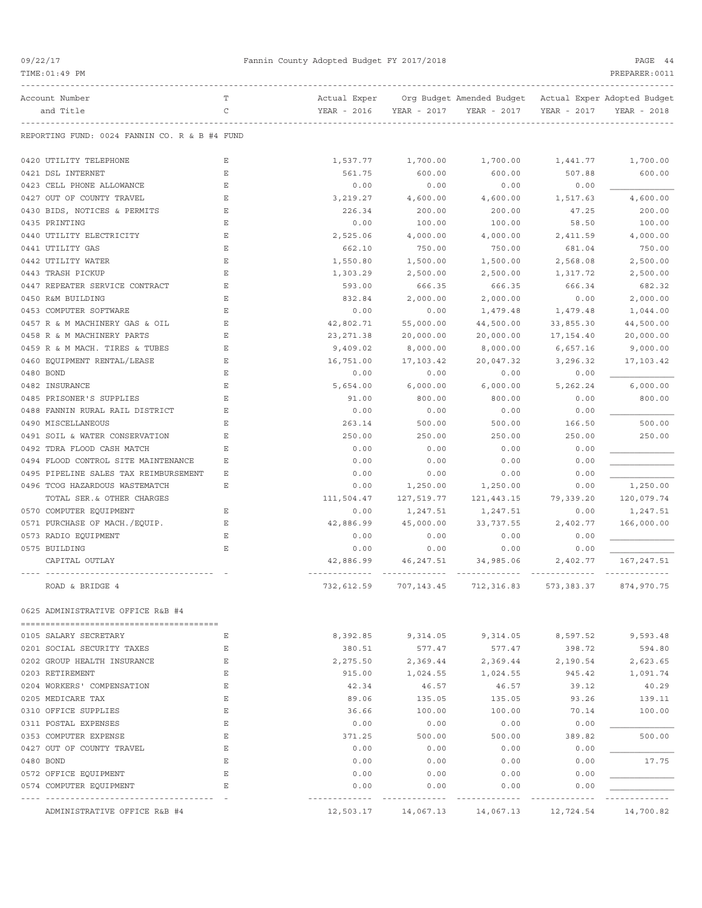REPORTING FUND: 0024 FANNIN CO. R & B #4 FUND

| Account Number and Title | T C | Actual Exper YEAR - 2016 | Org Budget YEAR - 2017 | Amended Budget YEAR - 2017 | Actual Exper YEAR - 2017 | Adopted Budget YEAR - 2018 |
|---|---|---|---|---|---|---|
| 0420 UTILITY TELEPHONE | E | 1,537.77 | 1,700.00 | 1,700.00 | 1,441.77 | 1,700.00 |
| 0421 DSL INTERNET | E | 561.75 | 600.00 | 600.00 | 507.88 | 600.00 |
| 0423 CELL PHONE ALLOWANCE | E | 0.00 | 0.00 | 0.00 | 0.00 | |
| 0427 OUT OF COUNTY TRAVEL | E | 3,219.27 | 4,600.00 | 4,600.00 | 1,517.63 | 4,600.00 |
| 0430 BIDS, NOTICES & PERMITS | E | 226.34 | 200.00 | 200.00 | 47.25 | 200.00 |
| 0435 PRINTING | E | 0.00 | 100.00 | 100.00 | 58.50 | 100.00 |
| 0440 UTILITY ELECTRICITY | E | 2,525.06 | 4,000.00 | 4,000.00 | 2,411.59 | 4,000.00 |
| 0441 UTILITY GAS | E | 662.10 | 750.00 | 750.00 | 681.04 | 750.00 |
| 0442 UTILITY WATER | E | 1,550.80 | 1,500.00 | 1,500.00 | 2,568.08 | 2,500.00 |
| 0443 TRASH PICKUP | E | 1,303.29 | 2,500.00 | 2,500.00 | 1,317.72 | 2,500.00 |
| 0447 REPEATER SERVICE CONTRACT | E | 593.00 | 666.35 | 666.35 | 666.34 | 682.32 |
| 0450 R&M BUILDING | E | 832.84 | 2,000.00 | 2,000.00 | 0.00 | 2,000.00 |
| 0453 COMPUTER SOFTWARE | E | 0.00 | 0.00 | 1,479.48 | 1,479.48 | 1,044.00 |
| 0457 R & M MACHINERY GAS & OIL | E | 42,802.71 | 55,000.00 | 44,500.00 | 33,855.30 | 44,500.00 |
| 0458 R & M MACHINERY PARTS | E | 23,271.38 | 20,000.00 | 20,000.00 | 17,154.40 | 20,000.00 |
| 0459 R & M MACH. TIRES & TUBES | E | 9,409.02 | 8,000.00 | 8,000.00 | 6,657.16 | 9,000.00 |
| 0460 EQUIPMENT RENTAL/LEASE | E | 16,751.00 | 17,103.42 | 20,047.32 | 3,296.32 | 17,103.42 |
| 0480 BOND | E | 0.00 | 0.00 | 0.00 | 0.00 | |
| 0482 INSURANCE | E | 5,654.00 | 6,000.00 | 6,000.00 | 5,262.24 | 6,000.00 |
| 0485 PRISONER'S SUPPLIES | E | 91.00 | 800.00 | 800.00 | 0.00 | 800.00 |
| 0488 FANNIN RURAL RAIL DISTRICT | E | 0.00 | 0.00 | 0.00 | 0.00 | |
| 0490 MISCELLANEOUS | E | 263.14 | 500.00 | 500.00 | 166.50 | 500.00 |
| 0491 SOIL & WATER CONSERVATION | E | 250.00 | 250.00 | 250.00 | 250.00 | 250.00 |
| 0492 TDRA FLOOD CASH MATCH | E | 0.00 | 0.00 | 0.00 | 0.00 | |
| 0494 FLOOD CONTROL SITE MAINTENANCE | E | 0.00 | 0.00 | 0.00 | 0.00 | |
| 0495 PIPELINE SALES TAX REIMBURSEMENT | E | 0.00 | 0.00 | 0.00 | 0.00 | |
| 0496 TCOG HAZARDOUS WASTEMATCH | E | 0.00 | 1,250.00 | 1,250.00 | 0.00 | 1,250.00 |
| TOTAL SER.& OTHER CHARGES | | 111,504.47 | 127,519.77 | 121,443.15 | 79,339.20 | 120,079.74 |
| 0570 COMPUTER EQUIPMENT | E | 0.00 | 1,247.51 | 1,247.51 | 0.00 | 1,247.51 |
| 0571 PURCHASE OF MACH./EQUIP. | E | 42,886.99 | 45,000.00 | 33,737.55 | 2,402.77 | 166,000.00 |
| 0573 RADIO EQUIPMENT | E | 0.00 | 0.00 | 0.00 | 0.00 | |
| 0575 BUILDING | E | 0.00 | 0.00 | 0.00 | 0.00 | |
| CAPITAL OUTLAY | | 42,886.99 | 46,247.51 | 34,985.06 | 2,402.77 | 167,247.51 |
| ROAD & BRIDGE 4 | | 732,612.59 | 707,143.45 | 712,316.83 | 573,383.37 | 874,970.75 |

0625 ADMINISTRATIVE OFFICE R&B #4

| Account Number and Title | T C | Actual Exper YEAR - 2016 | Org Budget YEAR - 2017 | Amended Budget YEAR - 2017 | Actual Exper YEAR - 2017 | Adopted Budget YEAR - 2018 |
|---|---|---|---|---|---|---|
| 0105 SALARY SECRETARY | E | 8,392.85 | 9,314.05 | 9,314.05 | 8,597.52 | 9,593.48 |
| 0201 SOCIAL SECURITY TAXES | E | 380.51 | 577.47 | 577.47 | 398.72 | 594.80 |
| 0202 GROUP HEALTH INSURANCE | E | 2,275.50 | 2,369.44 | 2,369.44 | 2,190.54 | 2,623.65 |
| 0203 RETIREMENT | E | 915.00 | 1,024.55 | 1,024.55 | 945.42 | 1,091.74 |
| 0204 WORKERS' COMPENSATION | E | 42.34 | 46.57 | 46.57 | 39.12 | 40.29 |
| 0205 MEDICARE TAX | E | 89.06 | 135.05 | 135.05 | 93.26 | 139.11 |
| 0310 OFFICE SUPPLIES | E | 36.66 | 100.00 | 100.00 | 70.14 | 100.00 |
| 0311 POSTAL EXPENSES | E | 0.00 | 0.00 | 0.00 | 0.00 | |
| 0353 COMPUTER EXPENSE | E | 371.25 | 500.00 | 500.00 | 389.82 | 500.00 |
| 0427 OUT OF COUNTY TRAVEL | E | 0.00 | 0.00 | 0.00 | 0.00 | |
| 0480 BOND | E | 0.00 | 0.00 | 0.00 | 0.00 | 17.75 |
| 0572 OFFICE EQUIPMENT | E | 0.00 | 0.00 | 0.00 | 0.00 | |
| 0574 COMPUTER EQUIPMENT | E | 0.00 | 0.00 | 0.00 | 0.00 | |
| ADMINISTRATIVE OFFICE R&B #4 | | 12,503.17 | 14,067.13 | 14,067.13 | 12,724.54 | 14,700.82 |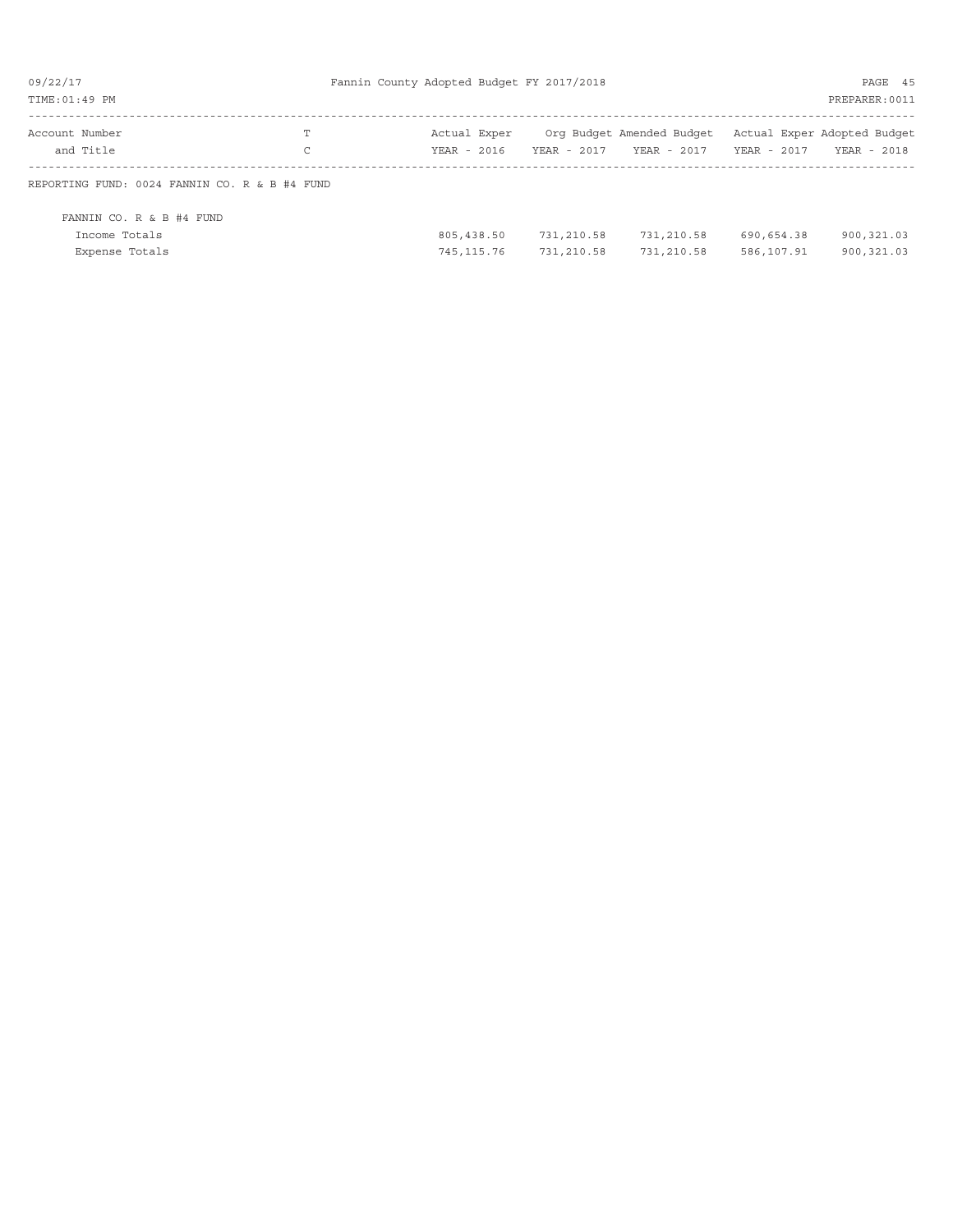| Account Number and Title | T C | Actual Exper YEAR - 2016 | Org Budget YEAR - 2017 | Amended Budget YEAR - 2017 | Actual Exper YEAR - 2017 | Adopted Budget YEAR - 2018 |
|---|---|---|---|---|---|---|
| REPORTING FUND: 0024 FANNIN CO. R & B #4 FUND | | | | | | |
| FANNIN CO. R & B #4 FUND | | | | | | |
| Income Totals | | 805,438.50 | 731,210.58 | 731,210.58 | 690,654.38 | 900,321.03 |
| Expense Totals | | 745,115.76 | 731,210.58 | 731,210.58 | 586,107.91 | 900,321.03 |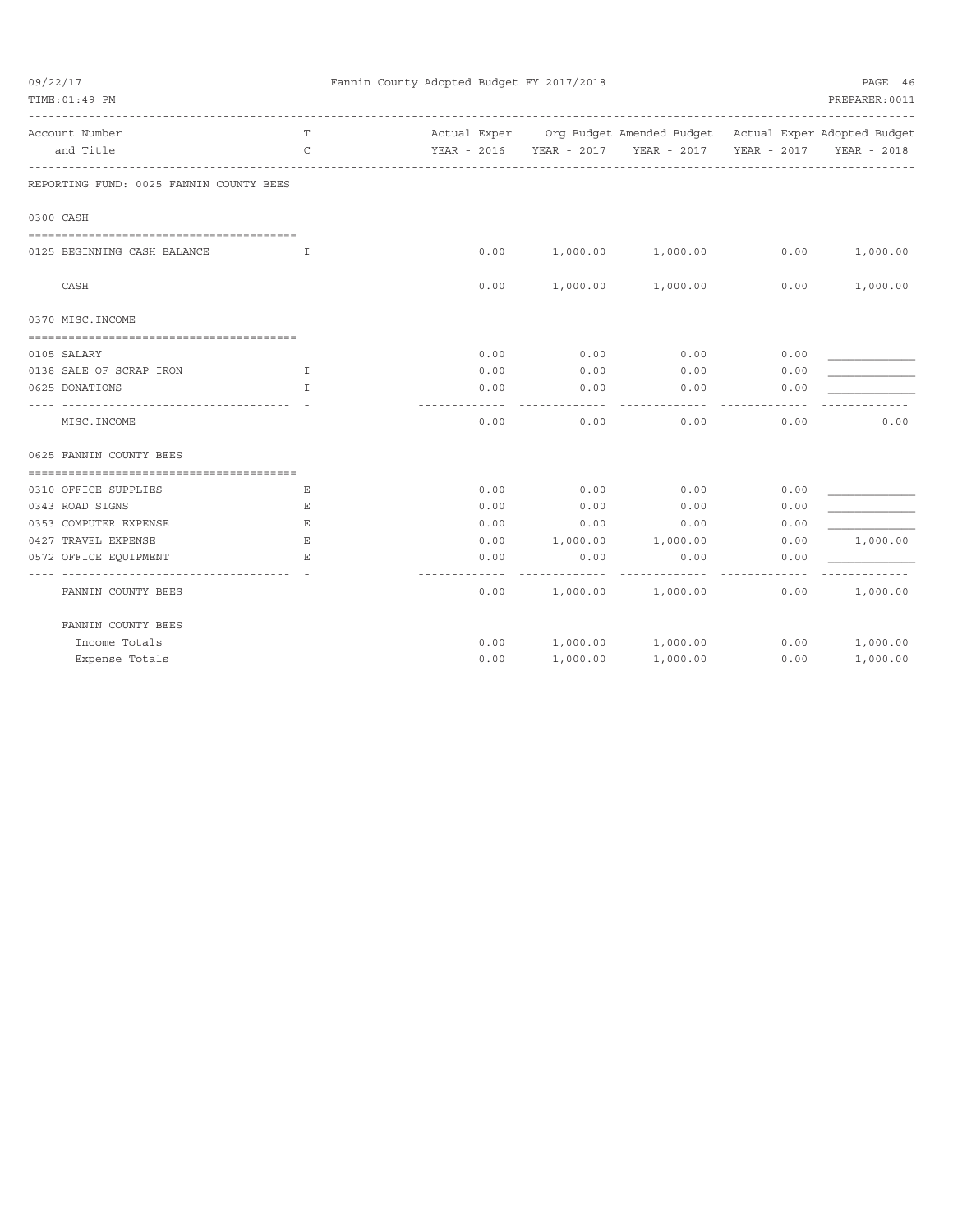| Account Number and Title | TC | Actual Exper YEAR - 2016 | Org Budget YEAR - 2017 | Amended Budget YEAR - 2017 | Actual Exper YEAR - 2017 | Adopted Budget YEAR - 2018 |
|---|---|---|---|---|---|---|
| **REPORTING FUND: 0025 FANNIN COUNTY BEES** | | | | | | |
| **0300 CASH** | | | | | | |
| 0125 BEGINNING CASH BALANCE | I | 0.00 | 1,000.00 | 1,000.00 | 0.00 | 1,000.00 |
| CASH | | 0.00 | 1,000.00 | 1,000.00 | 0.00 | 1,000.00 |
| **0370 MISC.INCOME** | | | | | | |
| 0105 SALARY | | 0.00 | 0.00 | 0.00 | 0.00 | |
| 0138 SALE OF SCRAP IRON | I | 0.00 | 0.00 | 0.00 | 0.00 | |
| 0625 DONATIONS | I | 0.00 | 0.00 | 0.00 | 0.00 | |
| MISC.INCOME | | 0.00 | 0.00 | 0.00 | 0.00 | 0.00 |
| **0625 FANNIN COUNTY BEES** | | | | | | |
| 0310 OFFICE SUPPLIES | E | 0.00 | 0.00 | 0.00 | 0.00 | |
| 0343 ROAD SIGNS | E | 0.00 | 0.00 | 0.00 | 0.00 | |
| 0353 COMPUTER EXPENSE | E | 0.00 | 0.00 | 0.00 | 0.00 | |
| 0427 TRAVEL EXPENSE | E | 0.00 | 1,000.00 | 1,000.00 | 0.00 | 1,000.00 |
| 0572 OFFICE EQUIPMENT | E | 0.00 | 0.00 | 0.00 | 0.00 | |
| FANNIN COUNTY BEES | | 0.00 | 1,000.00 | 1,000.00 | 0.00 | 1,000.00 |
| **FANNIN COUNTY BEES** | | | | | | |
| Income Totals | | 0.00 | 1,000.00 | 1,000.00 | 0.00 | 1,000.00 |
| Expense Totals | | 0.00 | 1,000.00 | 1,000.00 | 0.00 | 1,000.00 |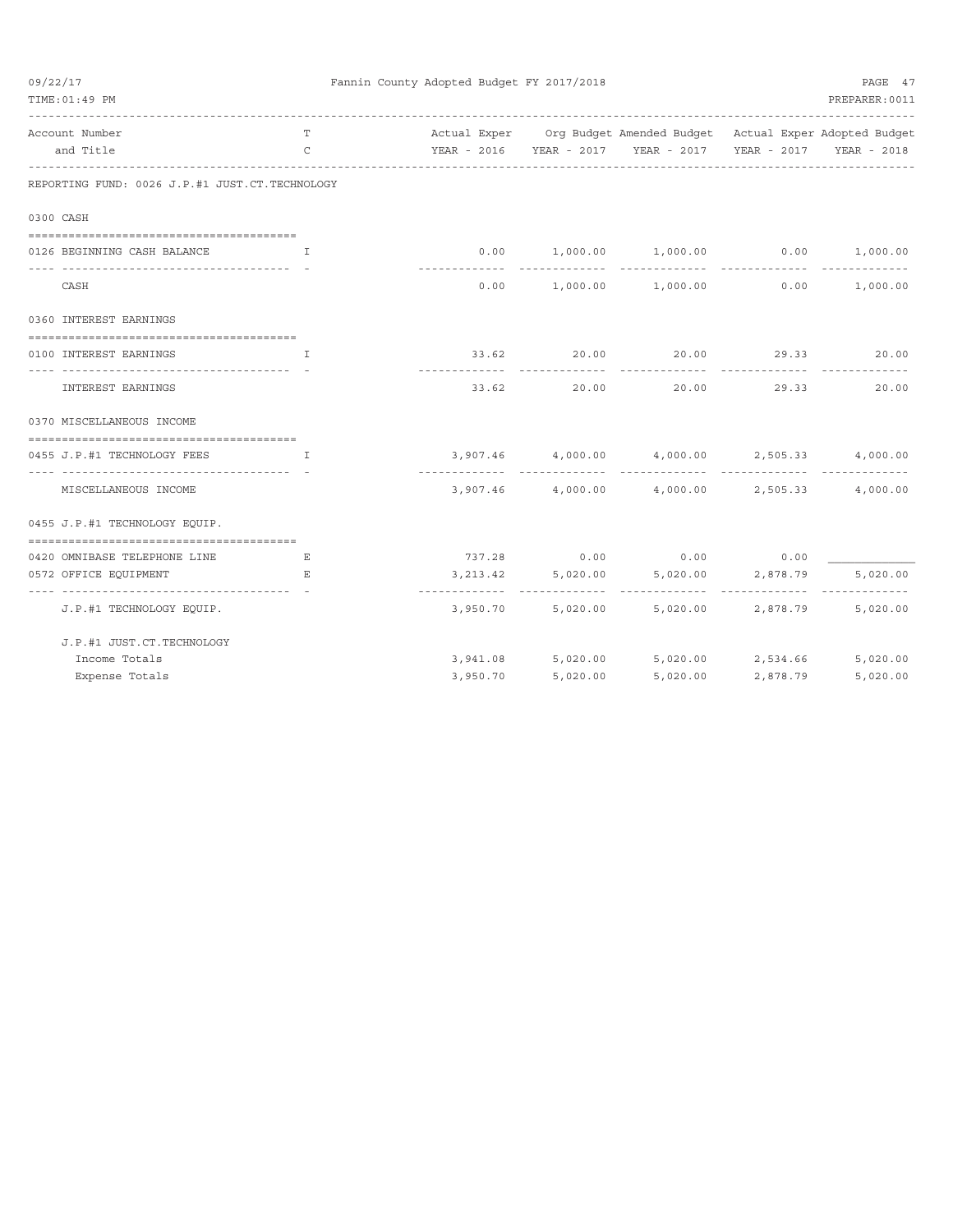Fannin County Adopted Budget FY 2017/2018

| Account Number and Title | TC | Actual Exper YEAR - 2016 | Org Budget YEAR - 2017 | Amended Budget YEAR - 2017 | Actual Exper YEAR - 2017 | Adopted Budget YEAR - 2018 |
|---|---|---|---|---|---|---|
| **REPORTING FUND: 0026 J.P.#1 JUST.CT.TECHNOLOGY** | | | | | | |
| **0300 CASH** | | | | | | |
| 0126 BEGINNING CASH BALANCE | I | 0.00 | 1,000.00 | 1,000.00 | 0.00 | 1,000.00 |
| CASH | | 0.00 | 1,000.00 | 1,000.00 | 0.00 | 1,000.00 |
| **0360 INTEREST EARNINGS** | | | | | | |
| 0100 INTEREST EARNINGS | I | 33.62 | 20.00 | 20.00 | 29.33 | 20.00 |
| INTEREST EARNINGS | | 33.62 | 20.00 | 20.00 | 29.33 | 20.00 |
| **0370 MISCELLANEOUS INCOME** | | | | | | |
| 0455 J.P.#1 TECHNOLOGY FEES | I | 3,907.46 | 4,000.00 | 4,000.00 | 2,505.33 | 4,000.00 |
| MISCELLANEOUS INCOME | | 3,907.46 | 4,000.00 | 4,000.00 | 2,505.33 | 4,000.00 |
| **0455 J.P.#1 TECHNOLOGY EQUIP.** | | | | | | |
| 0420 OMNIBASE TELEPHONE LINE | E | 737.28 | 0.00 | 0.00 | 0.00 | |
| 0572 OFFICE EQUIPMENT | E | 3,213.42 | 5,020.00 | 5,020.00 | 2,878.79 | 5,020.00 |
| J.P.#1 TECHNOLOGY EQUIP. | | 3,950.70 | 5,020.00 | 5,020.00 | 2,878.79 | 5,020.00 |
| **J.P.#1 JUST.CT.TECHNOLOGY** | | | | | | |
| Income Totals | | 3,941.08 | 5,020.00 | 5,020.00 | 2,534.66 | 5,020.00 |
| Expense Totals | | 3,950.70 | 5,020.00 | 5,020.00 | 2,878.79 | 5,020.00 |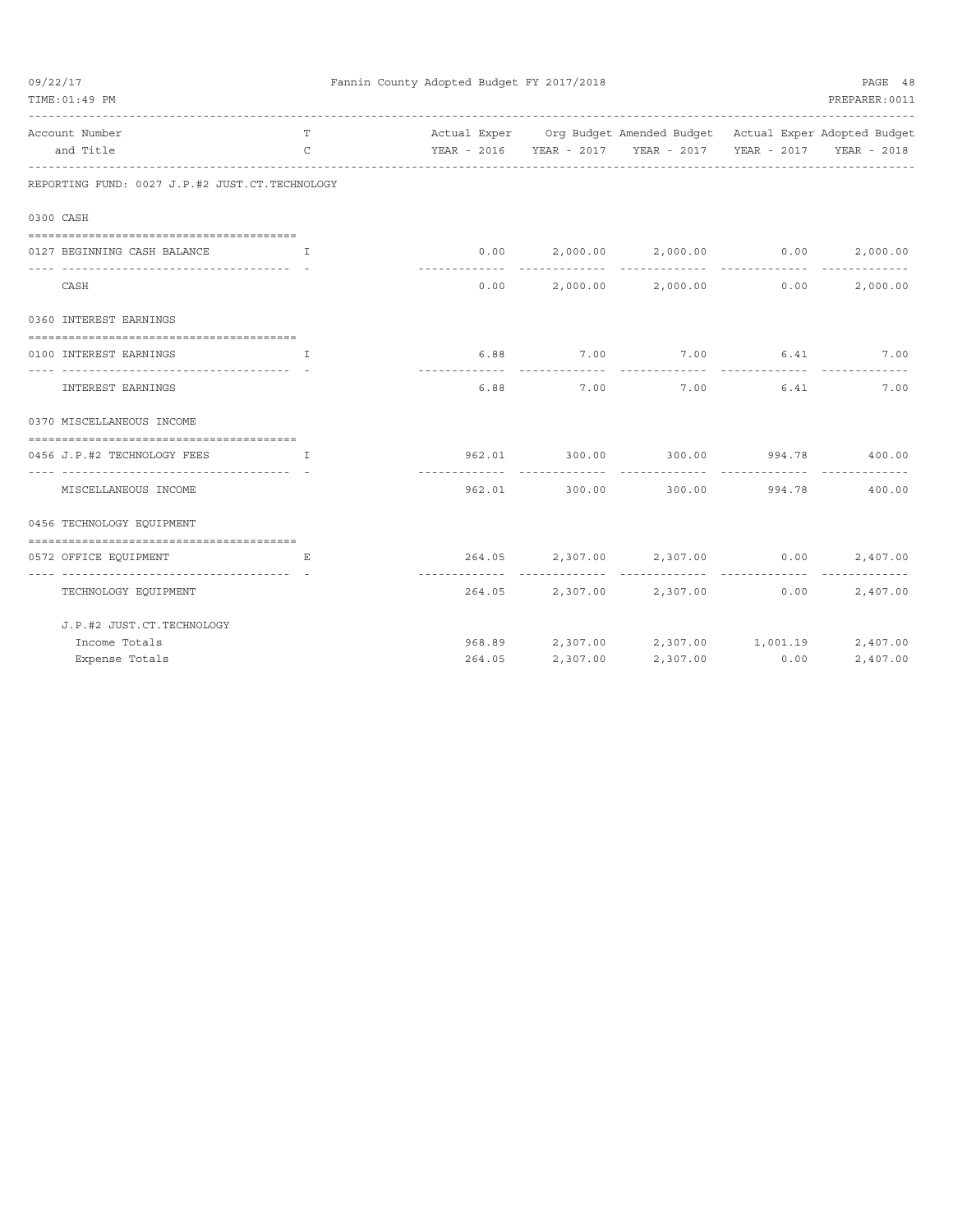**Fannin County Adopted Budget FY 2017/2018**

| Account Number and Title | T C | Actual Exper YEAR - 2016 | Org Budget YEAR - 2017 | Amended Budget YEAR - 2017 | Actual Exper YEAR - 2017 | Adopted Budget YEAR - 2018 |
|---|---|---|---|---|---|---|
| **REPORTING FUND: 0027 J.P.#2 JUST.CT.TECHNOLOGY** | | | | | | |
| **0300 CASH** | | | | | | |
| 0127 BEGINNING CASH BALANCE | I | 0.00 | 2,000.00 | 2,000.00 | 0.00 | 2,000.00 |
| CASH | | 0.00 | 2,000.00 | 2,000.00 | 0.00 | 2,000.00 |
| **0360 INTEREST EARNINGS** | | | | | | |
| 0100 INTEREST EARNINGS | I | 6.88 | 7.00 | 7.00 | 6.41 | 7.00 |
| INTEREST EARNINGS | | 6.88 | 7.00 | 7.00 | 6.41 | 7.00 |
| **0370 MISCELLANEOUS INCOME** | | | | | | |
| 0456 J.P.#2 TECHNOLOGY FEES | I | 962.01 | 300.00 | 300.00 | 994.78 | 400.00 |
| MISCELLANEOUS INCOME | | 962.01 | 300.00 | 300.00 | 994.78 | 400.00 |
| **0456 TECHNOLOGY EQUIPMENT** | | | | | | |
| 0572 OFFICE EQUIPMENT | E | 264.05 | 2,307.00 | 2,307.00 | 0.00 | 2,407.00 |
| TECHNOLOGY EQUIPMENT | | 264.05 | 2,307.00 | 2,307.00 | 0.00 | 2,407.00 |
| **J.P.#2 JUST.CT.TECHNOLOGY** | | | | | | |
| Income Totals | | 968.89 | 2,307.00 | 2,307.00 | 1,001.19 | 2,407.00 |
| Expense Totals | | 264.05 | 2,307.00 | 2,307.00 | 0.00 | 2,407.00 |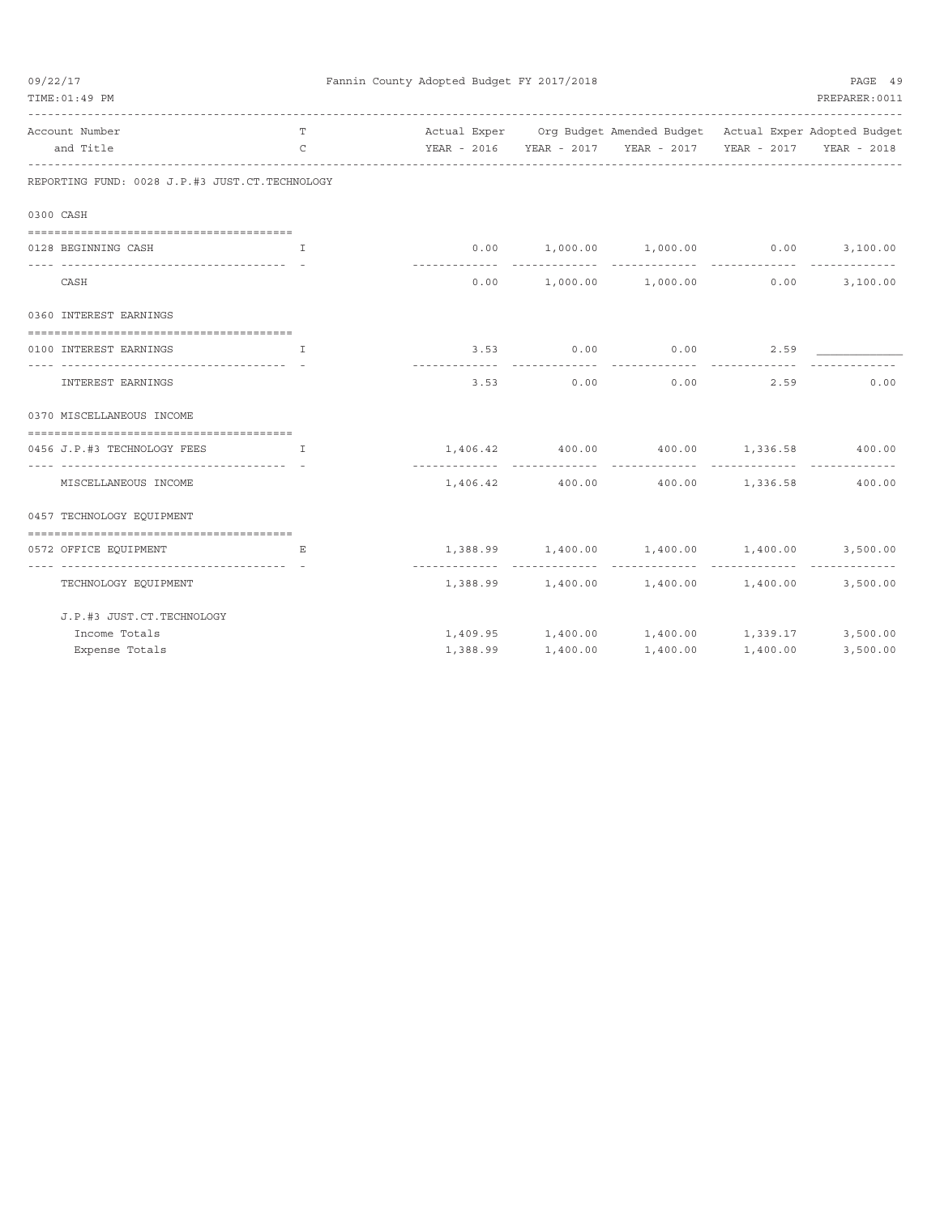Fannin County Adopted Budget FY 2017/2018

| Account Number and Title | T C | Actual Exper YEAR - 2016 | Org Budget YEAR - 2017 | Amended Budget YEAR - 2017 | Actual Exper YEAR - 2017 | Adopted Budget YEAR - 2018 |
|---|---|---|---|---|---|---|
| **REPORTING FUND: 0028 J.P.#3 JUST.CT.TECHNOLOGY** | | | | | | |
| **0300 CASH** | | | | | | |
| 0128 BEGINNING CASH | I | 0.00 | 1,000.00 | 1,000.00 | 0.00 | 3,100.00 |
| CASH | | 0.00 | 1,000.00 | 1,000.00 | 0.00 | 3,100.00 |
| **0360 INTEREST EARNINGS** | | | | | | |
| 0100 INTEREST EARNINGS | I | 3.53 | 0.00 | 0.00 | 2.59 | |
| INTEREST EARNINGS | | 3.53 | 0.00 | 0.00 | 2.59 | 0.00 |
| **0370 MISCELLANEOUS INCOME** | | | | | | |
| 0456 J.P.#3 TECHNOLOGY FEES | I | 1,406.42 | 400.00 | 400.00 | 1,336.58 | 400.00 |
| MISCELLANEOUS INCOME | | 1,406.42 | 400.00 | 400.00 | 1,336.58 | 400.00 |
| **0457 TECHNOLOGY EQUIPMENT** | | | | | | |
| 0572 OFFICE EQUIPMENT | E | 1,388.99 | 1,400.00 | 1,400.00 | 1,400.00 | 3,500.00 |
| TECHNOLOGY EQUIPMENT | | 1,388.99 | 1,400.00 | 1,400.00 | 1,400.00 | 3,500.00 |
| **J.P.#3 JUST.CT.TECHNOLOGY** | | | | | | |
| Income Totals | | 1,409.95 | 1,400.00 | 1,400.00 | 1,339.17 | 3,500.00 |
| Expense Totals | | 1,388.99 | 1,400.00 | 1,400.00 | 1,400.00 | 3,500.00 |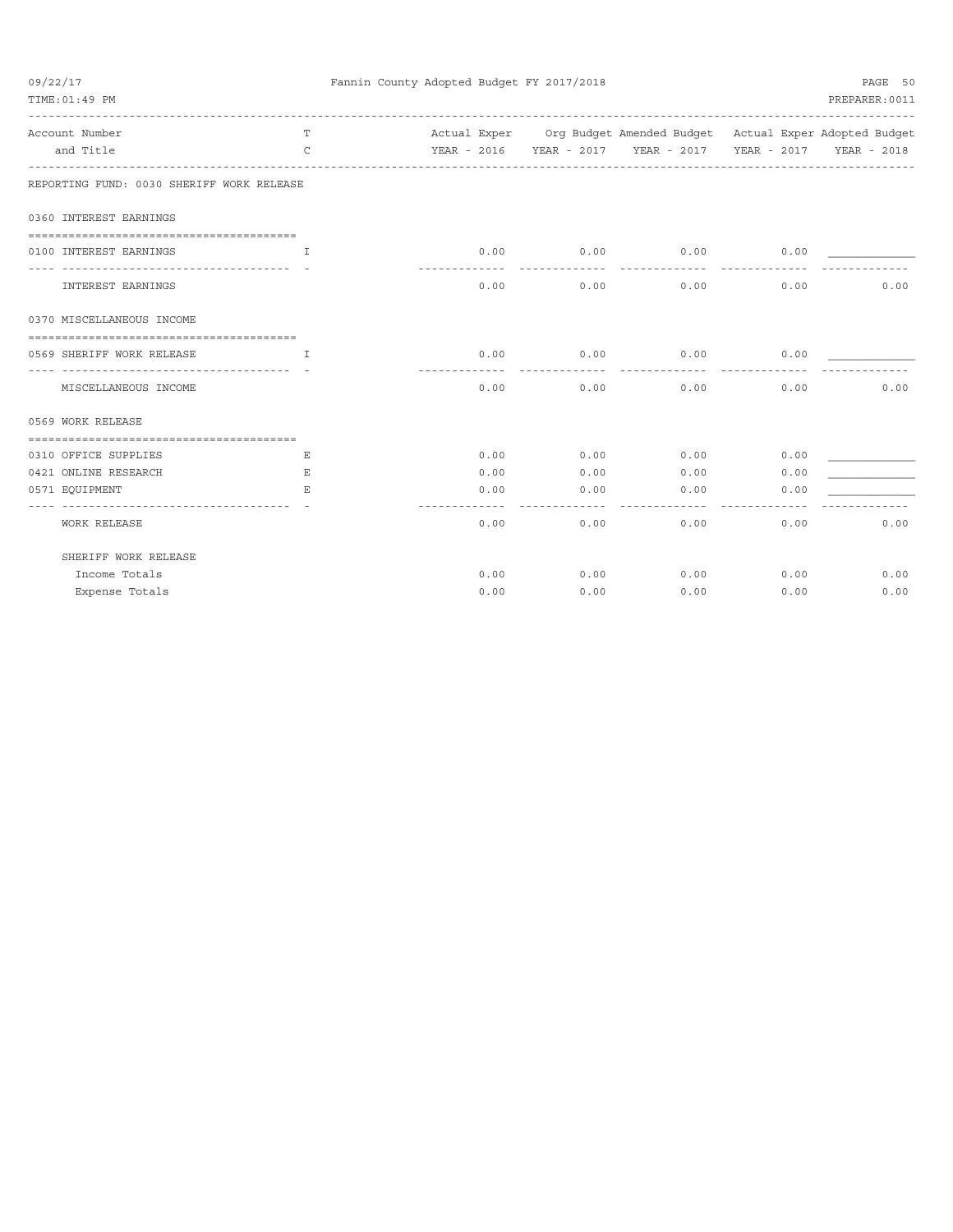REPORTING FUND: 0030 SHERIFF WORK RELEASE

| Account Number and Title | TC | Actual Exper YEAR - 2016 | Org Budget YEAR - 2017 | Amended Budget YEAR - 2017 | Actual Exper YEAR - 2017 | Adopted Budget YEAR - 2018 |
|---|---|---|---|---|---|---|
| **0360 INTEREST EARNINGS** | | | | | | |
| 0100 INTEREST EARNINGS | I | 0.00 | 0.00 | 0.00 | 0.00 | |
| INTEREST EARNINGS | | 0.00 | 0.00 | 0.00 | 0.00 | 0.00 |
| **0370 MISCELLANEOUS INCOME** | | | | | | |
| 0569 SHERIFF WORK RELEASE | I | 0.00 | 0.00 | 0.00 | 0.00 | |
| MISCELLANEOUS INCOME | | 0.00 | 0.00 | 0.00 | 0.00 | 0.00 |
| **0569 WORK RELEASE** | | | | | | |
| 0310 OFFICE SUPPLIES | E | 0.00 | 0.00 | 0.00 | 0.00 | |
| 0421 ONLINE RESEARCH | E | 0.00 | 0.00 | 0.00 | 0.00 | |
| 0571 EQUIPMENT | E | 0.00 | 0.00 | 0.00 | 0.00 | |
| WORK RELEASE | | 0.00 | 0.00 | 0.00 | 0.00 | 0.00 |
| **SHERIFF WORK RELEASE** | | | | | | |
| Income Totals | | 0.00 | 0.00 | 0.00 | 0.00 | 0.00 |
| Expense Totals | | 0.00 | 0.00 | 0.00 | 0.00 | 0.00 |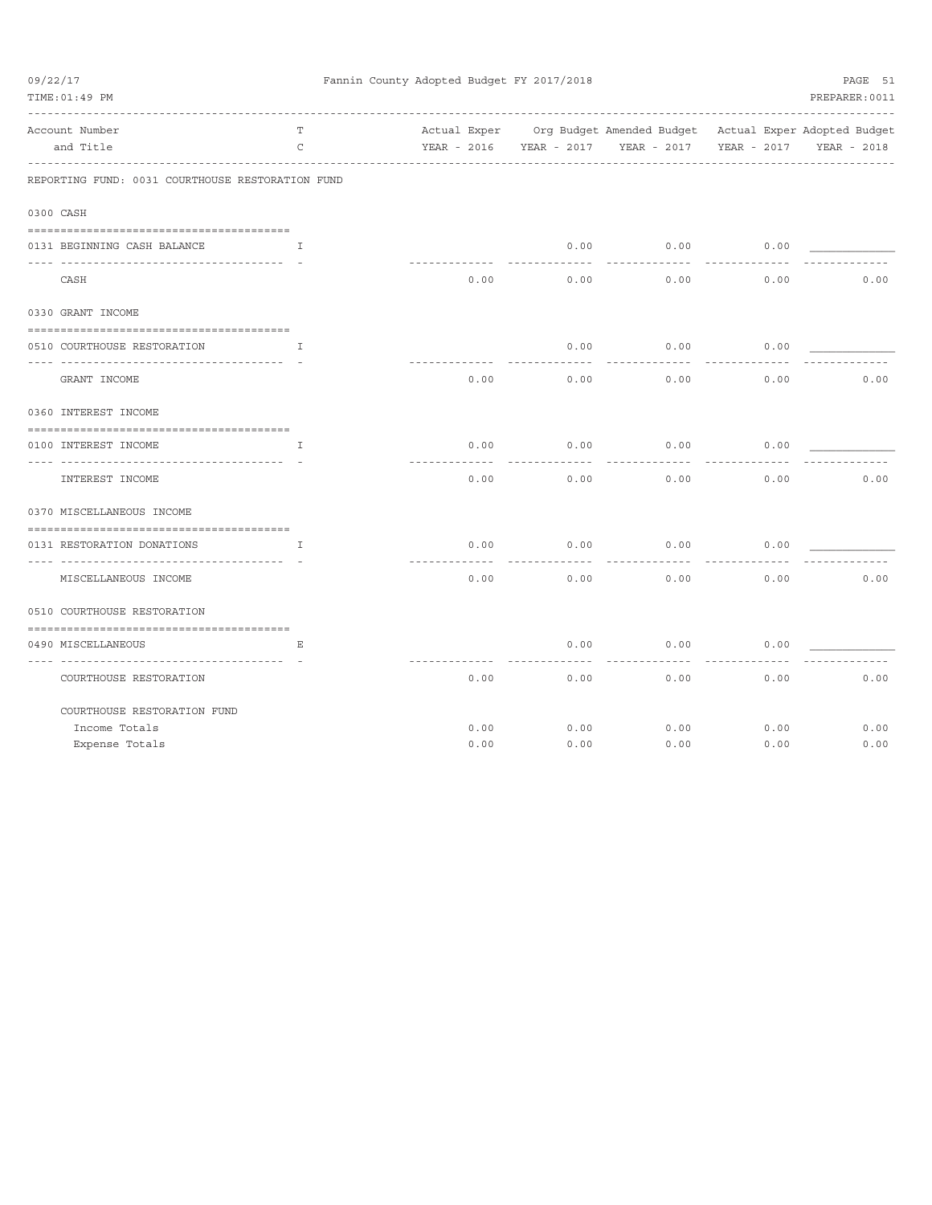Fannin County Adopted Budget FY 2017/2018

| Account Number and Title | TC | Actual Exper YEAR - 2016 | Org Budget YEAR - 2017 | Amended Budget YEAR - 2017 | Actual Exper YEAR - 2017 | Adopted Budget YEAR - 2018 |
|---|---|---|---|---|---|---|
| **REPORTING FUND: 0031 COURTHOUSE RESTORATION FUND** | | | | | | |
| **0300 CASH** | | | | | | |
| 0131 BEGINNING CASH BALANCE | I | | 0.00 | 0.00 | 0.00 | |
| CASH | | 0.00 | 0.00 | 0.00 | 0.00 | 0.00 |
| **0330 GRANT INCOME** | | | | | | |
| 0510 COURTHOUSE RESTORATION | I | | 0.00 | 0.00 | 0.00 | |
| GRANT INCOME | | 0.00 | 0.00 | 0.00 | 0.00 | 0.00 |
| **0360 INTEREST INCOME** | | | | | | |
| 0100 INTEREST INCOME | I | 0.00 | 0.00 | 0.00 | 0.00 | |
| INTEREST INCOME | | 0.00 | 0.00 | 0.00 | 0.00 | 0.00 |
| **0370 MISCELLANEOUS INCOME** | | | | | | |
| 0131 RESTORATION DONATIONS | I | 0.00 | 0.00 | 0.00 | 0.00 | |
| MISCELLANEOUS INCOME | | 0.00 | 0.00 | 0.00 | 0.00 | 0.00 |
| **0510 COURTHOUSE RESTORATION** | | | | | | |
| 0490 MISCELLANEOUS | E | | 0.00 | 0.00 | 0.00 | |
| COURTHOUSE RESTORATION | | 0.00 | 0.00 | 0.00 | 0.00 | 0.00 |
| **COURTHOUSE RESTORATION FUND** | | | | | | |
| Income Totals | | 0.00 | 0.00 | 0.00 | 0.00 | 0.00 |
| Expense Totals | | 0.00 | 0.00 | 0.00 | 0.00 | 0.00 |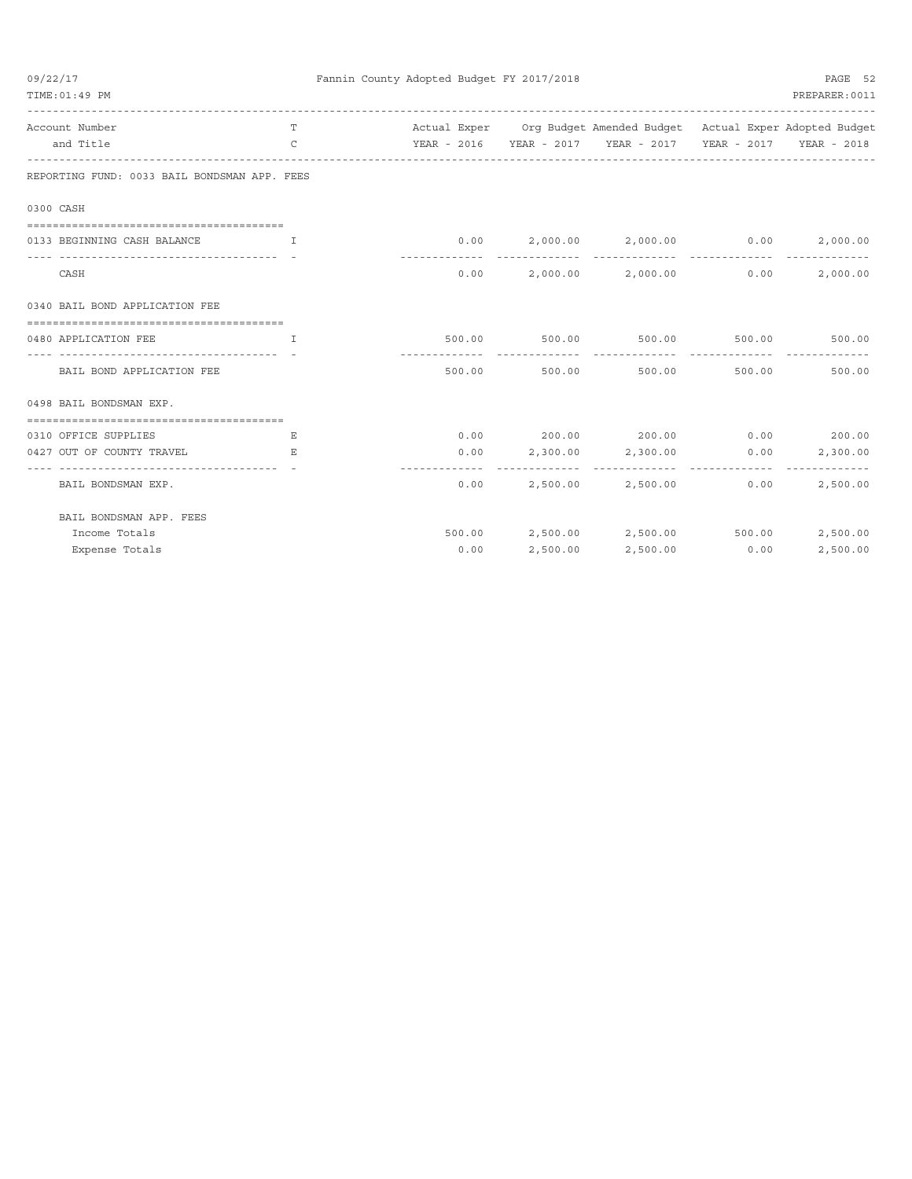Fannin County Adopted Budget FY 2017/2018

| Account Number and Title | T C | Actual Exper YEAR - 2016 | Org Budget YEAR - 2017 | Amended Budget YEAR - 2017 | Actual Exper YEAR - 2017 | Adopted Budget YEAR - 2018 |
|---|---|---|---|---|---|---|
| **REPORTING FUND: 0033 BAIL BONDSMAN APP. FEES** | | | | | | |
| **0300 CASH** | | | | | | |
| 0133 BEGINNING CASH BALANCE | I | 0.00 | 2,000.00 | 2,000.00 | 0.00 | 2,000.00 |
| CASH | | 0.00 | 2,000.00 | 2,000.00 | 0.00 | 2,000.00 |
| **0340 BAIL BOND APPLICATION FEE** | | | | | | |
| 0480 APPLICATION FEE | I | 500.00 | 500.00 | 500.00 | 500.00 | 500.00 |
| BAIL BOND APPLICATION FEE | | 500.00 | 500.00 | 500.00 | 500.00 | 500.00 |
| **0498 BAIL BONDSMAN EXP.** | | | | | | |
| 0310 OFFICE SUPPLIES | E | 0.00 | 200.00 | 200.00 | 0.00 | 200.00 |
| 0427 OUT OF COUNTY TRAVEL | E | 0.00 | 2,300.00 | 2,300.00 | 0.00 | 2,300.00 |
| BAIL BONDSMAN EXP. | | 0.00 | 2,500.00 | 2,500.00 | 0.00 | 2,500.00 |
| **BAIL BONDSMAN APP. FEES** | | | | | | |
| Income Totals | | 500.00 | 2,500.00 | 2,500.00 | 500.00 | 2,500.00 |
| Expense Totals | | 0.00 | 2,500.00 | 2,500.00 | 0.00 | 2,500.00 |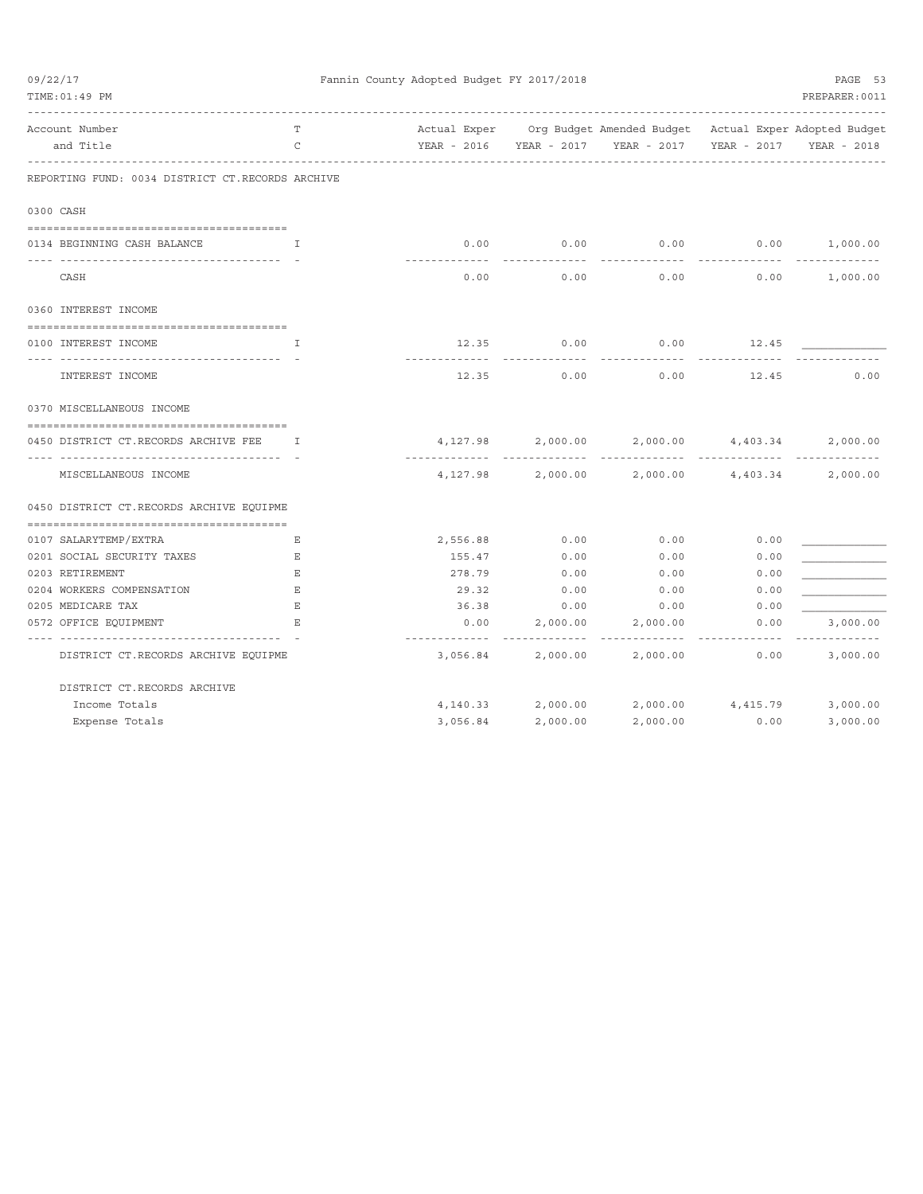Fannin County Adopted Budget FY 2017/2018

REPORTING FUND: 0034 DISTRICT CT.RECORDS ARCHIVE

| Account Number and Title | TC | Actual Exper YEAR - 2016 | Org Budget YEAR - 2017 | Amended Budget YEAR - 2017 | Actual Exper YEAR - 2017 | Adopted Budget YEAR - 2018 |
|---|---|---|---|---|---|---|
| **0300 CASH** | | | | | | |
| 0134 BEGINNING CASH BALANCE | I | 0.00 | 0.00 | 0.00 | 0.00 | 1,000.00 |
| CASH | | 0.00 | 0.00 | 0.00 | 0.00 | 1,000.00 |
| **0360 INTEREST INCOME** | | | | | | |
| 0100 INTEREST INCOME | I | 12.35 | 0.00 | 0.00 | 12.45 | |
| INTEREST INCOME | | 12.35 | 0.00 | 0.00 | 12.45 | 0.00 |
| **0370 MISCELLANEOUS INCOME** | | | | | | |
| 0450 DISTRICT CT.RECORDS ARCHIVE FEE | I | 4,127.98 | 2,000.00 | 2,000.00 | 4,403.34 | 2,000.00 |
| MISCELLANEOUS INCOME | | 4,127.98 | 2,000.00 | 2,000.00 | 4,403.34 | 2,000.00 |
| **0450 DISTRICT CT.RECORDS ARCHIVE EQUIPME** | | | | | | |
| 0107 SALARYTEMP/EXTRA | E | 2,556.88 | 0.00 | 0.00 | 0.00 | |
| 0201 SOCIAL SECURITY TAXES | E | 155.47 | 0.00 | 0.00 | 0.00 | |
| 0203 RETIREMENT | E | 278.79 | 0.00 | 0.00 | 0.00 | |
| 0204 WORKERS COMPENSATION | E | 29.32 | 0.00 | 0.00 | 0.00 | |
| 0205 MEDICARE TAX | E | 36.38 | 0.00 | 0.00 | 0.00 | |
| 0572 OFFICE EQUIPMENT | E | 0.00 | 2,000.00 | 2,000.00 | 0.00 | 3,000.00 |
| DISTRICT CT.RECORDS ARCHIVE EQUIPME | | 3,056.84 | 2,000.00 | 2,000.00 | 0.00 | 3,000.00 |
| **DISTRICT CT.RECORDS ARCHIVE** | | | | | | |
| Income Totals | | 4,140.33 | 2,000.00 | 2,000.00 | 4,415.79 | 3,000.00 |
| Expense Totals | | 3,056.84 | 2,000.00 | 2,000.00 | 0.00 | 3,000.00 |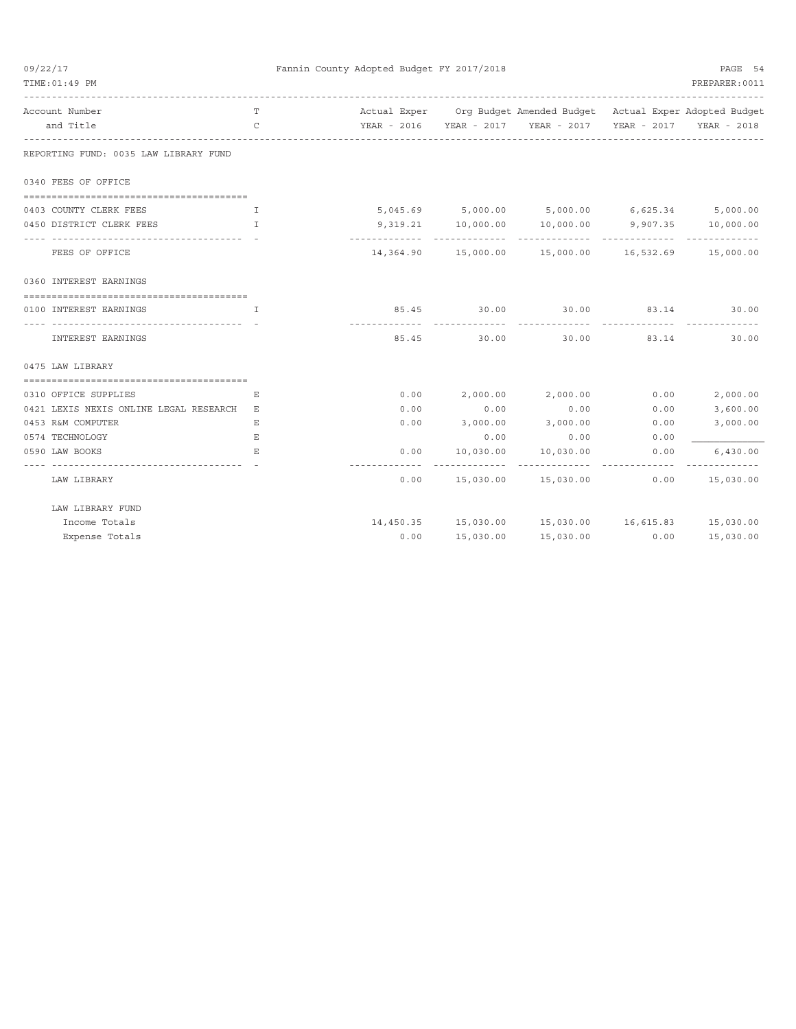Fannin County Adopted Budget FY 2017/2018

| Account Number and Title | TC | Actual Exper YEAR - 2016 | Org Budget YEAR - 2017 | Amended Budget YEAR - 2017 | Actual Exper YEAR - 2017 | Adopted Budget YEAR - 2018 |
|---|---|---|---|---|---|---|
| **REPORTING FUND: 0035 LAW LIBRARY FUND** | | | | | | |
| **0340 FEES OF OFFICE** | | | | | | |
| 0403 COUNTY CLERK FEES | I | 5,045.69 | 5,000.00 | 5,000.00 | 6,625.34 | 5,000.00 |
| 0450 DISTRICT CLERK FEES | I | 9,319.21 | 10,000.00 | 10,000.00 | 9,907.35 | 10,000.00 |
| FEES OF OFFICE | | 14,364.90 | 15,000.00 | 15,000.00 | 16,532.69 | 15,000.00 |
| **0360 INTEREST EARNINGS** | | | | | | |
| 0100 INTEREST EARNINGS | I | 85.45 | 30.00 | 30.00 | 83.14 | 30.00 |
| INTEREST EARNINGS | | 85.45 | 30.00 | 30.00 | 83.14 | 30.00 |
| **0475 LAW LIBRARY** | | | | | | |
| 0310 OFFICE SUPPLIES | E | 0.00 | 2,000.00 | 2,000.00 | 0.00 | 2,000.00 |
| 0421 LEXIS NEXIS ONLINE LEGAL RESEARCH | E | 0.00 | 0.00 | 0.00 | 0.00 | 3,600.00 |
| 0453 R&M COMPUTER | E | 0.00 | 3,000.00 | 3,000.00 | 0.00 | 3,000.00 |
| 0574 TECHNOLOGY | E | | 0.00 | 0.00 | 0.00 | |
| 0590 LAW BOOKS | E | 0.00 | 10,030.00 | 10,030.00 | 0.00 | 6,430.00 |
| LAW LIBRARY | | 0.00 | 15,030.00 | 15,030.00 | 0.00 | 15,030.00 |
| **LAW LIBRARY FUND** | | | | | | |
| Income Totals | | 14,450.35 | 15,030.00 | 15,030.00 | 16,615.83 | 15,030.00 |
| Expense Totals | | 0.00 | 15,030.00 | 15,030.00 | 0.00 | 15,030.00 |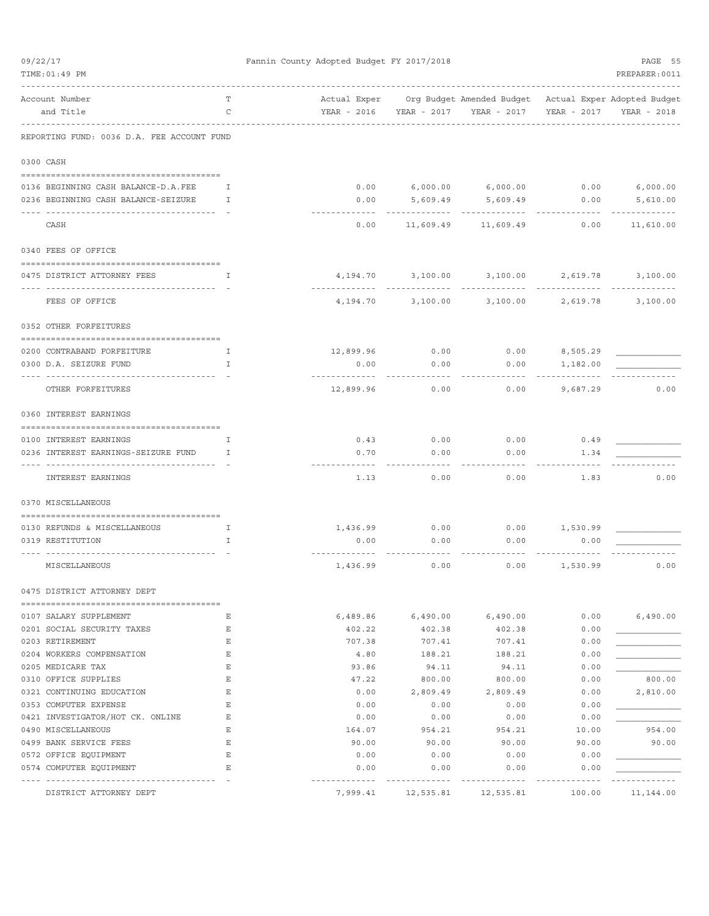REPORTING FUND: 0036 D.A. FEE ACCOUNT FUND

| Account Number and Title | TC | Actual Exper YEAR - 2016 | Org Budget YEAR - 2017 | Amended Budget YEAR - 2017 | Actual Exper YEAR - 2017 | Adopted Budget YEAR - 2018 |
|---|---|---|---|---|---|---|
| **0300 CASH** | | | | | | |
| 0136 BEGINNING CASH BALANCE-D.A.FEE | I | 0.00 | 6,000.00 | 6,000.00 | 0.00 | 6,000.00 |
| 0236 BEGINNING CASH BALANCE-SEIZURE | I | 0.00 | 5,609.49 | 5,609.49 | 0.00 | 5,610.00 |
| CASH | | 0.00 | 11,609.49 | 11,609.49 | 0.00 | 11,610.00 |
| **0340 FEES OF OFFICE** | | | | | | |
| 0475 DISTRICT ATTORNEY FEES | I | 4,194.70 | 3,100.00 | 3,100.00 | 2,619.78 | 3,100.00 |
| FEES OF OFFICE | | 4,194.70 | 3,100.00 | 3,100.00 | 2,619.78 | 3,100.00 |
| **0352 OTHER FORFEITURES** | | | | | | |
| 0200 CONTRABAND FORFEITURE | I | 12,899.96 | 0.00 | 0.00 | 8,505.29 | |
| 0300 D.A. SEIZURE FUND | I | 0.00 | 0.00 | 0.00 | 1,182.00 | |
| OTHER FORFEITURES | | 12,899.96 | 0.00 | 0.00 | 9,687.29 | 0.00 |
| **0360 INTEREST EARNINGS** | | | | | | |
| 0100 INTEREST EARNINGS | I | 0.43 | 0.00 | 0.00 | 0.49 | |
| 0236 INTEREST EARNINGS-SEIZURE FUND | I | 0.70 | 0.00 | 0.00 | 1.34 | |
| INTEREST EARNINGS | | 1.13 | 0.00 | 0.00 | 1.83 | 0.00 |
| **0370 MISCELLANEOUS** | | | | | | |
| 0130 REFUNDS & MISCELLANEOUS | I | 1,436.99 | 0.00 | 0.00 | 1,530.99 | |
| 0319 RESTITUTION | I | 0.00 | 0.00 | 0.00 | 0.00 | |
| MISCELLANEOUS | | 1,436.99 | 0.00 | 0.00 | 1,530.99 | 0.00 |
| **0475 DISTRICT ATTORNEY DEPT** | | | | | | |
| 0107 SALARY SUPPLEMENT | E | 6,489.86 | 6,490.00 | 6,490.00 | 0.00 | 6,490.00 |
| 0201 SOCIAL SECURITY TAXES | E | 402.22 | 402.38 | 402.38 | 0.00 | |
| 0203 RETIREMENT | E | 707.38 | 707.41 | 707.41 | 0.00 | |
| 0204 WORKERS COMPENSATION | E | 4.80 | 188.21 | 188.21 | 0.00 | |
| 0205 MEDICARE TAX | E | 93.86 | 94.11 | 94.11 | 0.00 | |
| 0310 OFFICE SUPPLIES | E | 47.22 | 800.00 | 800.00 | 0.00 | 800.00 |
| 0321 CONTINUING EDUCATION | E | 0.00 | 2,809.49 | 2,809.49 | 0.00 | 2,810.00 |
| 0353 COMPUTER EXPENSE | E | 0.00 | 0.00 | 0.00 | 0.00 | |
| 0421 INVESTIGATOR/HOT CK. ONLINE | E | 0.00 | 0.00 | 0.00 | 0.00 | |
| 0490 MISCELLANEOUS | E | 164.07 | 954.21 | 954.21 | 10.00 | 954.00 |
| 0499 BANK SERVICE FEES | E | 90.00 | 90.00 | 90.00 | 90.00 | 90.00 |
| 0572 OFFICE EQUIPMENT | E | 0.00 | 0.00 | 0.00 | 0.00 | |
| 0574 COMPUTER EQUIPMENT | E | 0.00 | 0.00 | 0.00 | 0.00 | |
| DISTRICT ATTORNEY DEPT | | 7,999.41 | 12,535.81 | 12,535.81 | 100.00 | 11,144.00 |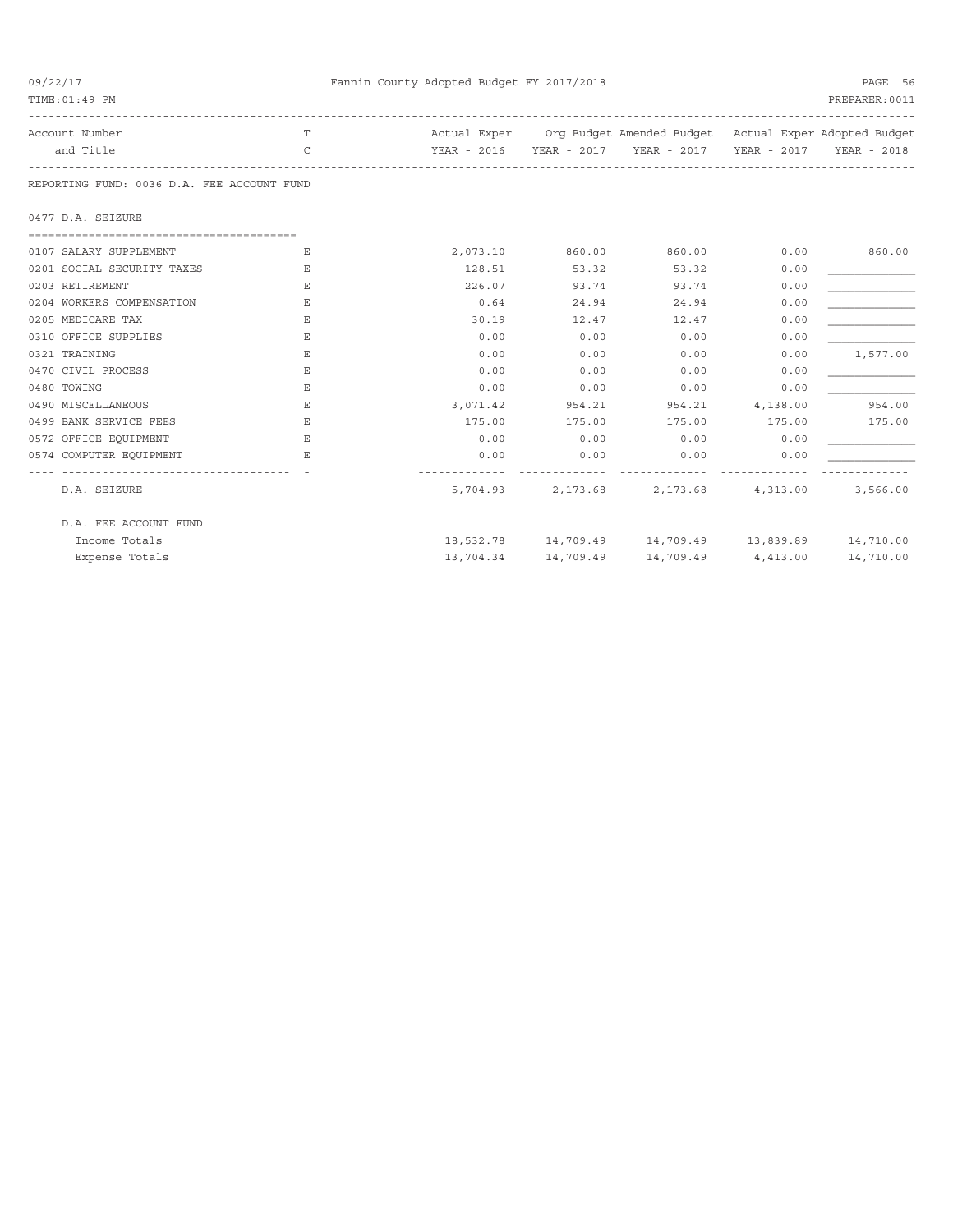REPORTING FUND: 0036 D.A. FEE ACCOUNT FUND

0477 D.A. SEIZURE

| Account Number and Title | TC | Actual Exper YEAR - 2016 | Org Budget YEAR - 2017 | Amended Budget YEAR - 2017 | Actual Exper YEAR - 2017 | Adopted Budget YEAR - 2018 |
|---|---|---|---|---|---|---|
| 0107 SALARY SUPPLEMENT | E | 2,073.10 | 860.00 | 860.00 | 0.00 | 860.00 |
| 0201 SOCIAL SECURITY TAXES | E | 128.51 | 53.32 | 53.32 | 0.00 | |
| 0203 RETIREMENT | E | 226.07 | 93.74 | 93.74 | 0.00 | |
| 0204 WORKERS COMPENSATION | E | 0.64 | 24.94 | 24.94 | 0.00 | |
| 0205 MEDICARE TAX | E | 30.19 | 12.47 | 12.47 | 0.00 | |
| 0310 OFFICE SUPPLIES | E | 0.00 | 0.00 | 0.00 | 0.00 | |
| 0321 TRAINING | E | 0.00 | 0.00 | 0.00 | 0.00 | 1,577.00 |
| 0470 CIVIL PROCESS | E | 0.00 | 0.00 | 0.00 | 0.00 | |
| 0480 TOWING | E | 0.00 | 0.00 | 0.00 | 0.00 | |
| 0490 MISCELLANEOUS | E | 3,071.42 | 954.21 | 954.21 | 4,138.00 | 954.00 |
| 0499 BANK SERVICE FEES | E | 175.00 | 175.00 | 175.00 | 175.00 | 175.00 |
| 0572 OFFICE EQUIPMENT | E | 0.00 | 0.00 | 0.00 | 0.00 | |
| 0574 COMPUTER EQUIPMENT | E | 0.00 | 0.00 | 0.00 | 0.00 | |
| D.A. SEIZURE | | 5,704.93 | 2,173.68 | 2,173.68 | 4,313.00 | 3,566.00 |
| D.A. FEE ACCOUNT FUND | | | | | | |
| Income Totals | | 18,532.78 | 14,709.49 | 14,709.49 | 13,839.89 | 14,710.00 |
| Expense Totals | | 13,704.34 | 14,709.49 | 14,709.49 | 4,413.00 | 14,710.00 |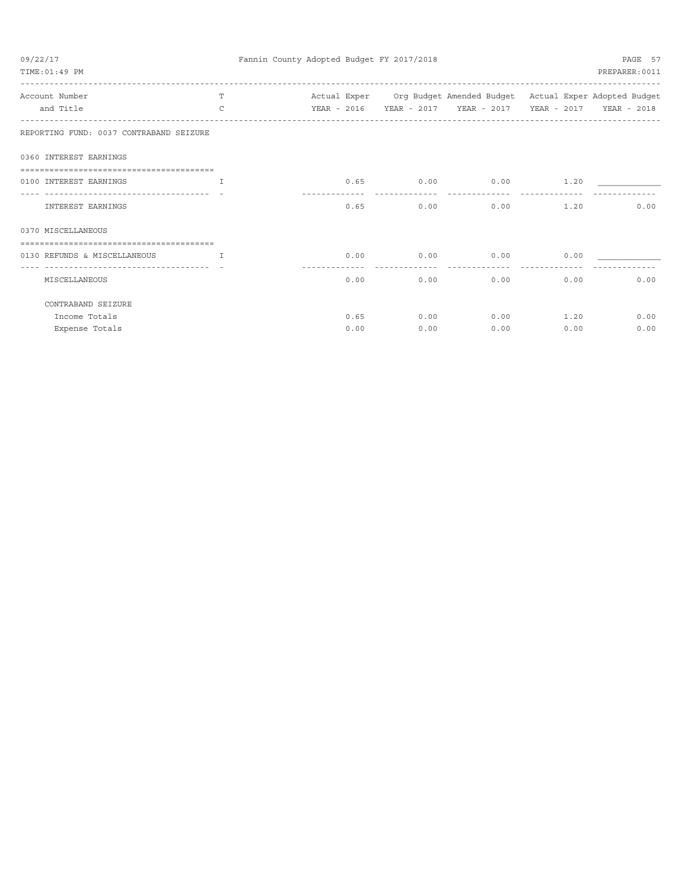| Account Number and Title | TC | Actual Exper YEAR - 2016 | Org Budget YEAR - 2017 | Amended Budget YEAR - 2017 | Actual Exper YEAR - 2017 | Adopted Budget YEAR - 2018 |
|---|---|---|---|---|---|---|
| **REPORTING FUND: 0037 CONTRABAND SEIZURE** | | | | | | |
| **0360 INTEREST EARNINGS** | | | | | | |
| 0100 INTEREST EARNINGS | I | 0.65 | 0.00 | 0.00 | 1.20 | ____________ |
| INTEREST EARNINGS | | 0.65 | 0.00 | 0.00 | 1.20 | 0.00 |
| **0370 MISCELLANEOUS** | | | | | | |
| 0130 REFUNDS & MISCELLANEOUS | I | 0.00 | 0.00 | 0.00 | 0.00 | ____________ |
| MISCELLANEOUS | | 0.00 | 0.00 | 0.00 | 0.00 | 0.00 |
| **CONTRABAND SEIZURE** | | | | | | |
| Income Totals | | 0.65 | 0.00 | 0.00 | 1.20 | 0.00 |
| Expense Totals | | 0.00 | 0.00 | 0.00 | 0.00 | 0.00 |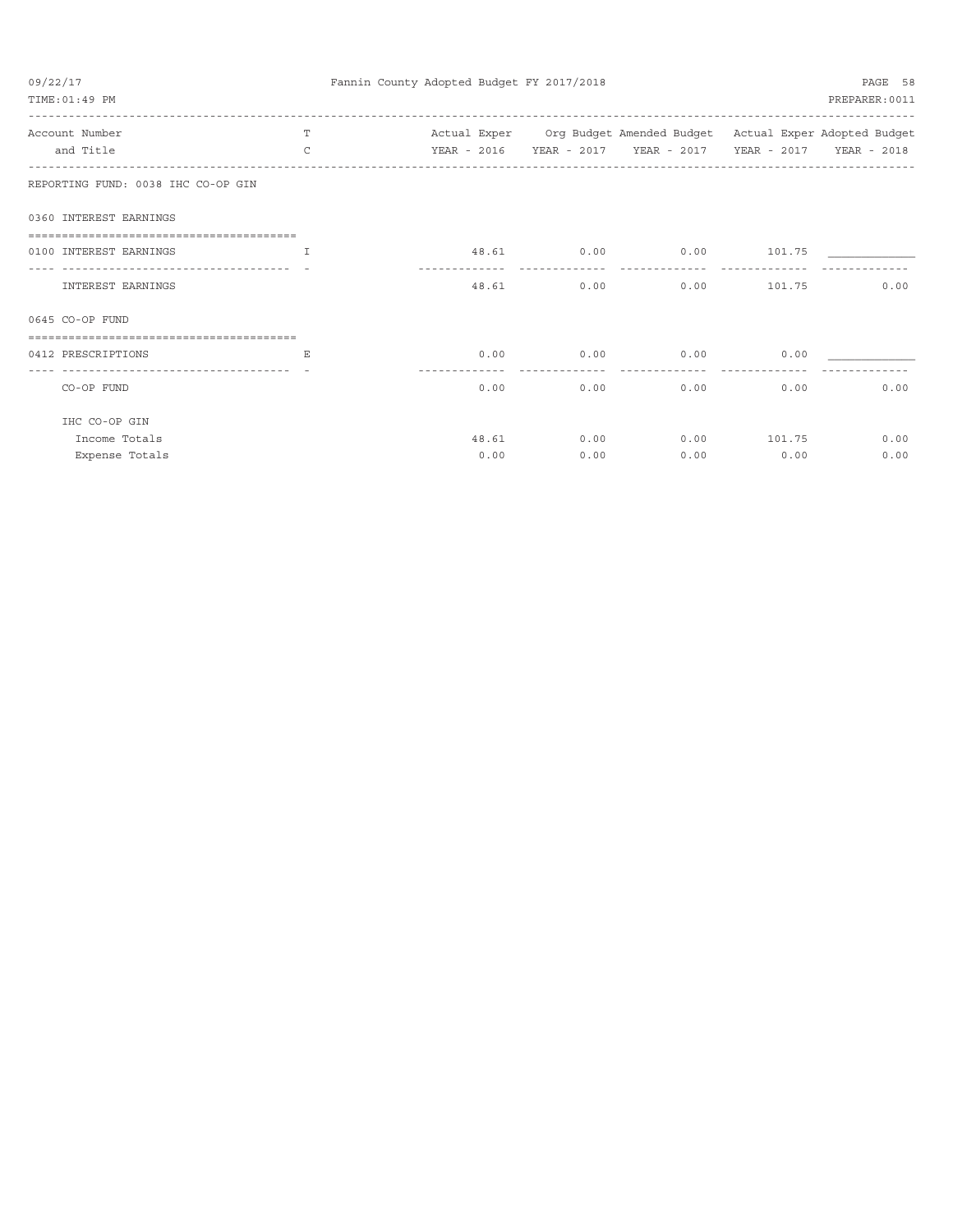REPORTING FUND: 0038 IHC CO-OP GIN

| Account Number and Title | TC | Actual Exper YEAR - 2016 | Org Budget YEAR - 2017 | Amended Budget YEAR - 2017 | Actual Exper YEAR - 2017 | Adopted Budget YEAR - 2018 |
|---|---|---|---|---|---|---|
| **0360 INTEREST EARNINGS** | | | | | | |
| 0100 INTEREST EARNINGS | I | 48.61 | 0.00 | 0.00 | 101.75 | |
| INTEREST EARNINGS | | 48.61 | 0.00 | 0.00 | 101.75 | 0.00 |
| **0645 CO-OP FUND** | | | | | | |
| 0412 PRESCRIPTIONS | E | 0.00 | 0.00 | 0.00 | 0.00 | |
| CO-OP FUND | | 0.00 | 0.00 | 0.00 | 0.00 | 0.00 |
| **IHC CO-OP GIN** | | | | | | |
| Income Totals | | 48.61 | 0.00 | 0.00 | 101.75 | 0.00 |
| Expense Totals | | 0.00 | 0.00 | 0.00 | 0.00 | 0.00 |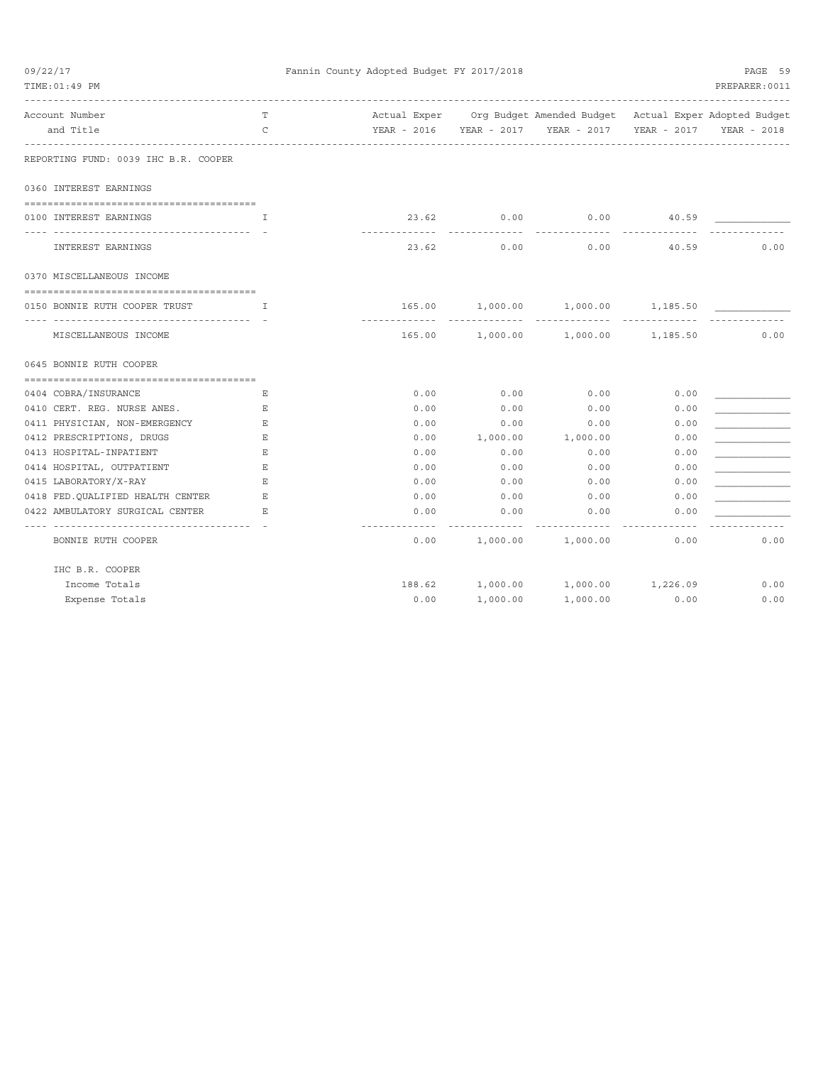Fannin County Adopted Budget FY 2017/2018

| Account Number and Title | TC | Actual Exper YEAR - 2016 | Org Budget YEAR - 2017 | Amended Budget YEAR - 2017 | Actual Exper YEAR - 2017 | Adopted Budget YEAR - 2018 |
|---|---|---|---|---|---|---|
| **REPORTING FUND: 0039 IHC B.R. COOPER** | | | | | | |
| **0360 INTEREST EARNINGS** | | | | | | |
| 0100 INTEREST EARNINGS | I | 23.62 | 0.00 | 0.00 | 40.59 | |
| INTEREST EARNINGS | | 23.62 | 0.00 | 0.00 | 40.59 | 0.00 |
| **0370 MISCELLANEOUS INCOME** | | | | | | |
| 0150 BONNIE RUTH COOPER TRUST | I | 165.00 | 1,000.00 | 1,000.00 | 1,185.50 | |
| MISCELLANEOUS INCOME | | 165.00 | 1,000.00 | 1,000.00 | 1,185.50 | 0.00 |
| **0645 BONNIE RUTH COOPER** | | | | | | |
| 0404 COBRA/INSURANCE | E | 0.00 | 0.00 | 0.00 | 0.00 | |
| 0410 CERT. REG. NURSE ANES. | E | 0.00 | 0.00 | 0.00 | 0.00 | |
| 0411 PHYSICIAN, NON-EMERGENCY | E | 0.00 | 0.00 | 0.00 | 0.00 | |
| 0412 PRESCRIPTIONS, DRUGS | E | 0.00 | 1,000.00 | 1,000.00 | 0.00 | |
| 0413 HOSPITAL-INPATIENT | E | 0.00 | 0.00 | 0.00 | 0.00 | |
| 0414 HOSPITAL, OUTPATIENT | E | 0.00 | 0.00 | 0.00 | 0.00 | |
| 0415 LABORATORY/X-RAY | E | 0.00 | 0.00 | 0.00 | 0.00 | |
| 0418 FED.QUALIFIED HEALTH CENTER | E | 0.00 | 0.00 | 0.00 | 0.00 | |
| 0422 AMBULATORY SURGICAL CENTER | E | 0.00 | 0.00 | 0.00 | 0.00 | |
| BONNIE RUTH COOPER | | 0.00 | 1,000.00 | 1,000.00 | 0.00 | 0.00 |
| **IHC B.R. COOPER** | | | | | | |
| Income Totals | | 188.62 | 1,000.00 | 1,000.00 | 1,226.09 | 0.00 |
| Expense Totals | | 0.00 | 1,000.00 | 1,000.00 | 0.00 | 0.00 |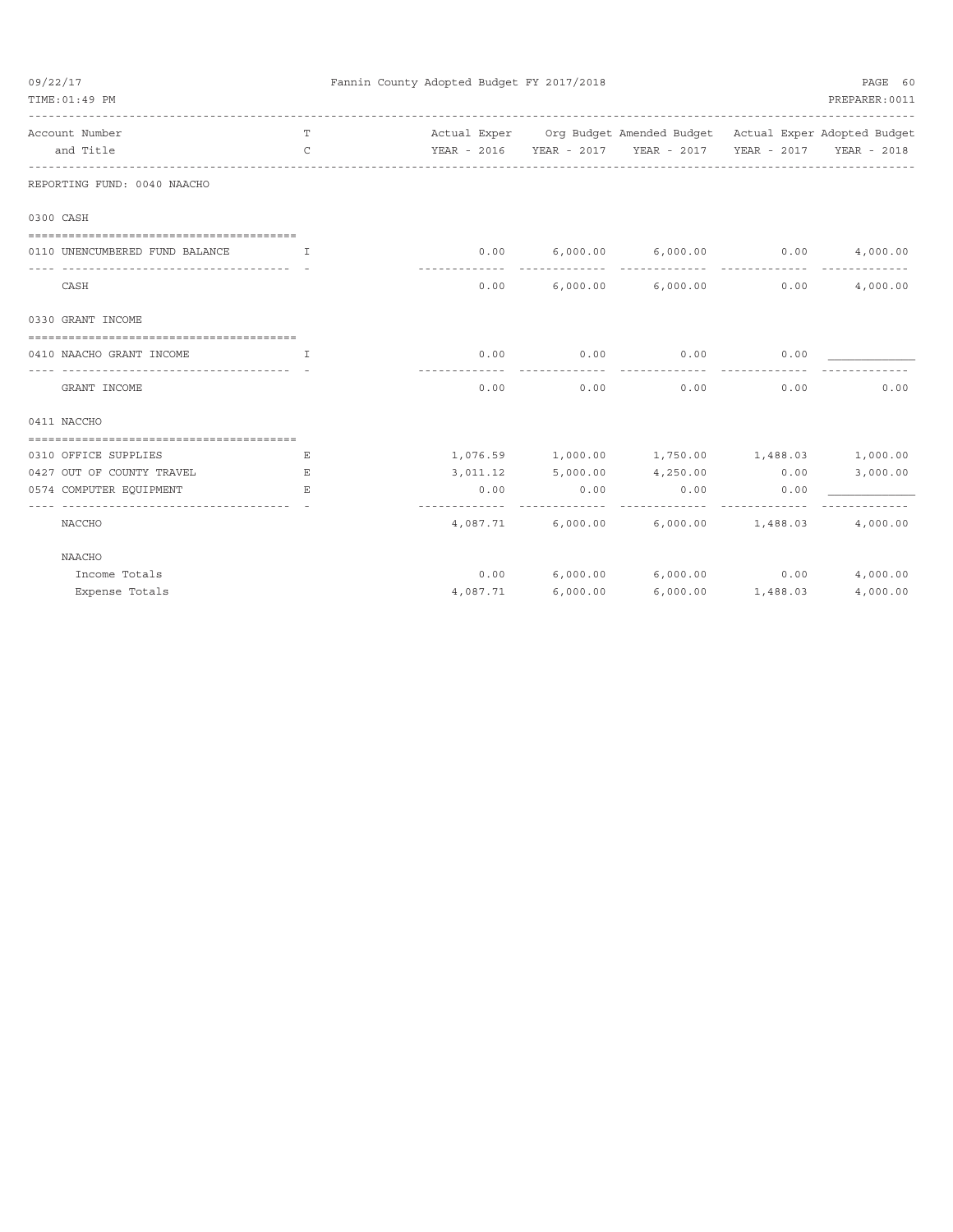Fannin County Adopted Budget FY 2017/2018

| Account Number and Title | TC | Actual Exper YEAR - 2016 | Org Budget YEAR - 2017 | Amended Budget YEAR - 2017 | Actual Exper YEAR - 2017 | Adopted Budget YEAR - 2018 |
|---|---|---|---|---|---|---|
| **REPORTING FUND: 0040 NAACHO** | | | | | | |
| **0300 CASH** | | | | | | |
| 0110 UNENCUMBERED FUND BALANCE | I | 0.00 | 6,000.00 | 6,000.00 | 0.00 | 4,000.00 |
| CASH | | 0.00 | 6,000.00 | 6,000.00 | 0.00 | 4,000.00 |
| **0330 GRANT INCOME** | | | | | | |
| 0410 NAACHO GRANT INCOME | I | 0.00 | 0.00 | 0.00 | 0.00 | |
| GRANT INCOME | | 0.00 | 0.00 | 0.00 | 0.00 | 0.00 |
| **0411 NACCHO** | | | | | | |
| 0310 OFFICE SUPPLIES | E | 1,076.59 | 1,000.00 | 1,750.00 | 1,488.03 | 1,000.00 |
| 0427 OUT OF COUNTY TRAVEL | E | 3,011.12 | 5,000.00 | 4,250.00 | 0.00 | 3,000.00 |
| 0574 COMPUTER EQUIPMENT | E | 0.00 | 0.00 | 0.00 | 0.00 | |
| NACCHO | | 4,087.71 | 6,000.00 | 6,000.00 | 1,488.03 | 4,000.00 |
| **NAACHO** | | | | | | |
| Income Totals | | 0.00 | 6,000.00 | 6,000.00 | 0.00 | 4,000.00 |
| Expense Totals | | 4,087.71 | 6,000.00 | 6,000.00 | 1,488.03 | 4,000.00 |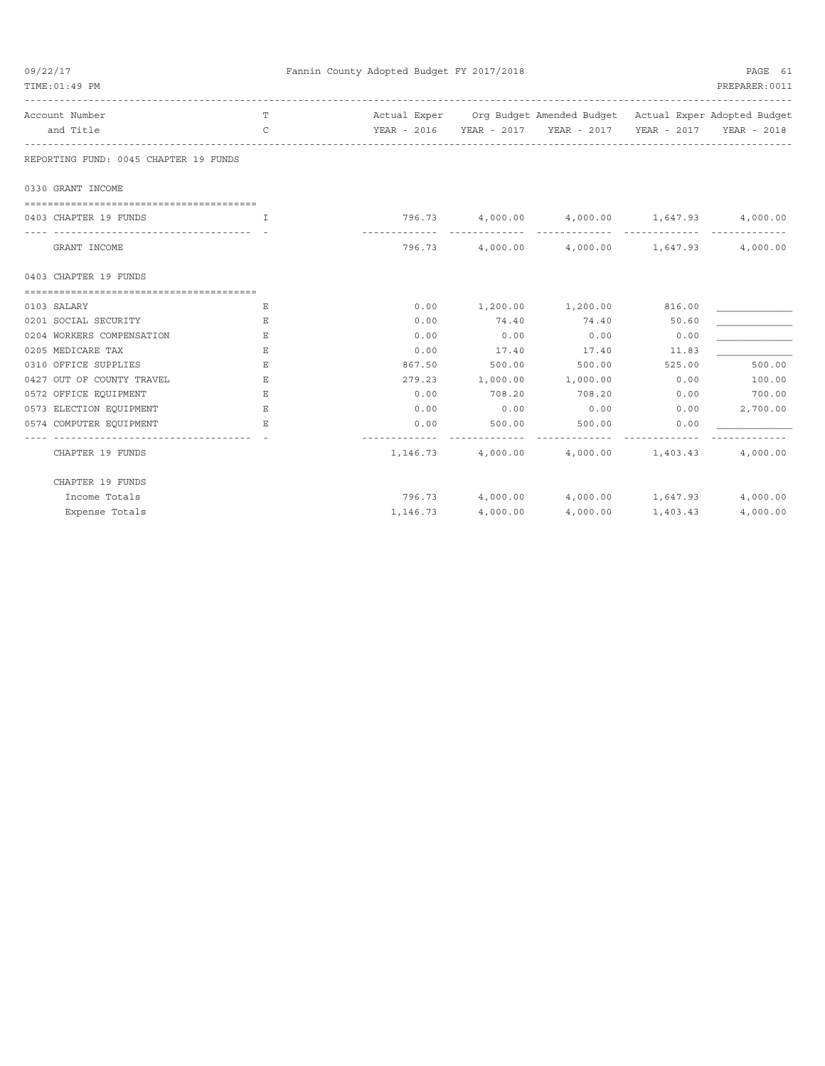REPORTING FUND: 0045 CHAPTER 19 FUNDS

| Account Number and Title | T C | Actual Exper YEAR - 2016 | Org Budget YEAR - 2017 | Amended Budget YEAR - 2017 | Actual Exper YEAR - 2017 | Adopted Budget YEAR - 2018 |
|---|---|---|---|---|---|---|
| **0330 GRANT INCOME** | | | | | | |
| 0403 CHAPTER 19 FUNDS | I | 796.73 | 4,000.00 | 4,000.00 | 1,647.93 | 4,000.00 |
| GRANT INCOME | | 796.73 | 4,000.00 | 4,000.00 | 1,647.93 | 4,000.00 |
| **0403 CHAPTER 19 FUNDS** | | | | | | |
| 0103 SALARY | E | 0.00 | 1,200.00 | 1,200.00 | 816.00 | |
| 0201 SOCIAL SECURITY | E | 0.00 | 74.40 | 74.40 | 50.60 | |
| 0204 WORKERS COMPENSATION | E | 0.00 | 0.00 | 0.00 | 0.00 | |
| 0205 MEDICARE TAX | E | 0.00 | 17.40 | 17.40 | 11.83 | |
| 0310 OFFICE SUPPLIES | E | 867.50 | 500.00 | 500.00 | 525.00 | 500.00 |
| 0427 OUT OF COUNTY TRAVEL | E | 279.23 | 1,000.00 | 1,000.00 | 0.00 | 100.00 |
| 0572 OFFICE EQUIPMENT | E | 0.00 | 708.20 | 708.20 | 0.00 | 700.00 |
| 0573 ELECTION EQUIPMENT | E | 0.00 | 0.00 | 0.00 | 0.00 | 2,700.00 |
| 0574 COMPUTER EQUIPMENT | E | 0.00 | 500.00 | 500.00 | 0.00 | |
| CHAPTER 19 FUNDS | | 1,146.73 | 4,000.00 | 4,000.00 | 1,403.43 | 4,000.00 |
| **CHAPTER 19 FUNDS** | | | | | | |
| Income Totals | | 796.73 | 4,000.00 | 4,000.00 | 1,647.93 | 4,000.00 |
| Expense Totals | | 1,146.73 | 4,000.00 | 4,000.00 | 1,403.43 | 4,000.00 |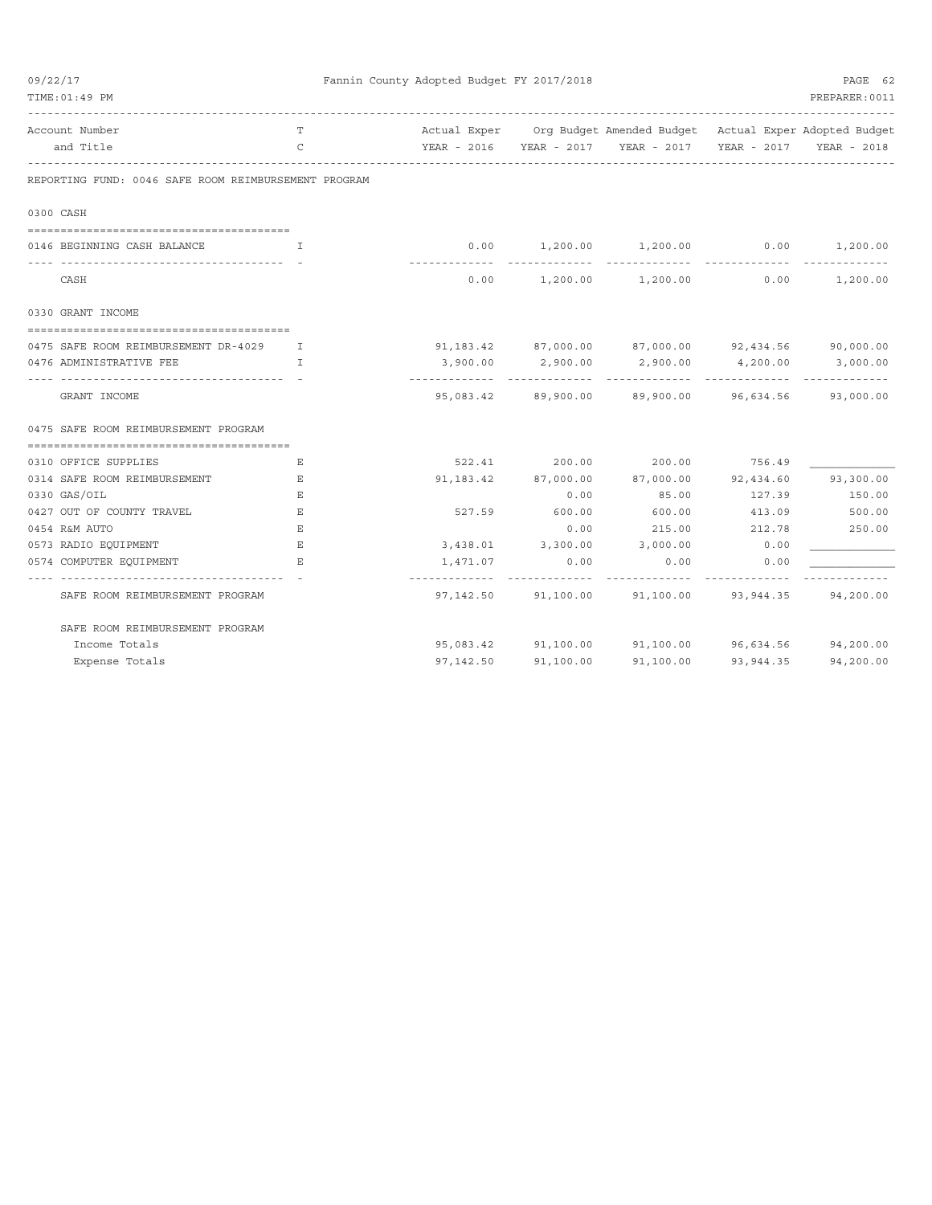**Fannin County Adopted Budget FY 2017/2018**

| Account Number and Title | T C | Actual Exper YEAR - 2016 | Org Budget YEAR - 2017 | Amended Budget YEAR - 2017 | Actual Exper YEAR - 2017 | Adopted Budget YEAR - 2018 |
|---|---|---|---|---|---|---|
| **REPORTING FUND: 0046 SAFE ROOM REIMBURSEMENT PROGRAM** | | | | | | |
| **0300 CASH** | | | | | | |
| 0146 BEGINNING CASH BALANCE | I | 0.00 | 1,200.00 | 1,200.00 | 0.00 | 1,200.00 |
| CASH | | 0.00 | 1,200.00 | 1,200.00 | 0.00 | 1,200.00 |
| **0330 GRANT INCOME** | | | | | | |
| 0475 SAFE ROOM REIMBURSEMENT DR-4029 | I | 91,183.42 | 87,000.00 | 87,000.00 | 92,434.56 | 90,000.00 |
| 0476 ADMINISTRATIVE FEE | I | 3,900.00 | 2,900.00 | 2,900.00 | 4,200.00 | 3,000.00 |
| GRANT INCOME | | 95,083.42 | 89,900.00 | 89,900.00 | 96,634.56 | 93,000.00 |
| **0475 SAFE ROOM REIMBURSEMENT PROGRAM** | | | | | | |
| 0310 OFFICE SUPPLIES | E | 522.41 | 200.00 | 200.00 | 756.49 | |
| 0314 SAFE ROOM REIMBURSEMENT | E | 91,183.42 | 87,000.00 | 87,000.00 | 92,434.60 | 93,300.00 |
| 0330 GAS/OIL | E | | 0.00 | 85.00 | 127.39 | 150.00 |
| 0427 OUT OF COUNTY TRAVEL | E | 527.59 | 600.00 | 600.00 | 413.09 | 500.00 |
| 0454 R&M AUTO | E | | 0.00 | 215.00 | 212.78 | 250.00 |
| 0573 RADIO EQUIPMENT | E | 3,438.01 | 3,300.00 | 3,000.00 | 0.00 | |
| 0574 COMPUTER EQUIPMENT | E | 1,471.07 | 0.00 | 0.00 | 0.00 | |
| SAFE ROOM REIMBURSEMENT PROGRAM | | 97,142.50 | 91,100.00 | 91,100.00 | 93,944.35 | 94,200.00 |
| **SAFE ROOM REIMBURSEMENT PROGRAM** | | | | | | |
| Income Totals | | 95,083.42 | 91,100.00 | 91,100.00 | 96,634.56 | 94,200.00 |
| Expense Totals | | 97,142.50 | 91,100.00 | 91,100.00 | 93,944.35 | 94,200.00 |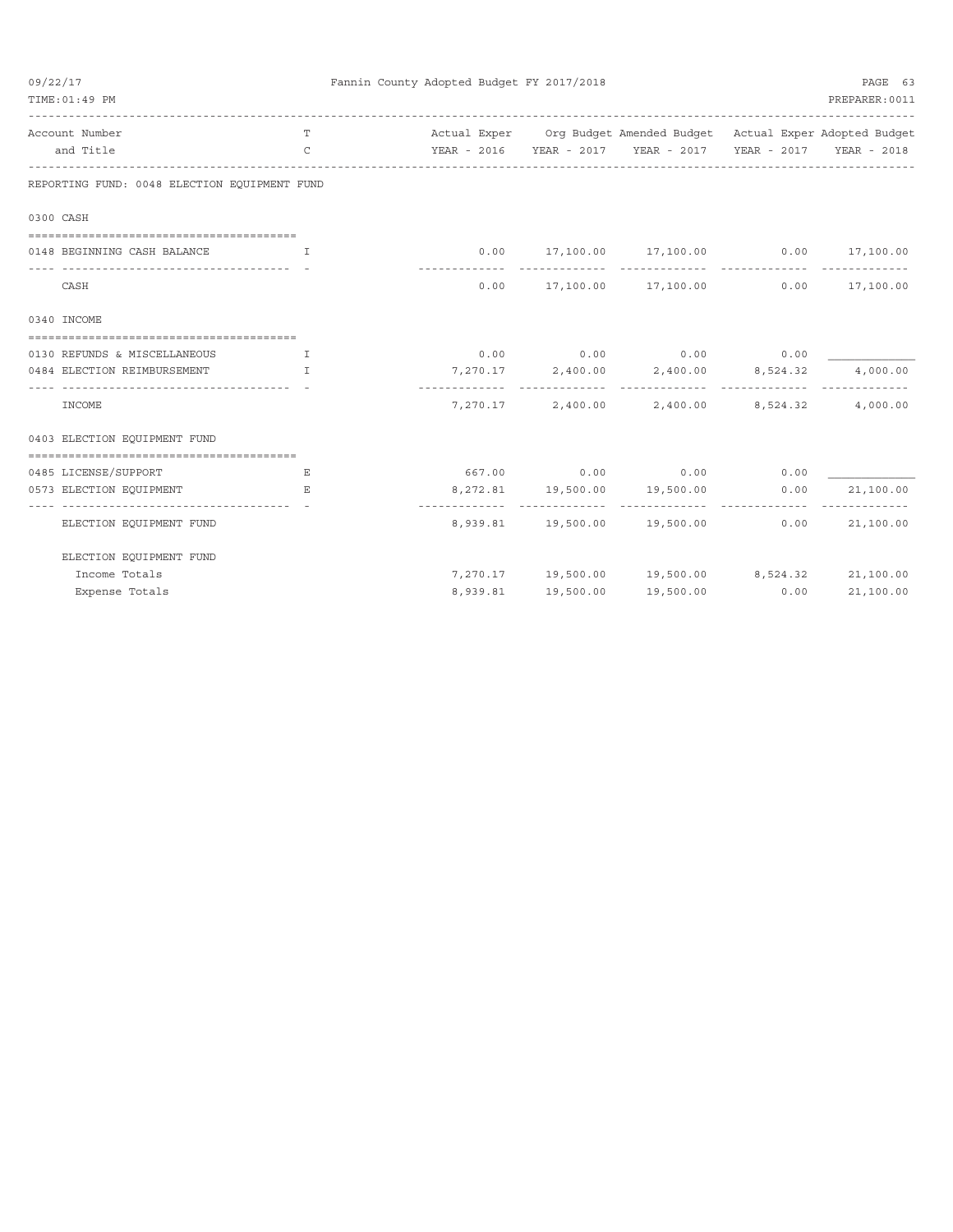Fannin County Adopted Budget FY 2017/2018

| Account Number and Title | T C | Actual Exper YEAR - 2016 | Org Budget YEAR - 2017 | Amended Budget YEAR - 2017 | Actual Exper YEAR - 2017 | Adopted Budget YEAR - 2018 |
|---|---|---|---|---|---|---|
| **REPORTING FUND: 0048 ELECTION EQUIPMENT FUND** | | | | | | |
| **0300 CASH** | | | | | | |
| 0148 BEGINNING CASH BALANCE | I | 0.00 | 17,100.00 | 17,100.00 | 0.00 | 17,100.00 |
| CASH | | 0.00 | 17,100.00 | 17,100.00 | 0.00 | 17,100.00 |
| **0340 INCOME** | | | | | | |
| 0130 REFUNDS & MISCELLANEOUS | I | 0.00 | 0.00 | 0.00 | 0.00 | |
| 0484 ELECTION REIMBURSEMENT | I | 7,270.17 | 2,400.00 | 2,400.00 | 8,524.32 | 4,000.00 |
| INCOME | | 7,270.17 | 2,400.00 | 2,400.00 | 8,524.32 | 4,000.00 |
| **0403 ELECTION EQUIPMENT FUND** | | | | | | |
| 0485 LICENSE/SUPPORT | E | 667.00 | 0.00 | 0.00 | 0.00 | |
| 0573 ELECTION EQUIPMENT | E | 8,272.81 | 19,500.00 | 19,500.00 | 0.00 | 21,100.00 |
| ELECTION EQUIPMENT FUND | | 8,939.81 | 19,500.00 | 19,500.00 | 0.00 | 21,100.00 |
| **ELECTION EQUIPMENT FUND** | | | | | | |
| Income Totals | | 7,270.17 | 19,500.00 | 19,500.00 | 8,524.32 | 21,100.00 |
| Expense Totals | | 8,939.81 | 19,500.00 | 19,500.00 | 0.00 | 21,100.00 |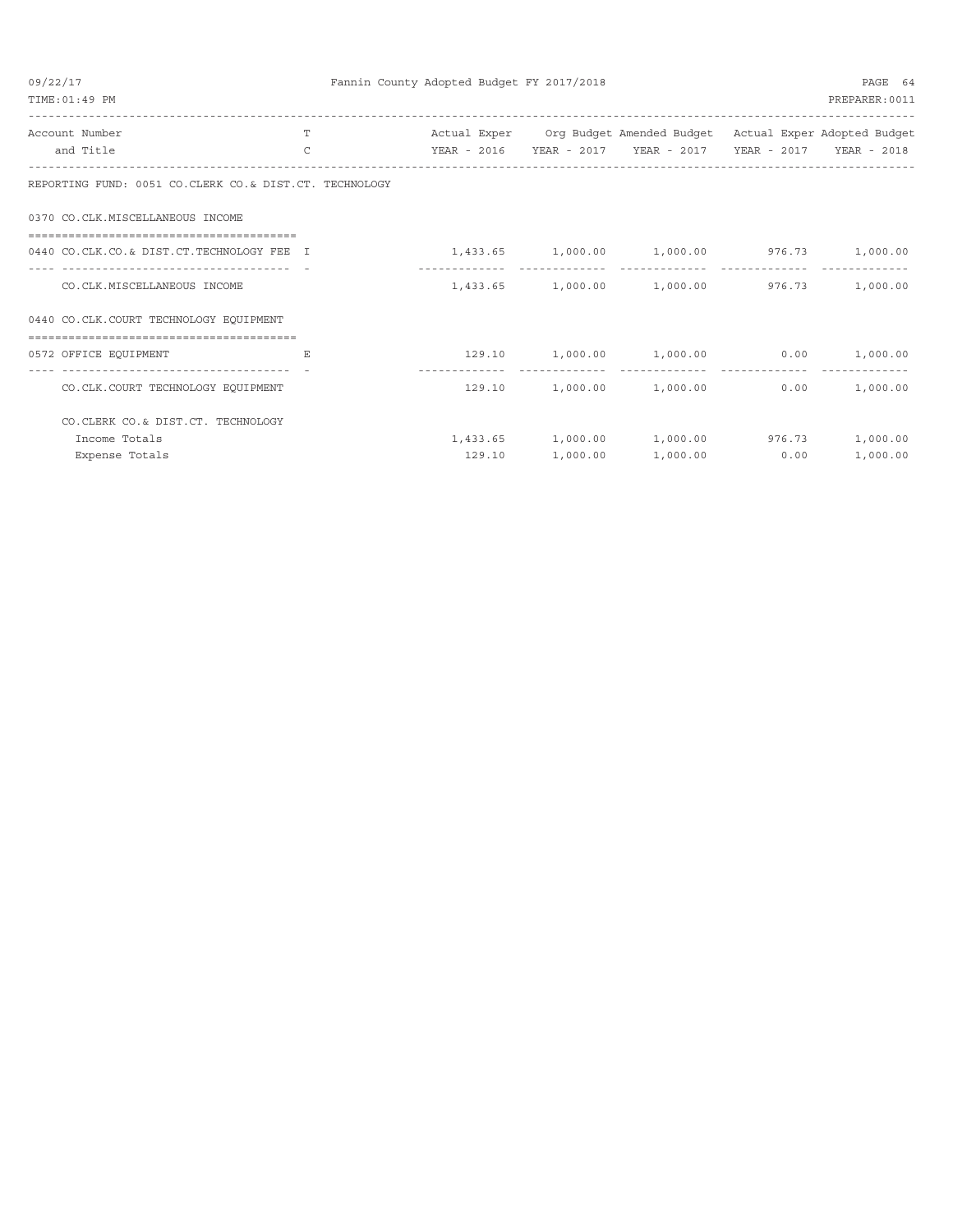Fannin County Adopted Budget FY 2017/2018

| Account Number and Title | T C | Actual Exper YEAR - 2016 | Org Budget YEAR - 2017 | Amended Budget YEAR - 2017 | Actual Exper YEAR - 2017 | Adopted Budget YEAR - 2018 |
|---|---|---|---|---|---|---|
| REPORTING FUND: 0051 CO.CLERK CO.& DIST.CT. TECHNOLOGY | | | | | | |
| 0370 CO.CLK.MISCELLANEOUS INCOME | | | | | | |
| 0440 CO.CLK.CO.& DIST.CT.TECHNOLOGY FEE | I | 1,433.65 | 1,000.00 | 1,000.00 | 976.73 | 1,000.00 |
| CO.CLK.MISCELLANEOUS INCOME | | 1,433.65 | 1,000.00 | 1,000.00 | 976.73 | 1,000.00 |
| 0440 CO.CLK.COURT TECHNOLOGY EQUIPMENT | | | | | | |
| 0572 OFFICE EQUIPMENT | E | 129.10 | 1,000.00 | 1,000.00 | 0.00 | 1,000.00 |
| CO.CLK.COURT TECHNOLOGY EQUIPMENT | | 129.10 | 1,000.00 | 1,000.00 | 0.00 | 1,000.00 |
| CO.CLERK CO.& DIST.CT. TECHNOLOGY | | | | | | |
| Income Totals | | 1,433.65 | 1,000.00 | 1,000.00 | 976.73 | 1,000.00 |
| Expense Totals | | 129.10 | 1,000.00 | 1,000.00 | 0.00 | 1,000.00 |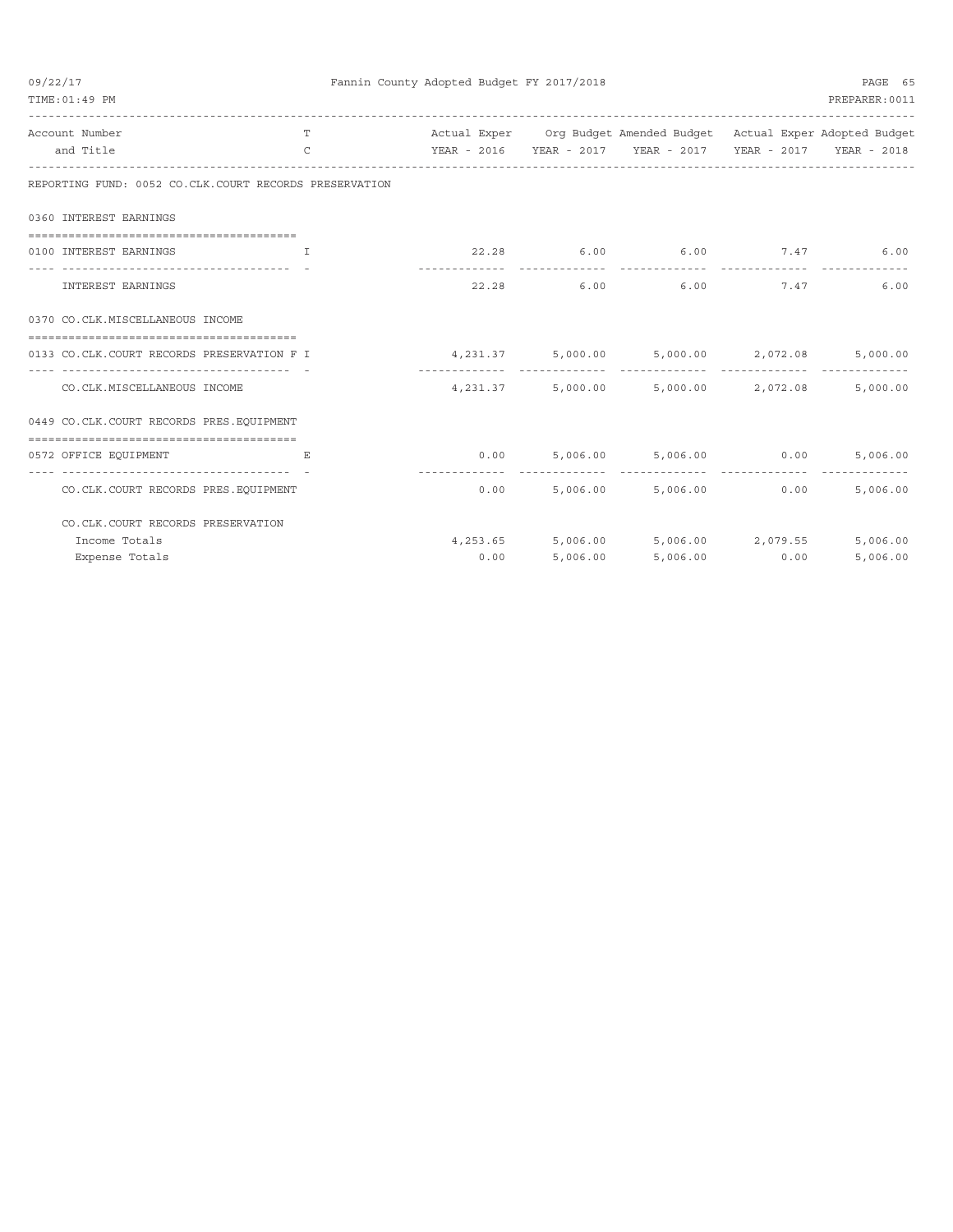Fannin County Adopted Budget FY 2017/2018

| Account Number and Title | TC | Actual Exper YEAR - 2016 | Org Budget YEAR - 2017 | Amended Budget YEAR - 2017 | Actual Exper YEAR - 2017 | Adopted Budget YEAR - 2018 |
|---|---|---|---|---|---|---|
| **REPORTING FUND: 0052 CO.CLK.COURT RECORDS PRESERVATION** | | | | | | |
| **0360 INTEREST EARNINGS** | | | | | | |
| 0100 INTEREST EARNINGS | I | 22.28 | 6.00 | 6.00 | 7.47 | 6.00 |
| INTEREST EARNINGS | | 22.28 | 6.00 | 6.00 | 7.47 | 6.00 |
| **0370 CO.CLK.MISCELLANEOUS INCOME** | | | | | | |
| 0133 CO.CLK.COURT RECORDS PRESERVATION F | I | 4,231.37 | 5,000.00 | 5,000.00 | 2,072.08 | 5,000.00 |
| CO.CLK.MISCELLANEOUS INCOME | | 4,231.37 | 5,000.00 | 5,000.00 | 2,072.08 | 5,000.00 |
| **0449 CO.CLK.COURT RECORDS PRES.EQUIPMENT** | | | | | | |
| 0572 OFFICE EQUIPMENT | E | 0.00 | 5,006.00 | 5,006.00 | 0.00 | 5,006.00 |
| CO.CLK.COURT RECORDS PRES.EQUIPMENT | | 0.00 | 5,006.00 | 5,006.00 | 0.00 | 5,006.00 |
| CO.CLK.COURT RECORDS PRESERVATION | | | | | | |
| Income Totals | | 4,253.65 | 5,006.00 | 5,006.00 | 2,079.55 | 5,006.00 |
| Expense Totals | | 0.00 | 5,006.00 | 5,006.00 | 0.00 | 5,006.00 |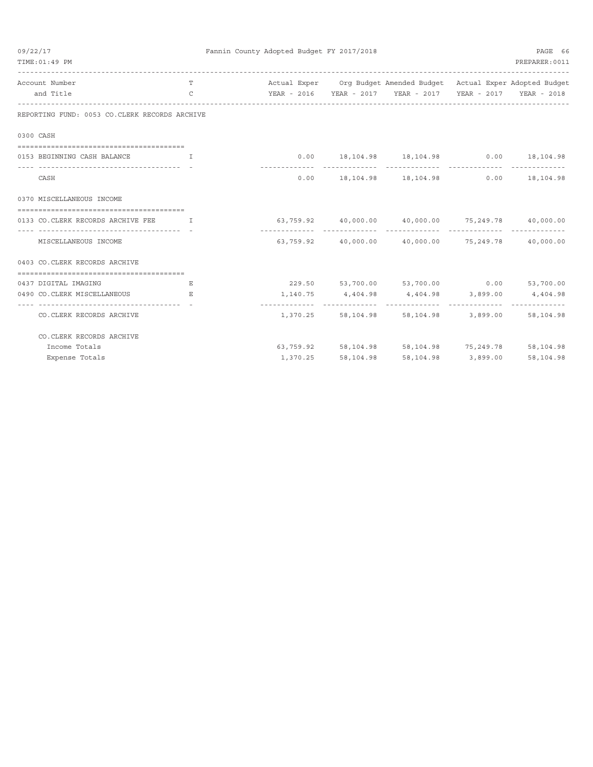# Fannin County Adopted Budget FY 2017/2018

| Account Number and Title | T C | Actual Exper YEAR - 2016 | Org Budget YEAR - 2017 | Amended Budget YEAR - 2017 | Actual Exper YEAR - 2017 | Adopted Budget YEAR - 2018 |
|---|---|---|---|---|---|---|
| **REPORTING FUND: 0053 CO.CLERK RECORDS ARCHIVE** | | | | | | |
| **0300 CASH** | | | | | | |
| 0153 BEGINNING CASH BALANCE | I | 0.00 | 18,104.98 | 18,104.98 | 0.00 | 18,104.98 |
| CASH | | 0.00 | 18,104.98 | 18,104.98 | 0.00 | 18,104.98 |
| **0370 MISCELLANEOUS INCOME** | | | | | | |
| 0133 CO.CLERK RECORDS ARCHIVE FEE | I | 63,759.92 | 40,000.00 | 40,000.00 | 75,249.78 | 40,000.00 |
| MISCELLANEOUS INCOME | | 63,759.92 | 40,000.00 | 40,000.00 | 75,249.78 | 40,000.00 |
| **0403 CO.CLERK RECORDS ARCHIVE** | | | | | | |
| 0437 DIGITAL IMAGING | E | 229.50 | 53,700.00 | 53,700.00 | 0.00 | 53,700.00 |
| 0490 CO.CLERK MISCELLANEOUS | E | 1,140.75 | 4,404.98 | 4,404.98 | 3,899.00 | 4,404.98 |
| CO.CLERK RECORDS ARCHIVE | | 1,370.25 | 58,104.98 | 58,104.98 | 3,899.00 | 58,104.98 |
| **CO.CLERK RECORDS ARCHIVE** | | | | | | |
| Income Totals | | 63,759.92 | 58,104.98 | 58,104.98 | 75,249.78 | 58,104.98 |
| Expense Totals | | 1,370.25 | 58,104.98 | 58,104.98 | 3,899.00 | 58,104.98 |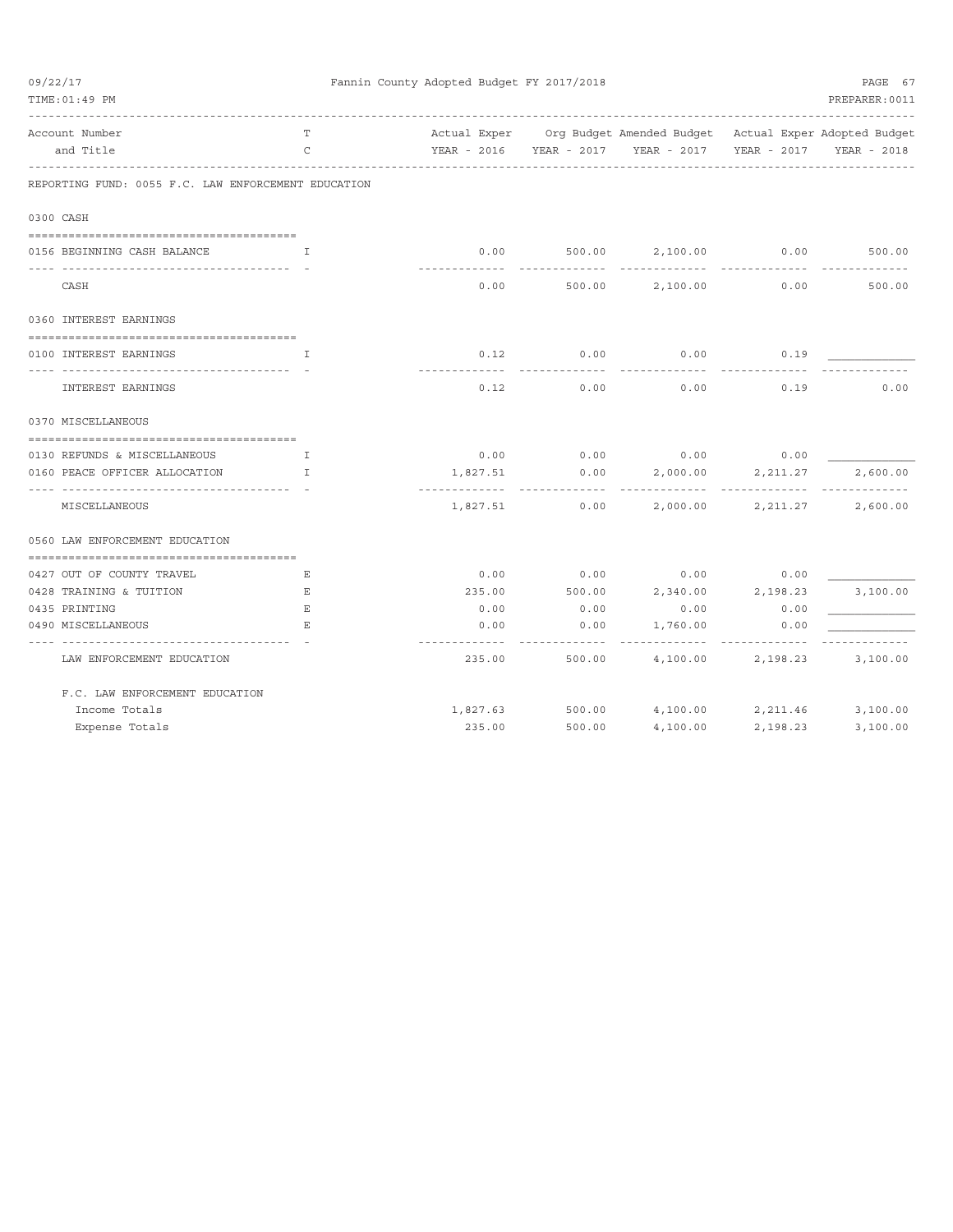Fannin County Adopted Budget FY 2017/2018

| Account Number and Title | T C | Actual Exper YEAR - 2016 | Org Budget YEAR - 2017 | Amended Budget YEAR - 2017 | Actual Exper YEAR - 2017 | Adopted Budget YEAR - 2018 |
|---|---|---|---|---|---|---|
| **REPORTING FUND: 0055 F.C. LAW ENFORCEMENT EDUCATION** | | | | | | |
| **0300 CASH** | | | | | | |
| 0156 BEGINNING CASH BALANCE | I | 0.00 | 500.00 | 2,100.00 | 0.00 | 500.00 |
| CASH | | 0.00 | 500.00 | 2,100.00 | 0.00 | 500.00 |
| **0360 INTEREST EARNINGS** | | | | | | |
| 0100 INTEREST EARNINGS | I | 0.12 | 0.00 | 0.00 | 0.19 | |
| INTEREST EARNINGS | | 0.12 | 0.00 | 0.00 | 0.19 | 0.00 |
| **0370 MISCELLANEOUS** | | | | | | |
| 0130 REFUNDS & MISCELLANEOUS | I | 0.00 | 0.00 | 0.00 | 0.00 | |
| 0160 PEACE OFFICER ALLOCATION | I | 1,827.51 | 0.00 | 2,000.00 | 2,211.27 | 2,600.00 |
| MISCELLANEOUS | | 1,827.51 | 0.00 | 2,000.00 | 2,211.27 | 2,600.00 |
| **0560 LAW ENFORCEMENT EDUCATION** | | | | | | |
| 0427 OUT OF COUNTY TRAVEL | E | 0.00 | 0.00 | 0.00 | 0.00 | |
| 0428 TRAINING & TUITION | E | 235.00 | 500.00 | 2,340.00 | 2,198.23 | 3,100.00 |
| 0435 PRINTING | E | 0.00 | 0.00 | 0.00 | 0.00 | |
| 0490 MISCELLANEOUS | E | 0.00 | 0.00 | 1,760.00 | 0.00 | |
| LAW ENFORCEMENT EDUCATION | | 235.00 | 500.00 | 4,100.00 | 2,198.23 | 3,100.00 |
| **F.C. LAW ENFORCEMENT EDUCATION** | | | | | | |
| Income Totals | | 1,827.63 | 500.00 | 4,100.00 | 2,211.46 | 3,100.00 |
| Expense Totals | | 235.00 | 500.00 | 4,100.00 | 2,198.23 | 3,100.00 |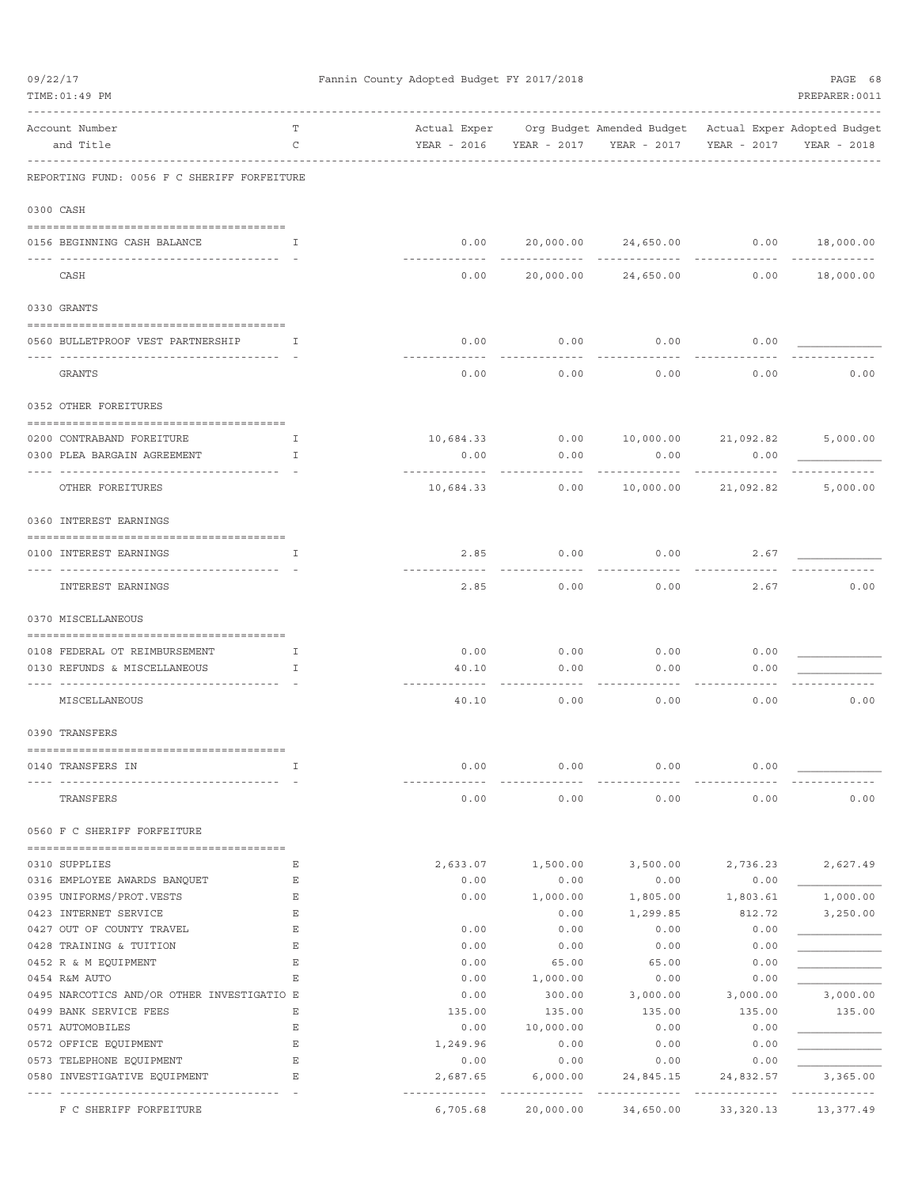Fannin County Adopted Budget FY 2017/2018

REPORTING FUND: 0056 F C SHERIFF FORFEITURE

| Account Number and Title | TC | Actual Exper YEAR - 2016 | Org Budget YEAR - 2017 | Amended Budget YEAR - 2017 | Actual Exper YEAR - 2017 | Adopted Budget YEAR - 2018 |
|---|---|---|---|---|---|---|
| **0300 CASH** | | | | | | |
| 0156 BEGINNING CASH BALANCE | I | 0.00 | 20,000.00 | 24,650.00 | 0.00 | 18,000.00 |
| CASH | | 0.00 | 20,000.00 | 24,650.00 | 0.00 | 18,000.00 |
| **0330 GRANTS** | | | | | | |
| 0560 BULLETPROOF VEST PARTNERSHIP | I | 0.00 | 0.00 | 0.00 | 0.00 | |
| GRANTS | | 0.00 | 0.00 | 0.00 | 0.00 | 0.00 |
| **0352 OTHER FOREITURES** | | | | | | |
| 0200 CONTRABAND FOREITURE | I | 10,684.33 | 0.00 | 10,000.00 | 21,092.82 | 5,000.00 |
| 0300 PLEA BARGAIN AGREEMENT | I | 0.00 | 0.00 | 0.00 | 0.00 | |
| OTHER FOREITURES | | 10,684.33 | 0.00 | 10,000.00 | 21,092.82 | 5,000.00 |
| **0360 INTEREST EARNINGS** | | | | | | |
| 0100 INTEREST EARNINGS | I | 2.85 | 0.00 | 0.00 | 2.67 | |
| INTEREST EARNINGS | | 2.85 | 0.00 | 0.00 | 2.67 | 0.00 |
| **0370 MISCELLANEOUS** | | | | | | |
| 0108 FEDERAL OT REIMBURSEMENT | I | 0.00 | 0.00 | 0.00 | 0.00 | |
| 0130 REFUNDS & MISCELLANEOUS | I | 40.10 | 0.00 | 0.00 | 0.00 | |
| MISCELLANEOUS | | 40.10 | 0.00 | 0.00 | 0.00 | 0.00 |
| **0390 TRANSFERS** | | | | | | |
| 0140 TRANSFERS IN | I | 0.00 | 0.00 | 0.00 | 0.00 | |
| TRANSFERS | | 0.00 | 0.00 | 0.00 | 0.00 | 0.00 |
| **0560 F C SHERIFF FORFEITURE** | | | | | | |
| 0310 SUPPLIES | E | 2,633.07 | 1,500.00 | 3,500.00 | 2,736.23 | 2,627.49 |
| 0316 EMPLOYEE AWARDS BANQUET | E | 0.00 | 0.00 | 0.00 | 0.00 | |
| 0395 UNIFORMS/PROT.VESTS | E | 0.00 | 1,000.00 | 1,805.00 | 1,803.61 | 1,000.00 |
| 0423 INTERNET SERVICE | E | | 0.00 | 1,299.85 | 812.72 | 3,250.00 |
| 0427 OUT OF COUNTY TRAVEL | E | 0.00 | 0.00 | 0.00 | 0.00 | |
| 0428 TRAINING & TUITION | E | 0.00 | 0.00 | 0.00 | 0.00 | |
| 0452 R & M EQUIPMENT | E | 0.00 | 65.00 | 65.00 | 0.00 | |
| 0454 R&M AUTO | E | 0.00 | 1,000.00 | 0.00 | 0.00 | |
| 0495 NARCOTICS AND/OR OTHER INVESTIGATIO | E | 0.00 | 300.00 | 3,000.00 | 3,000.00 | 3,000.00 |
| 0499 BANK SERVICE FEES | E | 135.00 | 135.00 | 135.00 | 135.00 | 135.00 |
| 0571 AUTOMOBILES | E | 0.00 | 10,000.00 | 0.00 | 0.00 | |
| 0572 OFFICE EQUIPMENT | E | 1,249.96 | 0.00 | 0.00 | 0.00 | |
| 0573 TELEPHONE EQUIPMENT | E | 0.00 | 0.00 | 0.00 | 0.00 | |
| 0580 INVESTIGATIVE EQUIPMENT | E | 2,687.65 | 6,000.00 | 24,845.15 | 24,832.57 | 3,365.00 |
| F C SHERIFF FORFEITURE | | 6,705.68 | 20,000.00 | 34,650.00 | 33,320.13 | 13,377.49 |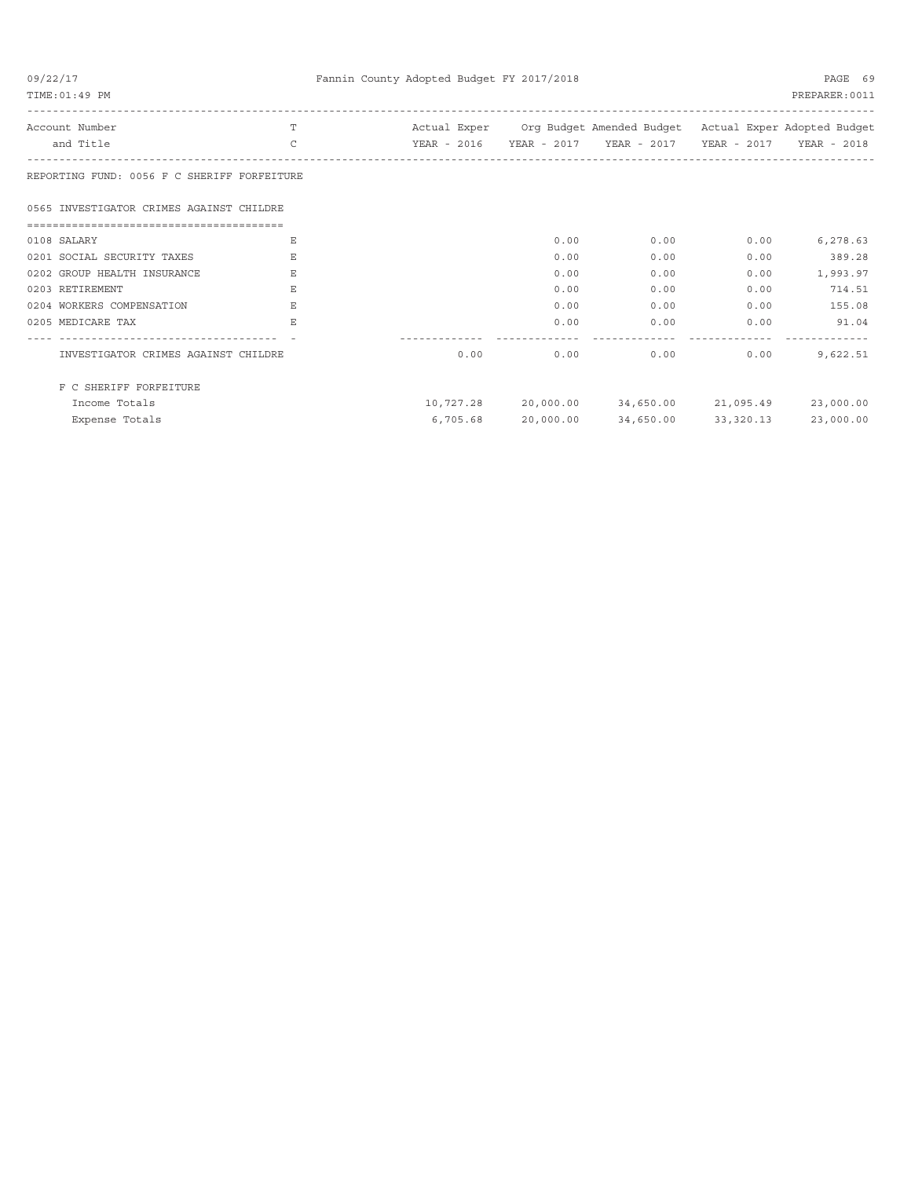REPORTING FUND: 0056 F C SHERIFF FORFEITURE

0565 INVESTIGATOR CRIMES AGAINST CHILDRE

| Account Number and Title | T C | Actual Exper YEAR - 2016 | Org Budget YEAR - 2017 | Amended Budget YEAR - 2017 | Actual Exper YEAR - 2017 | Adopted Budget YEAR - 2018 |
|---|---|---|---|---|---|---|
| 0108 SALARY | E | | 0.00 | 0.00 | 0.00 | 6,278.63 |
| 0201 SOCIAL SECURITY TAXES | E | | 0.00 | 0.00 | 0.00 | 389.28 |
| 0202 GROUP HEALTH INSURANCE | E | | 0.00 | 0.00 | 0.00 | 1,993.97 |
| 0203 RETIREMENT | E | | 0.00 | 0.00 | 0.00 | 714.51 |
| 0204 WORKERS COMPENSATION | E | | 0.00 | 0.00 | 0.00 | 155.08 |
| 0205 MEDICARE TAX | E | | 0.00 | 0.00 | 0.00 | 91.04 |
| INVESTIGATOR CRIMES AGAINST CHILDRE | | 0.00 | 0.00 | 0.00 | 0.00 | 9,622.51 |
| F C SHERIFF FORFEITURE | | | | | | |
| Income Totals | | 10,727.28 | 20,000.00 | 34,650.00 | 21,095.49 | 23,000.00 |
| Expense Totals | | 6,705.68 | 20,000.00 | 34,650.00 | 33,320.13 | 23,000.00 |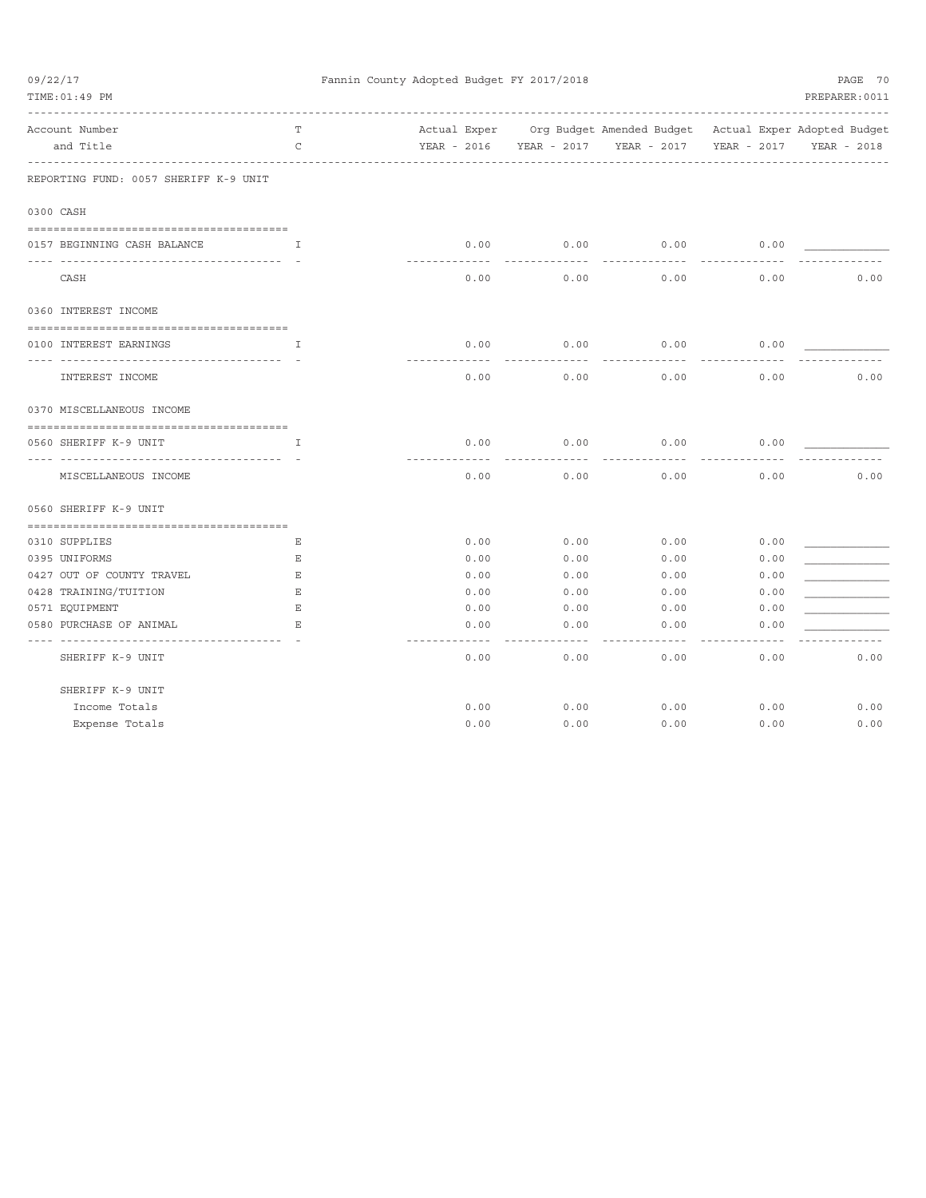Fannin County Adopted Budget FY 2017/2018

| Account Number and Title | T C | Actual Exper YEAR - 2016 | Org Budget YEAR - 2017 | Amended Budget YEAR - 2017 | Actual Exper YEAR - 2017 | Adopted Budget YEAR - 2018 |
|---|---|---|---|---|---|---|
| **REPORTING FUND: 0057 SHERIFF K-9 UNIT** | | | | | | |
| **0300 CASH** | | | | | | |
| 0157 BEGINNING CASH BALANCE | I | 0.00 | 0.00 | 0.00 | 0.00 | |
| CASH | | 0.00 | 0.00 | 0.00 | 0.00 | 0.00 |
| **0360 INTEREST INCOME** | | | | | | |
| 0100 INTEREST EARNINGS | I | 0.00 | 0.00 | 0.00 | 0.00 | |
| INTEREST INCOME | | 0.00 | 0.00 | 0.00 | 0.00 | 0.00 |
| **0370 MISCELLANEOUS INCOME** | | | | | | |
| 0560 SHERIFF K-9 UNIT | I | 0.00 | 0.00 | 0.00 | 0.00 | |
| MISCELLANEOUS INCOME | | 0.00 | 0.00 | 0.00 | 0.00 | 0.00 |
| **0560 SHERIFF K-9 UNIT** | | | | | | |
| 0310 SUPPLIES | E | 0.00 | 0.00 | 0.00 | 0.00 | |
| 0395 UNIFORMS | E | 0.00 | 0.00 | 0.00 | 0.00 | |
| 0427 OUT OF COUNTY TRAVEL | E | 0.00 | 0.00 | 0.00 | 0.00 | |
| 0428 TRAINING/TUITION | E | 0.00 | 0.00 | 0.00 | 0.00 | |
| 0571 EQUIPMENT | E | 0.00 | 0.00 | 0.00 | 0.00 | |
| 0580 PURCHASE OF ANIMAL | E | 0.00 | 0.00 | 0.00 | 0.00 | |
| SHERIFF K-9 UNIT | | 0.00 | 0.00 | 0.00 | 0.00 | 0.00 |
| SHERIFF K-9 UNIT | | | | | | |
| Income Totals | | 0.00 | 0.00 | 0.00 | 0.00 | 0.00 |
| Expense Totals | | 0.00 | 0.00 | 0.00 | 0.00 | 0.00 |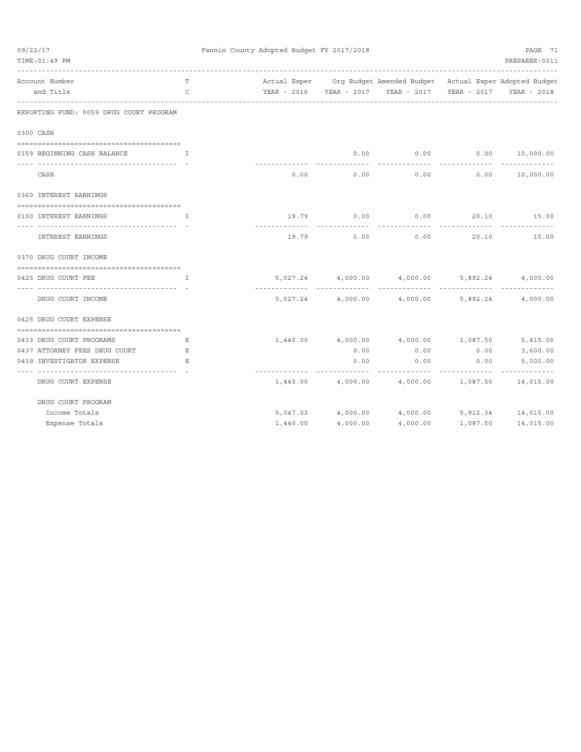Fannin County Adopted Budget FY 2017/2018

| Account Number and Title | TC | Actual Exper YEAR - 2016 | Org Budget YEAR - 2017 | Amended Budget YEAR - 2017 | Actual Exper YEAR - 2017 | Adopted Budget YEAR - 2018 |
|---|---|---|---|---|---|---|
| **REPORTING FUND: 0059 DRUG COURT PROGRAM** | | | | | | |
| **0300 CASH** | | | | | | |
| 0159 BEGINNING CASH BALANCE | I | | 0.00 | 0.00 | 0.00 | 10,000.00 |
| CASH | | 0.00 | 0.00 | 0.00 | 0.00 | 10,000.00 |
| **0360 INTEREST EARNINGS** | | | | | | |
| 0100 INTEREST EARNINGS | I | 19.79 | 0.00 | 0.00 | 20.10 | 15.00 |
| INTEREST EARNINGS | | 19.79 | 0.00 | 0.00 | 20.10 | 15.00 |
| **0370 DRUG COURT INCOME** | | | | | | |
| 0425 DRUG COURT FEE | I | 5,027.24 | 4,000.00 | 4,000.00 | 5,892.24 | 4,000.00 |
| DRUG COURT INCOME | | 5,027.24 | 4,000.00 | 4,000.00 | 5,892.24 | 4,000.00 |
| **0425 DRUG COURT EXPENSE** | | | | | | |
| 0433 DRUG COURT PROGRAMS | E | 1,440.00 | 4,000.00 | 4,000.00 | 1,087.50 | 5,415.00 |
| 0437 ATTORNEY FEES DRUG COURT | E | | 0.00 | 0.00 | 0.00 | 3,600.00 |
| 0439 INVESTIGATOR EXPENSE | E | | 0.00 | 0.00 | 0.00 | 5,000.00 |
| DRUG COURT EXPENSE | | 1,440.00 | 4,000.00 | 4,000.00 | 1,087.50 | 14,015.00 |
| **DRUG COURT PROGRAM** | | | | | | |
| Income Totals | | 5,047.03 | 4,000.00 | 4,000.00 | 5,912.34 | 14,015.00 |
| Expense Totals | | 1,440.00 | 4,000.00 | 4,000.00 | 1,087.50 | 14,015.00 |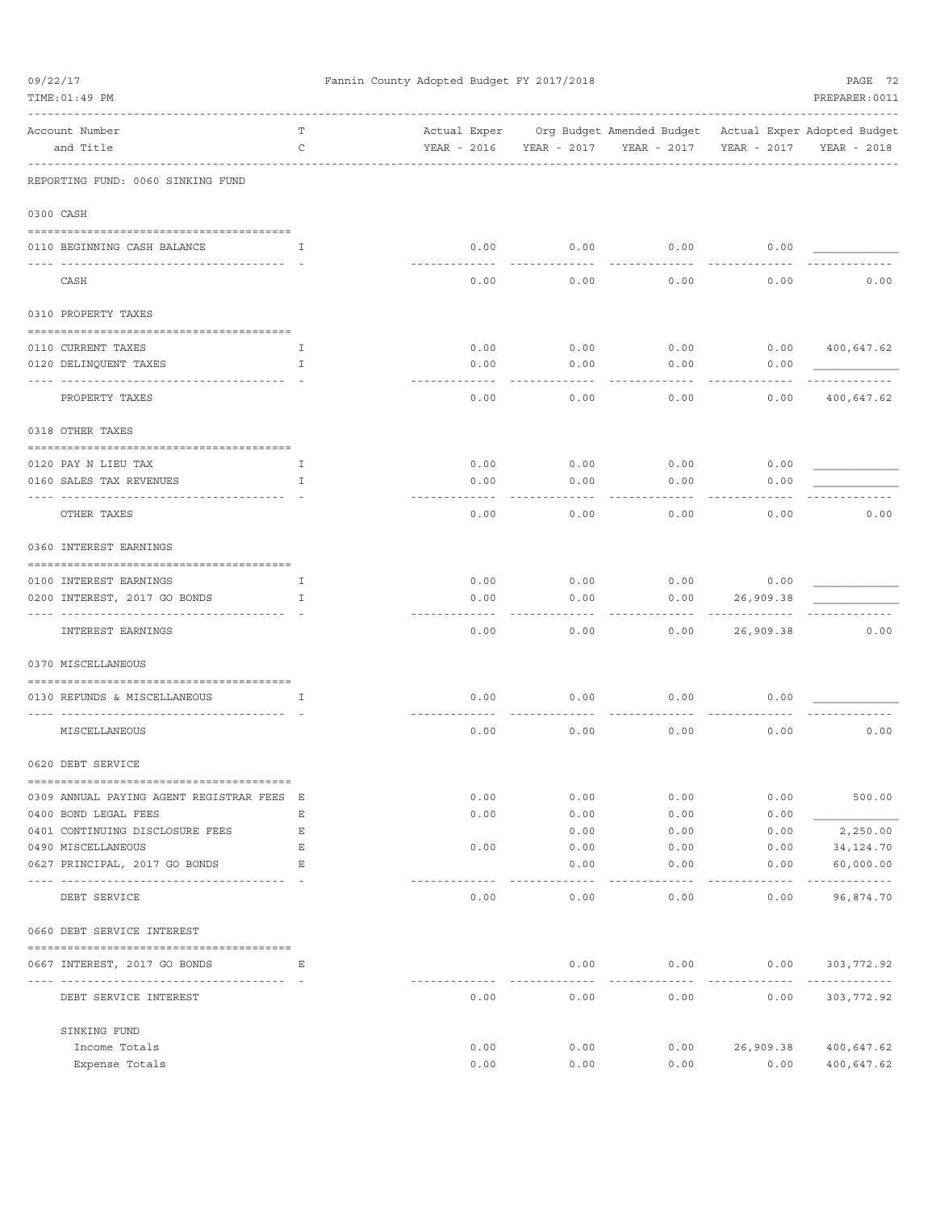Fannin County Adopted Budget FY 2017/2018

| Account Number and Title | T C | Actual Exper YEAR - 2016 | Org Budget YEAR - 2017 | Amended Budget YEAR - 2017 | Actual Exper YEAR - 2017 | Adopted Budget YEAR - 2018 |
|---|---|---|---|---|---|---|
| **REPORTING FUND: 0060 SINKING FUND** | | | | | | |
| **0300 CASH** | | | | | | |
| 0110 BEGINNING CASH BALANCE | I | 0.00 | 0.00 | 0.00 | 0.00 | |
| CASH | | 0.00 | 0.00 | 0.00 | 0.00 | 0.00 |
| **0310 PROPERTY TAXES** | | | | | | |
| 0110 CURRENT TAXES | I | 0.00 | 0.00 | 0.00 | 0.00 | 400,647.62 |
| 0120 DELINQUENT TAXES | I | 0.00 | 0.00 | 0.00 | 0.00 | |
| PROPERTY TAXES | | 0.00 | 0.00 | 0.00 | 0.00 | 400,647.62 |
| **0318 OTHER TAXES** | | | | | | |
| 0120 PAY N LIEU TAX | I | 0.00 | 0.00 | 0.00 | 0.00 | |
| 0160 SALES TAX REVENUES | I | 0.00 | 0.00 | 0.00 | 0.00 | |
| OTHER TAXES | | 0.00 | 0.00 | 0.00 | 0.00 | 0.00 |
| **0360 INTEREST EARNINGS** | | | | | | |
| 0100 INTEREST EARNINGS | I | 0.00 | 0.00 | 0.00 | 0.00 | |
| 0200 INTEREST, 2017 GO BONDS | I | 0.00 | 0.00 | 0.00 | 26,909.38 | |
| INTEREST EARNINGS | | 0.00 | 0.00 | 0.00 | 26,909.38 | 0.00 |
| **0370 MISCELLANEOUS** | | | | | | |
| 0130 REFUNDS & MISCELLANEOUS | I | 0.00 | 0.00 | 0.00 | 0.00 | |
| MISCELLANEOUS | | 0.00 | 0.00 | 0.00 | 0.00 | 0.00 |
| **0620 DEBT SERVICE** | | | | | | |
| 0309 ANNUAL PAYING AGENT REGISTRAR FEES | E | 0.00 | 0.00 | 0.00 | 0.00 | 500.00 |
| 0400 BOND LEGAL FEES | E | 0.00 | 0.00 | 0.00 | 0.00 | |
| 0401 CONTINUING DISCLOSURE FEES | E | | 0.00 | 0.00 | 0.00 | 2,250.00 |
| 0490 MISCELLANEOUS | E | 0.00 | 0.00 | 0.00 | 0.00 | 34,124.70 |
| 0627 PRINCIPAL, 2017 GO BONDS | E | | 0.00 | 0.00 | 0.00 | 60,000.00 |
| DEBT SERVICE | | 0.00 | 0.00 | 0.00 | 0.00 | 96,874.70 |
| **0660 DEBT SERVICE INTEREST** | | | | | | |
| 0667 INTEREST, 2017 GO BONDS | E | | 0.00 | 0.00 | 0.00 | 303,772.92 |
| DEBT SERVICE INTEREST | | 0.00 | 0.00 | 0.00 | 0.00 | 303,772.92 |
| **SINKING FUND** | | | | | | |
| Income Totals | | 0.00 | 0.00 | 0.00 | 26,909.38 | 400,647.62 |
| Expense Totals | | 0.00 | 0.00 | 0.00 | 0.00 | 400,647.62 |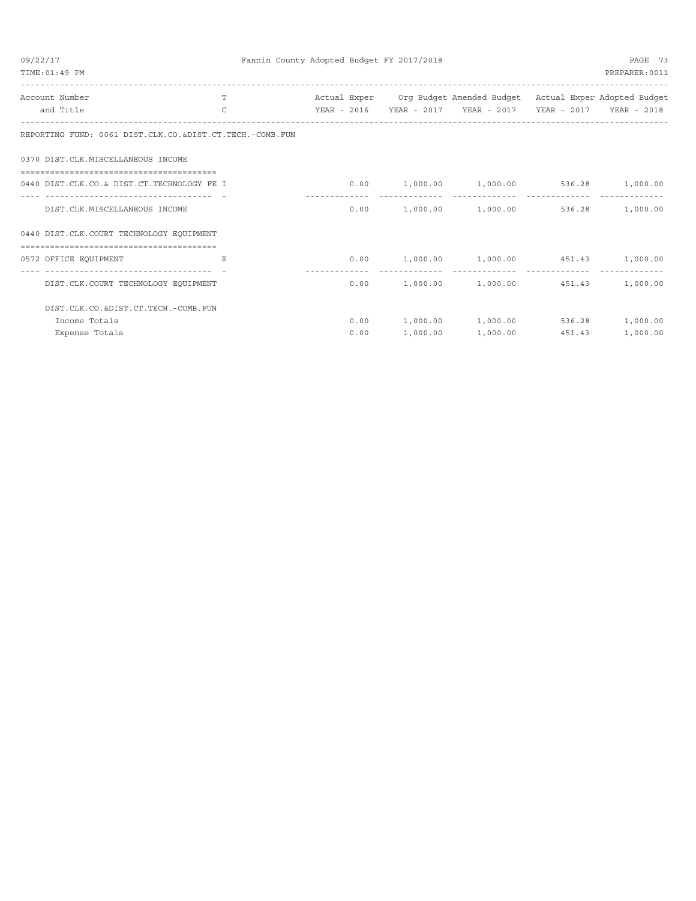# Fannin County Adopted Budget FY 2017/2018

| Account Number and Title | T C | Actual Exper YEAR - 2016 | Org Budget YEAR - 2017 | Amended Budget YEAR - 2017 | Actual Exper YEAR - 2017 | Adopted Budget YEAR - 2018 |
|---|---|---|---|---|---|---|
| **REPORTING FUND: 0061 DIST.CLK.CO.&DIST.CT.TECH.-COMB.FUN** | | | | | | |
| **0370 DIST.CLK.MISCELLANEOUS INCOME** | | | | | | |
| 0440 DIST.CLK.CO.& DIST.CT.TECHNOLOGY FE | I | 0.00 | 1,000.00 | 1,000.00 | 536.28 | 1,000.00 |
| DIST.CLK.MISCELLANEOUS INCOME | | 0.00 | 1,000.00 | 1,000.00 | 536.28 | 1,000.00 |
| **0440 DIST.CLK.COURT TECHNOLOGY EQUIPMENT** | | | | | | |
| 0572 OFFICE EQUIPMENT | E | 0.00 | 1,000.00 | 1,000.00 | 451.43 | 1,000.00 |
| DIST.CLK.COURT TECHNOLOGY EQUIPMENT | | 0.00 | 1,000.00 | 1,000.00 | 451.43 | 1,000.00 |
| **DIST.CLK.CO.&DIST.CT.TECH.-COMB.FUN** | | | | | | |
| Income Totals | | 0.00 | 1,000.00 | 1,000.00 | 536.28 | 1,000.00 |
| Expense Totals | | 0.00 | 1,000.00 | 1,000.00 | 451.43 | 1,000.00 |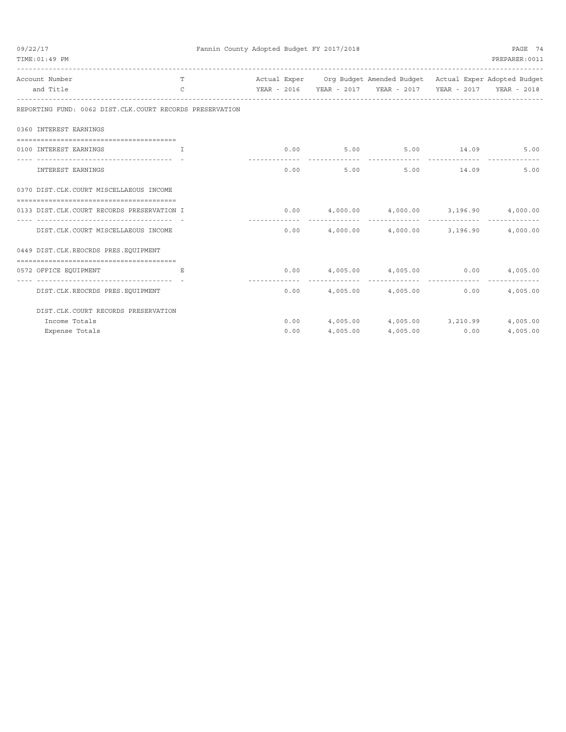**Fannin County Adopted Budget FY 2017/2018**

| Account Number and Title | TC | Actual Exper YEAR - 2016 | Org Budget YEAR - 2017 | Amended Budget YEAR - 2017 | Actual Exper YEAR - 2017 | Adopted Budget YEAR - 2018 |
|---|---|---|---|---|---|---|
| **REPORTING FUND: 0062 DIST.CLK.COURT RECORDS PRESERVATION** | | | | | | |
| **0360 INTEREST EARNINGS** | | | | | | |
| 0100 INTEREST EARNINGS | I | 0.00 | 5.00 | 5.00 | 14.09 | 5.00 |
| INTEREST EARNINGS | | 0.00 | 5.00 | 5.00 | 14.09 | 5.00 |
| **0370 DIST.CLK.COURT MISCELLAEOUS INCOME** | | | | | | |
| 0133 DIST.CLK.COURT RECORDS PRESERVATION | I | 0.00 | 4,000.00 | 4,000.00 | 3,196.90 | 4,000.00 |
| DIST.CLK.COURT MISCELLAEOUS INCOME | | 0.00 | 4,000.00 | 4,000.00 | 3,196.90 | 4,000.00 |
| **0449 DIST.CLK.REOCRDS PRES.EQUIPMENT** | | | | | | |
| 0572 OFFICE EQUIPMENT | E | 0.00 | 4,005.00 | 4,005.00 | 0.00 | 4,005.00 |
| DIST.CLK.REOCRDS PRES.EQUIPMENT | | 0.00 | 4,005.00 | 4,005.00 | 0.00 | 4,005.00 |
| **DIST.CLK.COURT RECORDS PRESERVATION** | | | | | | |
| Income Totals | | 0.00 | 4,005.00 | 4,005.00 | 3,210.99 | 4,005.00 |
| Expense Totals | | 0.00 | 4,005.00 | 4,005.00 | 0.00 | 4,005.00 |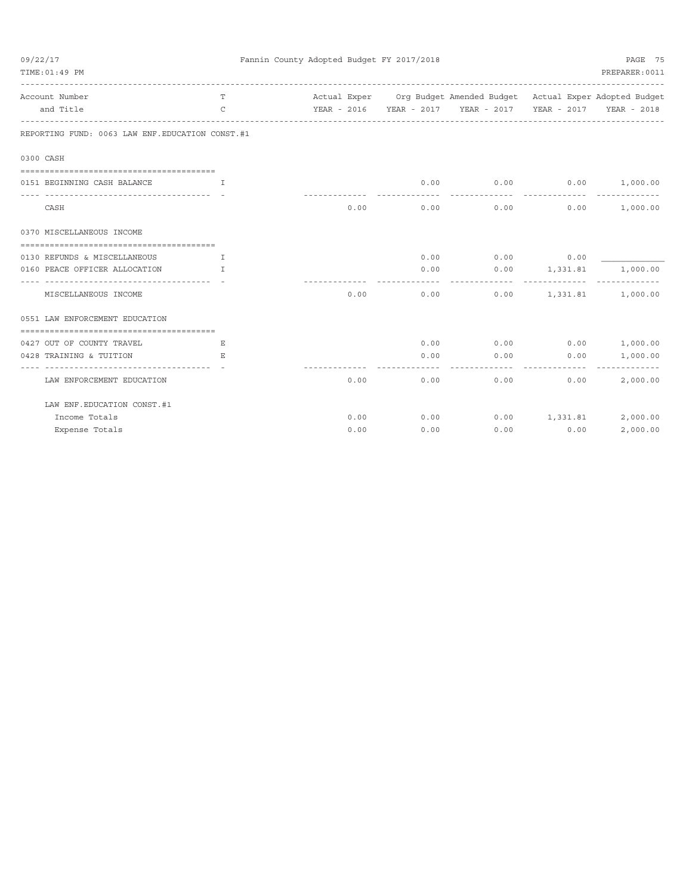Fannin County Adopted Budget FY 2017/2018

| Account Number and Title | T C | Actual Exper YEAR - 2016 | Org Budget YEAR - 2017 | Amended Budget YEAR - 2017 | Actual Exper YEAR - 2017 | Adopted Budget YEAR - 2018 |
|---|---|---|---|---|---|---|
| REPORTING FUND: 0063 LAW ENF.EDUCATION CONST.#1 | | | | | | |
| **0300 CASH** | | | | | | |
| 0151 BEGINNING CASH BALANCE | I | | 0.00 | 0.00 | 0.00 | 1,000.00 |
| CASH | | 0.00 | 0.00 | 0.00 | 0.00 | 1,000.00 |
| **0370 MISCELLANEOUS INCOME** | | | | | | |
| 0130 REFUNDS & MISCELLANEOUS | I | | 0.00 | 0.00 | 0.00 | |
| 0160 PEACE OFFICER ALLOCATION | I | | 0.00 | 0.00 | 1,331.81 | 1,000.00 |
| MISCELLANEOUS INCOME | | 0.00 | 0.00 | 0.00 | 1,331.81 | 1,000.00 |
| **0551 LAW ENFORCEMENT EDUCATION** | | | | | | |
| 0427 OUT OF COUNTY TRAVEL | E | | 0.00 | 0.00 | 0.00 | 1,000.00 |
| 0428 TRAINING & TUITION | E | | 0.00 | 0.00 | 0.00 | 1,000.00 |
| LAW ENFORCEMENT EDUCATION | | 0.00 | 0.00 | 0.00 | 0.00 | 2,000.00 |
| LAW ENF.EDUCATION CONST.#1 | | | | | | |
| Income Totals | | 0.00 | 0.00 | 0.00 | 1,331.81 | 2,000.00 |
| Expense Totals | | 0.00 | 0.00 | 0.00 | 0.00 | 2,000.00 |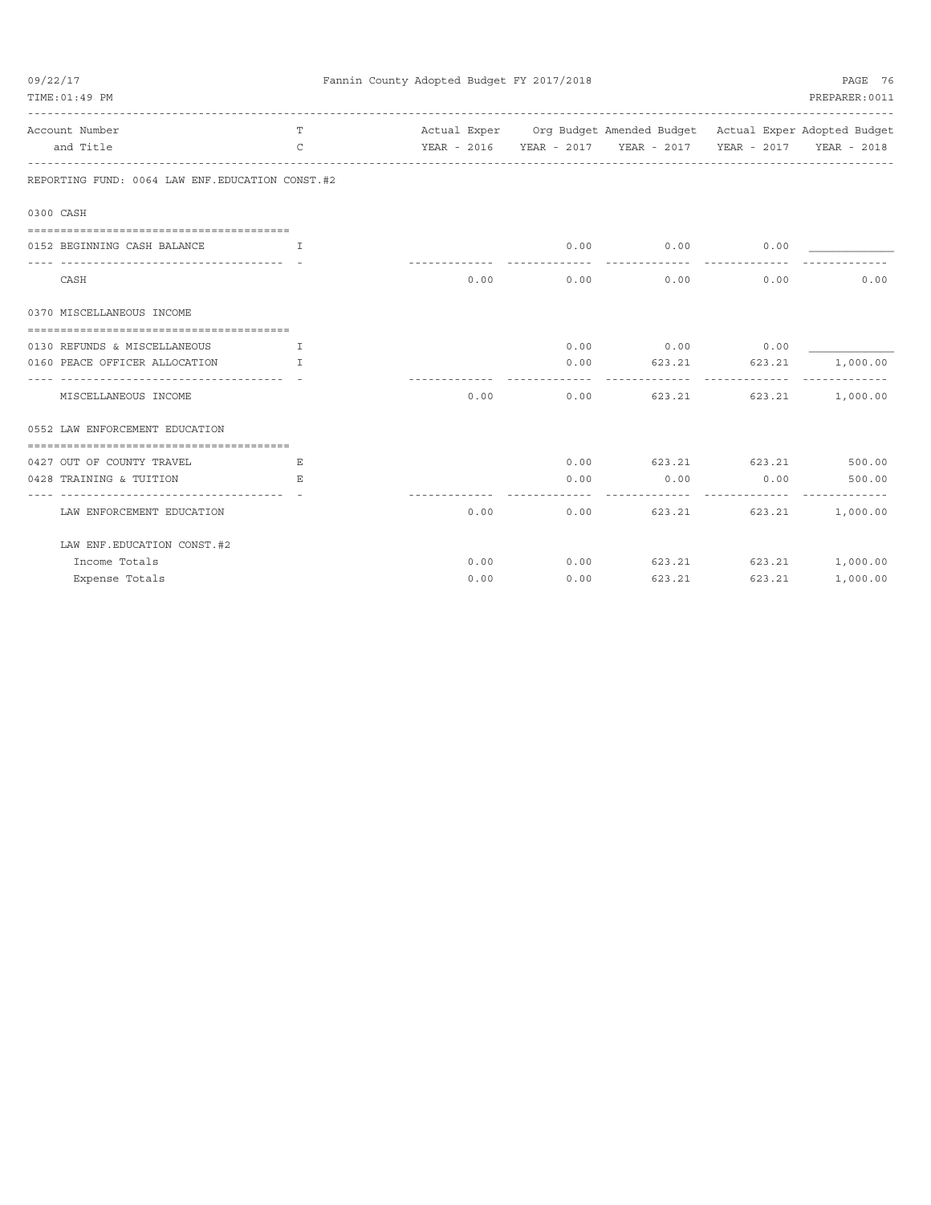Fannin County Adopted Budget FY 2017/2018

09/22/17
TIME:01:49 PM

PREPARER:0011

| Account Number and Title | T C | Actual Exper YEAR - 2016 | Org Budget YEAR - 2017 | Amended Budget YEAR - 2017 | Actual Exper YEAR - 2017 | Adopted Budget YEAR - 2018 |
|---|---|---|---|---|---|---|
| **REPORTING FUND: 0064 LAW ENF.EDUCATION CONST.#2** | | | | | | |
| **0300 CASH** | | | | | | |
| 0152 BEGINNING CASH BALANCE | I | | 0.00 | 0.00 | 0.00 | |
| CASH | | 0.00 | 0.00 | 0.00 | 0.00 | 0.00 |
| **0370 MISCELLANEOUS INCOME** | | | | | | |
| 0130 REFUNDS & MISCELLANEOUS | I | | 0.00 | 0.00 | 0.00 | |
| 0160 PEACE OFFICER ALLOCATION | I | | 0.00 | 623.21 | 623.21 | 1,000.00 |
| MISCELLANEOUS INCOME | | 0.00 | 0.00 | 623.21 | 623.21 | 1,000.00 |
| **0552 LAW ENFORCEMENT EDUCATION** | | | | | | |
| 0427 OUT OF COUNTY TRAVEL | E | | 0.00 | 623.21 | 623.21 | 500.00 |
| 0428 TRAINING & TUITION | E | | 0.00 | 0.00 | 0.00 | 500.00 |
| LAW ENFORCEMENT EDUCATION | | 0.00 | 0.00 | 623.21 | 623.21 | 1,000.00 |
| **LAW ENF.EDUCATION CONST.#2** | | | | | | |
| Income Totals | | 0.00 | 0.00 | 623.21 | 623.21 | 1,000.00 |
| Expense Totals | | 0.00 | 0.00 | 623.21 | 623.21 | 1,000.00 |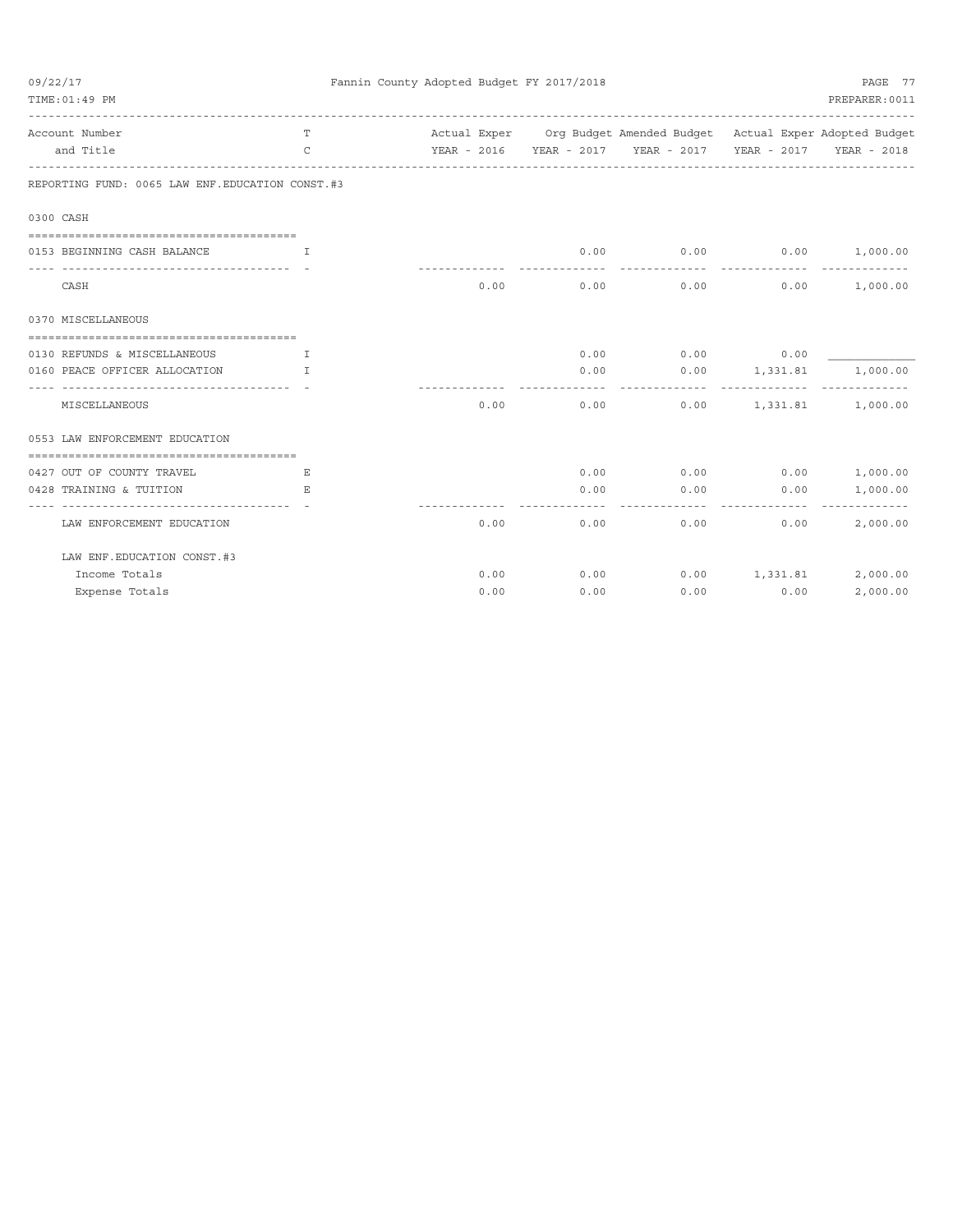Fannin County Adopted Budget FY 2017/2018

| Account Number and Title | TC | Actual Exper YEAR - 2016 | Org Budget YEAR - 2017 | Amended Budget YEAR - 2017 | Actual Exper YEAR - 2017 | Adopted Budget YEAR - 2018 |
|---|---|---|---|---|---|---|
| **REPORTING FUND: 0065 LAW ENF.EDUCATION CONST.#3** | | | | | | |
| **0300 CASH** | | | | | | |
| 0153 BEGINNING CASH BALANCE | I | | 0.00 | 0.00 | 0.00 | 1,000.00 |
| CASH | | 0.00 | 0.00 | 0.00 | 0.00 | 1,000.00 |
| **0370 MISCELLANEOUS** | | | | | | |
| 0130 REFUNDS & MISCELLANEOUS | I | | 0.00 | 0.00 | 0.00 | |
| 0160 PEACE OFFICER ALLOCATION | I | | 0.00 | 0.00 | 1,331.81 | 1,000.00 |
| MISCELLANEOUS | | 0.00 | 0.00 | 0.00 | 1,331.81 | 1,000.00 |
| **0553 LAW ENFORCEMENT EDUCATION** | | | | | | |
| 0427 OUT OF COUNTY TRAVEL | E | | 0.00 | 0.00 | 0.00 | 1,000.00 |
| 0428 TRAINING & TUITION | E | | 0.00 | 0.00 | 0.00 | 1,000.00 |
| LAW ENFORCEMENT EDUCATION | | 0.00 | 0.00 | 0.00 | 0.00 | 2,000.00 |
| **LAW ENF.EDUCATION CONST.#3** | | | | | | |
| Income Totals | | 0.00 | 0.00 | 0.00 | 1,331.81 | 2,000.00 |
| Expense Totals | | 0.00 | 0.00 | 0.00 | 0.00 | 2,000.00 |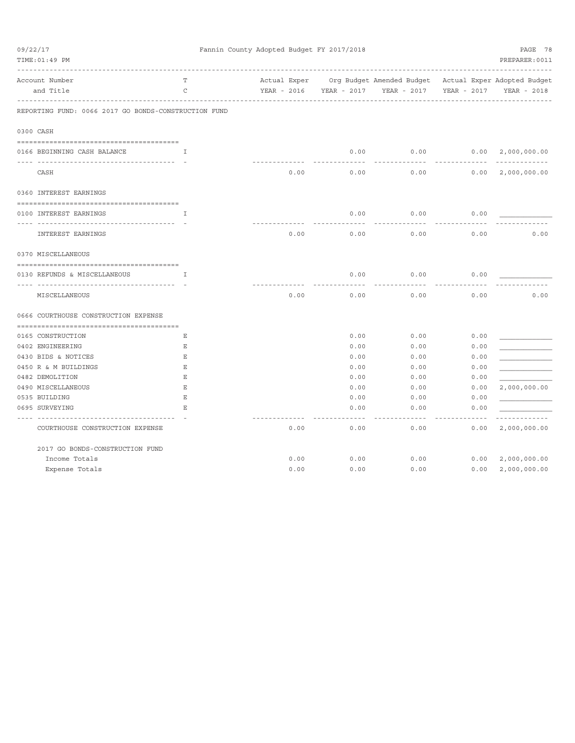REPORTING FUND: 0066 2017 GO BONDS-CONSTRUCTION FUND

| Account Number and Title | TC | Actual Exper YEAR - 2016 | Org Budget YEAR - 2017 | Amended Budget YEAR - 2017 | Actual Exper YEAR - 2017 | Adopted Budget YEAR - 2018 |
|---|---|---|---|---|---|---|
| **0300 CASH** | | | | | | |
| 0166 BEGINNING CASH BALANCE | I | | 0.00 | 0.00 | 0.00 | 2,000,000.00 |
| CASH | | 0.00 | 0.00 | 0.00 | 0.00 | 2,000,000.00 |
| **0360 INTEREST EARNINGS** | | | | | | |
| 0100 INTEREST EARNINGS | I | | 0.00 | 0.00 | 0.00 | |
| INTEREST EARNINGS | | 0.00 | 0.00 | 0.00 | 0.00 | 0.00 |
| **0370 MISCELLANEOUS** | | | | | | |
| 0130 REFUNDS & MISCELLANEOUS | I | | 0.00 | 0.00 | 0.00 | |
| MISCELLANEOUS | | 0.00 | 0.00 | 0.00 | 0.00 | 0.00 |
| **0666 COURTHOUSE CONSTRUCTION EXPENSE** | | | | | | |
| 0165 CONSTRUCTION | E | | 0.00 | 0.00 | 0.00 | |
| 0402 ENGINEERING | E | | 0.00 | 0.00 | 0.00 | |
| 0430 BIDS & NOTICES | E | | 0.00 | 0.00 | 0.00 | |
| 0450 R & M BUILDINGS | E | | 0.00 | 0.00 | 0.00 | |
| 0482 DEMOLITION | E | | 0.00 | 0.00 | 0.00 | |
| 0490 MISCELLANEOUS | E | | 0.00 | 0.00 | 0.00 | 2,000,000.00 |
| 0535 BUILDING | E | | 0.00 | 0.00 | 0.00 | |
| 0695 SURVEYING | E | | 0.00 | 0.00 | 0.00 | |
| COURTHOUSE CONSTRUCTION EXPENSE | | 0.00 | 0.00 | 0.00 | 0.00 | 2,000,000.00 |
| **2017 GO BONDS-CONSTRUCTION FUND** | | | | | | |
| Income Totals | | 0.00 | 0.00 | 0.00 | 0.00 | 2,000,000.00 |
| Expense Totals | | 0.00 | 0.00 | 0.00 | 0.00 | 2,000,000.00 |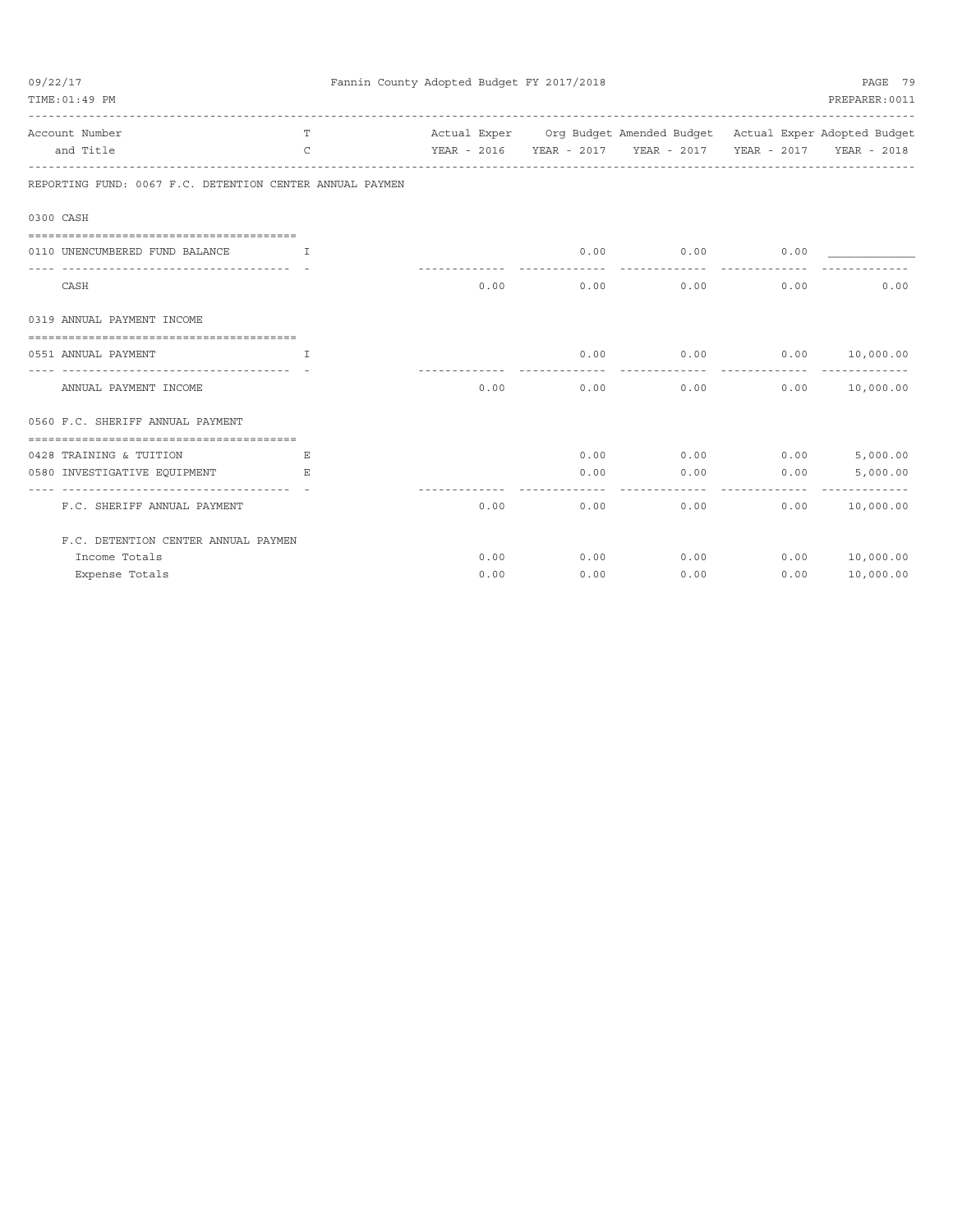REPORTING FUND: 0067 F.C. DETENTION CENTER ANNUAL PAYMEN

| Account Number and Title | TC | Actual Exper YEAR - 2016 | Org Budget YEAR - 2017 | Amended Budget YEAR - 2017 | Actual Exper YEAR - 2017 | Adopted Budget YEAR - 2018 |
|---|---|---|---|---|---|---|
| **0300 CASH** | | | | | | |
| 0110 UNENCUMBERED FUND BALANCE | I | | 0.00 | 0.00 | 0.00 | ____________ |
| CASH | | 0.00 | 0.00 | 0.00 | 0.00 | 0.00 |
| **0319 ANNUAL PAYMENT INCOME** | | | | | | |
| 0551 ANNUAL PAYMENT | I | | 0.00 | 0.00 | 0.00 | 10,000.00 |
| ANNUAL PAYMENT INCOME | | 0.00 | 0.00 | 0.00 | 0.00 | 10,000.00 |
| **0560 F.C. SHERIFF ANNUAL PAYMENT** | | | | | | |
| 0428 TRAINING & TUITION | E | | 0.00 | 0.00 | 0.00 | 5,000.00 |
| 0580 INVESTIGATIVE EQUIPMENT | E | | 0.00 | 0.00 | 0.00 | 5,000.00 |
| F.C. SHERIFF ANNUAL PAYMENT | | 0.00 | 0.00 | 0.00 | 0.00 | 10,000.00 |
| **F.C. DETENTION CENTER ANNUAL PAYMEN** | | | | | | |
| Income Totals | | 0.00 | 0.00 | 0.00 | 0.00 | 10,000.00 |
| Expense Totals | | 0.00 | 0.00 | 0.00 | 0.00 | 10,000.00 |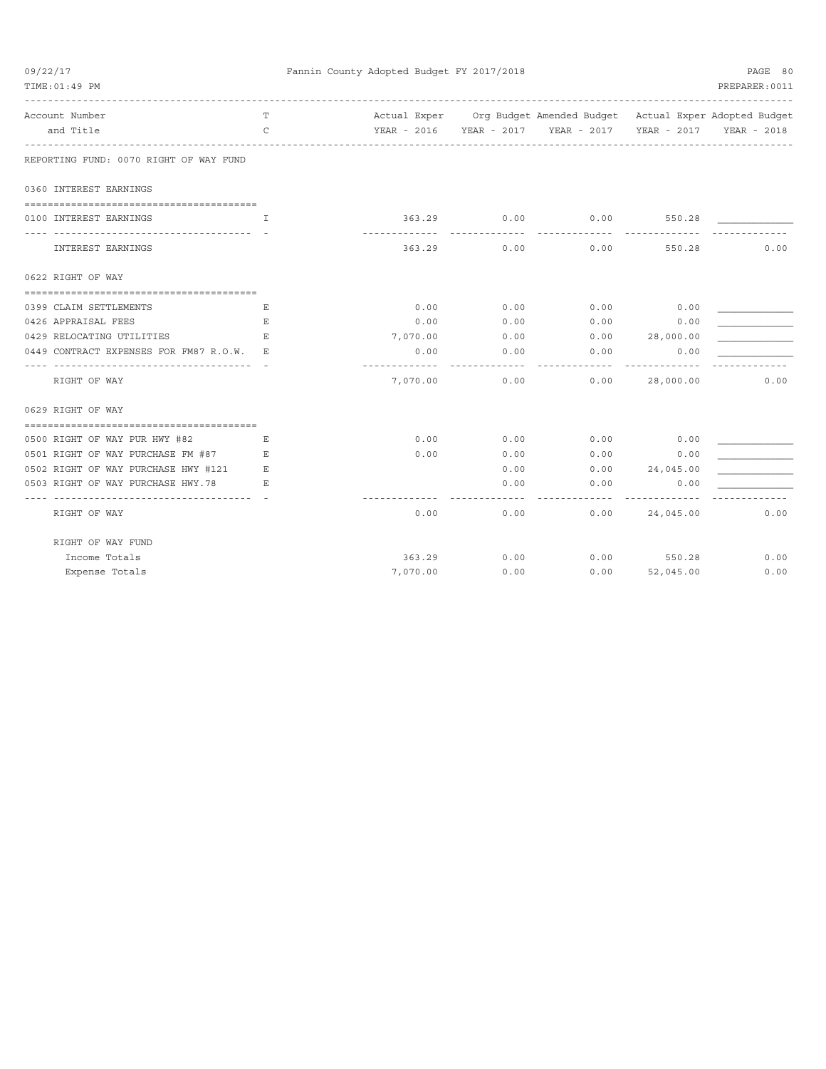REPORTING FUND: 0070 RIGHT OF WAY FUND

| Account Number and Title | T C | Actual Exper YEAR - 2016 | Org Budget YEAR - 2017 | Amended Budget YEAR - 2017 | Actual Exper YEAR - 2017 | Adopted Budget YEAR - 2018 |
|---|---|---|---|---|---|---|
| **0360 INTEREST EARNINGS** | | | | | | |
| 0100 INTEREST EARNINGS | I | 363.29 | 0.00 | 0.00 | 550.28 | |
| INTEREST EARNINGS | | 363.29 | 0.00 | 0.00 | 550.28 | 0.00 |
| **0622 RIGHT OF WAY** | | | | | | |
| 0399 CLAIM SETTLEMENTS | E | 0.00 | 0.00 | 0.00 | 0.00 | |
| 0426 APPRAISAL FEES | E | 0.00 | 0.00 | 0.00 | 0.00 | |
| 0429 RELOCATING UTILITIES | E | 7,070.00 | 0.00 | 0.00 | 28,000.00 | |
| 0449 CONTRACT EXPENSES FOR FM87 R.O.W. | E | 0.00 | 0.00 | 0.00 | 0.00 | |
| RIGHT OF WAY | | 7,070.00 | 0.00 | 0.00 | 28,000.00 | 0.00 |
| **0629 RIGHT OF WAY** | | | | | | |
| 0500 RIGHT OF WAY PUR HWY #82 | E | 0.00 | 0.00 | 0.00 | 0.00 | |
| 0501 RIGHT OF WAY PURCHASE FM #87 | E | 0.00 | 0.00 | 0.00 | 0.00 | |
| 0502 RIGHT OF WAY PURCHASE HWY #121 | E | | 0.00 | 0.00 | 24,045.00 | |
| 0503 RIGHT OF WAY PURCHASE HWY.78 | E | | 0.00 | 0.00 | 0.00 | |
| RIGHT OF WAY | | 0.00 | 0.00 | 0.00 | 24,045.00 | 0.00 |
| **RIGHT OF WAY FUND** | | | | | | |
| Income Totals | | 363.29 | 0.00 | 0.00 | 550.28 | 0.00 |
| Expense Totals | | 7,070.00 | 0.00 | 0.00 | 52,045.00 | 0.00 |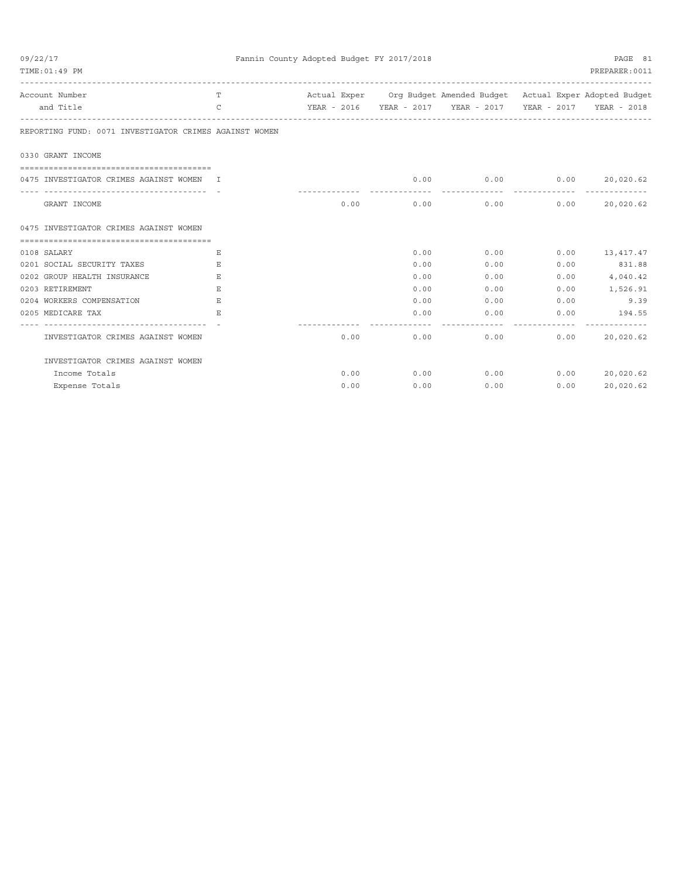REPORTING FUND: 0071 INVESTIGATOR CRIMES AGAINST WOMEN

| Account Number and Title | T C | Actual Exper YEAR - 2016 | Org Budget YEAR - 2017 | Amended Budget YEAR - 2017 | Actual Exper YEAR - 2017 | Adopted Budget YEAR - 2018 |
|---|---|---|---|---|---|---|
| **0330 GRANT INCOME** | | | | | | |
| 0475 INVESTIGATOR CRIMES AGAINST WOMEN | I | | 0.00 | 0.00 | 0.00 | 20,020.62 |
| GRANT INCOME | | 0.00 | 0.00 | 0.00 | 0.00 | 20,020.62 |
| **0475 INVESTIGATOR CRIMES AGAINST WOMEN** | | | | | | |
| 0108 SALARY | E | | 0.00 | 0.00 | 0.00 | 13,417.47 |
| 0201 SOCIAL SECURITY TAXES | E | | 0.00 | 0.00 | 0.00 | 831.88 |
| 0202 GROUP HEALTH INSURANCE | E | | 0.00 | 0.00 | 0.00 | 4,040.42 |
| 0203 RETIREMENT | E | | 0.00 | 0.00 | 0.00 | 1,526.91 |
| 0204 WORKERS COMPENSATION | E | | 0.00 | 0.00 | 0.00 | 9.39 |
| 0205 MEDICARE TAX | E | | 0.00 | 0.00 | 0.00 | 194.55 |
| INVESTIGATOR CRIMES AGAINST WOMEN | | 0.00 | 0.00 | 0.00 | 0.00 | 20,020.62 |
| **INVESTIGATOR CRIMES AGAINST WOMEN** | | | | | | |
| Income Totals | | 0.00 | 0.00 | 0.00 | 0.00 | 20,020.62 |
| Expense Totals | | 0.00 | 0.00 | 0.00 | 0.00 | 20,020.62 |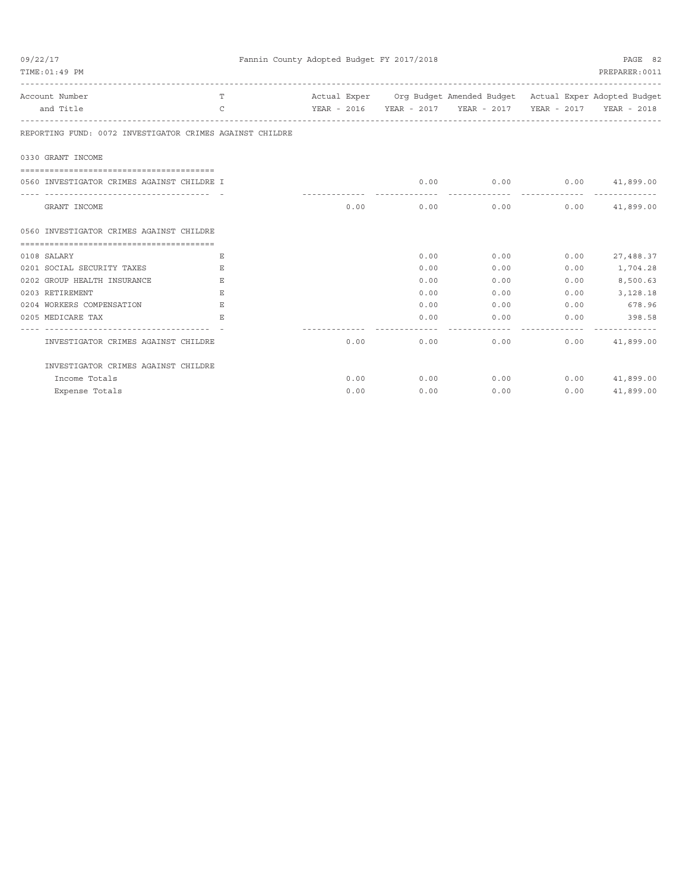| Account Number and Title | T C | Actual Exper YEAR - 2016 | Org Budget YEAR - 2017 | Amended Budget YEAR - 2017 | Actual Exper YEAR - 2017 | Adopted Budget YEAR - 2018 |
|---|---|---|---|---|---|---|
| **REPORTING FUND: 0072 INVESTIGATOR CRIMES AGAINST CHILDRE** | | | | | | |
| **0330 GRANT INCOME** | | | | | | |
| 0560 INVESTIGATOR CRIMES AGAINST CHILDRE I | | | 0.00 | 0.00 | 0.00 | 41,899.00 |
| GRANT INCOME | | 0.00 | 0.00 | 0.00 | 0.00 | 41,899.00 |
| **0560 INVESTIGATOR CRIMES AGAINST CHILDRE** | | | | | | |
| 0108 SALARY | E | | 0.00 | 0.00 | 0.00 | 27,488.37 |
| 0201 SOCIAL SECURITY TAXES | E | | 0.00 | 0.00 | 0.00 | 1,704.28 |
| 0202 GROUP HEALTH INSURANCE | E | | 0.00 | 0.00 | 0.00 | 8,500.63 |
| 0203 RETIREMENT | E | | 0.00 | 0.00 | 0.00 | 3,128.18 |
| 0204 WORKERS COMPENSATION | E | | 0.00 | 0.00 | 0.00 | 678.96 |
| 0205 MEDICARE TAX | E | | 0.00 | 0.00 | 0.00 | 398.58 |
| INVESTIGATOR CRIMES AGAINST CHILDRE | | 0.00 | 0.00 | 0.00 | 0.00 | 41,899.00 |
| **INVESTIGATOR CRIMES AGAINST CHILDRE** | | | | | | |
| Income Totals | | 0.00 | 0.00 | 0.00 | 0.00 | 41,899.00 |
| Expense Totals | | 0.00 | 0.00 | 0.00 | 0.00 | 41,899.00 |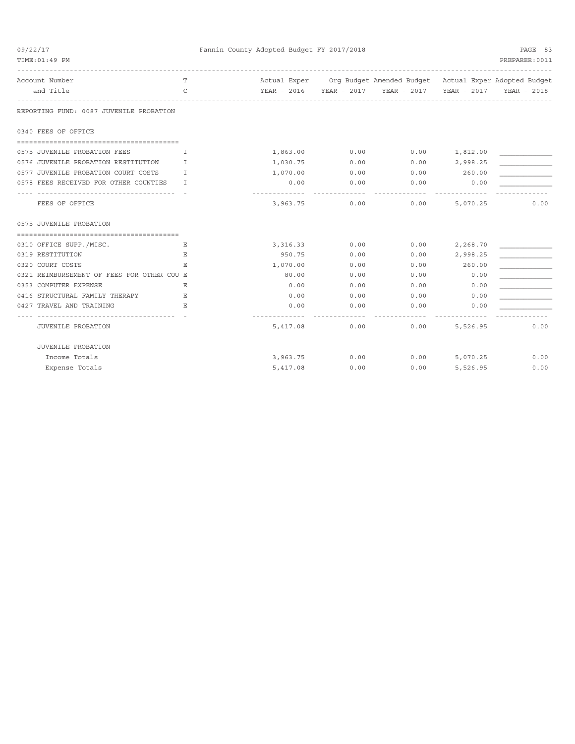Fannin County Adopted Budget FY 2017/2018

| Account Number and Title | TC | Actual Exper YEAR - 2016 | Org Budget YEAR - 2017 | Amended Budget YEAR - 2017 | Actual Exper YEAR - 2017 | Adopted Budget YEAR - 2018 |
|---|---|---|---|---|---|---|
| **REPORTING FUND: 0087 JUVENILE PROBATION** | | | | | | |
| **0340 FEES OF OFFICE** | | | | | | |
| 0575 JUVENILE PROBATION FEES | I | 1,863.00 | 0.00 | 0.00 | 1,812.00 | ____________ |
| 0576 JUVENILE PROBATION RESTITUTION | I | 1,030.75 | 0.00 | 0.00 | 2,998.25 | ____________ |
| 0577 JUVENILE PROBATION COURT COSTS | I | 1,070.00 | 0.00 | 0.00 | 260.00 | ____________ |
| 0578 FEES RECEIVED FOR OTHER COUNTIES | I | 0.00 | 0.00 | 0.00 | 0.00 | ____________ |
| FEES OF OFFICE | | 3,963.75 | 0.00 | 0.00 | 5,070.25 | 0.00 |
| **0575 JUVENILE PROBATION** | | | | | | |
| 0310 OFFICE SUPP./MISC. | E | 3,316.33 | 0.00 | 0.00 | 2,268.70 | ____________ |
| 0319 RESTITUTION | E | 950.75 | 0.00 | 0.00 | 2,998.25 | ____________ |
| 0320 COURT COSTS | E | 1,070.00 | 0.00 | 0.00 | 260.00 | ____________ |
| 0321 REIMBURSEMENT OF FEES FOR OTHER COU | E | 80.00 | 0.00 | 0.00 | 0.00 | ____________ |
| 0353 COMPUTER EXPENSE | E | 0.00 | 0.00 | 0.00 | 0.00 | ____________ |
| 0416 STRUCTURAL FAMILY THERAPY | E | 0.00 | 0.00 | 0.00 | 0.00 | ____________ |
| 0427 TRAVEL AND TRAINING | E | 0.00 | 0.00 | 0.00 | 0.00 | ____________ |
| JUVENILE PROBATION | | 5,417.08 | 0.00 | 0.00 | 5,526.95 | 0.00 |
| **JUVENILE PROBATION** | | | | | | |
| Income Totals | | 3,963.75 | 0.00 | 0.00 | 5,070.25 | 0.00 |
| Expense Totals | | 5,417.08 | 0.00 | 0.00 | 5,526.95 | 0.00 |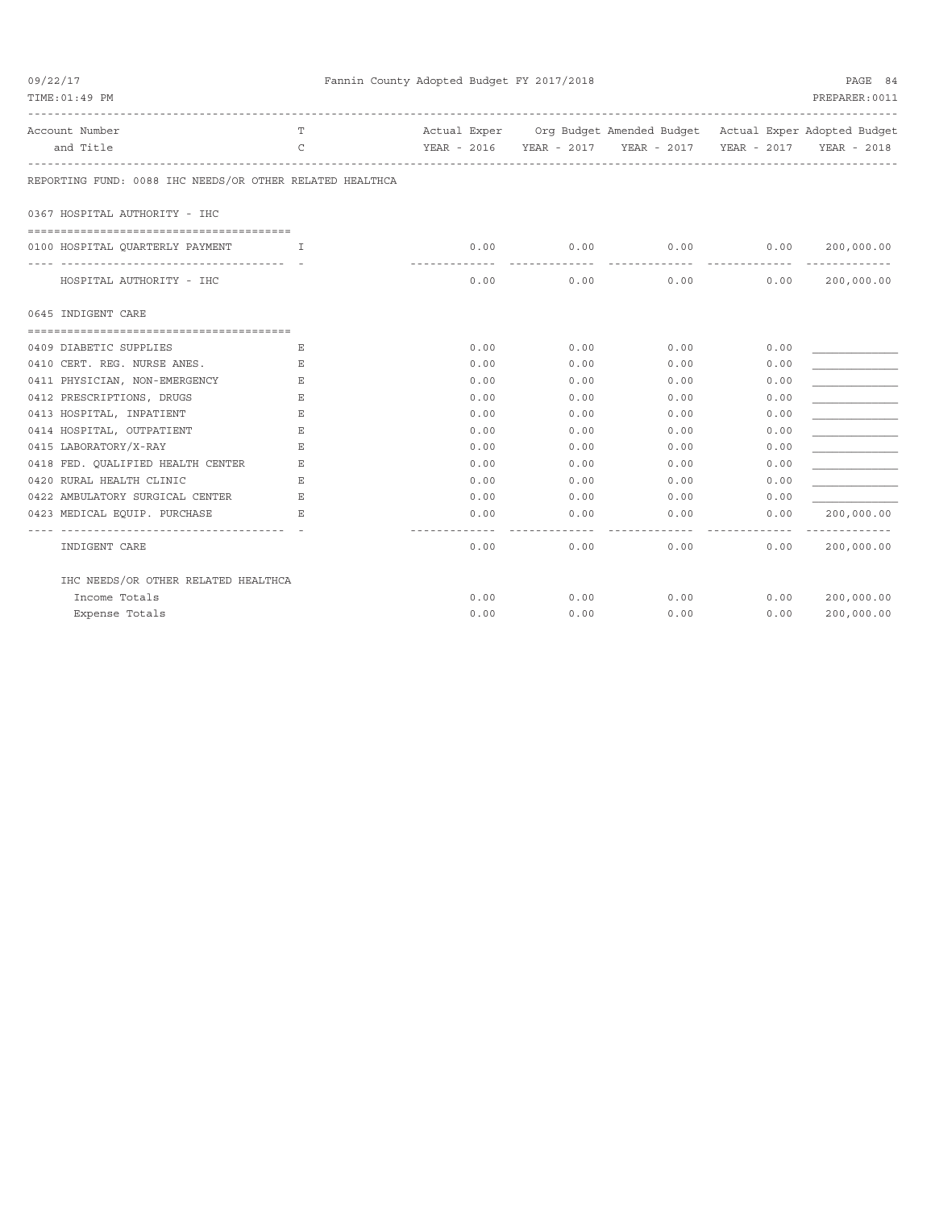Fannin County Adopted Budget FY 2017/2018

| Account Number and Title | TC | Actual Exper YEAR - 2016 | Org Budget YEAR - 2017 | Amended Budget YEAR - 2017 | Actual Exper YEAR - 2017 | Adopted Budget YEAR - 2018 |
|---|---|---|---|---|---|---|
| **REPORTING FUND: 0088 IHC NEEDS/OR OTHER RELATED HEALTHCA** | | | | | | |
| **0367 HOSPITAL AUTHORITY - IHC** | | | | | | |
| 0100 HOSPITAL QUARTERLY PAYMENT | I | 0.00 | 0.00 | 0.00 | 0.00 | 200,000.00 |
| HOSPITAL AUTHORITY - IHC | | 0.00 | 0.00 | 0.00 | 0.00 | 200,000.00 |
| **0645 INDIGENT CARE** | | | | | | |
| 0409 DIABETIC SUPPLIES | E | 0.00 | 0.00 | 0.00 | 0.00 | ____________ |
| 0410 CERT. REG. NURSE ANES. | E | 0.00 | 0.00 | 0.00 | 0.00 | ____________ |
| 0411 PHYSICIAN, NON-EMERGENCY | E | 0.00 | 0.00 | 0.00 | 0.00 | ____________ |
| 0412 PRESCRIPTIONS, DRUGS | E | 0.00 | 0.00 | 0.00 | 0.00 | ____________ |
| 0413 HOSPITAL, INPATIENT | E | 0.00 | 0.00 | 0.00 | 0.00 | ____________ |
| 0414 HOSPITAL, OUTPATIENT | E | 0.00 | 0.00 | 0.00 | 0.00 | ____________ |
| 0415 LABORATORY/X-RAY | E | 0.00 | 0.00 | 0.00 | 0.00 | ____________ |
| 0418 FED. QUALIFIED HEALTH CENTER | E | 0.00 | 0.00 | 0.00 | 0.00 | ____________ |
| 0420 RURAL HEALTH CLINIC | E | 0.00 | 0.00 | 0.00 | 0.00 | ____________ |
| 0422 AMBULATORY SURGICAL CENTER | E | 0.00 | 0.00 | 0.00 | 0.00 | ____________ |
| 0423 MEDICAL EQUIP. PURCHASE | E | 0.00 | 0.00 | 0.00 | 0.00 | 200,000.00 |
| INDIGENT CARE | | 0.00 | 0.00 | 0.00 | 0.00 | 200,000.00 |
| **IHC NEEDS/OR OTHER RELATED HEALTHCA** | | | | | | |
| Income Totals | | 0.00 | 0.00 | 0.00 | 0.00 | 200,000.00 |
| Expense Totals | | 0.00 | 0.00 | 0.00 | 0.00 | 200,000.00 |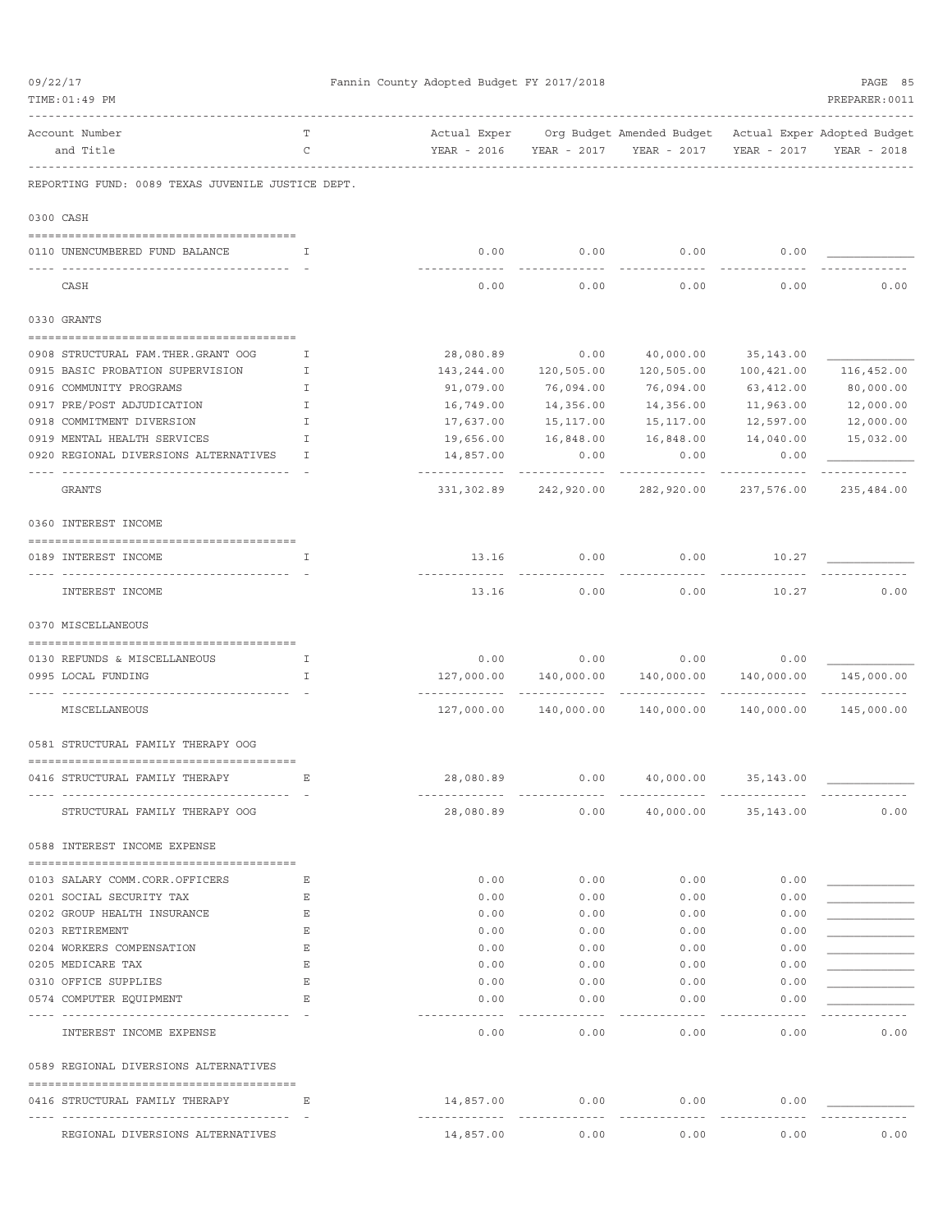Fannin County Adopted Budget FY 2017/2018

REPORTING FUND: 0089 TEXAS JUVENILE JUSTICE DEPT.

| Account Number and Title | T C | Actual Exper YEAR - 2016 | Org Budget YEAR - 2017 | Amended Budget YEAR - 2017 | Actual Exper YEAR - 2017 | Adopted Budget YEAR - 2018 |
|---|---|---|---|---|---|---|
| **0300 CASH** | | | | | | |
| 0110 UNENCUMBERED FUND BALANCE | I | 0.00 | 0.00 | 0.00 | 0.00 | |
| CASH | | 0.00 | 0.00 | 0.00 | 0.00 | 0.00 |
| **0330 GRANTS** | | | | | | |
| 0908 STRUCTURAL FAM.THER.GRANT OOG | I | 28,080.89 | 0.00 | 40,000.00 | 35,143.00 | |
| 0915 BASIC PROBATION SUPERVISION | I | 143,244.00 | 120,505.00 | 120,505.00 | 100,421.00 | 116,452.00 |
| 0916 COMMUNITY PROGRAMS | I | 91,079.00 | 76,094.00 | 76,094.00 | 63,412.00 | 80,000.00 |
| 0917 PRE/POST ADJUDICATION | I | 16,749.00 | 14,356.00 | 14,356.00 | 11,963.00 | 12,000.00 |
| 0918 COMMITMENT DIVERSION | I | 17,637.00 | 15,117.00 | 15,117.00 | 12,597.00 | 12,000.00 |
| 0919 MENTAL HEALTH SERVICES | I | 19,656.00 | 16,848.00 | 16,848.00 | 14,040.00 | 15,032.00 |
| 0920 REGIONAL DIVERSIONS ALTERNATIVES | I | 14,857.00 | 0.00 | 0.00 | 0.00 | |
| GRANTS | | 331,302.89 | 242,920.00 | 282,920.00 | 237,576.00 | 235,484.00 |
| **0360 INTEREST INCOME** | | | | | | |
| 0189 INTEREST INCOME | I | 13.16 | 0.00 | 0.00 | 10.27 | |
| INTEREST INCOME | | 13.16 | 0.00 | 0.00 | 10.27 | 0.00 |
| **0370 MISCELLANEOUS** | | | | | | |
| 0130 REFUNDS & MISCELLANEOUS | I | 0.00 | 0.00 | 0.00 | 0.00 | |
| 0995 LOCAL FUNDING | I | 127,000.00 | 140,000.00 | 140,000.00 | 140,000.00 | 145,000.00 |
| MISCELLANEOUS | | 127,000.00 | 140,000.00 | 140,000.00 | 140,000.00 | 145,000.00 |
| **0581 STRUCTURAL FAMILY THERAPY OOG** | | | | | | |
| 0416 STRUCTURAL FAMILY THERAPY | E | 28,080.89 | 0.00 | 40,000.00 | 35,143.00 | |
| STRUCTURAL FAMILY THERAPY OOG | | 28,080.89 | 0.00 | 40,000.00 | 35,143.00 | 0.00 |
| **0588 INTEREST INCOME EXPENSE** | | | | | | |
| 0103 SALARY COMM.CORR.OFFICERS | E | 0.00 | 0.00 | 0.00 | 0.00 | |
| 0201 SOCIAL SECURITY TAX | E | 0.00 | 0.00 | 0.00 | 0.00 | |
| 0202 GROUP HEALTH INSURANCE | E | 0.00 | 0.00 | 0.00 | 0.00 | |
| 0203 RETIREMENT | E | 0.00 | 0.00 | 0.00 | 0.00 | |
| 0204 WORKERS COMPENSATION | E | 0.00 | 0.00 | 0.00 | 0.00 | |
| 0205 MEDICARE TAX | E | 0.00 | 0.00 | 0.00 | 0.00 | |
| 0310 OFFICE SUPPLIES | E | 0.00 | 0.00 | 0.00 | 0.00 | |
| 0574 COMPUTER EQUIPMENT | E | 0.00 | 0.00 | 0.00 | 0.00 | |
| INTEREST INCOME EXPENSE | | 0.00 | 0.00 | 0.00 | 0.00 | 0.00 |
| **0589 REGIONAL DIVERSIONS ALTERNATIVES** | | | | | | |
| 0416 STRUCTURAL FAMILY THERAPY | E | 14,857.00 | 0.00 | 0.00 | 0.00 | |
| REGIONAL DIVERSIONS ALTERNATIVES | | 14,857.00 | 0.00 | 0.00 | 0.00 | 0.00 |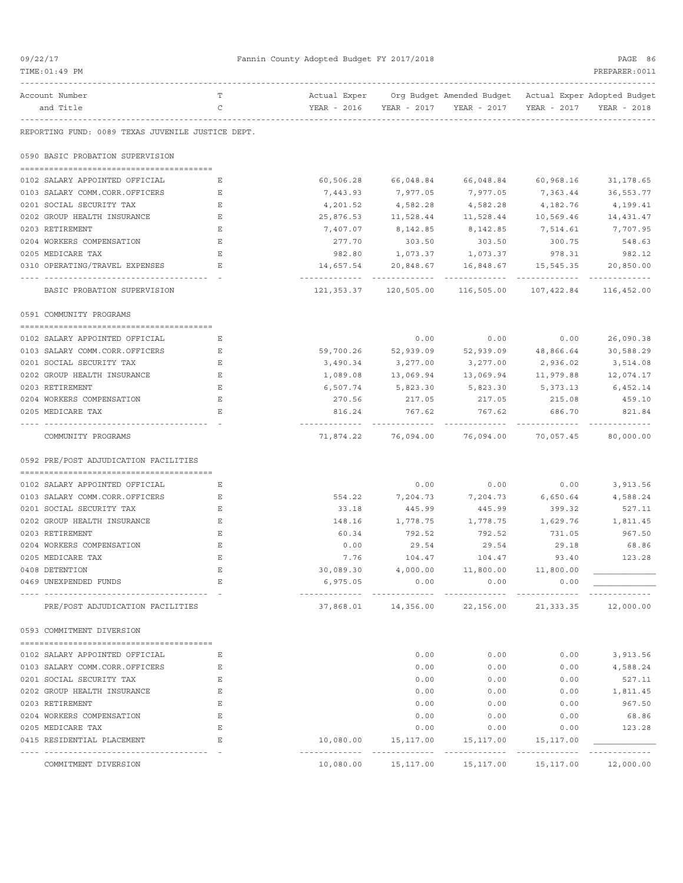REPORTING FUND: 0089 TEXAS JUVENILE JUSTICE DEPT.

| Account Number and Title | T C | Actual Exper YEAR - 2016 | Org Budget YEAR - 2017 | Amended Budget YEAR - 2017 | Actual Exper YEAR - 2017 | Adopted Budget YEAR - 2018 |
|---|---|---|---|---|---|---|
| **0590 BASIC PROBATION SUPERVISION** | | | | | | |
| 0102 SALARY APPOINTED OFFICIAL | E | 60,506.28 | 66,048.84 | 66,048.84 | 60,968.16 | 31,178.65 |
| 0103 SALARY COMM.CORR.OFFICERS | E | 7,443.93 | 7,977.05 | 7,977.05 | 7,363.44 | 36,553.77 |
| 0201 SOCIAL SECURITY TAX | E | 4,201.52 | 4,582.28 | 4,582.28 | 4,182.76 | 4,199.41 |
| 0202 GROUP HEALTH INSURANCE | E | 25,876.53 | 11,528.44 | 11,528.44 | 10,569.46 | 14,431.47 |
| 0203 RETIREMENT | E | 7,407.07 | 8,142.85 | 8,142.85 | 7,514.61 | 7,707.95 |
| 0204 WORKERS COMPENSATION | E | 277.70 | 303.50 | 303.50 | 300.75 | 548.63 |
| 0205 MEDICARE TAX | E | 982.80 | 1,073.37 | 1,073.37 | 978.31 | 982.12 |
| 0310 OPERATING/TRAVEL EXPENSES | E | 14,657.54 | 20,848.67 | 16,848.67 | 15,545.35 | 20,850.00 |
| BASIC PROBATION SUPERVISION | | 121,353.37 | 120,505.00 | 116,505.00 | 107,422.84 | 116,452.00 |
| **0591 COMMUNITY PROGRAMS** | | | | | | |
| 0102 SALARY APPOINTED OFFICIAL | E | | 0.00 | 0.00 | 0.00 | 26,090.38 |
| 0103 SALARY COMM.CORR.OFFICERS | E | 59,700.26 | 52,939.09 | 52,939.09 | 48,866.64 | 30,588.29 |
| 0201 SOCIAL SECURITY TAX | E | 3,490.34 | 3,277.00 | 3,277.00 | 2,936.02 | 3,514.08 |
| 0202 GROUP HEALTH INSURANCE | E | 1,089.08 | 13,069.94 | 13,069.94 | 11,979.88 | 12,074.17 |
| 0203 RETIREMENT | E | 6,507.74 | 5,823.30 | 5,823.30 | 5,373.13 | 6,452.14 |
| 0204 WORKERS COMPENSATION | E | 270.56 | 217.05 | 217.05 | 215.08 | 459.10 |
| 0205 MEDICARE TAX | E | 816.24 | 767.62 | 767.62 | 686.70 | 821.84 |
| COMMUNITY PROGRAMS | | 71,874.22 | 76,094.00 | 76,094.00 | 70,057.45 | 80,000.00 |
| **0592 PRE/POST ADJUDICATION FACILITIES** | | | | | | |
| 0102 SALARY APPOINTED OFFICIAL | E | | 0.00 | 0.00 | 0.00 | 3,913.56 |
| 0103 SALARY COMM.CORR.OFFICERS | E | 554.22 | 7,204.73 | 7,204.73 | 6,650.64 | 4,588.24 |
| 0201 SOCIAL SECURITY TAX | E | 33.18 | 445.99 | 445.99 | 399.32 | 527.11 |
| 0202 GROUP HEALTH INSURANCE | E | 148.16 | 1,778.75 | 1,778.75 | 1,629.76 | 1,811.45 |
| 0203 RETIREMENT | E | 60.34 | 792.52 | 792.52 | 731.05 | 967.50 |
| 0204 WORKERS COMPENSATION | E | 0.00 | 29.54 | 29.54 | 29.18 | 68.86 |
| 0205 MEDICARE TAX | E | 7.76 | 104.47 | 104.47 | 93.40 | 123.28 |
| 0408 DETENTION | E | 30,089.30 | 4,000.00 | 11,800.00 | 11,800.00 | |
| 0469 UNEXPENDED FUNDS | E | 6,975.05 | 0.00 | 0.00 | 0.00 | |
| PRE/POST ADJUDICATION FACILITIES | | 37,868.01 | 14,356.00 | 22,156.00 | 21,333.35 | 12,000.00 |
| **0593 COMMITMENT DIVERSION** | | | | | | |
| 0102 SALARY APPOINTED OFFICIAL | E | | 0.00 | 0.00 | 0.00 | 3,913.56 |
| 0103 SALARY COMM.CORR.OFFICERS | E | | 0.00 | 0.00 | 0.00 | 4,588.24 |
| 0201 SOCIAL SECURITY TAX | E | | 0.00 | 0.00 | 0.00 | 527.11 |
| 0202 GROUP HEALTH INSURANCE | E | | 0.00 | 0.00 | 0.00 | 1,811.45 |
| 0203 RETIREMENT | E | | 0.00 | 0.00 | 0.00 | 967.50 |
| 0204 WORKERS COMPENSATION | E | | 0.00 | 0.00 | 0.00 | 68.86 |
| 0205 MEDICARE TAX | E | | 0.00 | 0.00 | 0.00 | 123.28 |
| 0415 RESIDENTIAL PLACEMENT | E | 10,080.00 | 15,117.00 | 15,117.00 | 15,117.00 | |
| COMMITMENT DIVERSION | | 10,080.00 | 15,117.00 | 15,117.00 | 15,117.00 | 12,000.00 |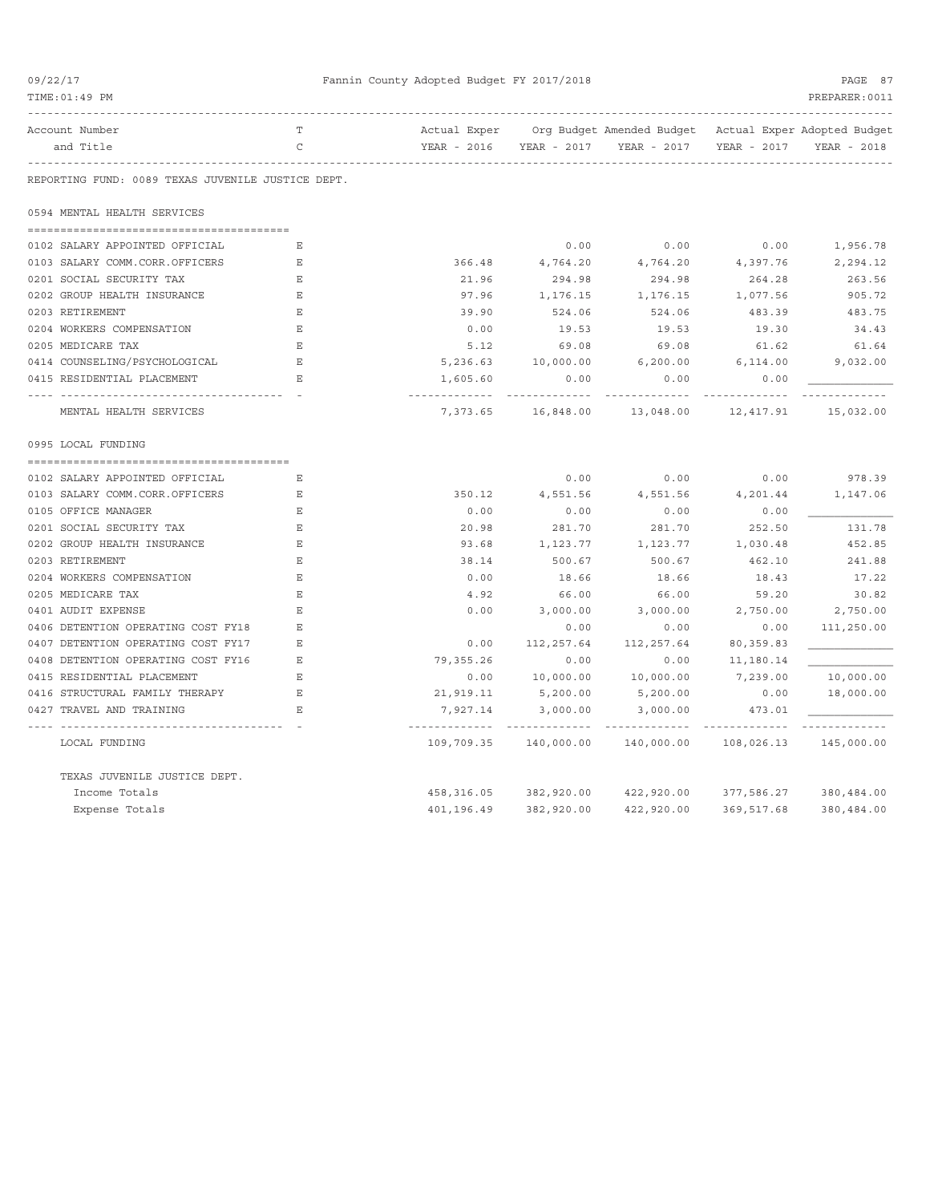Fannin County Adopted Budget FY 2017/2018

| Account Number and Title | TC | Actual Exper YEAR - 2016 | Org Budget YEAR - 2017 | Amended Budget YEAR - 2017 | Actual Exper YEAR - 2017 | Adopted Budget YEAR - 2018 |
|---|---|---|---|---|---|---|
| REPORTING FUND: 0089 TEXAS JUVENILE JUSTICE DEPT. | | | | | | |
| **0594 MENTAL HEALTH SERVICES** | | | | | | |
| 0102 SALARY APPOINTED OFFICIAL | E | | 0.00 | 0.00 | 0.00 | 1,956.78 |
| 0103 SALARY COMM.CORR.OFFICERS | E | 366.48 | 4,764.20 | 4,764.20 | 4,397.76 | 2,294.12 |
| 0201 SOCIAL SECURITY TAX | E | 21.96 | 294.98 | 294.98 | 264.28 | 263.56 |
| 0202 GROUP HEALTH INSURANCE | E | 97.96 | 1,176.15 | 1,176.15 | 1,077.56 | 905.72 |
| 0203 RETIREMENT | E | 39.90 | 524.06 | 524.06 | 483.39 | 483.75 |
| 0204 WORKERS COMPENSATION | E | 0.00 | 19.53 | 19.53 | 19.30 | 34.43 |
| 0205 MEDICARE TAX | E | 5.12 | 69.08 | 69.08 | 61.62 | 61.64 |
| 0414 COUNSELING/PSYCHOLOGICAL | E | 5,236.63 | 10,000.00 | 6,200.00 | 6,114.00 | 9,032.00 |
| 0415 RESIDENTIAL PLACEMENT | E | 1,605.60 | 0.00 | 0.00 | 0.00 | |
| MENTAL HEALTH SERVICES | | 7,373.65 | 16,848.00 | 13,048.00 | 12,417.91 | 15,032.00 |
| **0995 LOCAL FUNDING** | | | | | | |
| 0102 SALARY APPOINTED OFFICIAL | E | | 0.00 | 0.00 | 0.00 | 978.39 |
| 0103 SALARY COMM.CORR.OFFICERS | E | 350.12 | 4,551.56 | 4,551.56 | 4,201.44 | 1,147.06 |
| 0105 OFFICE MANAGER | E | 0.00 | 0.00 | 0.00 | 0.00 | |
| 0201 SOCIAL SECURITY TAX | E | 20.98 | 281.70 | 281.70 | 252.50 | 131.78 |
| 0202 GROUP HEALTH INSURANCE | E | 93.68 | 1,123.77 | 1,123.77 | 1,030.48 | 452.85 |
| 0203 RETIREMENT | E | 38.14 | 500.67 | 500.67 | 462.10 | 241.88 |
| 0204 WORKERS COMPENSATION | E | 0.00 | 18.66 | 18.66 | 18.43 | 17.22 |
| 0205 MEDICARE TAX | E | 4.92 | 66.00 | 66.00 | 59.20 | 30.82 |
| 0401 AUDIT EXPENSE | E | 0.00 | 3,000.00 | 3,000.00 | 2,750.00 | 2,750.00 |
| 0406 DETENTION OPERATING COST FY18 | E | | 0.00 | 0.00 | 0.00 | 111,250.00 |
| 0407 DETENTION OPERATING COST FY17 | E | 0.00 | 112,257.64 | 112,257.64 | 80,359.83 | |
| 0408 DETENTION OPERATING COST FY16 | E | 79,355.26 | 0.00 | 0.00 | 11,180.14 | |
| 0415 RESIDENTIAL PLACEMENT | E | 0.00 | 10,000.00 | 10,000.00 | 7,239.00 | 10,000.00 |
| 0416 STRUCTURAL FAMILY THERAPY | E | 21,919.11 | 5,200.00 | 5,200.00 | 0.00 | 18,000.00 |
| 0427 TRAVEL AND TRAINING | E | 7,927.14 | 3,000.00 | 3,000.00 | 473.01 | |
| LOCAL FUNDING | | 109,709.35 | 140,000.00 | 140,000.00 | 108,026.13 | 145,000.00 |
| **TEXAS JUVENILE JUSTICE DEPT.** | | | | | | |
| Income Totals | | 458,316.05 | 382,920.00 | 422,920.00 | 377,586.27 | 380,484.00 |
| Expense Totals | | 401,196.49 | 382,920.00 | 422,920.00 | 369,517.68 | 380,484.00 |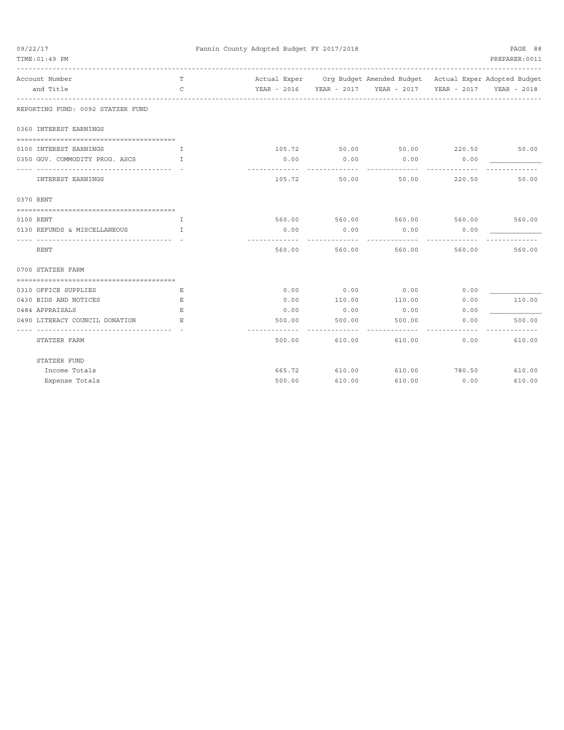Fannin County Adopted Budget FY 2017/2018

| Account Number and Title | TC | Actual Exper YEAR - 2016 | Org Budget YEAR - 2017 | Amended Budget YEAR - 2017 | Actual Exper YEAR - 2017 | Adopted Budget YEAR - 2018 |
|---|---|---|---|---|---|---|
| **REPORTING FUND: 0092 STATZER FUND** | | | | | | |
| **0360 INTEREST EARNINGS** | | | | | | |
| 0100 INTEREST EARNINGS | I | 105.72 | 50.00 | 50.00 | 220.50 | 50.00 |
| 0350 GOV. COMMODITY PROG. ASCS | I | 0.00 | 0.00 | 0.00 | 0.00 | |
| INTEREST EARNINGS | | 105.72 | 50.00 | 50.00 | 220.50 | 50.00 |
| **0370 RENT** | | | | | | |
| 0100 RENT | I | 560.00 | 560.00 | 560.00 | 560.00 | 560.00 |
| 0130 REFUNDS & MISCELLANEOUS | I | 0.00 | 0.00 | 0.00 | 0.00 | |
| RENT | | 560.00 | 560.00 | 560.00 | 560.00 | 560.00 |
| **0700 STATZER FARM** | | | | | | |
| 0310 OFFICE SUPPLIES | E | 0.00 | 0.00 | 0.00 | 0.00 | |
| 0430 BIDS AND NOTICES | E | 0.00 | 110.00 | 110.00 | 0.00 | 110.00 |
| 0484 APPRAISALS | E | 0.00 | 0.00 | 0.00 | 0.00 | |
| 0490 LITERACY COUNCIL DONATION | E | 500.00 | 500.00 | 500.00 | 0.00 | 500.00 |
| STATZER FARM | | 500.00 | 610.00 | 610.00 | 0.00 | 610.00 |
| **STATZER FUND** | | | | | | |
| Income Totals | | 665.72 | 610.00 | 610.00 | 780.50 | 610.00 |
| Expense Totals | | 500.00 | 610.00 | 610.00 | 0.00 | 610.00 |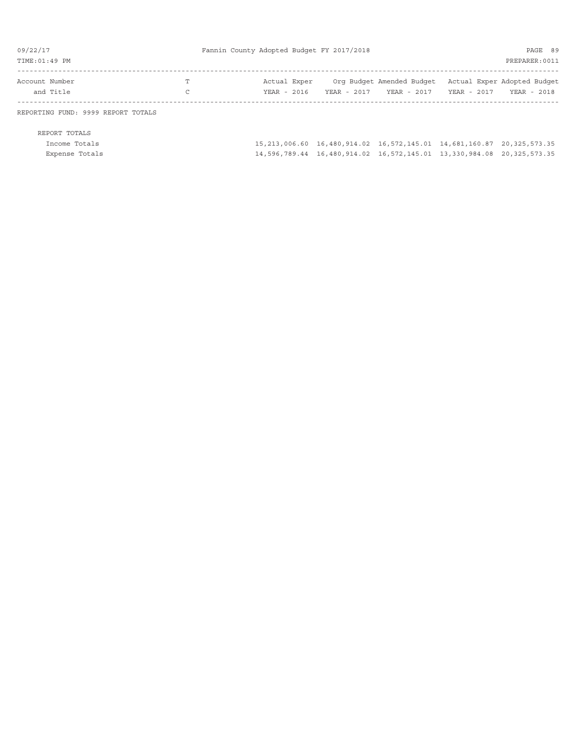| Account Number and Title | T C | Actual Exper YEAR - 2016 | Org Budget YEAR - 2017 | Amended Budget YEAR - 2017 | Actual Exper YEAR - 2017 | Adopted Budget YEAR - 2018 |
|---|---|---|---|---|---|---|
| REPORTING FUND: 9999 REPORT TOTALS | | | | | | |
| REPORT TOTALS | | | | | | |
| Income Totals | | 15,213,006.60 | 16,480,914.02 | 16,572,145.01 | 14,681,160.87 | 20,325,573.35 |
| Expense Totals | | 14,596,789.44 | 16,480,914.02 | 16,572,145.01 | 13,330,984.08 | 20,325,573.35 |